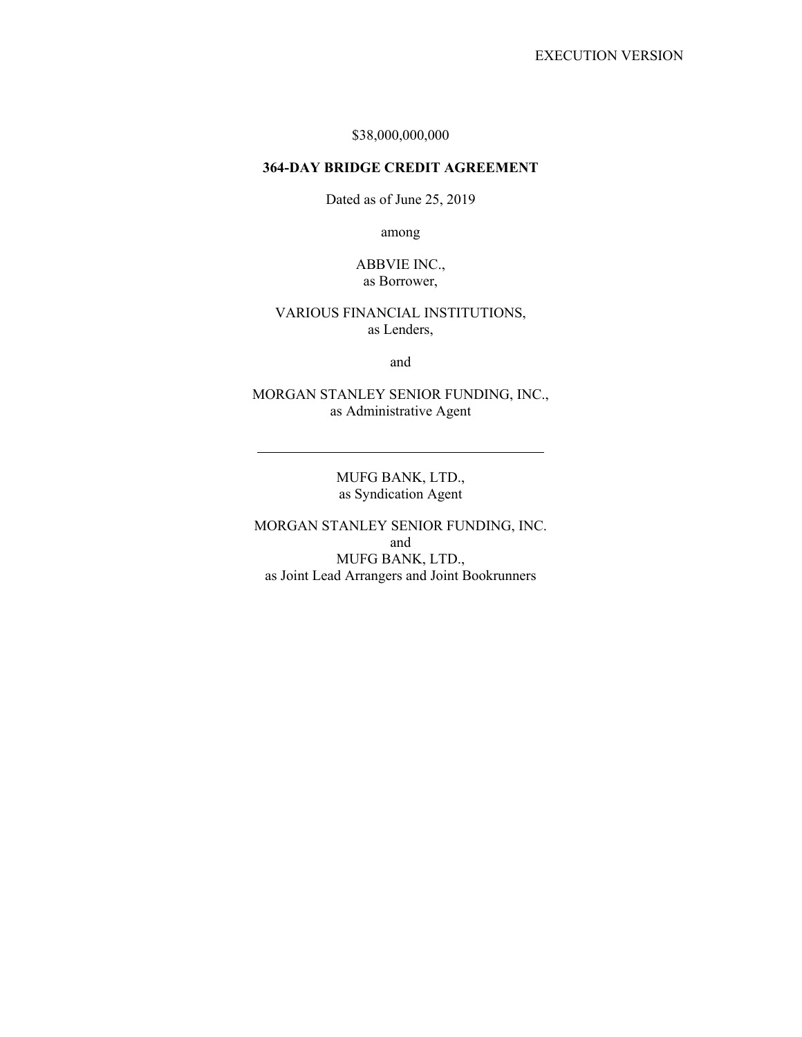EXECUTION VERSION

$38,000,000,000

# 364-DAY BRIDGE CREDIT AGREEMENT

Dated as of June 25, 2019

among

ABBVIE INC.,
as Borrower,

VARIOUS FINANCIAL INSTITUTIONS,
as Lenders,

and

MORGAN STANLEY SENIOR FUNDING, INC.,
as Administrative Agent

---

MUFG BANK, LTD.,
as Syndication Agent

MORGAN STANLEY SENIOR FUNDING, INC.
and
MUFG BANK, LTD.,
as Joint Lead Arrangers and Joint Bookrunners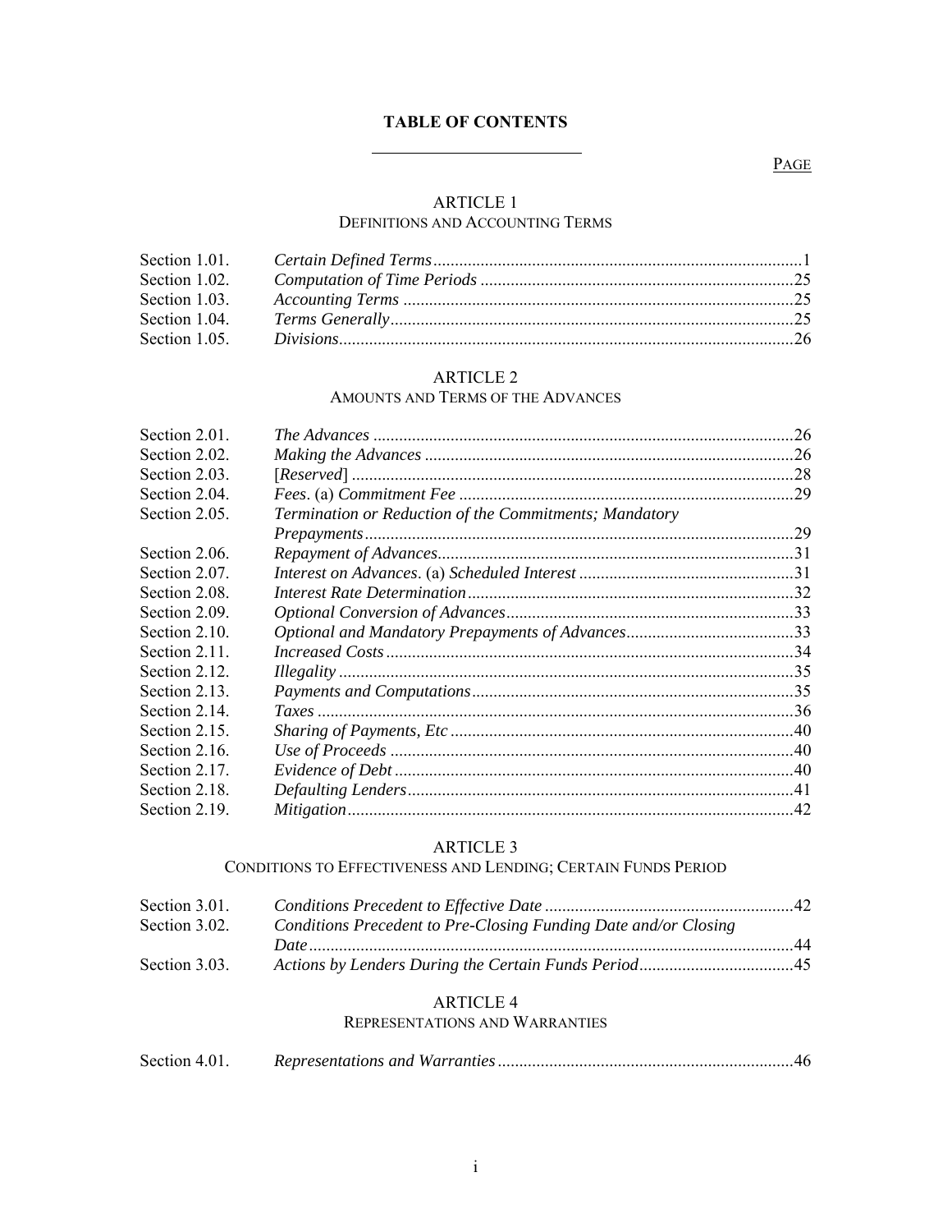# TABLE OF CONTENTS

PAGE

## ARTICLE 1
DEFINITIONS AND ACCOUNTING TERMS

| | | |
|---|---|---|
| Section 1.01. | *Certain Defined Terms* | 1 |
| Section 1.02. | *Computation of Time Periods* | 25 |
| Section 1.03. | *Accounting Terms* | 25 |
| Section 1.04. | *Terms Generally* | 25 |
| Section 1.05. | *Divisions* | 26 |

## ARTICLE 2
AMOUNTS AND TERMS OF THE ADVANCES

| | | |
|---|---|---|
| Section 2.01. | *The Advances* | 26 |
| Section 2.02. | *Making the Advances* | 26 |
| Section 2.03. | [*Reserved*] | 28 |
| Section 2.04. | *Fees*. (a) *Commitment Fee* | 29 |
| Section 2.05. | *Termination or Reduction of the Commitments; Mandatory Prepayments* | 29 |
| Section 2.06. | *Repayment of Advances* | 31 |
| Section 2.07. | *Interest on Advances*. (a) *Scheduled Interest* | 31 |
| Section 2.08. | *Interest Rate Determination* | 32 |
| Section 2.09. | *Optional Conversion of Advances* | 33 |
| Section 2.10. | *Optional and Mandatory Prepayments of Advances* | 33 |
| Section 2.11. | *Increased Costs* | 34 |
| Section 2.12. | *Illegality* | 35 |
| Section 2.13. | *Payments and Computations* | 35 |
| Section 2.14. | *Taxes* | 36 |
| Section 2.15. | *Sharing of Payments, Etc* | 40 |
| Section 2.16. | *Use of Proceeds* | 40 |
| Section 2.17. | *Evidence of Debt* | 40 |
| Section 2.18. | *Defaulting Lenders* | 41 |
| Section 2.19. | *Mitigation* | 42 |

## ARTICLE 3
CONDITIONS TO EFFECTIVENESS AND LENDING; CERTAIN FUNDS PERIOD

| | | |
|---|---|---|
| Section 3.01. | *Conditions Precedent to Effective Date* | 42 |
| Section 3.02. | *Conditions Precedent to Pre-Closing Funding Date and/or Closing Date* | 44 |
| Section 3.03. | *Actions by Lenders During the Certain Funds Period* | 45 |

## ARTICLE 4
REPRESENTATIONS AND WARRANTIES

| | | |
|---|---|---|
| Section 4.01. | *Representations and Warranties* | 46 |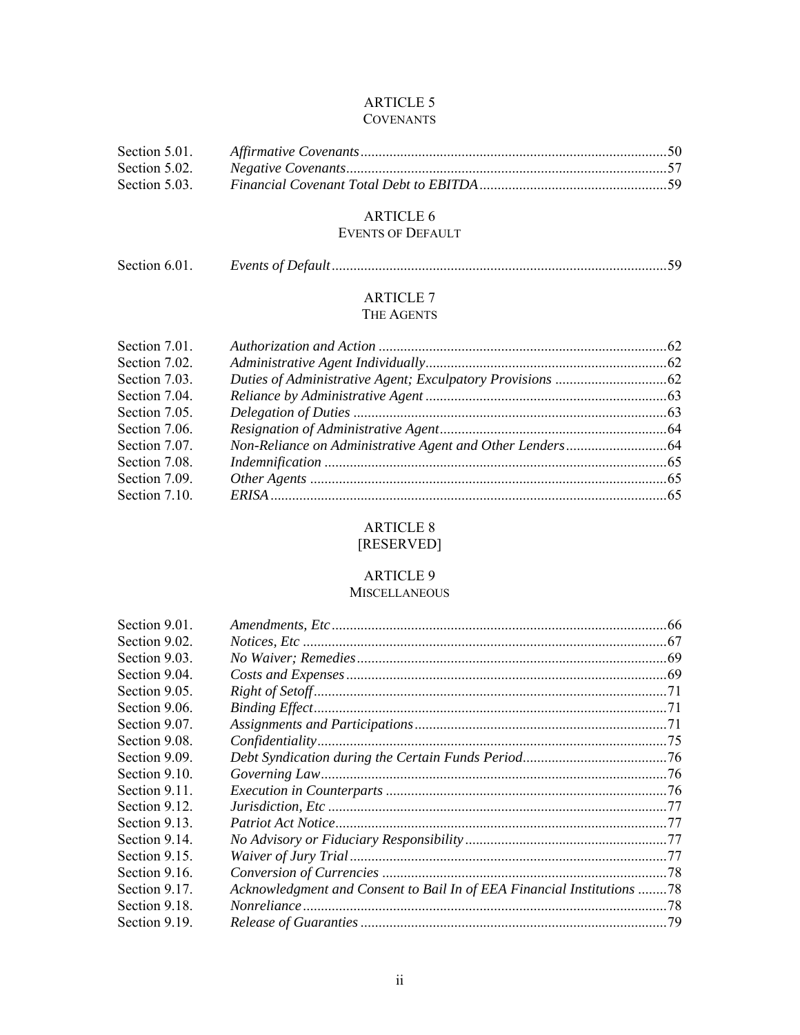## ARTICLE 5
## COVENANTS

| | | |
|---|---|---|
| Section 5.01. | *Affirmative Covenants* | 50 |
| Section 5.02. | *Negative Covenants* | 57 |
| Section 5.03. | *Financial Covenant Total Debt to EBITDA* | 59 |

## ARTICLE 6
## EVENTS OF DEFAULT

| | | |
|---|---|---|
| Section 6.01. | *Events of Default* | 59 |

## ARTICLE 7
## THE AGENTS

| | | |
|---|---|---|
| Section 7.01. | *Authorization and Action* | 62 |
| Section 7.02. | *Administrative Agent Individually* | 62 |
| Section 7.03. | *Duties of Administrative Agent; Exculpatory Provisions* | 62 |
| Section 7.04. | *Reliance by Administrative Agent* | 63 |
| Section 7.05. | *Delegation of Duties* | 63 |
| Section 7.06. | *Resignation of Administrative Agent* | 64 |
| Section 7.07. | *Non-Reliance on Administrative Agent and Other Lenders* | 64 |
| Section 7.08. | *Indemnification* | 65 |
| Section 7.09. | *Other Agents* | 65 |
| Section 7.10. | *ERISA* | 65 |

## ARTICLE 8
## [RESERVED]

## ARTICLE 9
## MISCELLANEOUS

| | | |
|---|---|---|
| Section 9.01. | *Amendments, Etc* | 66 |
| Section 9.02. | *Notices, Etc* | 67 |
| Section 9.03. | *No Waiver; Remedies* | 69 |
| Section 9.04. | *Costs and Expenses* | 69 |
| Section 9.05. | *Right of Setoff* | 71 |
| Section 9.06. | *Binding Effect* | 71 |
| Section 9.07. | *Assignments and Participations* | 71 |
| Section 9.08. | *Confidentiality* | 75 |
| Section 9.09. | *Debt Syndication during the Certain Funds Period* | 76 |
| Section 9.10. | *Governing Law* | 76 |
| Section 9.11. | *Execution in Counterparts* | 76 |
| Section 9.12. | *Jurisdiction, Etc* | 77 |
| Section 9.13. | *Patriot Act Notice* | 77 |
| Section 9.14. | *No Advisory or Fiduciary Responsibility* | 77 |
| Section 9.15. | *Waiver of Jury Trial* | 77 |
| Section 9.16. | *Conversion of Currencies* | 78 |
| Section 9.17. | *Acknowledgment and Consent to Bail In of EEA Financial Institutions* | 78 |
| Section 9.18. | *Nonreliance* | 78 |
| Section 9.19. | *Release of Guaranties* | 79 |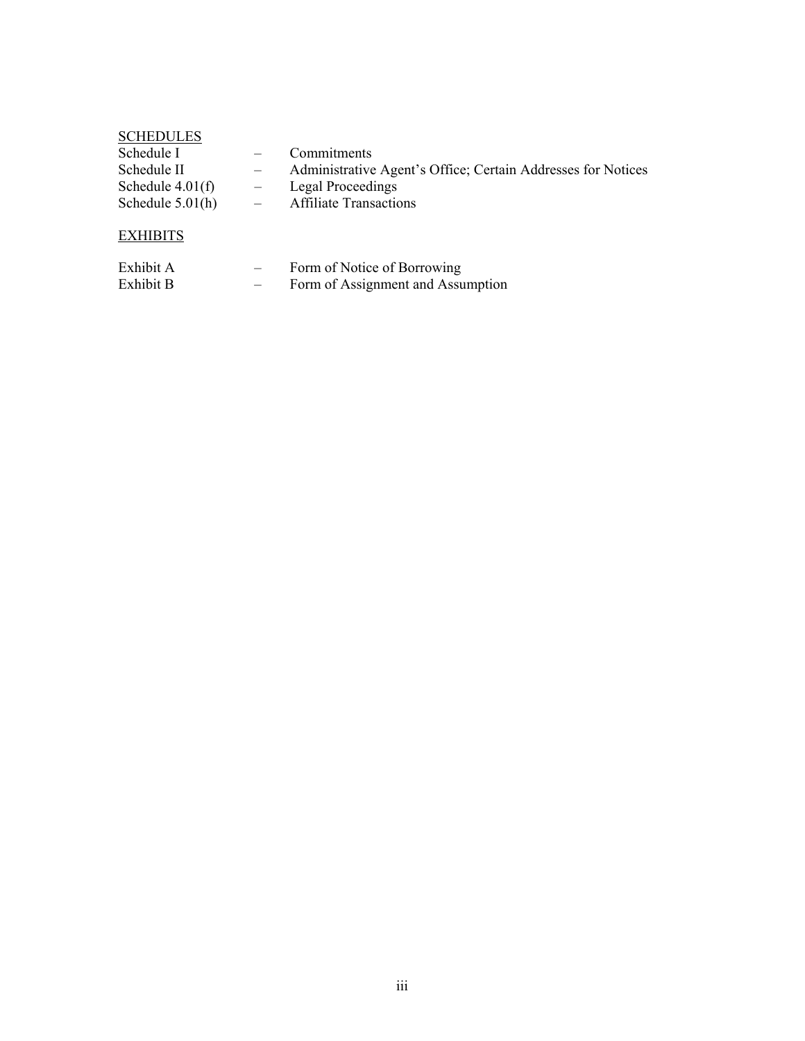<u>SCHEDULES</u>

| | | |
|---|---|---|
| Schedule I | – | Commitments |
| Schedule II | – | Administrative Agent's Office; Certain Addresses for Notices |
| Schedule 4.01(f) | – | Legal Proceedings |
| Schedule 5.01(h) | – | Affiliate Transactions |

<u>EXHIBITS</u>

| | | |
|---|---|---|
| Exhibit A | – | Form of Notice of Borrowing |
| Exhibit B | – | Form of Assignment and Assumption |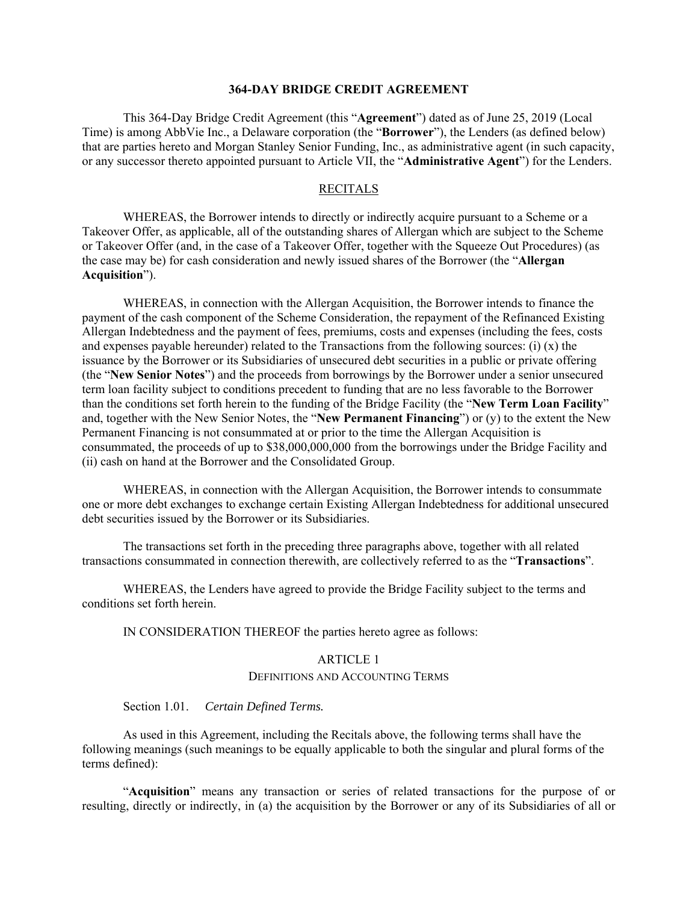# 364-DAY BRIDGE CREDIT AGREEMENT

This 364-Day Bridge Credit Agreement (this "**Agreement**") dated as of June 25, 2019 (Local Time) is among AbbVie Inc., a Delaware corporation (the "**Borrower**"), the Lenders (as defined below) that are parties hereto and Morgan Stanley Senior Funding, Inc., as administrative agent (in such capacity, or any successor thereto appointed pursuant to Article VII, the "**Administrative Agent**") for the Lenders.

## RECITALS

WHEREAS, the Borrower intends to directly or indirectly acquire pursuant to a Scheme or a Takeover Offer, as applicable, all of the outstanding shares of Allergan which are subject to the Scheme or Takeover Offer (and, in the case of a Takeover Offer, together with the Squeeze Out Procedures) (as the case may be) for cash consideration and newly issued shares of the Borrower (the "**Allergan Acquisition**").

WHEREAS, in connection with the Allergan Acquisition, the Borrower intends to finance the payment of the cash component of the Scheme Consideration, the repayment of the Refinanced Existing Allergan Indebtedness and the payment of fees, premiums, costs and expenses (including the fees, costs and expenses payable hereunder) related to the Transactions from the following sources: (i) (x) the issuance by the Borrower or its Subsidiaries of unsecured debt securities in a public or private offering (the "**New Senior Notes**") and the proceeds from borrowings by the Borrower under a senior unsecured term loan facility subject to conditions precedent to funding that are no less favorable to the Borrower than the conditions set forth herein to the funding of the Bridge Facility (the "**New Term Loan Facility**" and, together with the New Senior Notes, the "**New Permanent Financing**") or (y) to the extent the New Permanent Financing is not consummated at or prior to the time the Allergan Acquisition is consummated, the proceeds of up to $38,000,000,000 from the borrowings under the Bridge Facility and (ii) cash on hand at the Borrower and the Consolidated Group.

WHEREAS, in connection with the Allergan Acquisition, the Borrower intends to consummate one or more debt exchanges to exchange certain Existing Allergan Indebtedness for additional unsecured debt securities issued by the Borrower or its Subsidiaries.

The transactions set forth in the preceding three paragraphs above, together with all related transactions consummated in connection therewith, are collectively referred to as the "**Transactions**".

WHEREAS, the Lenders have agreed to provide the Bridge Facility subject to the terms and conditions set forth herein.

IN CONSIDERATION THEREOF the parties hereto agree as follows:

## ARTICLE 1
### DEFINITIONS AND ACCOUNTING TERMS

Section 1.01. *Certain Defined Terms.*

As used in this Agreement, including the Recitals above, the following terms shall have the following meanings (such meanings to be equally applicable to both the singular and plural forms of the terms defined):

"**Acquisition**" means any transaction or series of related transactions for the purpose of or resulting, directly or indirectly, in (a) the acquisition by the Borrower or any of its Subsidiaries of all or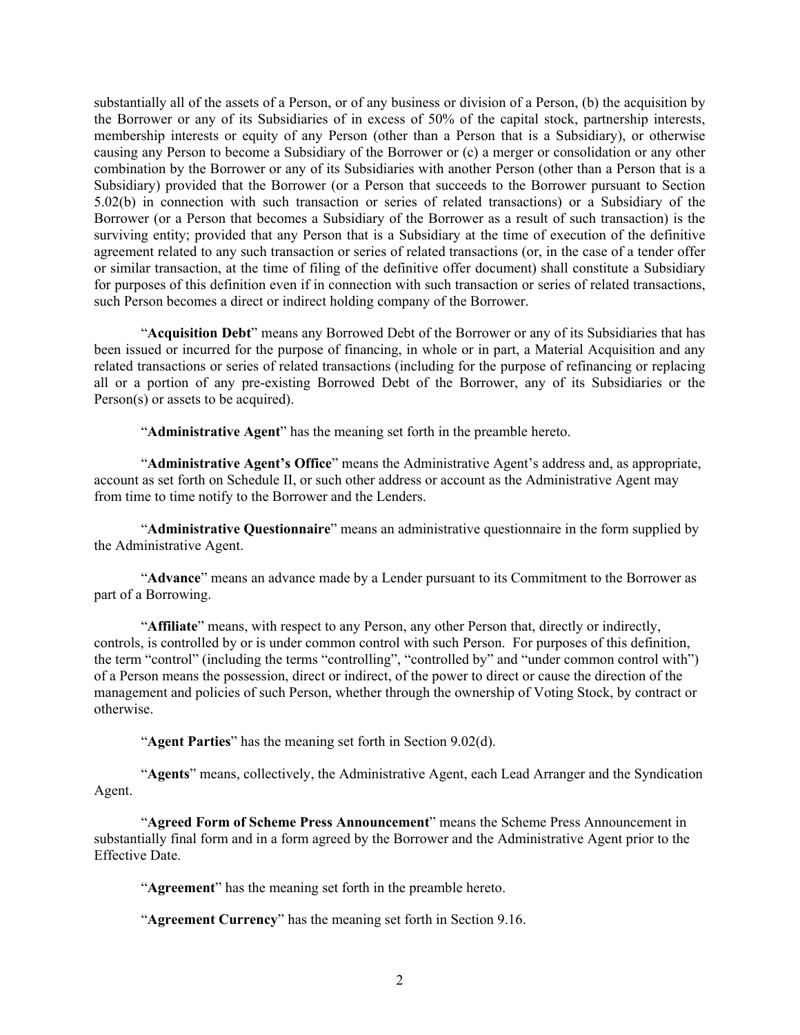substantially all of the assets of a Person, or of any business or division of a Person, (b) the acquisition by the Borrower or any of its Subsidiaries of in excess of 50% of the capital stock, partnership interests, membership interests or equity of any Person (other than a Person that is a Subsidiary), or otherwise causing any Person to become a Subsidiary of the Borrower or (c) a merger or consolidation or any other combination by the Borrower or any of its Subsidiaries with another Person (other than a Person that is a Subsidiary) provided that the Borrower (or a Person that succeeds to the Borrower pursuant to Section 5.02(b) in connection with such transaction or series of related transactions) or a Subsidiary of the Borrower (or a Person that becomes a Subsidiary of the Borrower as a result of such transaction) is the surviving entity; provided that any Person that is a Subsidiary at the time of execution of the definitive agreement related to any such transaction or series of related transactions (or, in the case of a tender offer or similar transaction, at the time of filing of the definitive offer document) shall constitute a Subsidiary for purposes of this definition even if in connection with such transaction or series of related transactions, such Person becomes a direct or indirect holding company of the Borrower.

"**Acquisition Debt**" means any Borrowed Debt of the Borrower or any of its Subsidiaries that has been issued or incurred for the purpose of financing, in whole or in part, a Material Acquisition and any related transactions or series of related transactions (including for the purpose of refinancing or replacing all or a portion of any pre-existing Borrowed Debt of the Borrower, any of its Subsidiaries or the Person(s) or assets to be acquired).

"**Administrative Agent**" has the meaning set forth in the preamble hereto.

"**Administrative Agent's Office**" means the Administrative Agent's address and, as appropriate, account as set forth on Schedule II, or such other address or account as the Administrative Agent may from time to time notify to the Borrower and the Lenders.

"**Administrative Questionnaire**" means an administrative questionnaire in the form supplied by the Administrative Agent.

"**Advance**" means an advance made by a Lender pursuant to its Commitment to the Borrower as part of a Borrowing.

"**Affiliate**" means, with respect to any Person, any other Person that, directly or indirectly, controls, is controlled by or is under common control with such Person. For purposes of this definition, the term "control" (including the terms "controlling", "controlled by" and "under common control with") of a Person means the possession, direct or indirect, of the power to direct or cause the direction of the management and policies of such Person, whether through the ownership of Voting Stock, by contract or otherwise.

"**Agent Parties**" has the meaning set forth in Section 9.02(d).

"**Agents**" means, collectively, the Administrative Agent, each Lead Arranger and the Syndication Agent.

"**Agreed Form of Scheme Press Announcement**" means the Scheme Press Announcement in substantially final form and in a form agreed by the Borrower and the Administrative Agent prior to the Effective Date.

"**Agreement**" has the meaning set forth in the preamble hereto.

"**Agreement Currency**" has the meaning set forth in Section 9.16.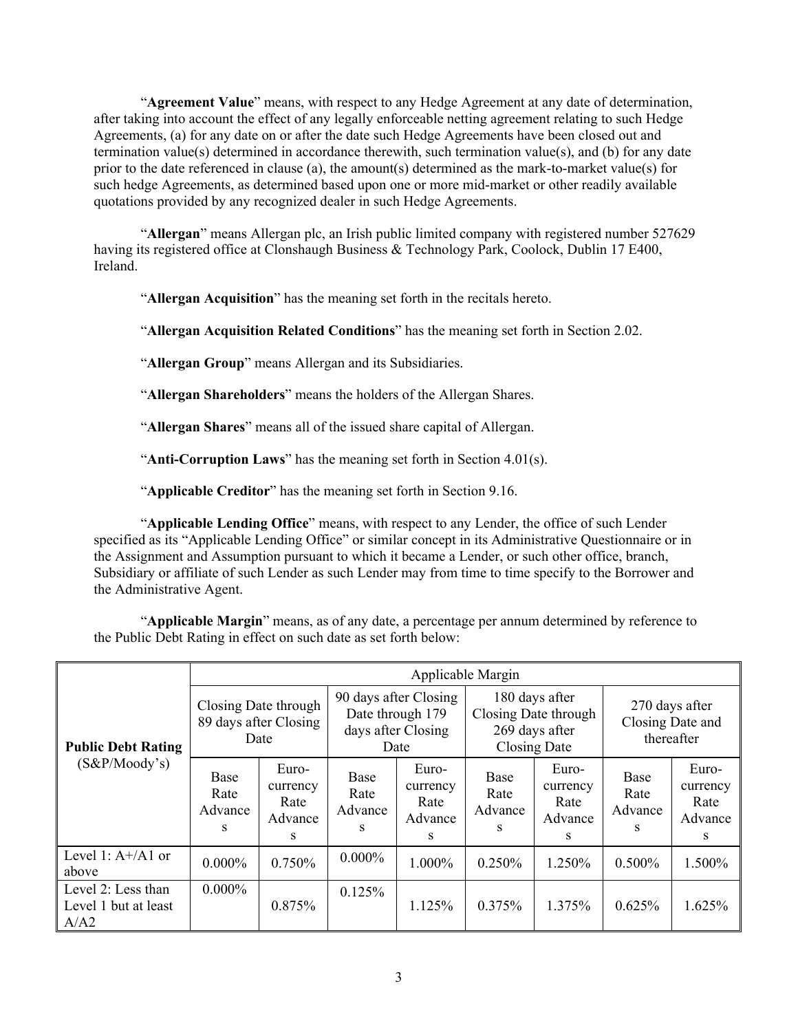"**Agreement Value**" means, with respect to any Hedge Agreement at any date of determination, after taking into account the effect of any legally enforceable netting agreement relating to such Hedge Agreements, (a) for any date on or after the date such Hedge Agreements have been closed out and termination value(s) determined in accordance therewith, such termination value(s), and (b) for any date prior to the date referenced in clause (a), the amount(s) determined as the mark-to-market value(s) for such hedge Agreements, as determined based upon one or more mid-market or other readily available quotations provided by any recognized dealer in such Hedge Agreements.

"**Allergan**" means Allergan plc, an Irish public limited company with registered number 527629 having its registered office at Clonshaugh Business & Technology Park, Coolock, Dublin 17 E400, Ireland.

"**Allergan Acquisition**" has the meaning set forth in the recitals hereto.

"**Allergan Acquisition Related Conditions**" has the meaning set forth in Section 2.02.

"**Allergan Group**" means Allergan and its Subsidiaries.

"**Allergan Shareholders**" means the holders of the Allergan Shares.

"**Allergan Shares**" means all of the issued share capital of Allergan.

"**Anti-Corruption Laws**" has the meaning set forth in Section 4.01(s).

"**Applicable Creditor**" has the meaning set forth in Section 9.16.

"**Applicable Lending Office**" means, with respect to any Lender, the office of such Lender specified as its "Applicable Lending Office" or similar concept in its Administrative Questionnaire or in the Assignment and Assumption pursuant to which it became a Lender, or such other office, branch, Subsidiary or affiliate of such Lender as such Lender may from time to time specify to the Borrower and the Administrative Agent.

"**Applicable Margin**" means, as of any date, a percentage per annum determined by reference to the Public Debt Rating in effect on such date as set forth below:

| **Public Debt Rating** (S&P/Moody's) | Applicable Margin | | | | | | | |
|---|---|---|---|---|---|---|---|---|
| | Closing Date through 89 days after Closing Date | | 90 days after Closing Date through 179 days after Closing Date | | 180 days after Closing Date through 269 days after Closing Date | | 270 days after Closing Date and thereafter | |
| | Base Rate Advances | Eurocurrency Rate Advances | Base Rate Advances | Eurocurrency Rate Advances | Base Rate Advances | Eurocurrency Rate Advances | Base Rate Advances | Eurocurrency Rate Advances |
| Level 1: A+/A1 or above | 0.000% | 0.750% | 0.000% | 1.000% | 0.250% | 1.250% | 0.500% | 1.500% |
| Level 2: Less than Level 1 but at least A/A2 | 0.000% | 0.875% | 0.125% | 1.125% | 0.375% | 1.375% | 0.625% | 1.625% |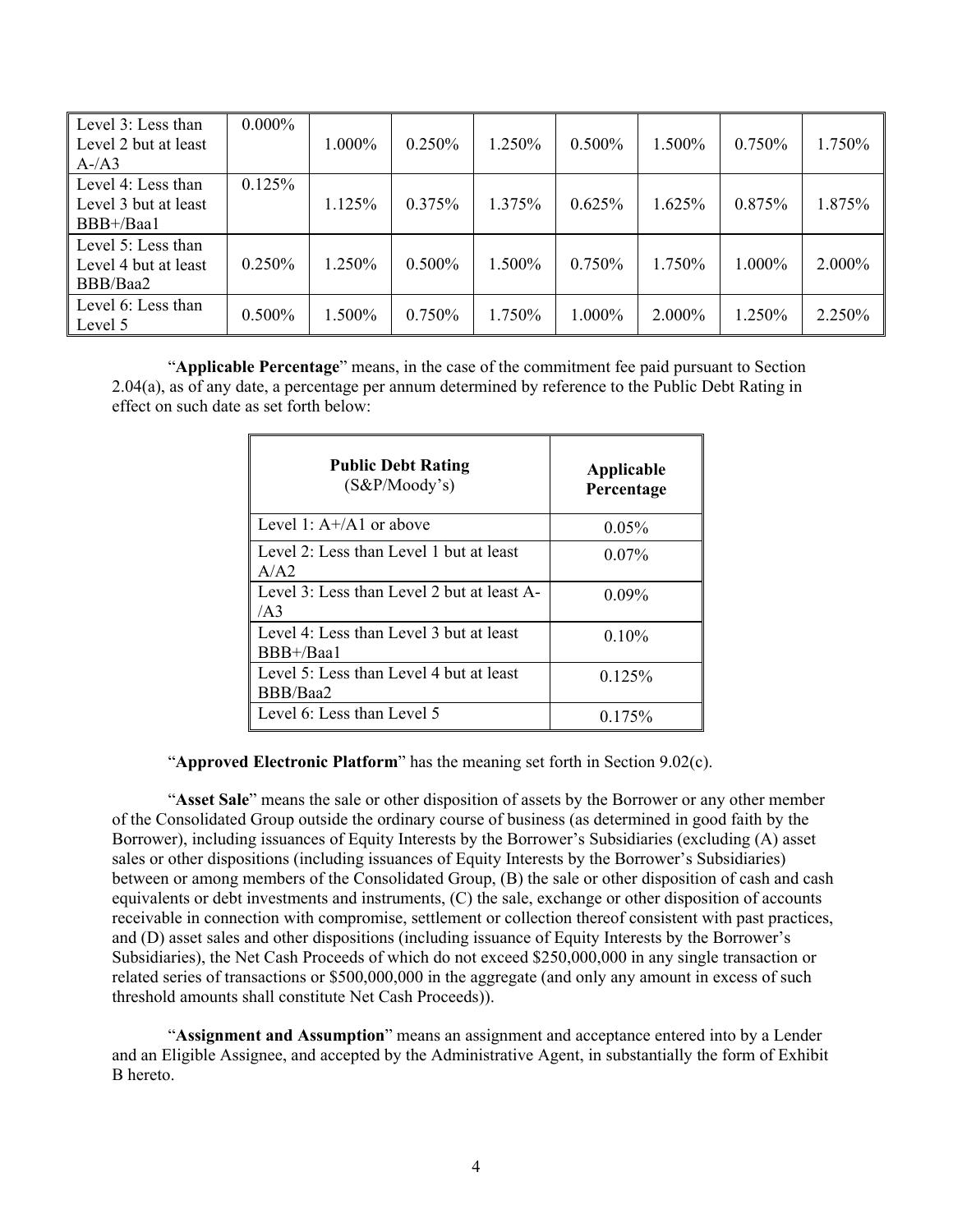| | | | | | | | | |
|---|---|---|---|---|---|---|---|---|
| Level 3: Less than Level 2 but at least A-/A3 | 0.000% | 1.000% | 0.250% | 1.250% | 0.500% | 1.500% | 0.750% | 1.750% |
| Level 4: Less than Level 3 but at least BBB+/Baa1 | 0.125% | 1.125% | 0.375% | 1.375% | 0.625% | 1.625% | 0.875% | 1.875% |
| Level 5: Less than Level 4 but at least BBB/Baa2 | 0.250% | 1.250% | 0.500% | 1.500% | 0.750% | 1.750% | 1.000% | 2.000% |
| Level 6: Less than Level 5 | 0.500% | 1.500% | 0.750% | 1.750% | 1.000% | 2.000% | 1.250% | 2.250% |

"**Applicable Percentage**" means, in the case of the commitment fee paid pursuant to Section 2.04(a), as of any date, a percentage per annum determined by reference to the Public Debt Rating in effect on such date as set forth below:

| **Public Debt Rating** (S&P/Moody's) | **Applicable Percentage** |
|---|---|
| Level 1: A+/A1 or above | 0.05% |
| Level 2: Less than Level 1 but at least A/A2 | 0.07% |
| Level 3: Less than Level 2 but at least A-/A3 | 0.09% |
| Level 4: Less than Level 3 but at least BBB+/Baa1 | 0.10% |
| Level 5: Less than Level 4 but at least BBB/Baa2 | 0.125% |
| Level 6: Less than Level 5 | 0.175% |

"**Approved Electronic Platform**" has the meaning set forth in Section 9.02(c).

"**Asset Sale**" means the sale or other disposition of assets by the Borrower or any other member of the Consolidated Group outside the ordinary course of business (as determined in good faith by the Borrower), including issuances of Equity Interests by the Borrower's Subsidiaries (excluding (A) asset sales or other dispositions (including issuances of Equity Interests by the Borrower's Subsidiaries) between or among members of the Consolidated Group, (B) the sale or other disposition of cash and cash equivalents or debt investments and instruments, (C) the sale, exchange or other disposition of accounts receivable in connection with compromise, settlement or collection thereof consistent with past practices, and (D) asset sales and other dispositions (including issuance of Equity Interests by the Borrower's Subsidiaries), the Net Cash Proceeds of which do not exceed $250,000,000 in any single transaction or related series of transactions or $500,000,000 in the aggregate (and only any amount in excess of such threshold amounts shall constitute Net Cash Proceeds)).

"**Assignment and Assumption**" means an assignment and acceptance entered into by a Lender and an Eligible Assignee, and accepted by the Administrative Agent, in substantially the form of Exhibit B hereto.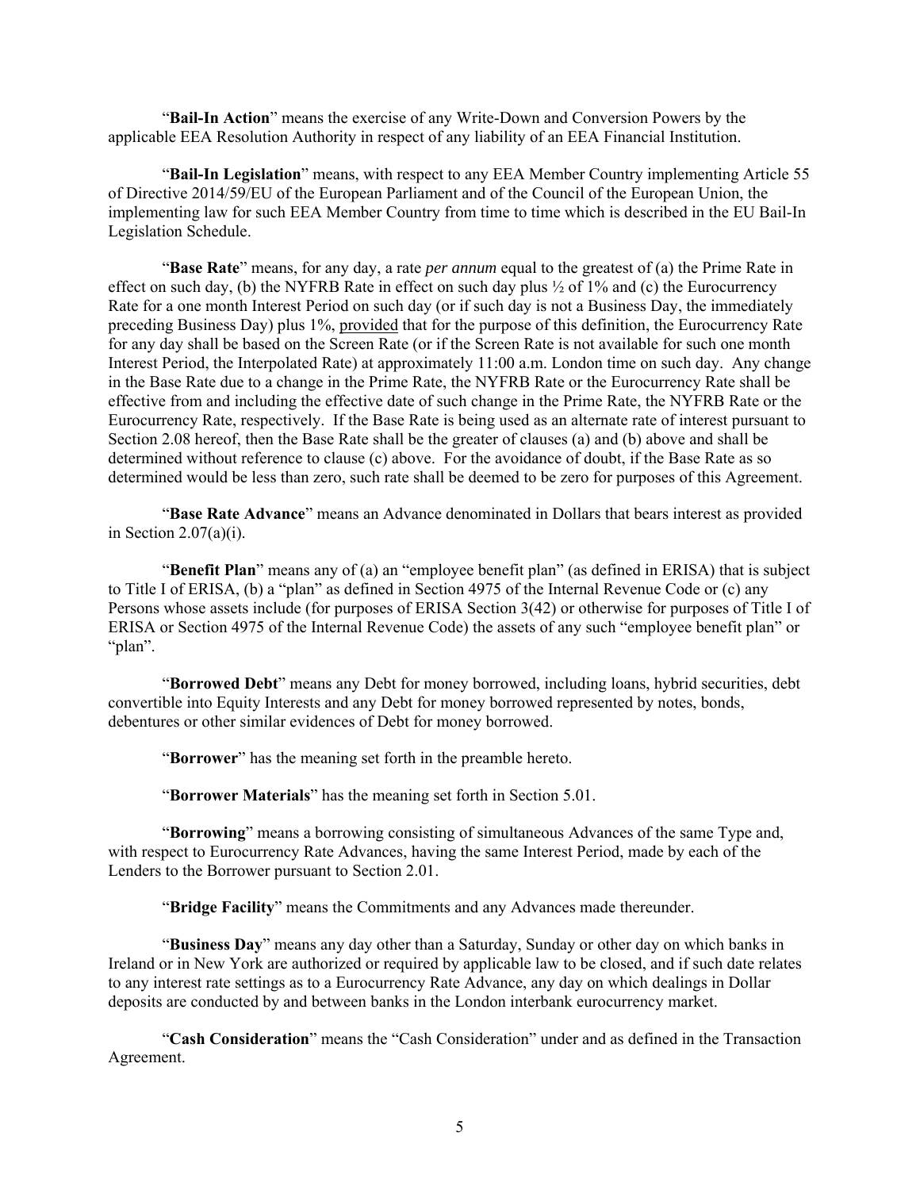"**Bail-In Action**" means the exercise of any Write-Down and Conversion Powers by the applicable EEA Resolution Authority in respect of any liability of an EEA Financial Institution.

"**Bail-In Legislation**" means, with respect to any EEA Member Country implementing Article 55 of Directive 2014/59/EU of the European Parliament and of the Council of the European Union, the implementing law for such EEA Member Country from time to time which is described in the EU Bail-In Legislation Schedule.

"**Base Rate**" means, for any day, a rate *per annum* equal to the greatest of (a) the Prime Rate in effect on such day, (b) the NYFRB Rate in effect on such day plus ½ of 1% and (c) the Eurocurrency Rate for a one month Interest Period on such day (or if such day is not a Business Day, the immediately preceding Business Day) plus 1%, provided that for the purpose of this definition, the Eurocurrency Rate for any day shall be based on the Screen Rate (or if the Screen Rate is not available for such one month Interest Period, the Interpolated Rate) at approximately 11:00 a.m. London time on such day. Any change in the Base Rate due to a change in the Prime Rate, the NYFRB Rate or the Eurocurrency Rate shall be effective from and including the effective date of such change in the Prime Rate, the NYFRB Rate or the Eurocurrency Rate, respectively. If the Base Rate is being used as an alternate rate of interest pursuant to Section 2.08 hereof, then the Base Rate shall be the greater of clauses (a) and (b) above and shall be determined without reference to clause (c) above. For the avoidance of doubt, if the Base Rate as so determined would be less than zero, such rate shall be deemed to be zero for purposes of this Agreement.

"**Base Rate Advance**" means an Advance denominated in Dollars that bears interest as provided in Section 2.07(a)(i).

"**Benefit Plan**" means any of (a) an "employee benefit plan" (as defined in ERISA) that is subject to Title I of ERISA, (b) a "plan" as defined in Section 4975 of the Internal Revenue Code or (c) any Persons whose assets include (for purposes of ERISA Section 3(42) or otherwise for purposes of Title I of ERISA or Section 4975 of the Internal Revenue Code) the assets of any such "employee benefit plan" or "plan".

"**Borrowed Debt**" means any Debt for money borrowed, including loans, hybrid securities, debt convertible into Equity Interests and any Debt for money borrowed represented by notes, bonds, debentures or other similar evidences of Debt for money borrowed.

"**Borrower**" has the meaning set forth in the preamble hereto.

"**Borrower Materials**" has the meaning set forth in Section 5.01.

"**Borrowing**" means a borrowing consisting of simultaneous Advances of the same Type and, with respect to Eurocurrency Rate Advances, having the same Interest Period, made by each of the Lenders to the Borrower pursuant to Section 2.01.

"**Bridge Facility**" means the Commitments and any Advances made thereunder.

"**Business Day**" means any day other than a Saturday, Sunday or other day on which banks in Ireland or in New York are authorized or required by applicable law to be closed, and if such date relates to any interest rate settings as to a Eurocurrency Rate Advance, any day on which dealings in Dollar deposits are conducted by and between banks in the London interbank eurocurrency market.

"**Cash Consideration**" means the "Cash Consideration" under and as defined in the Transaction Agreement.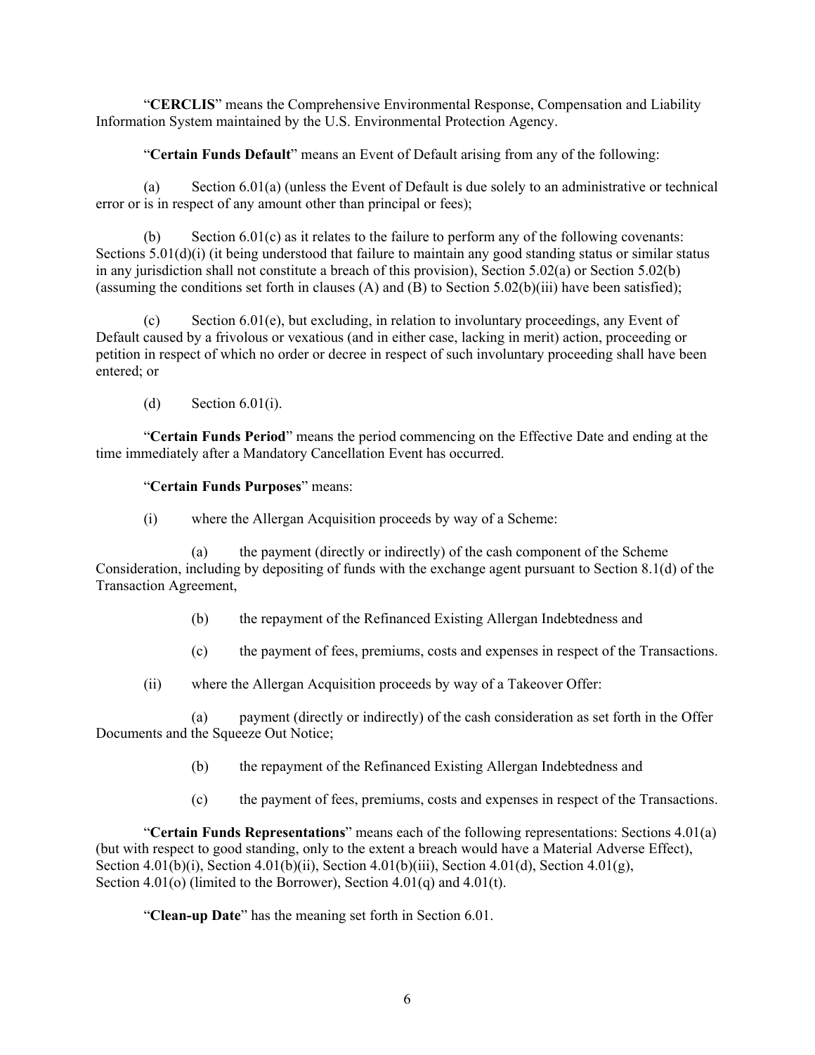"**CERCLIS**" means the Comprehensive Environmental Response, Compensation and Liability Information System maintained by the U.S. Environmental Protection Agency.

"**Certain Funds Default**" means an Event of Default arising from any of the following:

(a) Section 6.01(a) (unless the Event of Default is due solely to an administrative or technical error or is in respect of any amount other than principal or fees);

(b) Section 6.01(c) as it relates to the failure to perform any of the following covenants: Sections 5.01(d)(i) (it being understood that failure to maintain any good standing status or similar status in any jurisdiction shall not constitute a breach of this provision), Section 5.02(a) or Section 5.02(b) (assuming the conditions set forth in clauses (A) and (B) to Section 5.02(b)(iii) have been satisfied);

(c) Section 6.01(e), but excluding, in relation to involuntary proceedings, any Event of Default caused by a frivolous or vexatious (and in either case, lacking in merit) action, proceeding or petition in respect of which no order or decree in respect of such involuntary proceeding shall have been entered; or

(d) Section 6.01(i).

"**Certain Funds Period**" means the period commencing on the Effective Date and ending at the time immediately after a Mandatory Cancellation Event has occurred.

"**Certain Funds Purposes**" means:

(i) where the Allergan Acquisition proceeds by way of a Scheme:

(a) the payment (directly or indirectly) of the cash component of the Scheme Consideration, including by depositing of funds with the exchange agent pursuant to Section 8.1(d) of the Transaction Agreement,

(b) the repayment of the Refinanced Existing Allergan Indebtedness and

(c) the payment of fees, premiums, costs and expenses in respect of the Transactions.

(ii) where the Allergan Acquisition proceeds by way of a Takeover Offer:

(a) payment (directly or indirectly) of the cash consideration as set forth in the Offer Documents and the Squeeze Out Notice;

(b) the repayment of the Refinanced Existing Allergan Indebtedness and

(c) the payment of fees, premiums, costs and expenses in respect of the Transactions.

"**Certain Funds Representations**" means each of the following representations: Sections 4.01(a) (but with respect to good standing, only to the extent a breach would have a Material Adverse Effect), Section 4.01(b)(i), Section 4.01(b)(ii), Section 4.01(b)(iii), Section 4.01(d), Section 4.01(g), Section 4.01(o) (limited to the Borrower), Section 4.01(q) and 4.01(t).

"**Clean-up Date**" has the meaning set forth in Section 6.01.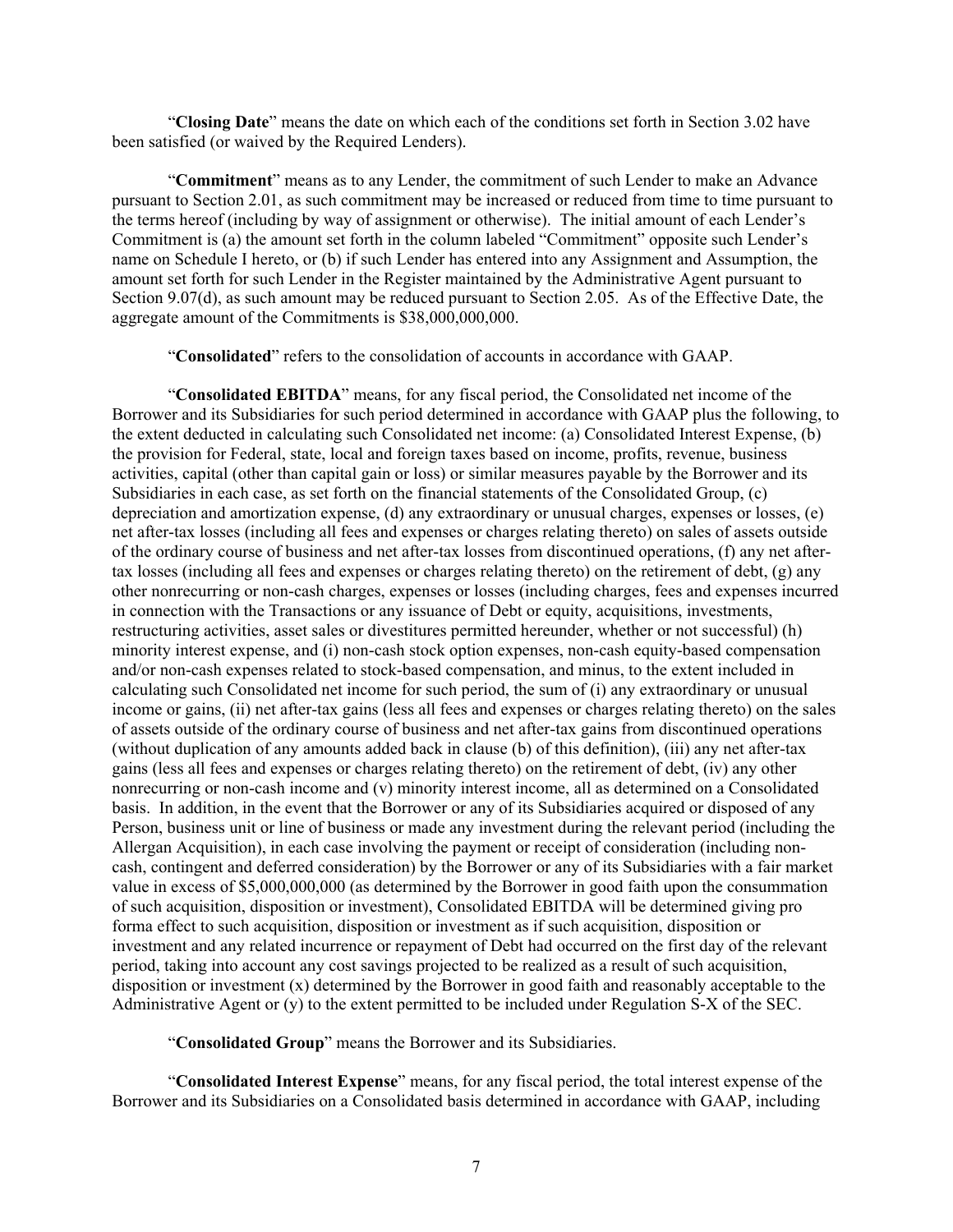"**Closing Date**" means the date on which each of the conditions set forth in Section 3.02 have been satisfied (or waived by the Required Lenders).

"**Commitment**" means as to any Lender, the commitment of such Lender to make an Advance pursuant to Section 2.01, as such commitment may be increased or reduced from time to time pursuant to the terms hereof (including by way of assignment or otherwise). The initial amount of each Lender's Commitment is (a) the amount set forth in the column labeled "Commitment" opposite such Lender's name on Schedule I hereto, or (b) if such Lender has entered into any Assignment and Assumption, the amount set forth for such Lender in the Register maintained by the Administrative Agent pursuant to Section 9.07(d), as such amount may be reduced pursuant to Section 2.05. As of the Effective Date, the aggregate amount of the Commitments is $38,000,000,000.

"**Consolidated**" refers to the consolidation of accounts in accordance with GAAP.

"**Consolidated EBITDA**" means, for any fiscal period, the Consolidated net income of the Borrower and its Subsidiaries for such period determined in accordance with GAAP plus the following, to the extent deducted in calculating such Consolidated net income: (a) Consolidated Interest Expense, (b) the provision for Federal, state, local and foreign taxes based on income, profits, revenue, business activities, capital (other than capital gain or loss) or similar measures payable by the Borrower and its Subsidiaries in each case, as set forth on the financial statements of the Consolidated Group, (c) depreciation and amortization expense, (d) any extraordinary or unusual charges, expenses or losses, (e) net after-tax losses (including all fees and expenses or charges relating thereto) on sales of assets outside of the ordinary course of business and net after-tax losses from discontinued operations, (f) any net after-tax losses (including all fees and expenses or charges relating thereto) on the retirement of debt, (g) any other nonrecurring or non-cash charges, expenses or losses (including charges, fees and expenses incurred in connection with the Transactions or any issuance of Debt or equity, acquisitions, investments, restructuring activities, asset sales or divestitures permitted hereunder, whether or not successful) (h) minority interest expense, and (i) non-cash stock option expenses, non-cash equity-based compensation and/or non-cash expenses related to stock-based compensation, and minus, to the extent included in calculating such Consolidated net income for such period, the sum of (i) any extraordinary or unusual income or gains, (ii) net after-tax gains (less all fees and expenses or charges relating thereto) on the sales of assets outside of the ordinary course of business and net after-tax gains from discontinued operations (without duplication of any amounts added back in clause (b) of this definition), (iii) any net after-tax gains (less all fees and expenses or charges relating thereto) on the retirement of debt, (iv) any other nonrecurring or non-cash income and (v) minority interest income, all as determined on a Consolidated basis. In addition, in the event that the Borrower or any of its Subsidiaries acquired or disposed of any Person, business unit or line of business or made any investment during the relevant period (including the Allergan Acquisition), in each case involving the payment or receipt of consideration (including non-cash, contingent and deferred consideration) by the Borrower or any of its Subsidiaries with a fair market value in excess of $5,000,000,000 (as determined by the Borrower in good faith upon the consummation of such acquisition, disposition or investment), Consolidated EBITDA will be determined giving pro forma effect to such acquisition, disposition or investment as if such acquisition, disposition or investment and any related incurrence or repayment of Debt had occurred on the first day of the relevant period, taking into account any cost savings projected to be realized as a result of such acquisition, disposition or investment (x) determined by the Borrower in good faith and reasonably acceptable to the Administrative Agent or (y) to the extent permitted to be included under Regulation S-X of the SEC.

"**Consolidated Group**" means the Borrower and its Subsidiaries.

"**Consolidated Interest Expense**" means, for any fiscal period, the total interest expense of the Borrower and its Subsidiaries on a Consolidated basis determined in accordance with GAAP, including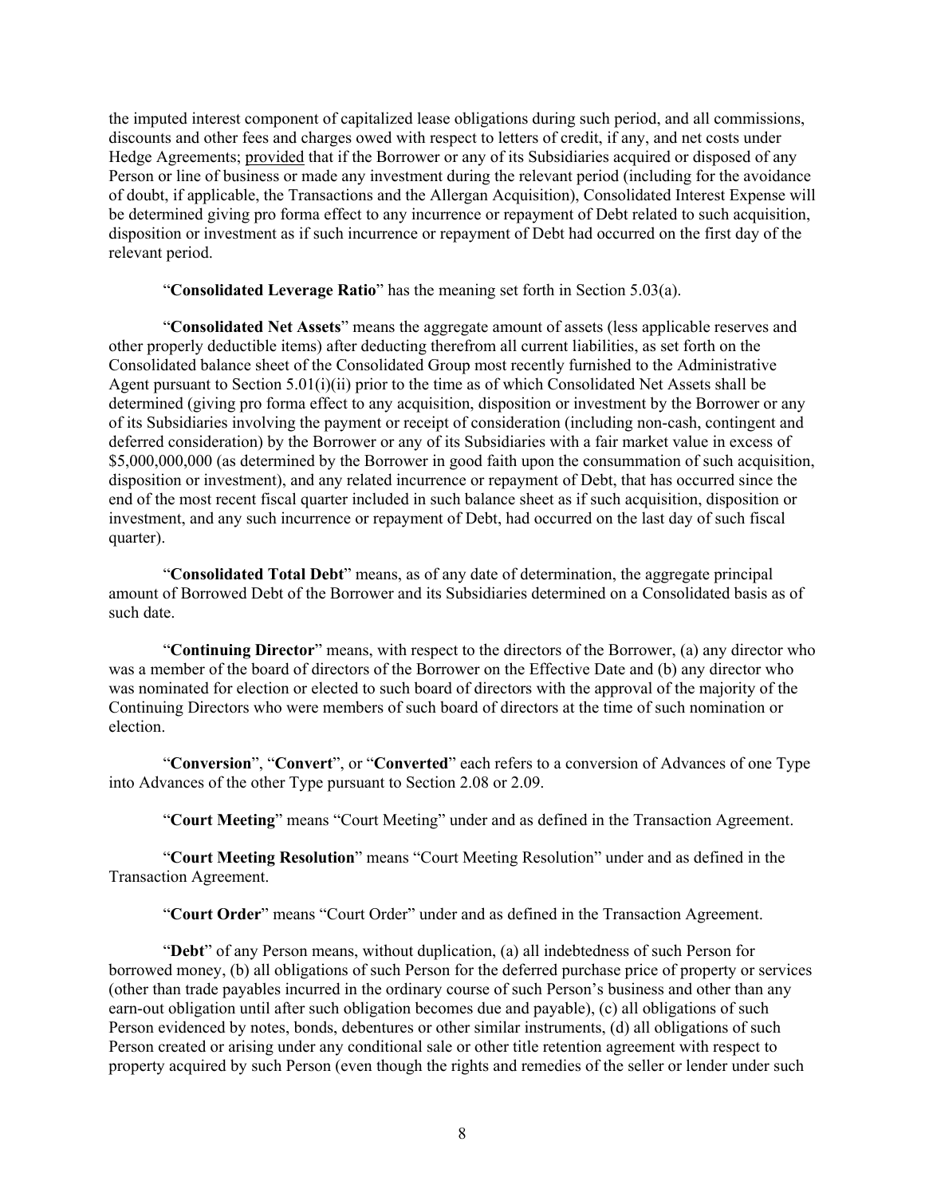the imputed interest component of capitalized lease obligations during such period, and all commissions, discounts and other fees and charges owed with respect to letters of credit, if any, and net costs under Hedge Agreements; provided that if the Borrower or any of its Subsidiaries acquired or disposed of any Person or line of business or made any investment during the relevant period (including for the avoidance of doubt, if applicable, the Transactions and the Allergan Acquisition), Consolidated Interest Expense will be determined giving pro forma effect to any incurrence or repayment of Debt related to such acquisition, disposition or investment as if such incurrence or repayment of Debt had occurred on the first day of the relevant period.

"**Consolidated Leverage Ratio**" has the meaning set forth in Section 5.03(a).

"**Consolidated Net Assets**" means the aggregate amount of assets (less applicable reserves and other properly deductible items) after deducting therefrom all current liabilities, as set forth on the Consolidated balance sheet of the Consolidated Group most recently furnished to the Administrative Agent pursuant to Section 5.01(i)(ii) prior to the time as of which Consolidated Net Assets shall be determined (giving pro forma effect to any acquisition, disposition or investment by the Borrower or any of its Subsidiaries involving the payment or receipt of consideration (including non-cash, contingent and deferred consideration) by the Borrower or any of its Subsidiaries with a fair market value in excess of $5,000,000,000 (as determined by the Borrower in good faith upon the consummation of such acquisition, disposition or investment), and any related incurrence or repayment of Debt, that has occurred since the end of the most recent fiscal quarter included in such balance sheet as if such acquisition, disposition or investment, and any such incurrence or repayment of Debt, had occurred on the last day of such fiscal quarter).

"**Consolidated Total Debt**" means, as of any date of determination, the aggregate principal amount of Borrowed Debt of the Borrower and its Subsidiaries determined on a Consolidated basis as of such date.

"**Continuing Director**" means, with respect to the directors of the Borrower, (a) any director who was a member of the board of directors of the Borrower on the Effective Date and (b) any director who was nominated for election or elected to such board of directors with the approval of the majority of the Continuing Directors who were members of such board of directors at the time of such nomination or election.

"**Conversion**", "**Convert**", or "**Converted**" each refers to a conversion of Advances of one Type into Advances of the other Type pursuant to Section 2.08 or 2.09.

"**Court Meeting**" means "Court Meeting" under and as defined in the Transaction Agreement.

"**Court Meeting Resolution**" means "Court Meeting Resolution" under and as defined in the Transaction Agreement.

"**Court Order**" means "Court Order" under and as defined in the Transaction Agreement.

"**Debt**" of any Person means, without duplication, (a) all indebtedness of such Person for borrowed money, (b) all obligations of such Person for the deferred purchase price of property or services (other than trade payables incurred in the ordinary course of such Person's business and other than any earn-out obligation until after such obligation becomes due and payable), (c) all obligations of such Person evidenced by notes, bonds, debentures or other similar instruments, (d) all obligations of such Person created or arising under any conditional sale or other title retention agreement with respect to property acquired by such Person (even though the rights and remedies of the seller or lender under such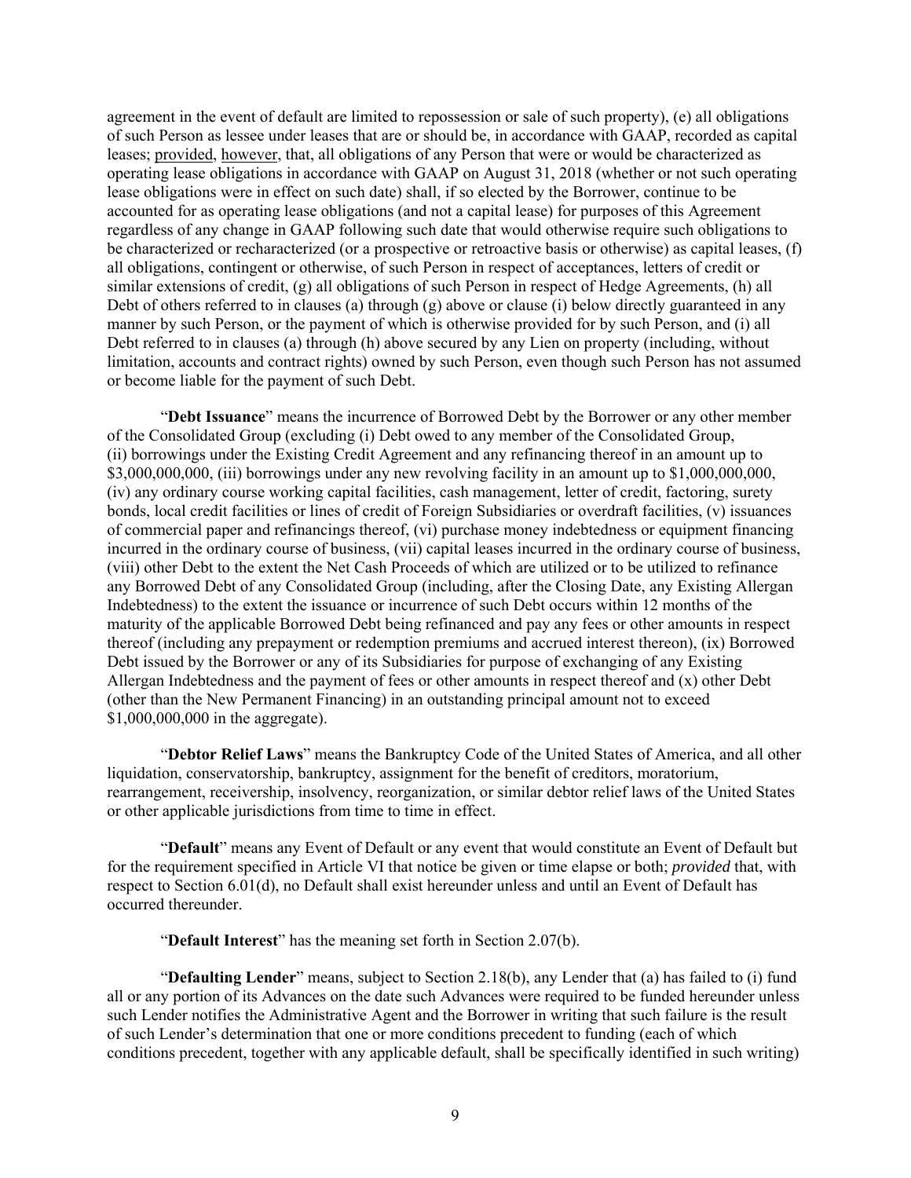agreement in the event of default are limited to repossession or sale of such property), (e) all obligations of such Person as lessee under leases that are or should be, in accordance with GAAP, recorded as capital leases; provided, however, that, all obligations of any Person that were or would be characterized as operating lease obligations in accordance with GAAP on August 31, 2018 (whether or not such operating lease obligations were in effect on such date) shall, if so elected by the Borrower, continue to be accounted for as operating lease obligations (and not a capital lease) for purposes of this Agreement regardless of any change in GAAP following such date that would otherwise require such obligations to be characterized or recharacterized (or a prospective or retroactive basis or otherwise) as capital leases, (f) all obligations, contingent or otherwise, of such Person in respect of acceptances, letters of credit or similar extensions of credit, (g) all obligations of such Person in respect of Hedge Agreements, (h) all Debt of others referred to in clauses (a) through (g) above or clause (i) below directly guaranteed in any manner by such Person, or the payment of which is otherwise provided for by such Person, and (i) all Debt referred to in clauses (a) through (h) above secured by any Lien on property (including, without limitation, accounts and contract rights) owned by such Person, even though such Person has not assumed or become liable for the payment of such Debt.

"**Debt Issuance**" means the incurrence of Borrowed Debt by the Borrower or any other member of the Consolidated Group (excluding (i) Debt owed to any member of the Consolidated Group, (ii) borrowings under the Existing Credit Agreement and any refinancing thereof in an amount up to $3,000,000,000, (iii) borrowings under any new revolving facility in an amount up to $1,000,000,000, (iv) any ordinary course working capital facilities, cash management, letter of credit, factoring, surety bonds, local credit facilities or lines of credit of Foreign Subsidiaries or overdraft facilities, (v) issuances of commercial paper and refinancings thereof, (vi) purchase money indebtedness or equipment financing incurred in the ordinary course of business, (vii) capital leases incurred in the ordinary course of business, (viii) other Debt to the extent the Net Cash Proceeds of which are utilized or to be utilized to refinance any Borrowed Debt of any Consolidated Group (including, after the Closing Date, any Existing Allergan Indebtedness) to the extent the issuance or incurrence of such Debt occurs within 12 months of the maturity of the applicable Borrowed Debt being refinanced and pay any fees or other amounts in respect thereof (including any prepayment or redemption premiums and accrued interest thereon), (ix) Borrowed Debt issued by the Borrower or any of its Subsidiaries for purpose of exchanging of any Existing Allergan Indebtedness and the payment of fees or other amounts in respect thereof and (x) other Debt (other than the New Permanent Financing) in an outstanding principal amount not to exceed $1,000,000,000 in the aggregate).

"**Debtor Relief Laws**" means the Bankruptcy Code of the United States of America, and all other liquidation, conservatorship, bankruptcy, assignment for the benefit of creditors, moratorium, rearrangement, receivership, insolvency, reorganization, or similar debtor relief laws of the United States or other applicable jurisdictions from time to time in effect.

"**Default**" means any Event of Default or any event that would constitute an Event of Default but for the requirement specified in Article VI that notice be given or time elapse or both; *provided* that, with respect to Section 6.01(d), no Default shall exist hereunder unless and until an Event of Default has occurred thereunder.

"**Default Interest**" has the meaning set forth in Section 2.07(b).

"**Defaulting Lender**" means, subject to Section 2.18(b), any Lender that (a) has failed to (i) fund all or any portion of its Advances on the date such Advances were required to be funded hereunder unless such Lender notifies the Administrative Agent and the Borrower in writing that such failure is the result of such Lender's determination that one or more conditions precedent to funding (each of which conditions precedent, together with any applicable default, shall be specifically identified in such writing)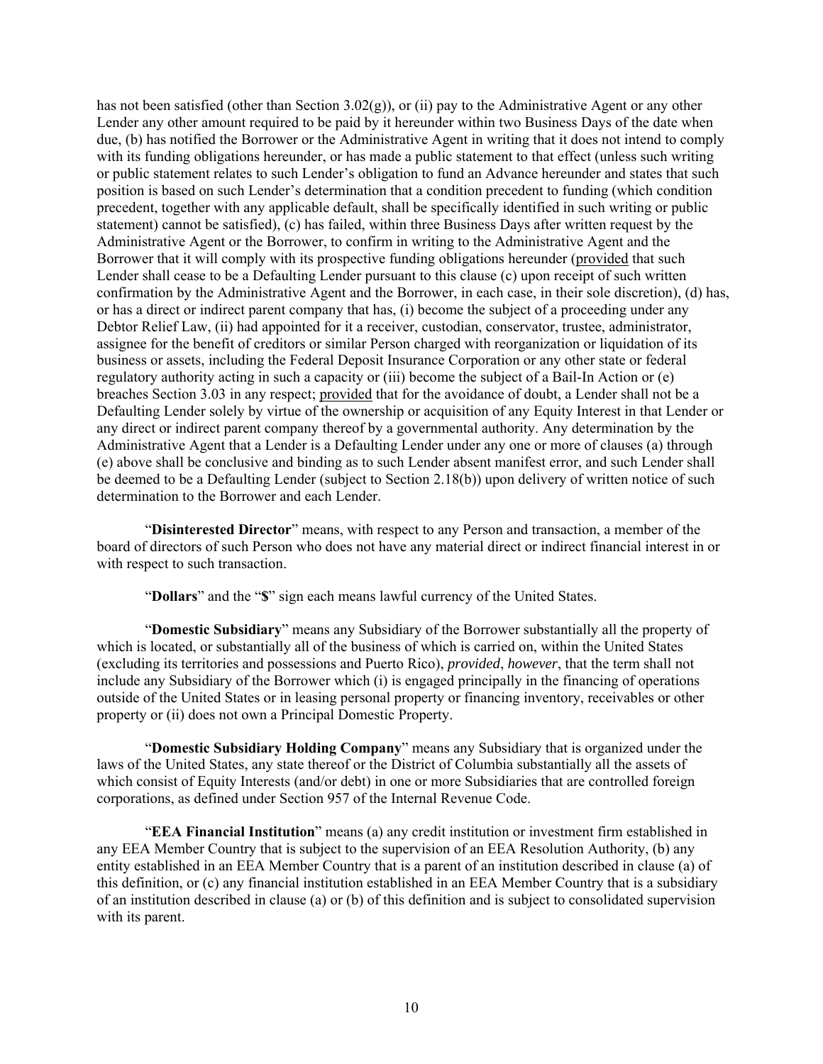has not been satisfied (other than Section 3.02(g)), or (ii) pay to the Administrative Agent or any other Lender any other amount required to be paid by it hereunder within two Business Days of the date when due, (b) has notified the Borrower or the Administrative Agent in writing that it does not intend to comply with its funding obligations hereunder, or has made a public statement to that effect (unless such writing or public statement relates to such Lender's obligation to fund an Advance hereunder and states that such position is based on such Lender's determination that a condition precedent to funding (which condition precedent, together with any applicable default, shall be specifically identified in such writing or public statement) cannot be satisfied), (c) has failed, within three Business Days after written request by the Administrative Agent or the Borrower, to confirm in writing to the Administrative Agent and the Borrower that it will comply with its prospective funding obligations hereunder (provided that such Lender shall cease to be a Defaulting Lender pursuant to this clause (c) upon receipt of such written confirmation by the Administrative Agent and the Borrower, in each case, in their sole discretion), (d) has, or has a direct or indirect parent company that has, (i) become the subject of a proceeding under any Debtor Relief Law, (ii) had appointed for it a receiver, custodian, conservator, trustee, administrator, assignee for the benefit of creditors or similar Person charged with reorganization or liquidation of its business or assets, including the Federal Deposit Insurance Corporation or any other state or federal regulatory authority acting in such a capacity or (iii) become the subject of a Bail-In Action or (e) breaches Section 3.03 in any respect; provided that for the avoidance of doubt, a Lender shall not be a Defaulting Lender solely by virtue of the ownership or acquisition of any Equity Interest in that Lender or any direct or indirect parent company thereof by a governmental authority. Any determination by the Administrative Agent that a Lender is a Defaulting Lender under any one or more of clauses (a) through (e) above shall be conclusive and binding as to such Lender absent manifest error, and such Lender shall be deemed to be a Defaulting Lender (subject to Section 2.18(b)) upon delivery of written notice of such determination to the Borrower and each Lender.

"**Disinterested Director**" means, with respect to any Person and transaction, a member of the board of directors of such Person who does not have any material direct or indirect financial interest in or with respect to such transaction.

"**Dollars**" and the "**$**" sign each means lawful currency of the United States.

"**Domestic Subsidiary**" means any Subsidiary of the Borrower substantially all the property of which is located, or substantially all of the business of which is carried on, within the United States (excluding its territories and possessions and Puerto Rico), *provided*, *however*, that the term shall not include any Subsidiary of the Borrower which (i) is engaged principally in the financing of operations outside of the United States or in leasing personal property or financing inventory, receivables or other property or (ii) does not own a Principal Domestic Property.

"**Domestic Subsidiary Holding Company**" means any Subsidiary that is organized under the laws of the United States, any state thereof or the District of Columbia substantially all the assets of which consist of Equity Interests (and/or debt) in one or more Subsidiaries that are controlled foreign corporations, as defined under Section 957 of the Internal Revenue Code.

"**EEA Financial Institution**" means (a) any credit institution or investment firm established in any EEA Member Country that is subject to the supervision of an EEA Resolution Authority, (b) any entity established in an EEA Member Country that is a parent of an institution described in clause (a) of this definition, or (c) any financial institution established in an EEA Member Country that is a subsidiary of an institution described in clause (a) or (b) of this definition and is subject to consolidated supervision with its parent.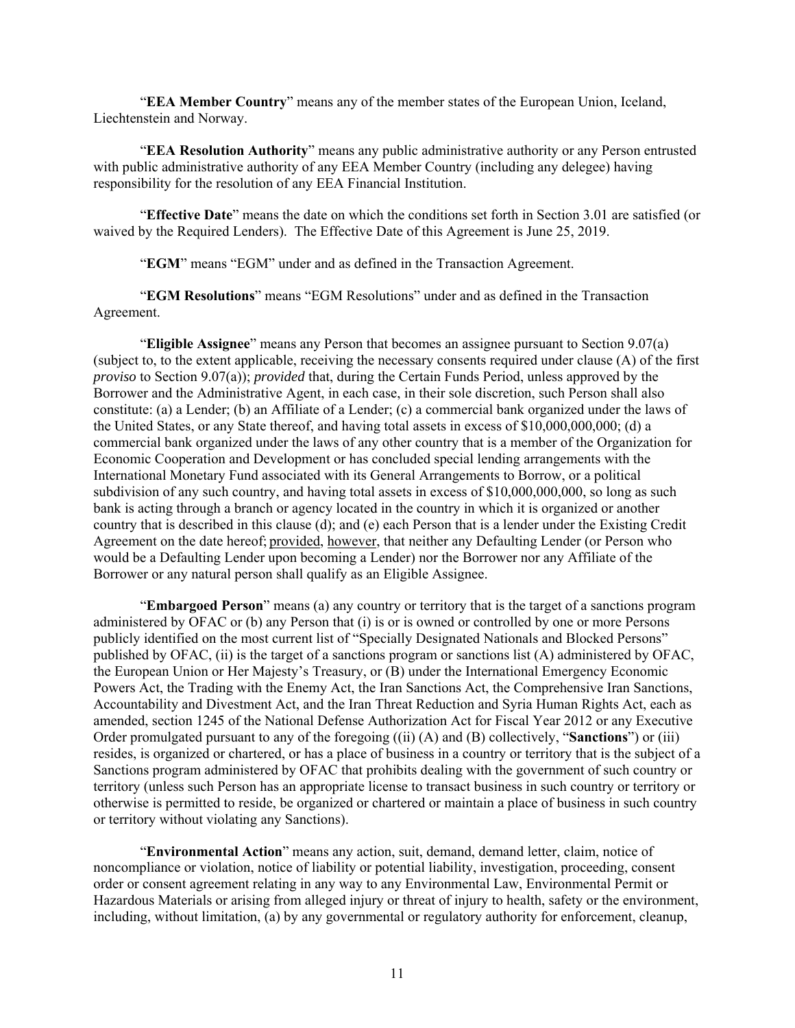"**EEA Member Country**" means any of the member states of the European Union, Iceland, Liechtenstein and Norway.

"**EEA Resolution Authority**" means any public administrative authority or any Person entrusted with public administrative authority of any EEA Member Country (including any delegee) having responsibility for the resolution of any EEA Financial Institution.

"**Effective Date**" means the date on which the conditions set forth in Section 3.01 are satisfied (or waived by the Required Lenders). The Effective Date of this Agreement is June 25, 2019.

"**EGM**" means "EGM" under and as defined in the Transaction Agreement.

"**EGM Resolutions**" means "EGM Resolutions" under and as defined in the Transaction Agreement.

"**Eligible Assignee**" means any Person that becomes an assignee pursuant to Section 9.07(a) (subject to, to the extent applicable, receiving the necessary consents required under clause (A) of the first *proviso* to Section 9.07(a)); *provided* that, during the Certain Funds Period, unless approved by the Borrower and the Administrative Agent, in each case, in their sole discretion, such Person shall also constitute: (a) a Lender; (b) an Affiliate of a Lender; (c) a commercial bank organized under the laws of the United States, or any State thereof, and having total assets in excess of $10,000,000,000; (d) a commercial bank organized under the laws of any other country that is a member of the Organization for Economic Cooperation and Development or has concluded special lending arrangements with the International Monetary Fund associated with its General Arrangements to Borrow, or a political subdivision of any such country, and having total assets in excess of $10,000,000,000, so long as such bank is acting through a branch or agency located in the country in which it is organized or another country that is described in this clause (d); and (e) each Person that is a lender under the Existing Credit Agreement on the date hereof; provided, however, that neither any Defaulting Lender (or Person who would be a Defaulting Lender upon becoming a Lender) nor the Borrower nor any Affiliate of the Borrower or any natural person shall qualify as an Eligible Assignee.

"**Embargoed Person**" means (a) any country or territory that is the target of a sanctions program administered by OFAC or (b) any Person that (i) is or is owned or controlled by one or more Persons publicly identified on the most current list of "Specially Designated Nationals and Blocked Persons" published by OFAC, (ii) is the target of a sanctions program or sanctions list (A) administered by OFAC, the European Union or Her Majesty's Treasury, or (B) under the International Emergency Economic Powers Act, the Trading with the Enemy Act, the Iran Sanctions Act, the Comprehensive Iran Sanctions, Accountability and Divestment Act, and the Iran Threat Reduction and Syria Human Rights Act, each as amended, section 1245 of the National Defense Authorization Act for Fiscal Year 2012 or any Executive Order promulgated pursuant to any of the foregoing ((ii) (A) and (B) collectively, "**Sanctions**") or (iii) resides, is organized or chartered, or has a place of business in a country or territory that is the subject of a Sanctions program administered by OFAC that prohibits dealing with the government of such country or territory (unless such Person has an appropriate license to transact business in such country or territory or otherwise is permitted to reside, be organized or chartered or maintain a place of business in such country or territory without violating any Sanctions).

"**Environmental Action**" means any action, suit, demand, demand letter, claim, notice of noncompliance or violation, notice of liability or potential liability, investigation, proceeding, consent order or consent agreement relating in any way to any Environmental Law, Environmental Permit or Hazardous Materials or arising from alleged injury or threat of injury to health, safety or the environment, including, without limitation, (a) by any governmental or regulatory authority for enforcement, cleanup,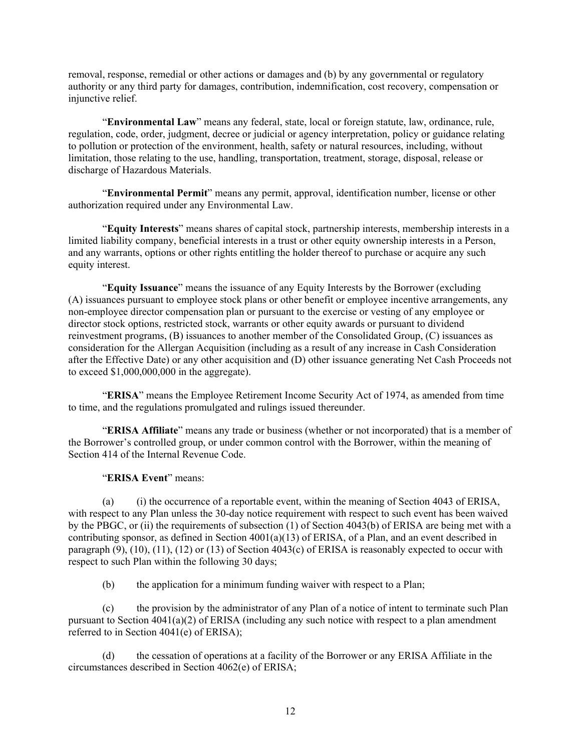removal, response, remedial or other actions or damages and (b) by any governmental or regulatory authority or any third party for damages, contribution, indemnification, cost recovery, compensation or injunctive relief.

"**Environmental Law**" means any federal, state, local or foreign statute, law, ordinance, rule, regulation, code, order, judgment, decree or judicial or agency interpretation, policy or guidance relating to pollution or protection of the environment, health, safety or natural resources, including, without limitation, those relating to the use, handling, transportation, treatment, storage, disposal, release or discharge of Hazardous Materials.

"**Environmental Permit**" means any permit, approval, identification number, license or other authorization required under any Environmental Law.

"**Equity Interests**" means shares of capital stock, partnership interests, membership interests in a limited liability company, beneficial interests in a trust or other equity ownership interests in a Person, and any warrants, options or other rights entitling the holder thereof to purchase or acquire any such equity interest.

"**Equity Issuance**" means the issuance of any Equity Interests by the Borrower (excluding (A) issuances pursuant to employee stock plans or other benefit or employee incentive arrangements, any non-employee director compensation plan or pursuant to the exercise or vesting of any employee or director stock options, restricted stock, warrants or other equity awards or pursuant to dividend reinvestment programs, (B) issuances to another member of the Consolidated Group, (C) issuances as consideration for the Allergan Acquisition (including as a result of any increase in Cash Consideration after the Effective Date) or any other acquisition and (D) other issuance generating Net Cash Proceeds not to exceed $1,000,000,000 in the aggregate).

"**ERISA**" means the Employee Retirement Income Security Act of 1974, as amended from time to time, and the regulations promulgated and rulings issued thereunder.

"**ERISA Affiliate**" means any trade or business (whether or not incorporated) that is a member of the Borrower's controlled group, or under common control with the Borrower, within the meaning of Section 414 of the Internal Revenue Code.

"**ERISA Event**" means:

(a) (i) the occurrence of a reportable event, within the meaning of Section 4043 of ERISA, with respect to any Plan unless the 30-day notice requirement with respect to such event has been waived by the PBGC, or (ii) the requirements of subsection (1) of Section 4043(b) of ERISA are being met with a contributing sponsor, as defined in Section 4001(a)(13) of ERISA, of a Plan, and an event described in paragraph (9), (10), (11), (12) or (13) of Section 4043(c) of ERISA is reasonably expected to occur with respect to such Plan within the following 30 days;

(b) the application for a minimum funding waiver with respect to a Plan;

(c) the provision by the administrator of any Plan of a notice of intent to terminate such Plan pursuant to Section 4041(a)(2) of ERISA (including any such notice with respect to a plan amendment referred to in Section 4041(e) of ERISA);

(d) the cessation of operations at a facility of the Borrower or any ERISA Affiliate in the circumstances described in Section 4062(e) of ERISA;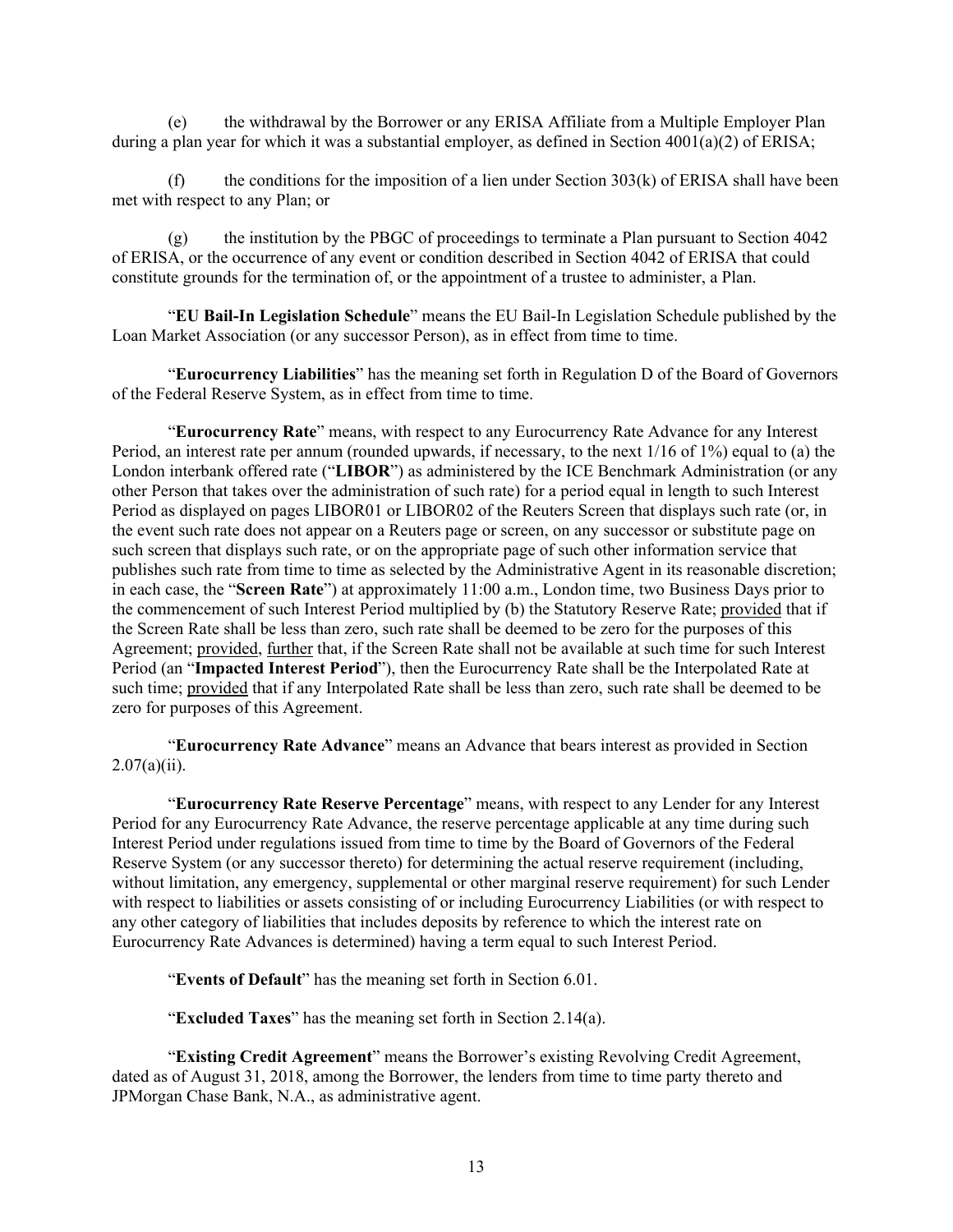(e) the withdrawal by the Borrower or any ERISA Affiliate from a Multiple Employer Plan during a plan year for which it was a substantial employer, as defined in Section 4001(a)(2) of ERISA;

(f) the conditions for the imposition of a lien under Section 303(k) of ERISA shall have been met with respect to any Plan; or

(g) the institution by the PBGC of proceedings to terminate a Plan pursuant to Section 4042 of ERISA, or the occurrence of any event or condition described in Section 4042 of ERISA that could constitute grounds for the termination of, or the appointment of a trustee to administer, a Plan.

"**EU Bail-In Legislation Schedule**" means the EU Bail-In Legislation Schedule published by the Loan Market Association (or any successor Person), as in effect from time to time.

"**Eurocurrency Liabilities**" has the meaning set forth in Regulation D of the Board of Governors of the Federal Reserve System, as in effect from time to time.

"**Eurocurrency Rate**" means, with respect to any Eurocurrency Rate Advance for any Interest Period, an interest rate per annum (rounded upwards, if necessary, to the next 1/16 of 1%) equal to (a) the London interbank offered rate ("**LIBOR**") as administered by the ICE Benchmark Administration (or any other Person that takes over the administration of such rate) for a period equal in length to such Interest Period as displayed on pages LIBOR01 or LIBOR02 of the Reuters Screen that displays such rate (or, in the event such rate does not appear on a Reuters page or screen, on any successor or substitute page on such screen that displays such rate, or on the appropriate page of such other information service that publishes such rate from time to time as selected by the Administrative Agent in its reasonable discretion; in each case, the "**Screen Rate**") at approximately 11:00 a.m., London time, two Business Days prior to the commencement of such Interest Period multiplied by (b) the Statutory Reserve Rate; provided that if the Screen Rate shall be less than zero, such rate shall be deemed to be zero for the purposes of this Agreement; provided, further that, if the Screen Rate shall not be available at such time for such Interest Period (an "**Impacted Interest Period**"), then the Eurocurrency Rate shall be the Interpolated Rate at such time; provided that if any Interpolated Rate shall be less than zero, such rate shall be deemed to be zero for purposes of this Agreement.

"**Eurocurrency Rate Advance**" means an Advance that bears interest as provided in Section 2.07(a)(ii).

"**Eurocurrency Rate Reserve Percentage**" means, with respect to any Lender for any Interest Period for any Eurocurrency Rate Advance, the reserve percentage applicable at any time during such Interest Period under regulations issued from time to time by the Board of Governors of the Federal Reserve System (or any successor thereto) for determining the actual reserve requirement (including, without limitation, any emergency, supplemental or other marginal reserve requirement) for such Lender with respect to liabilities or assets consisting of or including Eurocurrency Liabilities (or with respect to any other category of liabilities that includes deposits by reference to which the interest rate on Eurocurrency Rate Advances is determined) having a term equal to such Interest Period.

"**Events of Default**" has the meaning set forth in Section 6.01.

"**Excluded Taxes**" has the meaning set forth in Section 2.14(a).

"**Existing Credit Agreement**" means the Borrower's existing Revolving Credit Agreement, dated as of August 31, 2018, among the Borrower, the lenders from time to time party thereto and JPMorgan Chase Bank, N.A., as administrative agent.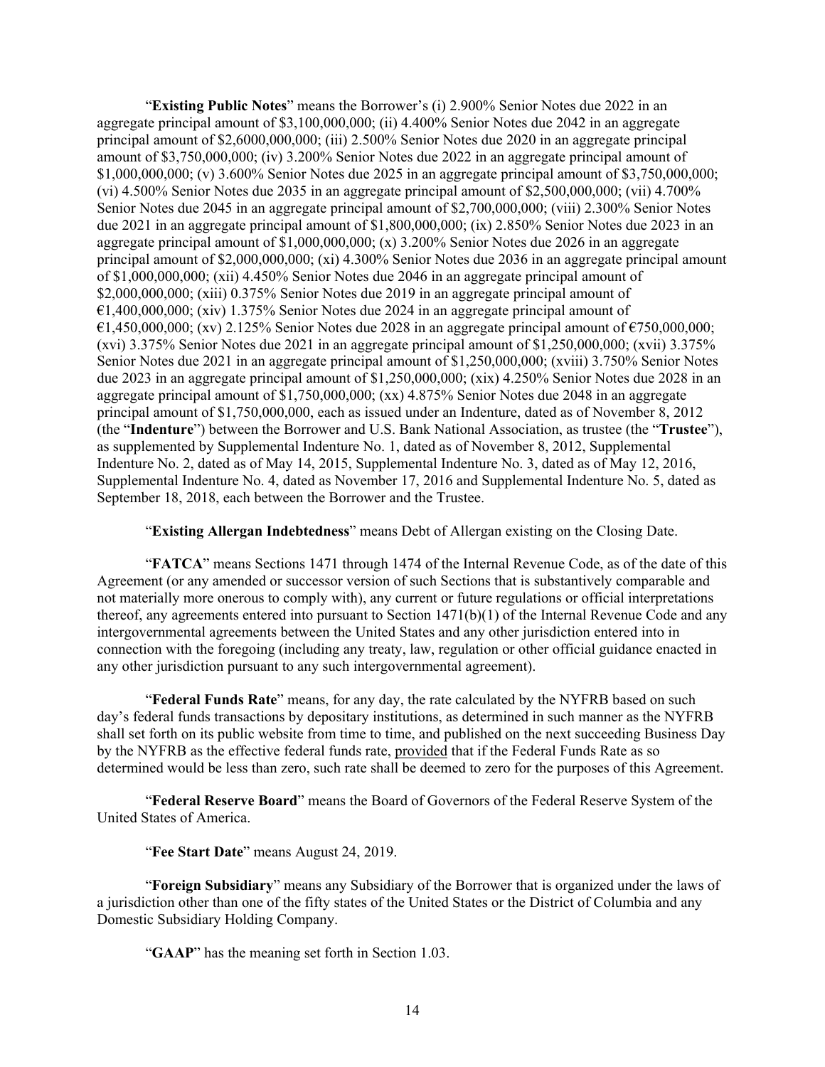"**Existing Public Notes**" means the Borrower's (i) 2.900% Senior Notes due 2022 in an aggregate principal amount of $3,100,000,000; (ii) 4.400% Senior Notes due 2042 in an aggregate principal amount of $2,6000,000,000; (iii) 2.500% Senior Notes due 2020 in an aggregate principal amount of $3,750,000,000; (iv) 3.200% Senior Notes due 2022 in an aggregate principal amount of $1,000,000,000; (v) 3.600% Senior Notes due 2025 in an aggregate principal amount of $3,750,000,000; (vi) 4.500% Senior Notes due 2035 in an aggregate principal amount of $2,500,000,000; (vii) 4.700% Senior Notes due 2045 in an aggregate principal amount of $2,700,000,000; (viii) 2.300% Senior Notes due 2021 in an aggregate principal amount of $1,800,000,000; (ix) 2.850% Senior Notes due 2023 in an aggregate principal amount of $1,000,000,000; (x) 3.200% Senior Notes due 2026 in an aggregate principal amount of $2,000,000,000; (xi) 4.300% Senior Notes due 2036 in an aggregate principal amount of $1,000,000,000; (xii) 4.450% Senior Notes due 2046 in an aggregate principal amount of $2,000,000,000; (xiii) 0.375% Senior Notes due 2019 in an aggregate principal amount of €1,400,000,000; (xiv) 1.375% Senior Notes due 2024 in an aggregate principal amount of €1,450,000,000; (xv) 2.125% Senior Notes due 2028 in an aggregate principal amount of €750,000,000; (xvi) 3.375% Senior Notes due 2021 in an aggregate principal amount of $1,250,000,000; (xvii) 3.375% Senior Notes due 2021 in an aggregate principal amount of $1,250,000,000; (xviii) 3.750% Senior Notes due 2023 in an aggregate principal amount of $1,250,000,000; (xix) 4.250% Senior Notes due 2028 in an aggregate principal amount of $1,750,000,000; (xx) 4.875% Senior Notes due 2048 in an aggregate principal amount of $1,750,000,000, each as issued under an Indenture, dated as of November 8, 2012 (the "**Indenture**") between the Borrower and U.S. Bank National Association, as trustee (the "**Trustee**"), as supplemented by Supplemental Indenture No. 1, dated as of November 8, 2012, Supplemental Indenture No. 2, dated as of May 14, 2015, Supplemental Indenture No. 3, dated as of May 12, 2016, Supplemental Indenture No. 4, dated as November 17, 2016 and Supplemental Indenture No. 5, dated as September 18, 2018, each between the Borrower and the Trustee.

"**Existing Allergan Indebtedness**" means Debt of Allergan existing on the Closing Date.

"**FATCA**" means Sections 1471 through 1474 of the Internal Revenue Code, as of the date of this Agreement (or any amended or successor version of such Sections that is substantively comparable and not materially more onerous to comply with), any current or future regulations or official interpretations thereof, any agreements entered into pursuant to Section 1471(b)(1) of the Internal Revenue Code and any intergovernmental agreements between the United States and any other jurisdiction entered into in connection with the foregoing (including any treaty, law, regulation or other official guidance enacted in any other jurisdiction pursuant to any such intergovernmental agreement).

"**Federal Funds Rate**" means, for any day, the rate calculated by the NYFRB based on such day's federal funds transactions by depositary institutions, as determined in such manner as the NYFRB shall set forth on its public website from time to time, and published on the next succeeding Business Day by the NYFRB as the effective federal funds rate, provided that if the Federal Funds Rate as so determined would be less than zero, such rate shall be deemed to zero for the purposes of this Agreement.

"**Federal Reserve Board**" means the Board of Governors of the Federal Reserve System of the United States of America.

"**Fee Start Date**" means August 24, 2019.

"**Foreign Subsidiary**" means any Subsidiary of the Borrower that is organized under the laws of a jurisdiction other than one of the fifty states of the United States or the District of Columbia and any Domestic Subsidiary Holding Company.

"**GAAP**" has the meaning set forth in Section 1.03.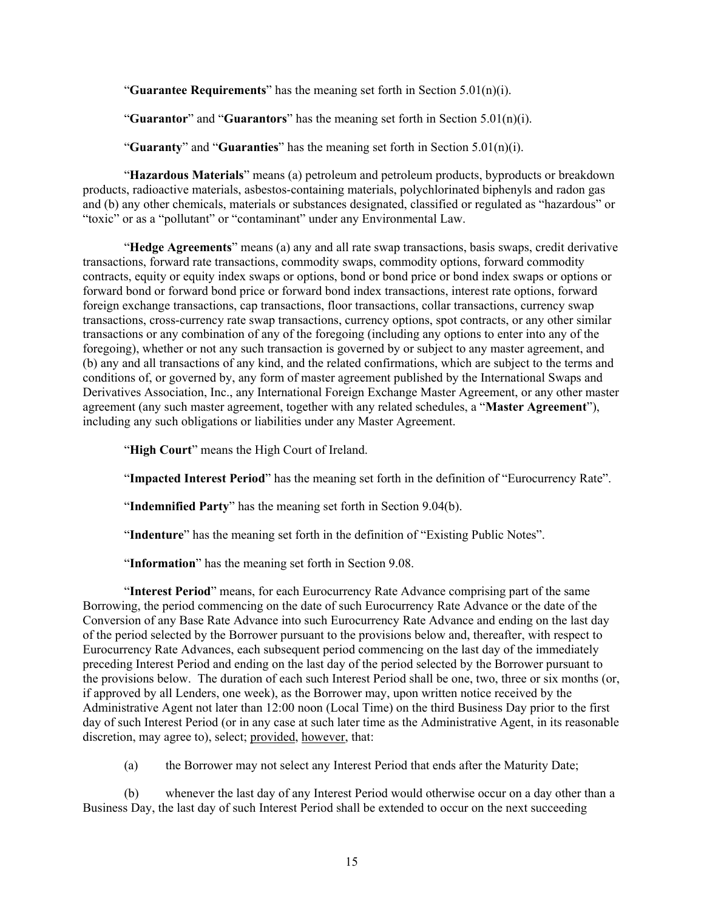"**Guarantee Requirements**" has the meaning set forth in Section 5.01(n)(i).

"**Guarantor**" and "**Guarantors**" has the meaning set forth in Section 5.01(n)(i).

"**Guaranty**" and "**Guaranties**" has the meaning set forth in Section 5.01(n)(i).

"**Hazardous Materials**" means (a) petroleum and petroleum products, byproducts or breakdown products, radioactive materials, asbestos-containing materials, polychlorinated biphenyls and radon gas and (b) any other chemicals, materials or substances designated, classified or regulated as "hazardous" or "toxic" or as a "pollutant" or "contaminant" under any Environmental Law.

"**Hedge Agreements**" means (a) any and all rate swap transactions, basis swaps, credit derivative transactions, forward rate transactions, commodity swaps, commodity options, forward commodity contracts, equity or equity index swaps or options, bond or bond price or bond index swaps or options or forward bond or forward bond price or forward bond index transactions, interest rate options, forward foreign exchange transactions, cap transactions, floor transactions, collar transactions, currency swap transactions, cross-currency rate swap transactions, currency options, spot contracts, or any other similar transactions or any combination of any of the foregoing (including any options to enter into any of the foregoing), whether or not any such transaction is governed by or subject to any master agreement, and (b) any and all transactions of any kind, and the related confirmations, which are subject to the terms and conditions of, or governed by, any form of master agreement published by the International Swaps and Derivatives Association, Inc., any International Foreign Exchange Master Agreement, or any other master agreement (any such master agreement, together with any related schedules, a "**Master Agreement**"), including any such obligations or liabilities under any Master Agreement.

"**High Court**" means the High Court of Ireland.

"**Impacted Interest Period**" has the meaning set forth in the definition of "Eurocurrency Rate".

"**Indemnified Party**" has the meaning set forth in Section 9.04(b).

"**Indenture**" has the meaning set forth in the definition of "Existing Public Notes".

"**Information**" has the meaning set forth in Section 9.08.

"**Interest Period**" means, for each Eurocurrency Rate Advance comprising part of the same Borrowing, the period commencing on the date of such Eurocurrency Rate Advance or the date of the Conversion of any Base Rate Advance into such Eurocurrency Rate Advance and ending on the last day of the period selected by the Borrower pursuant to the provisions below and, thereafter, with respect to Eurocurrency Rate Advances, each subsequent period commencing on the last day of the immediately preceding Interest Period and ending on the last day of the period selected by the Borrower pursuant to the provisions below. The duration of each such Interest Period shall be one, two, three or six months (or, if approved by all Lenders, one week), as the Borrower may, upon written notice received by the Administrative Agent not later than 12:00 noon (Local Time) on the third Business Day prior to the first day of such Interest Period (or in any case at such later time as the Administrative Agent, in its reasonable discretion, may agree to), select; provided, however, that:

(a) the Borrower may not select any Interest Period that ends after the Maturity Date;

(b) whenever the last day of any Interest Period would otherwise occur on a day other than a Business Day, the last day of such Interest Period shall be extended to occur on the next succeeding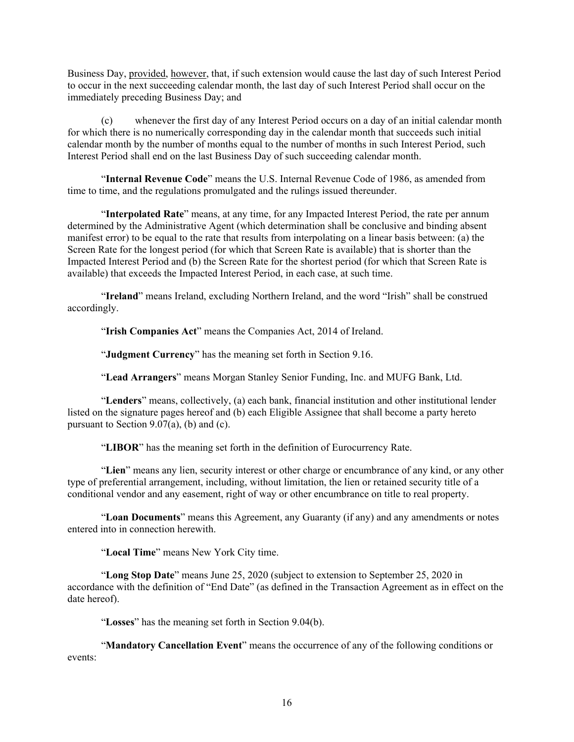Business Day, provided, however, that, if such extension would cause the last day of such Interest Period to occur in the next succeeding calendar month, the last day of such Interest Period shall occur on the immediately preceding Business Day; and

(c) whenever the first day of any Interest Period occurs on a day of an initial calendar month for which there is no numerically corresponding day in the calendar month that succeeds such initial calendar month by the number of months equal to the number of months in such Interest Period, such Interest Period shall end on the last Business Day of such succeeding calendar month.

"**Internal Revenue Code**" means the U.S. Internal Revenue Code of 1986, as amended from time to time, and the regulations promulgated and the rulings issued thereunder.

"**Interpolated Rate**" means, at any time, for any Impacted Interest Period, the rate per annum determined by the Administrative Agent (which determination shall be conclusive and binding absent manifest error) to be equal to the rate that results from interpolating on a linear basis between: (a) the Screen Rate for the longest period (for which that Screen Rate is available) that is shorter than the Impacted Interest Period and (b) the Screen Rate for the shortest period (for which that Screen Rate is available) that exceeds the Impacted Interest Period, in each case, at such time.

"**Ireland**" means Ireland, excluding Northern Ireland, and the word "Irish" shall be construed accordingly.

"**Irish Companies Act**" means the Companies Act, 2014 of Ireland.

"**Judgment Currency**" has the meaning set forth in Section 9.16.

"**Lead Arrangers**" means Morgan Stanley Senior Funding, Inc. and MUFG Bank, Ltd.

"**Lenders**" means, collectively, (a) each bank, financial institution and other institutional lender listed on the signature pages hereof and (b) each Eligible Assignee that shall become a party hereto pursuant to Section 9.07(a), (b) and (c).

"**LIBOR**" has the meaning set forth in the definition of Eurocurrency Rate.

"**Lien**" means any lien, security interest or other charge or encumbrance of any kind, or any other type of preferential arrangement, including, without limitation, the lien or retained security title of a conditional vendor and any easement, right of way or other encumbrance on title to real property.

"**Loan Documents**" means this Agreement, any Guaranty (if any) and any amendments or notes entered into in connection herewith.

"**Local Time**" means New York City time.

"**Long Stop Date**" means June 25, 2020 (subject to extension to September 25, 2020 in accordance with the definition of "End Date" (as defined in the Transaction Agreement as in effect on the date hereof).

"**Losses**" has the meaning set forth in Section 9.04(b).

"**Mandatory Cancellation Event**" means the occurrence of any of the following conditions or events: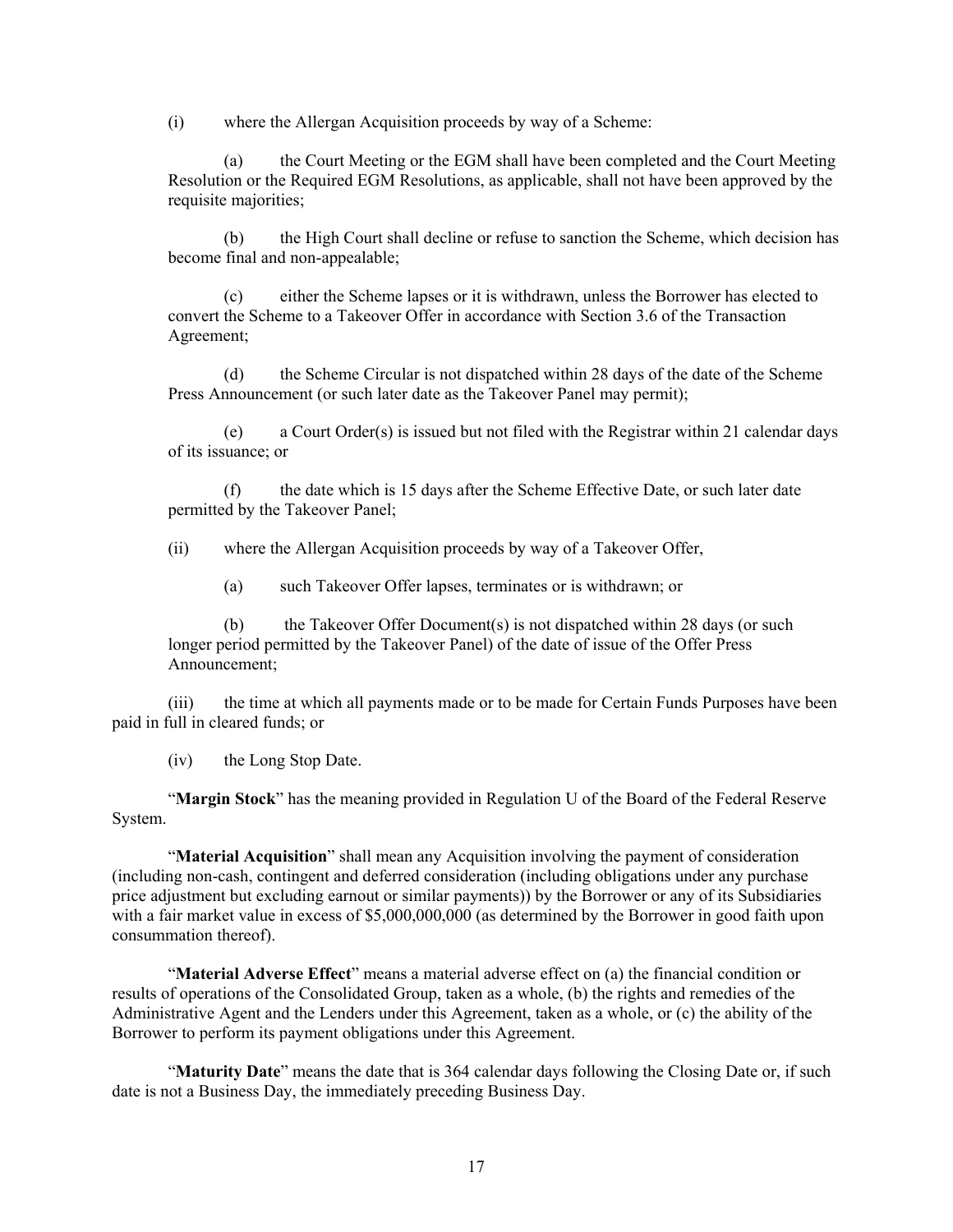(i) where the Allergan Acquisition proceeds by way of a Scheme:

(a) the Court Meeting or the EGM shall have been completed and the Court Meeting Resolution or the Required EGM Resolutions, as applicable, shall not have been approved by the requisite majorities;

(b) the High Court shall decline or refuse to sanction the Scheme, which decision has become final and non-appealable;

(c) either the Scheme lapses or it is withdrawn, unless the Borrower has elected to convert the Scheme to a Takeover Offer in accordance with Section 3.6 of the Transaction Agreement;

(d) the Scheme Circular is not dispatched within 28 days of the date of the Scheme Press Announcement (or such later date as the Takeover Panel may permit);

(e) a Court Order(s) is issued but not filed with the Registrar within 21 calendar days of its issuance; or

(f) the date which is 15 days after the Scheme Effective Date, or such later date permitted by the Takeover Panel;

(ii) where the Allergan Acquisition proceeds by way of a Takeover Offer,

(a) such Takeover Offer lapses, terminates or is withdrawn; or

(b) the Takeover Offer Document(s) is not dispatched within 28 days (or such longer period permitted by the Takeover Panel) of the date of issue of the Offer Press Announcement;

(iii) the time at which all payments made or to be made for Certain Funds Purposes have been paid in full in cleared funds; or

(iv) the Long Stop Date.

"**Margin Stock**" has the meaning provided in Regulation U of the Board of the Federal Reserve System.

"**Material Acquisition**" shall mean any Acquisition involving the payment of consideration (including non-cash, contingent and deferred consideration (including obligations under any purchase price adjustment but excluding earnout or similar payments)) by the Borrower or any of its Subsidiaries with a fair market value in excess of $5,000,000,000 (as determined by the Borrower in good faith upon consummation thereof).

"**Material Adverse Effect**" means a material adverse effect on (a) the financial condition or results of operations of the Consolidated Group, taken as a whole, (b) the rights and remedies of the Administrative Agent and the Lenders under this Agreement, taken as a whole, or (c) the ability of the Borrower to perform its payment obligations under this Agreement.

"**Maturity Date**" means the date that is 364 calendar days following the Closing Date or, if such date is not a Business Day, the immediately preceding Business Day.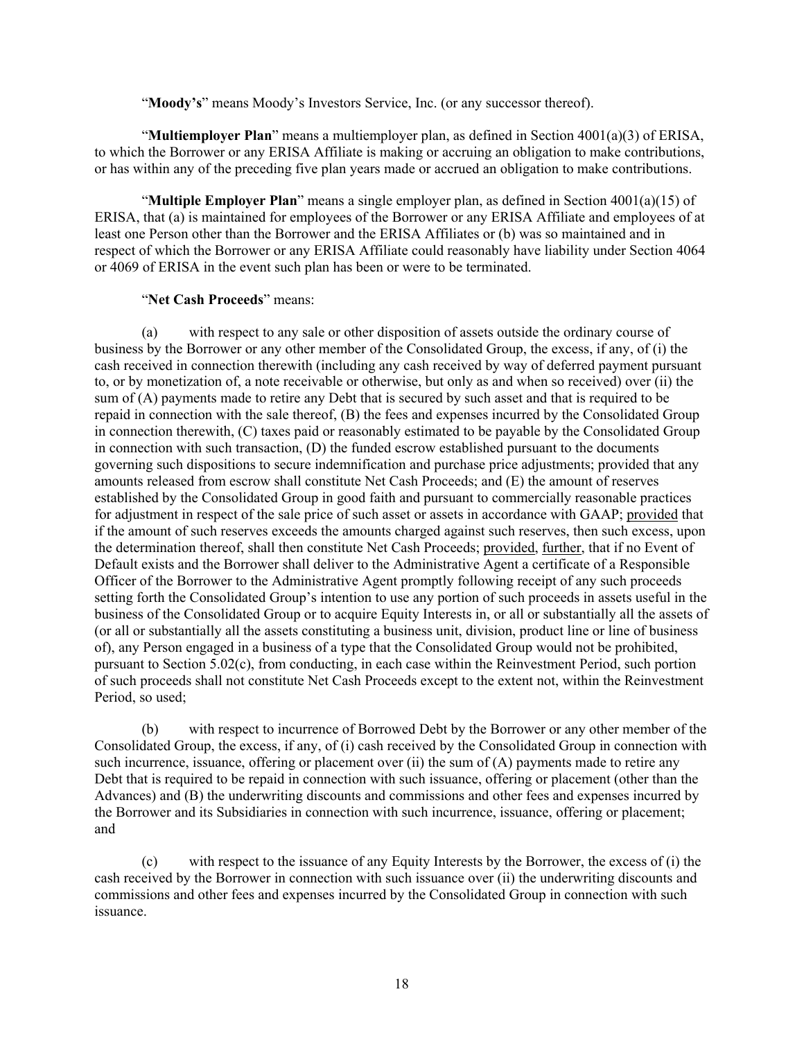"**Moody's**" means Moody's Investors Service, Inc. (or any successor thereof).

"**Multiemployer Plan**" means a multiemployer plan, as defined in Section 4001(a)(3) of ERISA, to which the Borrower or any ERISA Affiliate is making or accruing an obligation to make contributions, or has within any of the preceding five plan years made or accrued an obligation to make contributions.

"**Multiple Employer Plan**" means a single employer plan, as defined in Section 4001(a)(15) of ERISA, that (a) is maintained for employees of the Borrower or any ERISA Affiliate and employees of at least one Person other than the Borrower and the ERISA Affiliates or (b) was so maintained and in respect of which the Borrower or any ERISA Affiliate could reasonably have liability under Section 4064 or 4069 of ERISA in the event such plan has been or were to be terminated.

"**Net Cash Proceeds**" means:

(a) with respect to any sale or other disposition of assets outside the ordinary course of business by the Borrower or any other member of the Consolidated Group, the excess, if any, of (i) the cash received in connection therewith (including any cash received by way of deferred payment pursuant to, or by monetization of, a note receivable or otherwise, but only as and when so received) over (ii) the sum of (A) payments made to retire any Debt that is secured by such asset and that is required to be repaid in connection with the sale thereof, (B) the fees and expenses incurred by the Consolidated Group in connection therewith, (C) taxes paid or reasonably estimated to be payable by the Consolidated Group in connection with such transaction, (D) the funded escrow established pursuant to the documents governing such dispositions to secure indemnification and purchase price adjustments; provided that any amounts released from escrow shall constitute Net Cash Proceeds; and (E) the amount of reserves established by the Consolidated Group in good faith and pursuant to commercially reasonable practices for adjustment in respect of the sale price of such asset or assets in accordance with GAAP; provided that if the amount of such reserves exceeds the amounts charged against such reserves, then such excess, upon the determination thereof, shall then constitute Net Cash Proceeds; provided, further, that if no Event of Default exists and the Borrower shall deliver to the Administrative Agent a certificate of a Responsible Officer of the Borrower to the Administrative Agent promptly following receipt of any such proceeds setting forth the Consolidated Group's intention to use any portion of such proceeds in assets useful in the business of the Consolidated Group or to acquire Equity Interests in, or all or substantially all the assets of (or all or substantially all the assets constituting a business unit, division, product line or line of business of), any Person engaged in a business of a type that the Consolidated Group would not be prohibited, pursuant to Section 5.02(c), from conducting, in each case within the Reinvestment Period, such portion of such proceeds shall not constitute Net Cash Proceeds except to the extent not, within the Reinvestment Period, so used;

(b) with respect to incurrence of Borrowed Debt by the Borrower or any other member of the Consolidated Group, the excess, if any, of (i) cash received by the Consolidated Group in connection with such incurrence, issuance, offering or placement over (ii) the sum of (A) payments made to retire any Debt that is required to be repaid in connection with such issuance, offering or placement (other than the Advances) and (B) the underwriting discounts and commissions and other fees and expenses incurred by the Borrower and its Subsidiaries in connection with such incurrence, issuance, offering or placement; and

(c) with respect to the issuance of any Equity Interests by the Borrower, the excess of (i) the cash received by the Borrower in connection with such issuance over (ii) the underwriting discounts and commissions and other fees and expenses incurred by the Consolidated Group in connection with such issuance.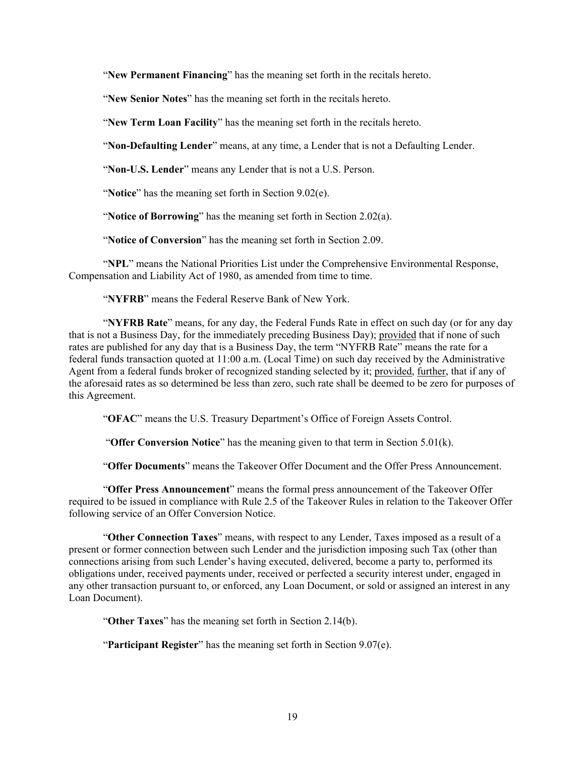"**New Permanent Financing**" has the meaning set forth in the recitals hereto.

"**New Senior Notes**" has the meaning set forth in the recitals hereto.

"**New Term Loan Facility**" has the meaning set forth in the recitals hereto.

"**Non-Defaulting Lender**" means, at any time, a Lender that is not a Defaulting Lender.

"**Non-U.S. Lender**" means any Lender that is not a U.S. Person.

"**Notice**" has the meaning set forth in Section 9.02(e).

"**Notice of Borrowing**" has the meaning set forth in Section 2.02(a).

"**Notice of Conversion**" has the meaning set forth in Section 2.09.

"**NPL**" means the National Priorities List under the Comprehensive Environmental Response, Compensation and Liability Act of 1980, as amended from time to time.

"**NYFRB**" means the Federal Reserve Bank of New York.

"**NYFRB Rate**" means, for any day, the Federal Funds Rate in effect on such day (or for any day that is not a Business Day, for the immediately preceding Business Day); provided that if none of such rates are published for any day that is a Business Day, the term "NYFRB Rate" means the rate for a federal funds transaction quoted at 11:00 a.m. (Local Time) on such day received by the Administrative Agent from a federal funds broker of recognized standing selected by it; provided, further, that if any of the aforesaid rates as so determined be less than zero, such rate shall be deemed to be zero for purposes of this Agreement.

"**OFAC**" means the U.S. Treasury Department's Office of Foreign Assets Control.

"**Offer Conversion Notice**" has the meaning given to that term in Section 5.01(k).

"**Offer Documents**" means the Takeover Offer Document and the Offer Press Announcement.

"**Offer Press Announcement**" means the formal press announcement of the Takeover Offer required to be issued in compliance with Rule 2.5 of the Takeover Rules in relation to the Takeover Offer following service of an Offer Conversion Notice.

"**Other Connection Taxes**" means, with respect to any Lender, Taxes imposed as a result of a present or former connection between such Lender and the jurisdiction imposing such Tax (other than connections arising from such Lender's having executed, delivered, become a party to, performed its obligations under, received payments under, received or perfected a security interest under, engaged in any other transaction pursuant to, or enforced, any Loan Document, or sold or assigned an interest in any Loan Document).

"**Other Taxes**" has the meaning set forth in Section 2.14(b).

"**Participant Register**" has the meaning set forth in Section 9.07(e).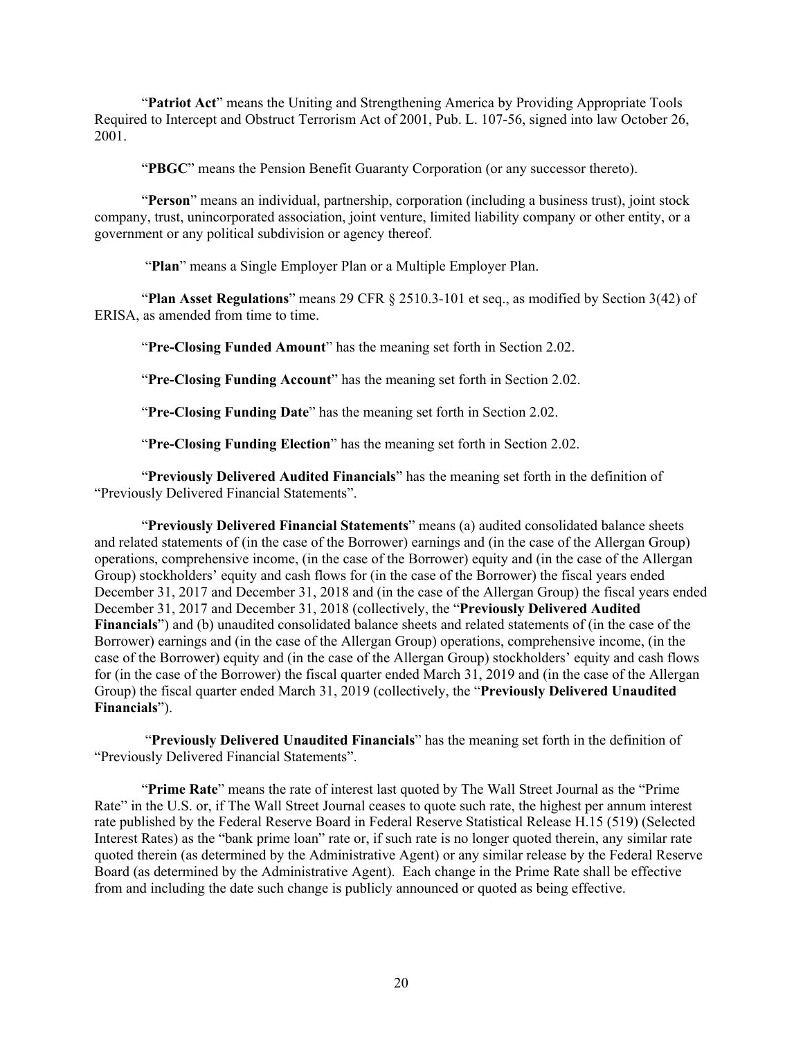"**Patriot Act**" means the Uniting and Strengthening America by Providing Appropriate Tools Required to Intercept and Obstruct Terrorism Act of 2001, Pub. L. 107-56, signed into law October 26, 2001.

"**PBGC**" means the Pension Benefit Guaranty Corporation (or any successor thereto).

"**Person**" means an individual, partnership, corporation (including a business trust), joint stock company, trust, unincorporated association, joint venture, limited liability company or other entity, or a government or any political subdivision or agency thereof.

"**Plan**" means a Single Employer Plan or a Multiple Employer Plan.

"**Plan Asset Regulations**" means 29 CFR § 2510.3-101 et seq., as modified by Section 3(42) of ERISA, as amended from time to time.

"**Pre-Closing Funded Amount**" has the meaning set forth in Section 2.02.

"**Pre-Closing Funding Account**" has the meaning set forth in Section 2.02.

"**Pre-Closing Funding Date**" has the meaning set forth in Section 2.02.

"**Pre-Closing Funding Election**" has the meaning set forth in Section 2.02.

"**Previously Delivered Audited Financials**" has the meaning set forth in the definition of "Previously Delivered Financial Statements".

"**Previously Delivered Financial Statements**" means (a) audited consolidated balance sheets and related statements of (in the case of the Borrower) earnings and (in the case of the Allergan Group) operations, comprehensive income, (in the case of the Borrower) equity and (in the case of the Allergan Group) stockholders' equity and cash flows for (in the case of the Borrower) the fiscal years ended December 31, 2017 and December 31, 2018 and (in the case of the Allergan Group) the fiscal years ended December 31, 2017 and December 31, 2018 (collectively, the "**Previously Delivered Audited Financials**") and (b) unaudited consolidated balance sheets and related statements of (in the case of the Borrower) earnings and (in the case of the Allergan Group) operations, comprehensive income, (in the case of the Borrower) equity and (in the case of the Allergan Group) stockholders' equity and cash flows for (in the case of the Borrower) the fiscal quarter ended March 31, 2019 and (in the case of the Allergan Group) the fiscal quarter ended March 31, 2019 (collectively, the "**Previously Delivered Unaudited Financials**").

"**Previously Delivered Unaudited Financials**" has the meaning set forth in the definition of "Previously Delivered Financial Statements".

"**Prime Rate**" means the rate of interest last quoted by The Wall Street Journal as the "Prime Rate" in the U.S. or, if The Wall Street Journal ceases to quote such rate, the highest per annum interest rate published by the Federal Reserve Board in Federal Reserve Statistical Release H.15 (519) (Selected Interest Rates) as the "bank prime loan" rate or, if such rate is no longer quoted therein, any similar rate quoted therein (as determined by the Administrative Agent) or any similar release by the Federal Reserve Board (as determined by the Administrative Agent). Each change in the Prime Rate shall be effective from and including the date such change is publicly announced or quoted as being effective.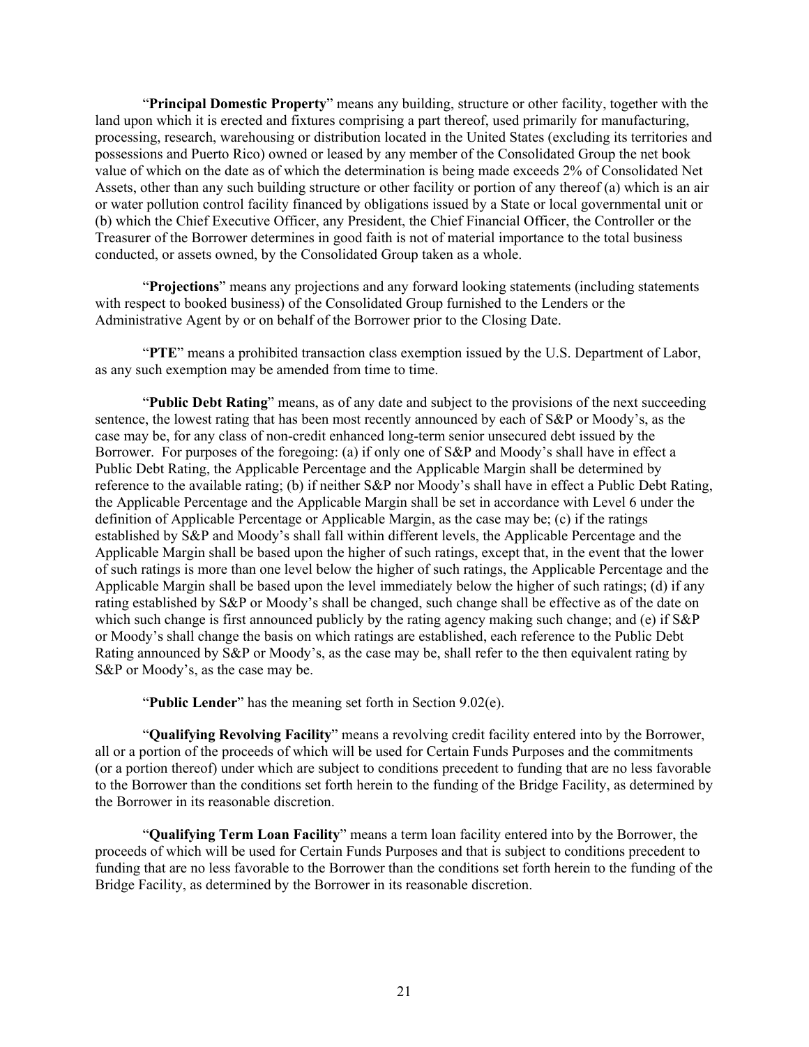"**Principal Domestic Property**" means any building, structure or other facility, together with the land upon which it is erected and fixtures comprising a part thereof, used primarily for manufacturing, processing, research, warehousing or distribution located in the United States (excluding its territories and possessions and Puerto Rico) owned or leased by any member of the Consolidated Group the net book value of which on the date as of which the determination is being made exceeds 2% of Consolidated Net Assets, other than any such building structure or other facility or portion of any thereof (a) which is an air or water pollution control facility financed by obligations issued by a State or local governmental unit or (b) which the Chief Executive Officer, any President, the Chief Financial Officer, the Controller or the Treasurer of the Borrower determines in good faith is not of material importance to the total business conducted, or assets owned, by the Consolidated Group taken as a whole.

"**Projections**" means any projections and any forward looking statements (including statements with respect to booked business) of the Consolidated Group furnished to the Lenders or the Administrative Agent by or on behalf of the Borrower prior to the Closing Date.

"**PTE**" means a prohibited transaction class exemption issued by the U.S. Department of Labor, as any such exemption may be amended from time to time.

"**Public Debt Rating**" means, as of any date and subject to the provisions of the next succeeding sentence, the lowest rating that has been most recently announced by each of S&P or Moody's, as the case may be, for any class of non-credit enhanced long-term senior unsecured debt issued by the Borrower. For purposes of the foregoing: (a) if only one of S&P and Moody's shall have in effect a Public Debt Rating, the Applicable Percentage and the Applicable Margin shall be determined by reference to the available rating; (b) if neither S&P nor Moody's shall have in effect a Public Debt Rating, the Applicable Percentage and the Applicable Margin shall be set in accordance with Level 6 under the definition of Applicable Percentage or Applicable Margin, as the case may be; (c) if the ratings established by S&P and Moody's shall fall within different levels, the Applicable Percentage and the Applicable Margin shall be based upon the higher of such ratings, except that, in the event that the lower of such ratings is more than one level below the higher of such ratings, the Applicable Percentage and the Applicable Margin shall be based upon the level immediately below the higher of such ratings; (d) if any rating established by S&P or Moody's shall be changed, such change shall be effective as of the date on which such change is first announced publicly by the rating agency making such change; and (e) if S&P or Moody's shall change the basis on which ratings are established, each reference to the Public Debt Rating announced by S&P or Moody's, as the case may be, shall refer to the then equivalent rating by S&P or Moody's, as the case may be.

"**Public Lender**" has the meaning set forth in Section 9.02(e).

"**Qualifying Revolving Facility**" means a revolving credit facility entered into by the Borrower, all or a portion of the proceeds of which will be used for Certain Funds Purposes and the commitments (or a portion thereof) under which are subject to conditions precedent to funding that are no less favorable to the Borrower than the conditions set forth herein to the funding of the Bridge Facility, as determined by the Borrower in its reasonable discretion.

"**Qualifying Term Loan Facility**" means a term loan facility entered into by the Borrower, the proceeds of which will be used for Certain Funds Purposes and that is subject to conditions precedent to funding that are no less favorable to the Borrower than the conditions set forth herein to the funding of the Bridge Facility, as determined by the Borrower in its reasonable discretion.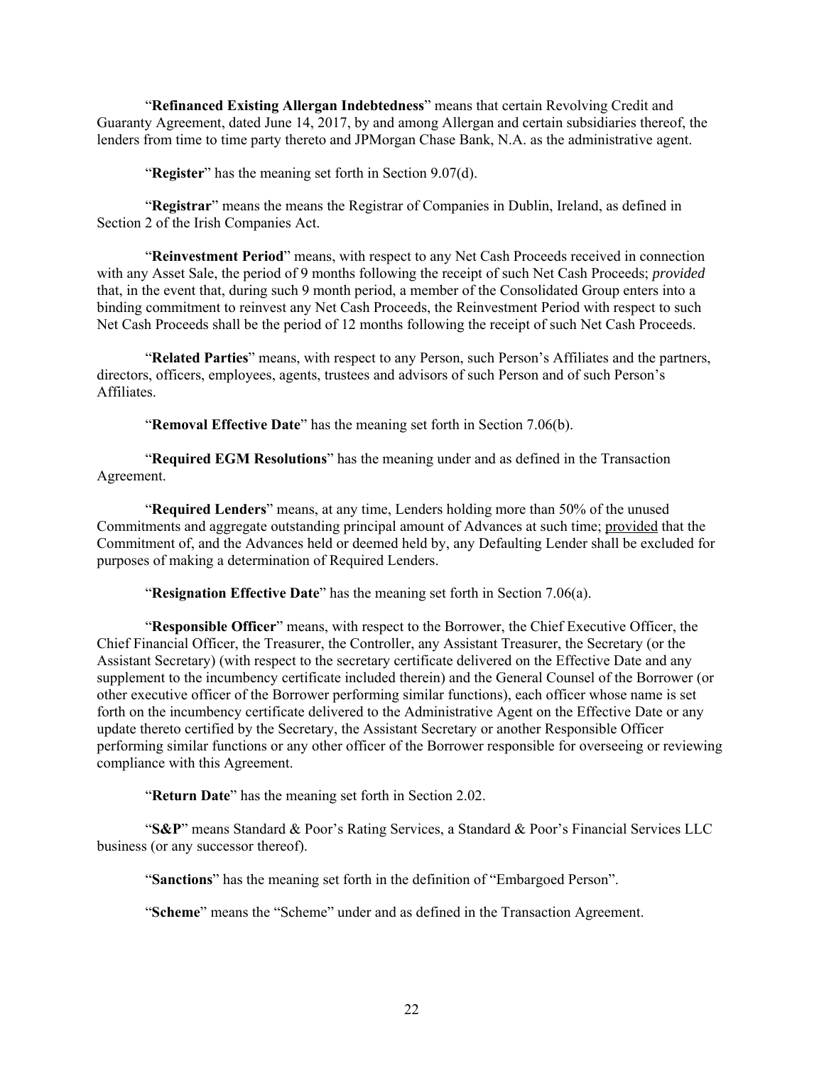"**Refinanced Existing Allergan Indebtedness**" means that certain Revolving Credit and Guaranty Agreement, dated June 14, 2017, by and among Allergan and certain subsidiaries thereof, the lenders from time to time party thereto and JPMorgan Chase Bank, N.A. as the administrative agent.

"**Register**" has the meaning set forth in Section 9.07(d).

"**Registrar**" means the means the Registrar of Companies in Dublin, Ireland, as defined in Section 2 of the Irish Companies Act.

"**Reinvestment Period**" means, with respect to any Net Cash Proceeds received in connection with any Asset Sale, the period of 9 months following the receipt of such Net Cash Proceeds; *provided* that, in the event that, during such 9 month period, a member of the Consolidated Group enters into a binding commitment to reinvest any Net Cash Proceeds, the Reinvestment Period with respect to such Net Cash Proceeds shall be the period of 12 months following the receipt of such Net Cash Proceeds.

"**Related Parties**" means, with respect to any Person, such Person's Affiliates and the partners, directors, officers, employees, agents, trustees and advisors of such Person and of such Person's Affiliates.

"**Removal Effective Date**" has the meaning set forth in Section 7.06(b).

"**Required EGM Resolutions**" has the meaning under and as defined in the Transaction Agreement.

"**Required Lenders**" means, at any time, Lenders holding more than 50% of the unused Commitments and aggregate outstanding principal amount of Advances at such time; provided that the Commitment of, and the Advances held or deemed held by, any Defaulting Lender shall be excluded for purposes of making a determination of Required Lenders.

"**Resignation Effective Date**" has the meaning set forth in Section 7.06(a).

"**Responsible Officer**" means, with respect to the Borrower, the Chief Executive Officer, the Chief Financial Officer, the Treasurer, the Controller, any Assistant Treasurer, the Secretary (or the Assistant Secretary) (with respect to the secretary certificate delivered on the Effective Date and any supplement to the incumbency certificate included therein) and the General Counsel of the Borrower (or other executive officer of the Borrower performing similar functions), each officer whose name is set forth on the incumbency certificate delivered to the Administrative Agent on the Effective Date or any update thereto certified by the Secretary, the Assistant Secretary or another Responsible Officer performing similar functions or any other officer of the Borrower responsible for overseeing or reviewing compliance with this Agreement.

"**Return Date**" has the meaning set forth in Section 2.02.

"**S&P**" means Standard & Poor's Rating Services, a Standard & Poor's Financial Services LLC business (or any successor thereof).

"**Sanctions**" has the meaning set forth in the definition of "Embargoed Person".

"**Scheme**" means the "Scheme" under and as defined in the Transaction Agreement.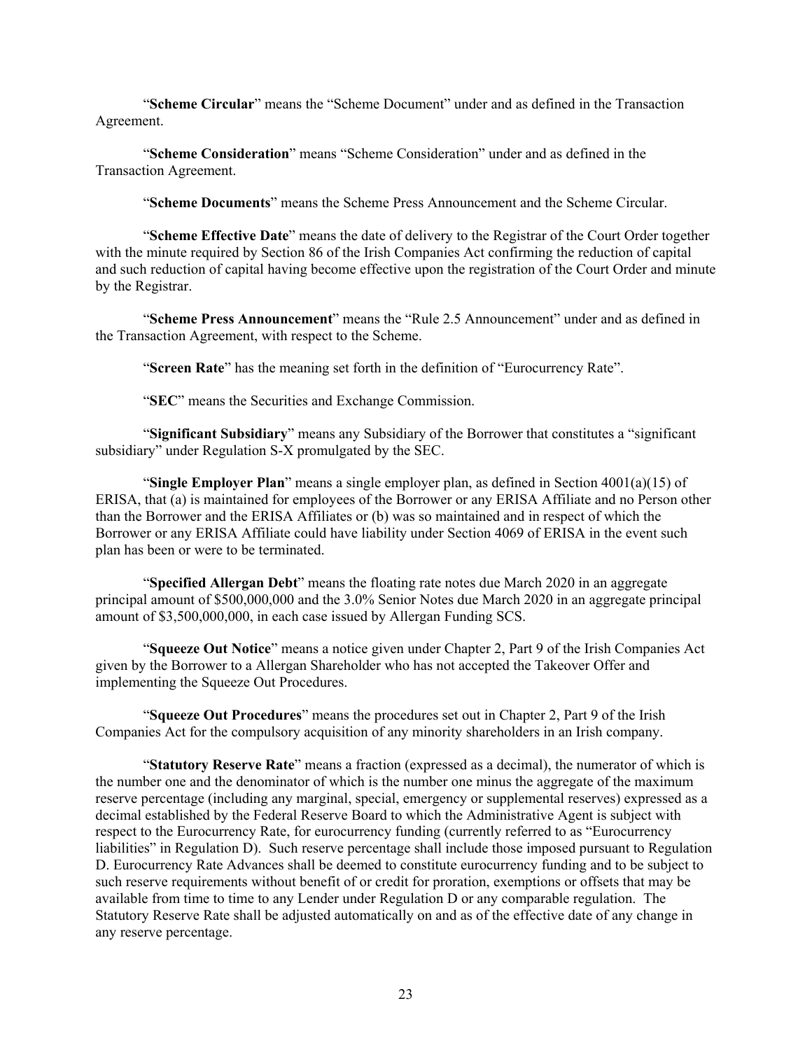"**Scheme Circular**" means the "Scheme Document" under and as defined in the Transaction Agreement.

"**Scheme Consideration**" means "Scheme Consideration" under and as defined in the Transaction Agreement.

"**Scheme Documents**" means the Scheme Press Announcement and the Scheme Circular.

"**Scheme Effective Date**" means the date of delivery to the Registrar of the Court Order together with the minute required by Section 86 of the Irish Companies Act confirming the reduction of capital and such reduction of capital having become effective upon the registration of the Court Order and minute by the Registrar.

"**Scheme Press Announcement**" means the "Rule 2.5 Announcement" under and as defined in the Transaction Agreement, with respect to the Scheme.

"**Screen Rate**" has the meaning set forth in the definition of "Eurocurrency Rate".

"**SEC**" means the Securities and Exchange Commission.

"**Significant Subsidiary**" means any Subsidiary of the Borrower that constitutes a "significant subsidiary" under Regulation S-X promulgated by the SEC.

"**Single Employer Plan**" means a single employer plan, as defined in Section 4001(a)(15) of ERISA, that (a) is maintained for employees of the Borrower or any ERISA Affiliate and no Person other than the Borrower and the ERISA Affiliates or (b) was so maintained and in respect of which the Borrower or any ERISA Affiliate could have liability under Section 4069 of ERISA in the event such plan has been or were to be terminated.

"**Specified Allergan Debt**" means the floating rate notes due March 2020 in an aggregate principal amount of $500,000,000 and the 3.0% Senior Notes due March 2020 in an aggregate principal amount of $3,500,000,000, in each case issued by Allergan Funding SCS.

"**Squeeze Out Notice**" means a notice given under Chapter 2, Part 9 of the Irish Companies Act given by the Borrower to a Allergan Shareholder who has not accepted the Takeover Offer and implementing the Squeeze Out Procedures.

"**Squeeze Out Procedures**" means the procedures set out in Chapter 2, Part 9 of the Irish Companies Act for the compulsory acquisition of any minority shareholders in an Irish company.

"**Statutory Reserve Rate**" means a fraction (expressed as a decimal), the numerator of which is the number one and the denominator of which is the number one minus the aggregate of the maximum reserve percentage (including any marginal, special, emergency or supplemental reserves) expressed as a decimal established by the Federal Reserve Board to which the Administrative Agent is subject with respect to the Eurocurrency Rate, for eurocurrency funding (currently referred to as "Eurocurrency liabilities" in Regulation D). Such reserve percentage shall include those imposed pursuant to Regulation D. Eurocurrency Rate Advances shall be deemed to constitute eurocurrency funding and to be subject to such reserve requirements without benefit of or credit for proration, exemptions or offsets that may be available from time to time to any Lender under Regulation D or any comparable regulation. The Statutory Reserve Rate shall be adjusted automatically on and as of the effective date of any change in any reserve percentage.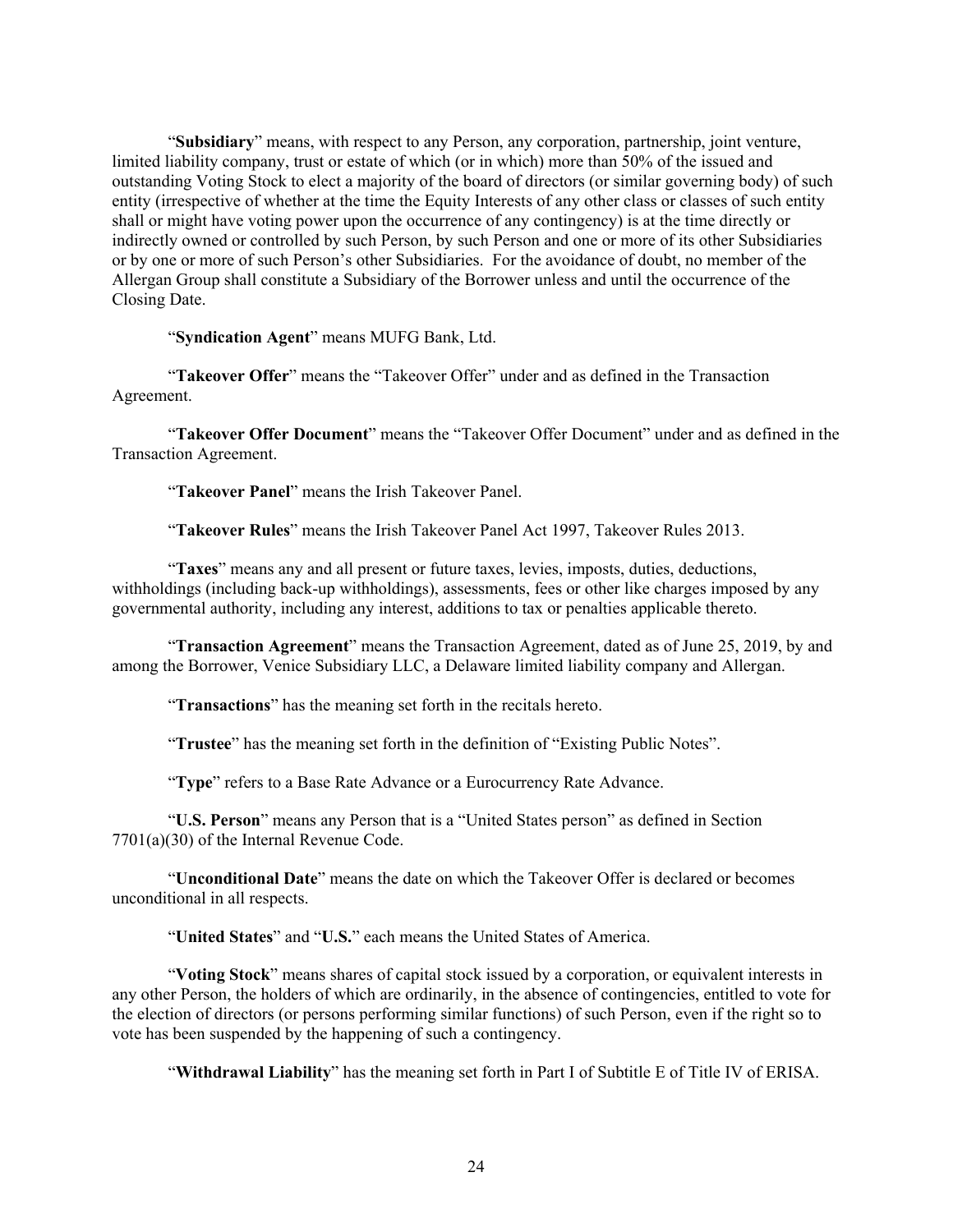"**Subsidiary**" means, with respect to any Person, any corporation, partnership, joint venture, limited liability company, trust or estate of which (or in which) more than 50% of the issued and outstanding Voting Stock to elect a majority of the board of directors (or similar governing body) of such entity (irrespective of whether at the time the Equity Interests of any other class or classes of such entity shall or might have voting power upon the occurrence of any contingency) is at the time directly or indirectly owned or controlled by such Person, by such Person and one or more of its other Subsidiaries or by one or more of such Person's other Subsidiaries. For the avoidance of doubt, no member of the Allergan Group shall constitute a Subsidiary of the Borrower unless and until the occurrence of the Closing Date.

"**Syndication Agent**" means MUFG Bank, Ltd.

"**Takeover Offer**" means the "Takeover Offer" under and as defined in the Transaction Agreement.

"**Takeover Offer Document**" means the "Takeover Offer Document" under and as defined in the Transaction Agreement.

"**Takeover Panel**" means the Irish Takeover Panel.

"**Takeover Rules**" means the Irish Takeover Panel Act 1997, Takeover Rules 2013.

"**Taxes**" means any and all present or future taxes, levies, imposts, duties, deductions, withholdings (including back-up withholdings), assessments, fees or other like charges imposed by any governmental authority, including any interest, additions to tax or penalties applicable thereto.

"**Transaction Agreement**" means the Transaction Agreement, dated as of June 25, 2019, by and among the Borrower, Venice Subsidiary LLC, a Delaware limited liability company and Allergan.

"**Transactions**" has the meaning set forth in the recitals hereto.

"**Trustee**" has the meaning set forth in the definition of "Existing Public Notes".

"**Type**" refers to a Base Rate Advance or a Eurocurrency Rate Advance.

"**U.S. Person**" means any Person that is a "United States person" as defined in Section 7701(a)(30) of the Internal Revenue Code.

"**Unconditional Date**" means the date on which the Takeover Offer is declared or becomes unconditional in all respects.

"**United States**" and "**U.S.**" each means the United States of America.

"**Voting Stock**" means shares of capital stock issued by a corporation, or equivalent interests in any other Person, the holders of which are ordinarily, in the absence of contingencies, entitled to vote for the election of directors (or persons performing similar functions) of such Person, even if the right so to vote has been suspended by the happening of such a contingency.

"**Withdrawal Liability**" has the meaning set forth in Part I of Subtitle E of Title IV of ERISA.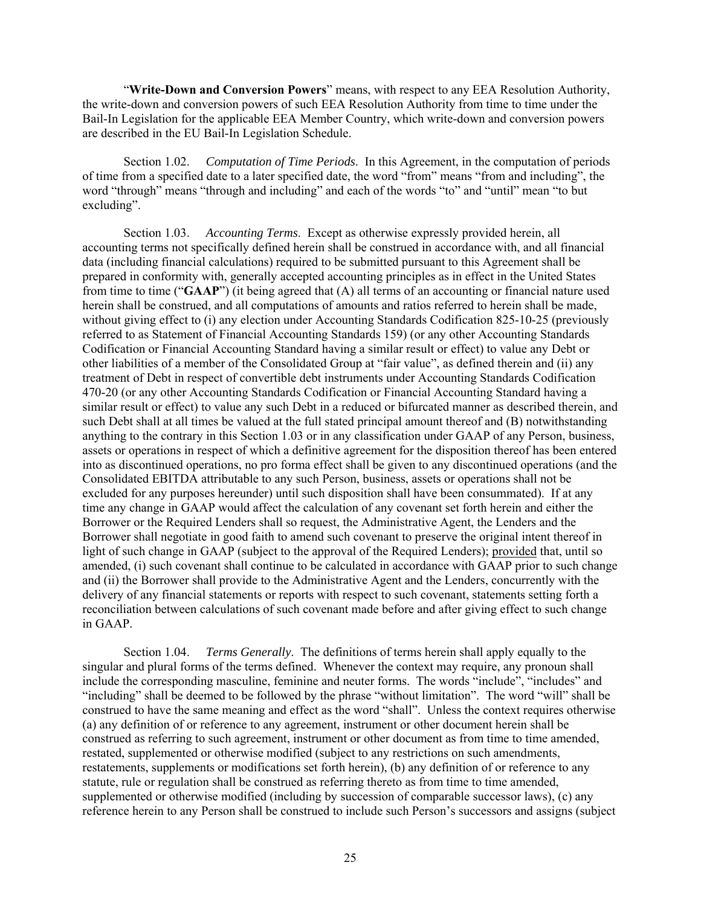"**Write-Down and Conversion Powers**" means, with respect to any EEA Resolution Authority, the write-down and conversion powers of such EEA Resolution Authority from time to time under the Bail-In Legislation for the applicable EEA Member Country, which write-down and conversion powers are described in the EU Bail-In Legislation Schedule.

Section 1.02. *Computation of Time Periods*. In this Agreement, in the computation of periods of time from a specified date to a later specified date, the word "from" means "from and including", the word "through" means "through and including" and each of the words "to" and "until" mean "to but excluding".

Section 1.03. *Accounting Terms*. Except as otherwise expressly provided herein, all accounting terms not specifically defined herein shall be construed in accordance with, and all financial data (including financial calculations) required to be submitted pursuant to this Agreement shall be prepared in conformity with, generally accepted accounting principles as in effect in the United States from time to time ("**GAAP**") (it being agreed that (A) all terms of an accounting or financial nature used herein shall be construed, and all computations of amounts and ratios referred to herein shall be made, without giving effect to (i) any election under Accounting Standards Codification 825-10-25 (previously referred to as Statement of Financial Accounting Standards 159) (or any other Accounting Standards Codification or Financial Accounting Standard having a similar result or effect) to value any Debt or other liabilities of a member of the Consolidated Group at "fair value", as defined therein and (ii) any treatment of Debt in respect of convertible debt instruments under Accounting Standards Codification 470-20 (or any other Accounting Standards Codification or Financial Accounting Standard having a similar result or effect) to value any such Debt in a reduced or bifurcated manner as described therein, and such Debt shall at all times be valued at the full stated principal amount thereof and (B) notwithstanding anything to the contrary in this Section 1.03 or in any classification under GAAP of any Person, business, assets or operations in respect of which a definitive agreement for the disposition thereof has been entered into as discontinued operations, no pro forma effect shall be given to any discontinued operations (and the Consolidated EBITDA attributable to any such Person, business, assets or operations shall not be excluded for any purposes hereunder) until such disposition shall have been consummated). If at any time any change in GAAP would affect the calculation of any covenant set forth herein and either the Borrower or the Required Lenders shall so request, the Administrative Agent, the Lenders and the Borrower shall negotiate in good faith to amend such covenant to preserve the original intent thereof in light of such change in GAAP (subject to the approval of the Required Lenders); provided that, until so amended, (i) such covenant shall continue to be calculated in accordance with GAAP prior to such change and (ii) the Borrower shall provide to the Administrative Agent and the Lenders, concurrently with the delivery of any financial statements or reports with respect to such covenant, statements setting forth a reconciliation between calculations of such covenant made before and after giving effect to such change in GAAP.

Section 1.04. *Terms Generally*. The definitions of terms herein shall apply equally to the singular and plural forms of the terms defined. Whenever the context may require, any pronoun shall include the corresponding masculine, feminine and neuter forms. The words "include", "includes" and "including" shall be deemed to be followed by the phrase "without limitation". The word "will" shall be construed to have the same meaning and effect as the word "shall". Unless the context requires otherwise (a) any definition of or reference to any agreement, instrument or other document herein shall be construed as referring to such agreement, instrument or other document as from time to time amended, restated, supplemented or otherwise modified (subject to any restrictions on such amendments, restatements, supplements or modifications set forth herein), (b) any definition of or reference to any statute, rule or regulation shall be construed as referring thereto as from time to time amended, supplemented or otherwise modified (including by succession of comparable successor laws), (c) any reference herein to any Person shall be construed to include such Person's successors and assigns (subject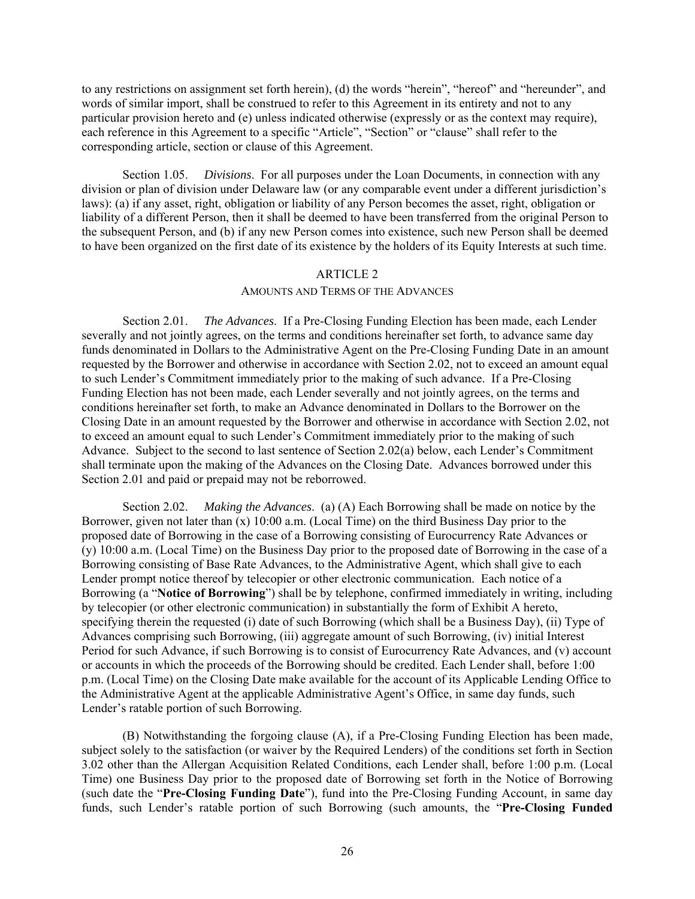to any restrictions on assignment set forth herein), (d) the words "herein", "hereof" and "hereunder", and words of similar import, shall be construed to refer to this Agreement in its entirety and not to any particular provision hereto and (e) unless indicated otherwise (expressly or as the context may require), each reference in this Agreement to a specific "Article", "Section" or "clause" shall refer to the corresponding article, section or clause of this Agreement.

Section 1.05. *Divisions*. For all purposes under the Loan Documents, in connection with any division or plan of division under Delaware law (or any comparable event under a different jurisdiction's laws): (a) if any asset, right, obligation or liability of any Person becomes the asset, right, obligation or liability of a different Person, then it shall be deemed to have been transferred from the original Person to the subsequent Person, and (b) if any new Person comes into existence, such new Person shall be deemed to have been organized on the first date of its existence by the holders of its Equity Interests at such time.

## ARTICLE 2

### AMOUNTS AND TERMS OF THE ADVANCES

Section 2.01. *The Advances*. If a Pre-Closing Funding Election has been made, each Lender severally and not jointly agrees, on the terms and conditions hereinafter set forth, to advance same day funds denominated in Dollars to the Administrative Agent on the Pre-Closing Funding Date in an amount requested by the Borrower and otherwise in accordance with Section 2.02, not to exceed an amount equal to such Lender's Commitment immediately prior to the making of such advance. If a Pre-Closing Funding Election has not been made, each Lender severally and not jointly agrees, on the terms and conditions hereinafter set forth, to make an Advance denominated in Dollars to the Borrower on the Closing Date in an amount requested by the Borrower and otherwise in accordance with Section 2.02, not to exceed an amount equal to such Lender's Commitment immediately prior to the making of such Advance. Subject to the second to last sentence of Section 2.02(a) below, each Lender's Commitment shall terminate upon the making of the Advances on the Closing Date. Advances borrowed under this Section 2.01 and paid or prepaid may not be reborrowed.

Section 2.02. *Making the Advances*. (a) (A) Each Borrowing shall be made on notice by the Borrower, given not later than (x) 10:00 a.m. (Local Time) on the third Business Day prior to the proposed date of Borrowing in the case of a Borrowing consisting of Eurocurrency Rate Advances or (y) 10:00 a.m. (Local Time) on the Business Day prior to the proposed date of Borrowing in the case of a Borrowing consisting of Base Rate Advances, to the Administrative Agent, which shall give to each Lender prompt notice thereof by telecopier or other electronic communication. Each notice of a Borrowing (a "**Notice of Borrowing**") shall be by telephone, confirmed immediately in writing, including by telecopier (or other electronic communication) in substantially the form of Exhibit A hereto, specifying therein the requested (i) date of such Borrowing (which shall be a Business Day), (ii) Type of Advances comprising such Borrowing, (iii) aggregate amount of such Borrowing, (iv) initial Interest Period for such Advance, if such Borrowing is to consist of Eurocurrency Rate Advances, and (v) account or accounts in which the proceeds of the Borrowing should be credited. Each Lender shall, before 1:00 p.m. (Local Time) on the Closing Date make available for the account of its Applicable Lending Office to the Administrative Agent at the applicable Administrative Agent's Office, in same day funds, such Lender's ratable portion of such Borrowing.

(B) Notwithstanding the forgoing clause (A), if a Pre-Closing Funding Election has been made, subject solely to the satisfaction (or waiver by the Required Lenders) of the conditions set forth in Section 3.02 other than the Allergan Acquisition Related Conditions, each Lender shall, before 1:00 p.m. (Local Time) one Business Day prior to the proposed date of Borrowing set forth in the Notice of Borrowing (such date the "**Pre-Closing Funding Date**"), fund into the Pre-Closing Funding Account, in same day funds, such Lender's ratable portion of such Borrowing (such amounts, the "**Pre-Closing Funded**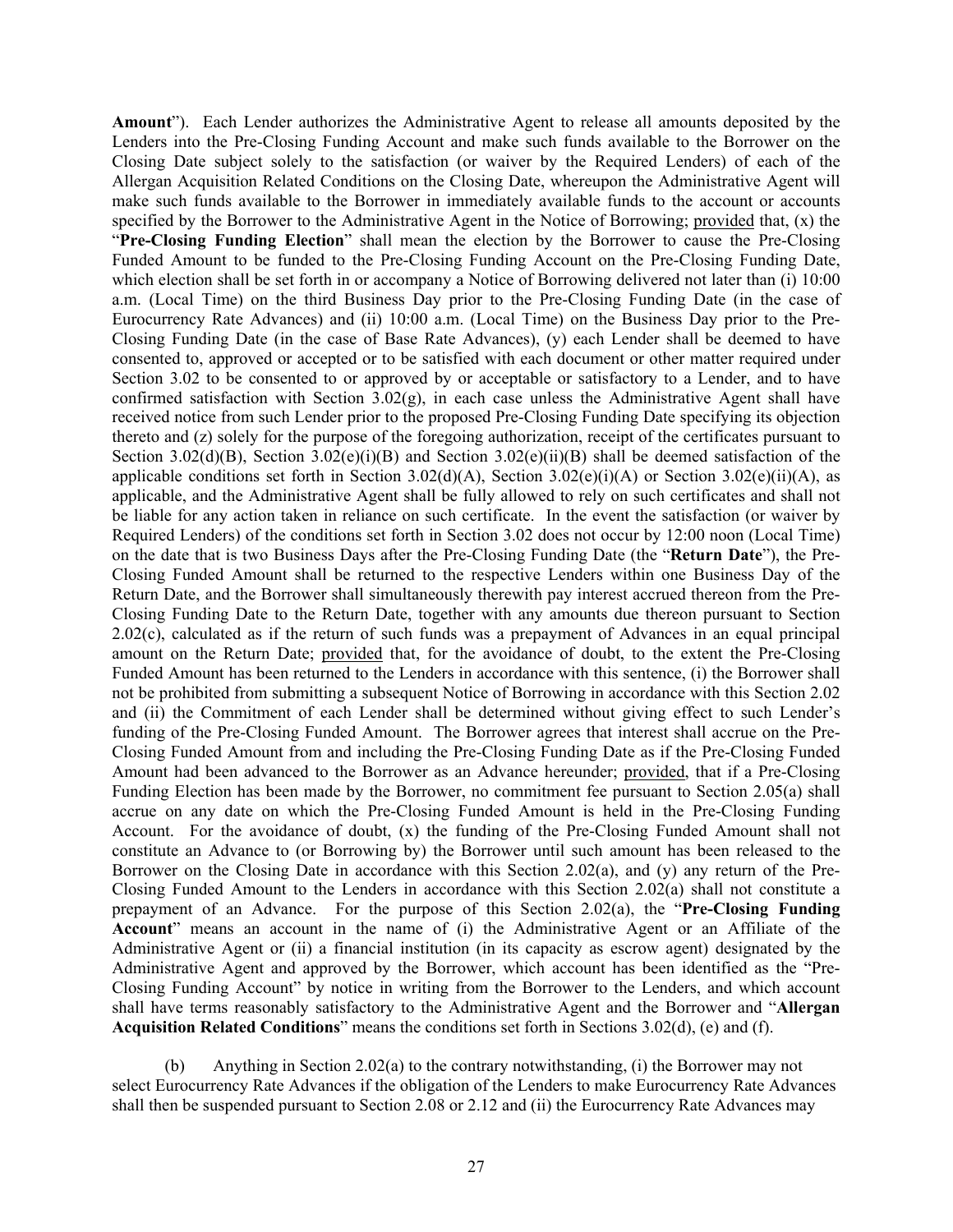**Amount**"). Each Lender authorizes the Administrative Agent to release all amounts deposited by the Lenders into the Pre-Closing Funding Account and make such funds available to the Borrower on the Closing Date subject solely to the satisfaction (or waiver by the Required Lenders) of each of the Allergan Acquisition Related Conditions on the Closing Date, whereupon the Administrative Agent will make such funds available to the Borrower in immediately available funds to the account or accounts specified by the Borrower to the Administrative Agent in the Notice of Borrowing; provided that, (x) the "**Pre-Closing Funding Election**" shall mean the election by the Borrower to cause the Pre-Closing Funded Amount to be funded to the Pre-Closing Funding Account on the Pre-Closing Funding Date, which election shall be set forth in or accompany a Notice of Borrowing delivered not later than (i) 10:00 a.m. (Local Time) on the third Business Day prior to the Pre-Closing Funding Date (in the case of Eurocurrency Rate Advances) and (ii) 10:00 a.m. (Local Time) on the Business Day prior to the Pre-Closing Funding Date (in the case of Base Rate Advances), (y) each Lender shall be deemed to have consented to, approved or accepted or to be satisfied with each document or other matter required under Section 3.02 to be consented to or approved by or acceptable or satisfactory to a Lender, and to have confirmed satisfaction with Section 3.02(g), in each case unless the Administrative Agent shall have received notice from such Lender prior to the proposed Pre-Closing Funding Date specifying its objection thereto and (z) solely for the purpose of the foregoing authorization, receipt of the certificates pursuant to Section 3.02(d)(B), Section 3.02(e)(i)(B) and Section 3.02(e)(ii)(B) shall be deemed satisfaction of the applicable conditions set forth in Section 3.02(d)(A), Section 3.02(e)(i)(A) or Section 3.02(e)(ii)(A), as applicable, and the Administrative Agent shall be fully allowed to rely on such certificates and shall not be liable for any action taken in reliance on such certificate. In the event the satisfaction (or waiver by Required Lenders) of the conditions set forth in Section 3.02 does not occur by 12:00 noon (Local Time) on the date that is two Business Days after the Pre-Closing Funding Date (the "**Return Date**"), the Pre-Closing Funded Amount shall be returned to the respective Lenders within one Business Day of the Return Date, and the Borrower shall simultaneously therewith pay interest accrued thereon from the Pre-Closing Funding Date to the Return Date, together with any amounts due thereon pursuant to Section 2.02(c), calculated as if the return of such funds was a prepayment of Advances in an equal principal amount on the Return Date; provided that, for the avoidance of doubt, to the extent the Pre-Closing Funded Amount has been returned to the Lenders in accordance with this sentence, (i) the Borrower shall not be prohibited from submitting a subsequent Notice of Borrowing in accordance with this Section 2.02 and (ii) the Commitment of each Lender shall be determined without giving effect to such Lender's funding of the Pre-Closing Funded Amount. The Borrower agrees that interest shall accrue on the Pre-Closing Funded Amount from and including the Pre-Closing Funding Date as if the Pre-Closing Funded Amount had been advanced to the Borrower as an Advance hereunder; provided, that if a Pre-Closing Funding Election has been made by the Borrower, no commitment fee pursuant to Section 2.05(a) shall accrue on any date on which the Pre-Closing Funded Amount is held in the Pre-Closing Funding Account. For the avoidance of doubt, (x) the funding of the Pre-Closing Funded Amount shall not constitute an Advance to (or Borrowing by) the Borrower until such amount has been released to the Borrower on the Closing Date in accordance with this Section 2.02(a), and (y) any return of the Pre-Closing Funded Amount to the Lenders in accordance with this Section 2.02(a) shall not constitute a prepayment of an Advance. For the purpose of this Section 2.02(a), the "**Pre-Closing Funding Account**" means an account in the name of (i) the Administrative Agent or an Affiliate of the Administrative Agent or (ii) a financial institution (in its capacity as escrow agent) designated by the Administrative Agent and approved by the Borrower, which account has been identified as the "Pre-Closing Funding Account" by notice in writing from the Borrower to the Lenders, and which account shall have terms reasonably satisfactory to the Administrative Agent and the Borrower and "**Allergan Acquisition Related Conditions**" means the conditions set forth in Sections 3.02(d), (e) and (f).

(b) Anything in Section 2.02(a) to the contrary notwithstanding, (i) the Borrower may not select Eurocurrency Rate Advances if the obligation of the Lenders to make Eurocurrency Rate Advances shall then be suspended pursuant to Section 2.08 or 2.12 and (ii) the Eurocurrency Rate Advances may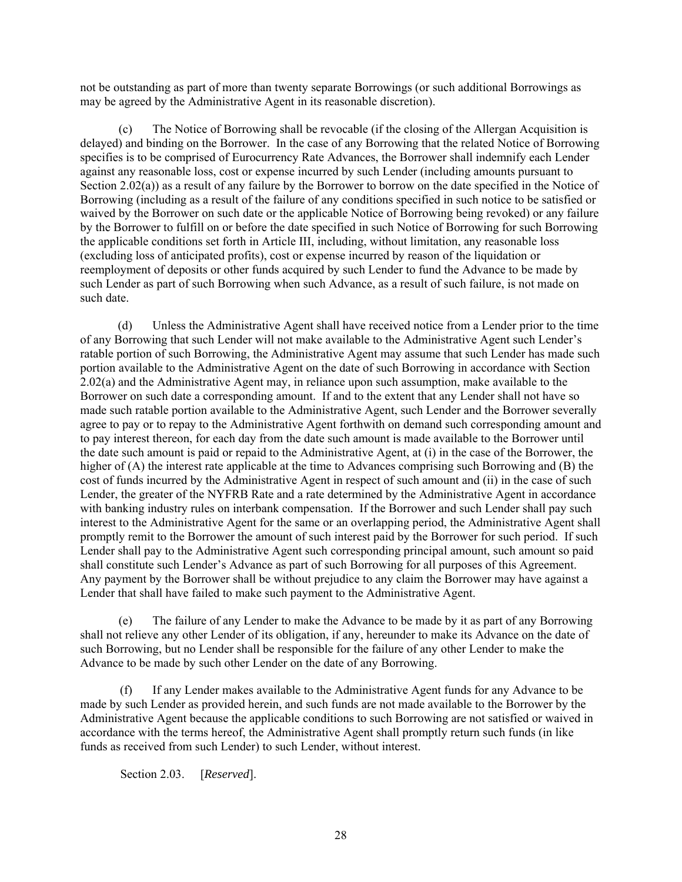not be outstanding as part of more than twenty separate Borrowings (or such additional Borrowings as may be agreed by the Administrative Agent in its reasonable discretion).

(c) The Notice of Borrowing shall be revocable (if the closing of the Allergan Acquisition is delayed) and binding on the Borrower. In the case of any Borrowing that the related Notice of Borrowing specifies is to be comprised of Eurocurrency Rate Advances, the Borrower shall indemnify each Lender against any reasonable loss, cost or expense incurred by such Lender (including amounts pursuant to Section 2.02(a)) as a result of any failure by the Borrower to borrow on the date specified in the Notice of Borrowing (including as a result of the failure of any conditions specified in such notice to be satisfied or waived by the Borrower on such date or the applicable Notice of Borrowing being revoked) or any failure by the Borrower to fulfill on or before the date specified in such Notice of Borrowing for such Borrowing the applicable conditions set forth in Article III, including, without limitation, any reasonable loss (excluding loss of anticipated profits), cost or expense incurred by reason of the liquidation or reemployment of deposits or other funds acquired by such Lender to fund the Advance to be made by such Lender as part of such Borrowing when such Advance, as a result of such failure, is not made on such date.

(d) Unless the Administrative Agent shall have received notice from a Lender prior to the time of any Borrowing that such Lender will not make available to the Administrative Agent such Lender's ratable portion of such Borrowing, the Administrative Agent may assume that such Lender has made such portion available to the Administrative Agent on the date of such Borrowing in accordance with Section 2.02(a) and the Administrative Agent may, in reliance upon such assumption, make available to the Borrower on such date a corresponding amount. If and to the extent that any Lender shall not have so made such ratable portion available to the Administrative Agent, such Lender and the Borrower severally agree to pay or to repay to the Administrative Agent forthwith on demand such corresponding amount and to pay interest thereon, for each day from the date such amount is made available to the Borrower until the date such amount is paid or repaid to the Administrative Agent, at (i) in the case of the Borrower, the higher of (A) the interest rate applicable at the time to Advances comprising such Borrowing and (B) the cost of funds incurred by the Administrative Agent in respect of such amount and (ii) in the case of such Lender, the greater of the NYFRB Rate and a rate determined by the Administrative Agent in accordance with banking industry rules on interbank compensation. If the Borrower and such Lender shall pay such interest to the Administrative Agent for the same or an overlapping period, the Administrative Agent shall promptly remit to the Borrower the amount of such interest paid by the Borrower for such period. If such Lender shall pay to the Administrative Agent such corresponding principal amount, such amount so paid shall constitute such Lender's Advance as part of such Borrowing for all purposes of this Agreement. Any payment by the Borrower shall be without prejudice to any claim the Borrower may have against a Lender that shall have failed to make such payment to the Administrative Agent.

(e) The failure of any Lender to make the Advance to be made by it as part of any Borrowing shall not relieve any other Lender of its obligation, if any, hereunder to make its Advance on the date of such Borrowing, but no Lender shall be responsible for the failure of any other Lender to make the Advance to be made by such other Lender on the date of any Borrowing.

(f) If any Lender makes available to the Administrative Agent funds for any Advance to be made by such Lender as provided herein, and such funds are not made available to the Borrower by the Administrative Agent because the applicable conditions to such Borrowing are not satisfied or waived in accordance with the terms hereof, the Administrative Agent shall promptly return such funds (in like funds as received from such Lender) to such Lender, without interest.

Section 2.03. [*Reserved*].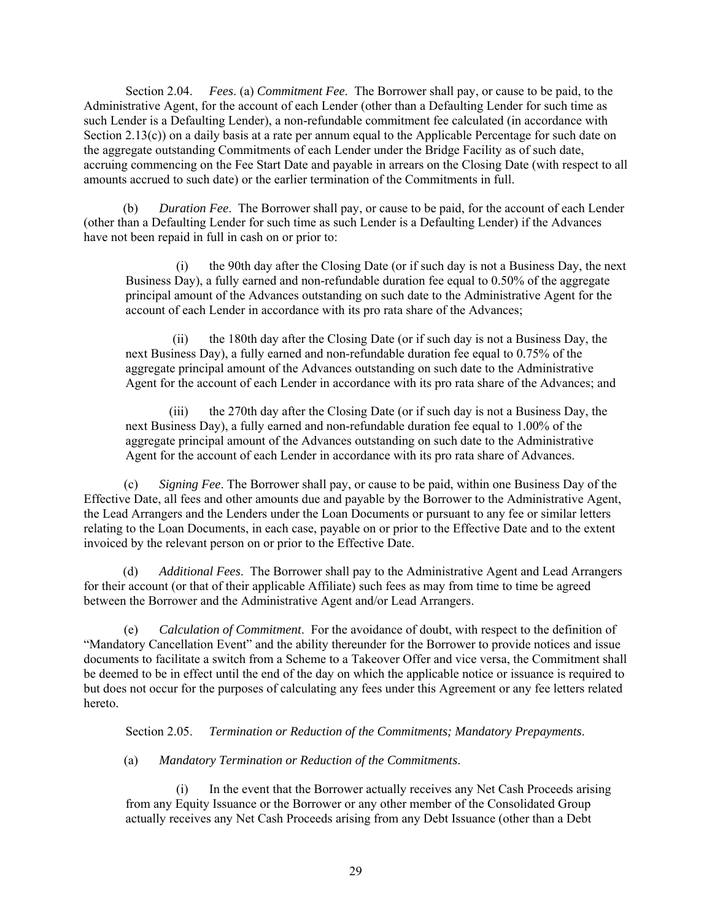Section 2.04. *Fees*. (a) *Commitment Fee*. The Borrower shall pay, or cause to be paid, to the Administrative Agent, for the account of each Lender (other than a Defaulting Lender for such time as such Lender is a Defaulting Lender), a non-refundable commitment fee calculated (in accordance with Section 2.13(c)) on a daily basis at a rate per annum equal to the Applicable Percentage for such date on the aggregate outstanding Commitments of each Lender under the Bridge Facility as of such date, accruing commencing on the Fee Start Date and payable in arrears on the Closing Date (with respect to all amounts accrued to such date) or the earlier termination of the Commitments in full.

(b) *Duration Fee*. The Borrower shall pay, or cause to be paid, for the account of each Lender (other than a Defaulting Lender for such time as such Lender is a Defaulting Lender) if the Advances have not been repaid in full in cash on or prior to:

(i) the 90th day after the Closing Date (or if such day is not a Business Day, the next Business Day), a fully earned and non-refundable duration fee equal to 0.50% of the aggregate principal amount of the Advances outstanding on such date to the Administrative Agent for the account of each Lender in accordance with its pro rata share of the Advances;

(ii) the 180th day after the Closing Date (or if such day is not a Business Day, the next Business Day), a fully earned and non-refundable duration fee equal to 0.75% of the aggregate principal amount of the Advances outstanding on such date to the Administrative Agent for the account of each Lender in accordance with its pro rata share of the Advances; and

(iii) the 270th day after the Closing Date (or if such day is not a Business Day, the next Business Day), a fully earned and non-refundable duration fee equal to 1.00% of the aggregate principal amount of the Advances outstanding on such date to the Administrative Agent for the account of each Lender in accordance with its pro rata share of Advances.

(c) *Signing Fee*. The Borrower shall pay, or cause to be paid, within one Business Day of the Effective Date, all fees and other amounts due and payable by the Borrower to the Administrative Agent, the Lead Arrangers and the Lenders under the Loan Documents or pursuant to any fee or similar letters relating to the Loan Documents, in each case, payable on or prior to the Effective Date and to the extent invoiced by the relevant person on or prior to the Effective Date.

(d) *Additional Fees*. The Borrower shall pay to the Administrative Agent and Lead Arrangers for their account (or that of their applicable Affiliate) such fees as may from time to time be agreed between the Borrower and the Administrative Agent and/or Lead Arrangers.

(e) *Calculation of Commitment*. For the avoidance of doubt, with respect to the definition of "Mandatory Cancellation Event" and the ability thereunder for the Borrower to provide notices and issue documents to facilitate a switch from a Scheme to a Takeover Offer and vice versa, the Commitment shall be deemed to be in effect until the end of the day on which the applicable notice or issuance is required to but does not occur for the purposes of calculating any fees under this Agreement or any fee letters related hereto.

Section 2.05. *Termination or Reduction of the Commitments; Mandatory Prepayments*.

(a) *Mandatory Termination or Reduction of the Commitments*.

(i) In the event that the Borrower actually receives any Net Cash Proceeds arising from any Equity Issuance or the Borrower or any other member of the Consolidated Group actually receives any Net Cash Proceeds arising from any Debt Issuance (other than a Debt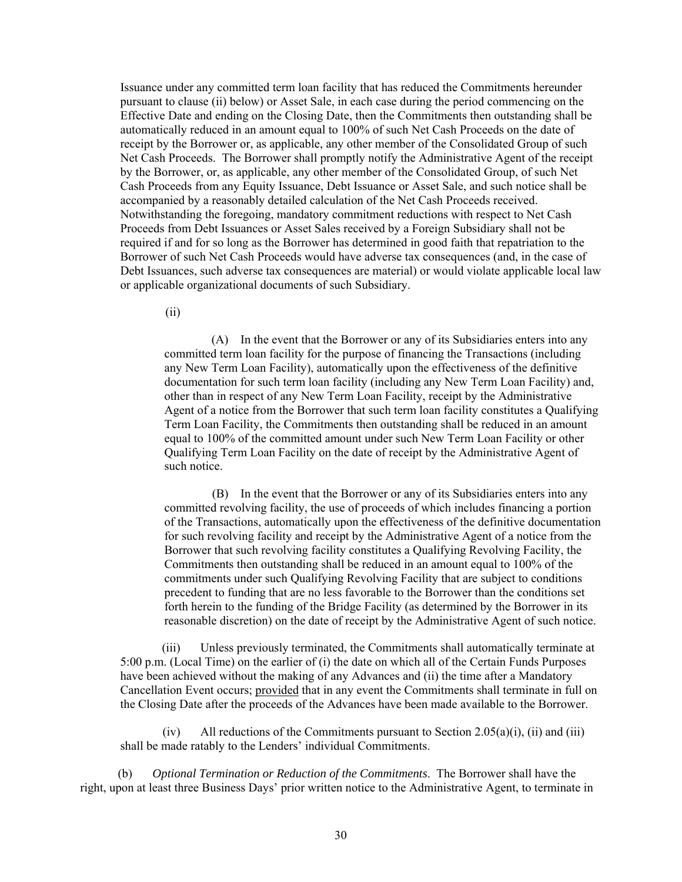Issuance under any committed term loan facility that has reduced the Commitments hereunder pursuant to clause (ii) below) or Asset Sale, in each case during the period commencing on the Effective Date and ending on the Closing Date, then the Commitments then outstanding shall be automatically reduced in an amount equal to 100% of such Net Cash Proceeds on the date of receipt by the Borrower or, as applicable, any other member of the Consolidated Group of such Net Cash Proceeds. The Borrower shall promptly notify the Administrative Agent of the receipt by the Borrower, or, as applicable, any other member of the Consolidated Group, of such Net Cash Proceeds from any Equity Issuance, Debt Issuance or Asset Sale, and such notice shall be accompanied by a reasonably detailed calculation of the Net Cash Proceeds received. Notwithstanding the foregoing, mandatory commitment reductions with respect to Net Cash Proceeds from Debt Issuances or Asset Sales received by a Foreign Subsidiary shall not be required if and for so long as the Borrower has determined in good faith that repatriation to the Borrower of such Net Cash Proceeds would have adverse tax consequences (and, in the case of Debt Issuances, such adverse tax consequences are material) or would violate applicable local law or applicable organizational documents of such Subsidiary.

(ii)

(A) In the event that the Borrower or any of its Subsidiaries enters into any committed term loan facility for the purpose of financing the Transactions (including any New Term Loan Facility), automatically upon the effectiveness of the definitive documentation for such term loan facility (including any New Term Loan Facility) and, other than in respect of any New Term Loan Facility, receipt by the Administrative Agent of a notice from the Borrower that such term loan facility constitutes a Qualifying Term Loan Facility, the Commitments then outstanding shall be reduced in an amount equal to 100% of the committed amount under such New Term Loan Facility or other Qualifying Term Loan Facility on the date of receipt by the Administrative Agent of such notice.

(B) In the event that the Borrower or any of its Subsidiaries enters into any committed revolving facility, the use of proceeds of which includes financing a portion of the Transactions, automatically upon the effectiveness of the definitive documentation for such revolving facility and receipt by the Administrative Agent of a notice from the Borrower that such revolving facility constitutes a Qualifying Revolving Facility, the Commitments then outstanding shall be reduced in an amount equal to 100% of the commitments under such Qualifying Revolving Facility that are subject to conditions precedent to funding that are no less favorable to the Borrower than the conditions set forth herein to the funding of the Bridge Facility (as determined by the Borrower in its reasonable discretion) on the date of receipt by the Administrative Agent of such notice.

(iii) Unless previously terminated, the Commitments shall automatically terminate at 5:00 p.m. (Local Time) on the earlier of (i) the date on which all of the Certain Funds Purposes have been achieved without the making of any Advances and (ii) the time after a Mandatory Cancellation Event occurs; provided that in any event the Commitments shall terminate in full on the Closing Date after the proceeds of the Advances have been made available to the Borrower.

(iv) All reductions of the Commitments pursuant to Section 2.05(a)(i), (ii) and (iii) shall be made ratably to the Lenders' individual Commitments.

(b) *Optional Termination or Reduction of the Commitments*. The Borrower shall have the right, upon at least three Business Days' prior written notice to the Administrative Agent, to terminate in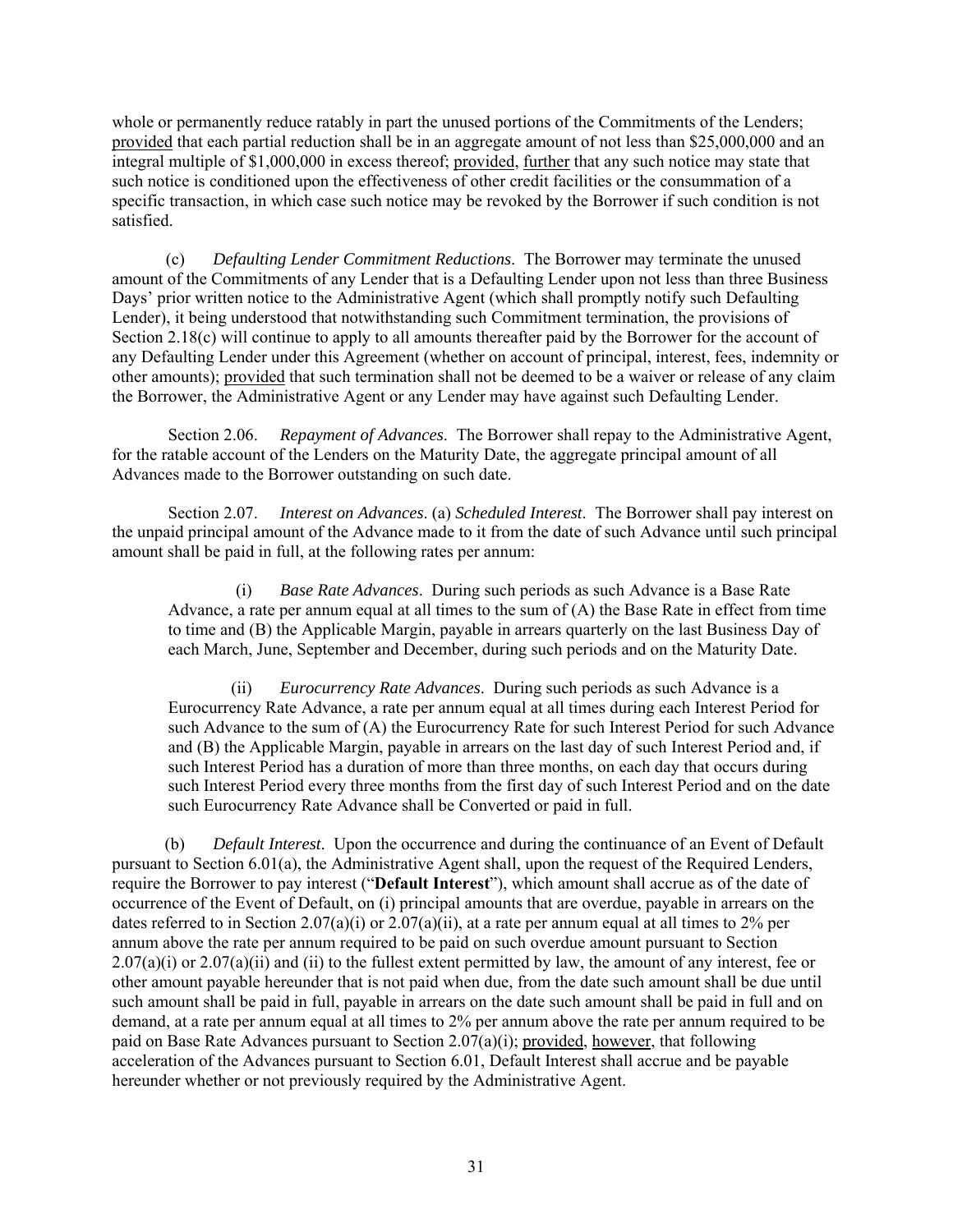whole or permanently reduce ratably in part the unused portions of the Commitments of the Lenders; provided that each partial reduction shall be in an aggregate amount of not less than \$25,000,000 and an integral multiple of \$1,000,000 in excess thereof; provided, further that any such notice may state that such notice is conditioned upon the effectiveness of other credit facilities or the consummation of a specific transaction, in which case such notice may be revoked by the Borrower if such condition is not satisfied.

(c) *Defaulting Lender Commitment Reductions*. The Borrower may terminate the unused amount of the Commitments of any Lender that is a Defaulting Lender upon not less than three Business Days' prior written notice to the Administrative Agent (which shall promptly notify such Defaulting Lender), it being understood that notwithstanding such Commitment termination, the provisions of Section 2.18(c) will continue to apply to all amounts thereafter paid by the Borrower for the account of any Defaulting Lender under this Agreement (whether on account of principal, interest, fees, indemnity or other amounts); provided that such termination shall not be deemed to be a waiver or release of any claim the Borrower, the Administrative Agent or any Lender may have against such Defaulting Lender.

Section 2.06. *Repayment of Advances*. The Borrower shall repay to the Administrative Agent, for the ratable account of the Lenders on the Maturity Date, the aggregate principal amount of all Advances made to the Borrower outstanding on such date.

Section 2.07. *Interest on Advances*. (a) *Scheduled Interest*. The Borrower shall pay interest on the unpaid principal amount of the Advance made to it from the date of such Advance until such principal amount shall be paid in full, at the following rates per annum:

(i) *Base Rate Advances*. During such periods as such Advance is a Base Rate Advance, a rate per annum equal at all times to the sum of (A) the Base Rate in effect from time to time and (B) the Applicable Margin, payable in arrears quarterly on the last Business Day of each March, June, September and December, during such periods and on the Maturity Date.

(ii) *Eurocurrency Rate Advances*. During such periods as such Advance is a Eurocurrency Rate Advance, a rate per annum equal at all times during each Interest Period for such Advance to the sum of (A) the Eurocurrency Rate for such Interest Period for such Advance and (B) the Applicable Margin, payable in arrears on the last day of such Interest Period and, if such Interest Period has a duration of more than three months, on each day that occurs during such Interest Period every three months from the first day of such Interest Period and on the date such Eurocurrency Rate Advance shall be Converted or paid in full.

(b) *Default Interest*. Upon the occurrence and during the continuance of an Event of Default pursuant to Section 6.01(a), the Administrative Agent shall, upon the request of the Required Lenders, require the Borrower to pay interest ("**Default Interest**"), which amount shall accrue as of the date of occurrence of the Event of Default, on (i) principal amounts that are overdue, payable in arrears on the dates referred to in Section 2.07(a)(i) or 2.07(a)(ii), at a rate per annum equal at all times to 2% per annum above the rate per annum required to be paid on such overdue amount pursuant to Section 2.07(a)(i) or 2.07(a)(ii) and (ii) to the fullest extent permitted by law, the amount of any interest, fee or other amount payable hereunder that is not paid when due, from the date such amount shall be due until such amount shall be paid in full, payable in arrears on the date such amount shall be paid in full and on demand, at a rate per annum equal at all times to 2% per annum above the rate per annum required to be paid on Base Rate Advances pursuant to Section 2.07(a)(i); provided, however, that following acceleration of the Advances pursuant to Section 6.01, Default Interest shall accrue and be payable hereunder whether or not previously required by the Administrative Agent.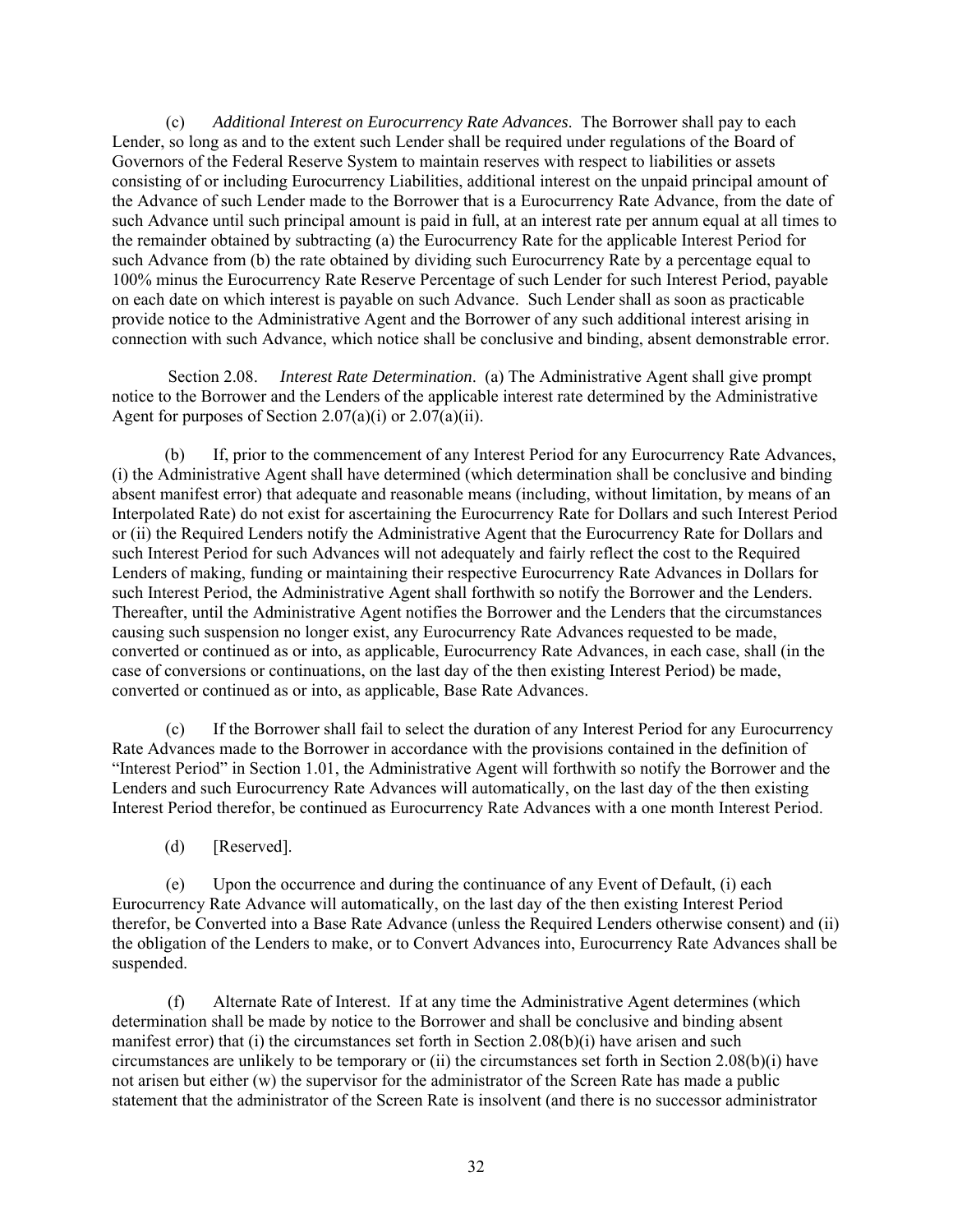(c) *Additional Interest on Eurocurrency Rate Advances*. The Borrower shall pay to each Lender, so long as and to the extent such Lender shall be required under regulations of the Board of Governors of the Federal Reserve System to maintain reserves with respect to liabilities or assets consisting of or including Eurocurrency Liabilities, additional interest on the unpaid principal amount of the Advance of such Lender made to the Borrower that is a Eurocurrency Rate Advance, from the date of such Advance until such principal amount is paid in full, at an interest rate per annum equal at all times to the remainder obtained by subtracting (a) the Eurocurrency Rate for the applicable Interest Period for such Advance from (b) the rate obtained by dividing such Eurocurrency Rate by a percentage equal to 100% minus the Eurocurrency Rate Reserve Percentage of such Lender for such Interest Period, payable on each date on which interest is payable on such Advance. Such Lender shall as soon as practicable provide notice to the Administrative Agent and the Borrower of any such additional interest arising in connection with such Advance, which notice shall be conclusive and binding, absent demonstrable error.

Section 2.08. *Interest Rate Determination*. (a) The Administrative Agent shall give prompt notice to the Borrower and the Lenders of the applicable interest rate determined by the Administrative Agent for purposes of Section 2.07(a)(i) or 2.07(a)(ii).

(b) If, prior to the commencement of any Interest Period for any Eurocurrency Rate Advances, (i) the Administrative Agent shall have determined (which determination shall be conclusive and binding absent manifest error) that adequate and reasonable means (including, without limitation, by means of an Interpolated Rate) do not exist for ascertaining the Eurocurrency Rate for Dollars and such Interest Period or (ii) the Required Lenders notify the Administrative Agent that the Eurocurrency Rate for Dollars and such Interest Period for such Advances will not adequately and fairly reflect the cost to the Required Lenders of making, funding or maintaining their respective Eurocurrency Rate Advances in Dollars for such Interest Period, the Administrative Agent shall forthwith so notify the Borrower and the Lenders. Thereafter, until the Administrative Agent notifies the Borrower and the Lenders that the circumstances causing such suspension no longer exist, any Eurocurrency Rate Advances requested to be made, converted or continued as or into, as applicable, Eurocurrency Rate Advances, in each case, shall (in the case of conversions or continuations, on the last day of the then existing Interest Period) be made, converted or continued as or into, as applicable, Base Rate Advances.

(c) If the Borrower shall fail to select the duration of any Interest Period for any Eurocurrency Rate Advances made to the Borrower in accordance with the provisions contained in the definition of "Interest Period" in Section 1.01, the Administrative Agent will forthwith so notify the Borrower and the Lenders and such Eurocurrency Rate Advances will automatically, on the last day of the then existing Interest Period therefor, be continued as Eurocurrency Rate Advances with a one month Interest Period.

(d) [Reserved].

(e) Upon the occurrence and during the continuance of any Event of Default, (i) each Eurocurrency Rate Advance will automatically, on the last day of the then existing Interest Period therefor, be Converted into a Base Rate Advance (unless the Required Lenders otherwise consent) and (ii) the obligation of the Lenders to make, or to Convert Advances into, Eurocurrency Rate Advances shall be suspended.

(f) Alternate Rate of Interest. If at any time the Administrative Agent determines (which determination shall be made by notice to the Borrower and shall be conclusive and binding absent manifest error) that (i) the circumstances set forth in Section 2.08(b)(i) have arisen and such circumstances are unlikely to be temporary or (ii) the circumstances set forth in Section 2.08(b)(i) have not arisen but either (w) the supervisor for the administrator of the Screen Rate has made a public statement that the administrator of the Screen Rate is insolvent (and there is no successor administrator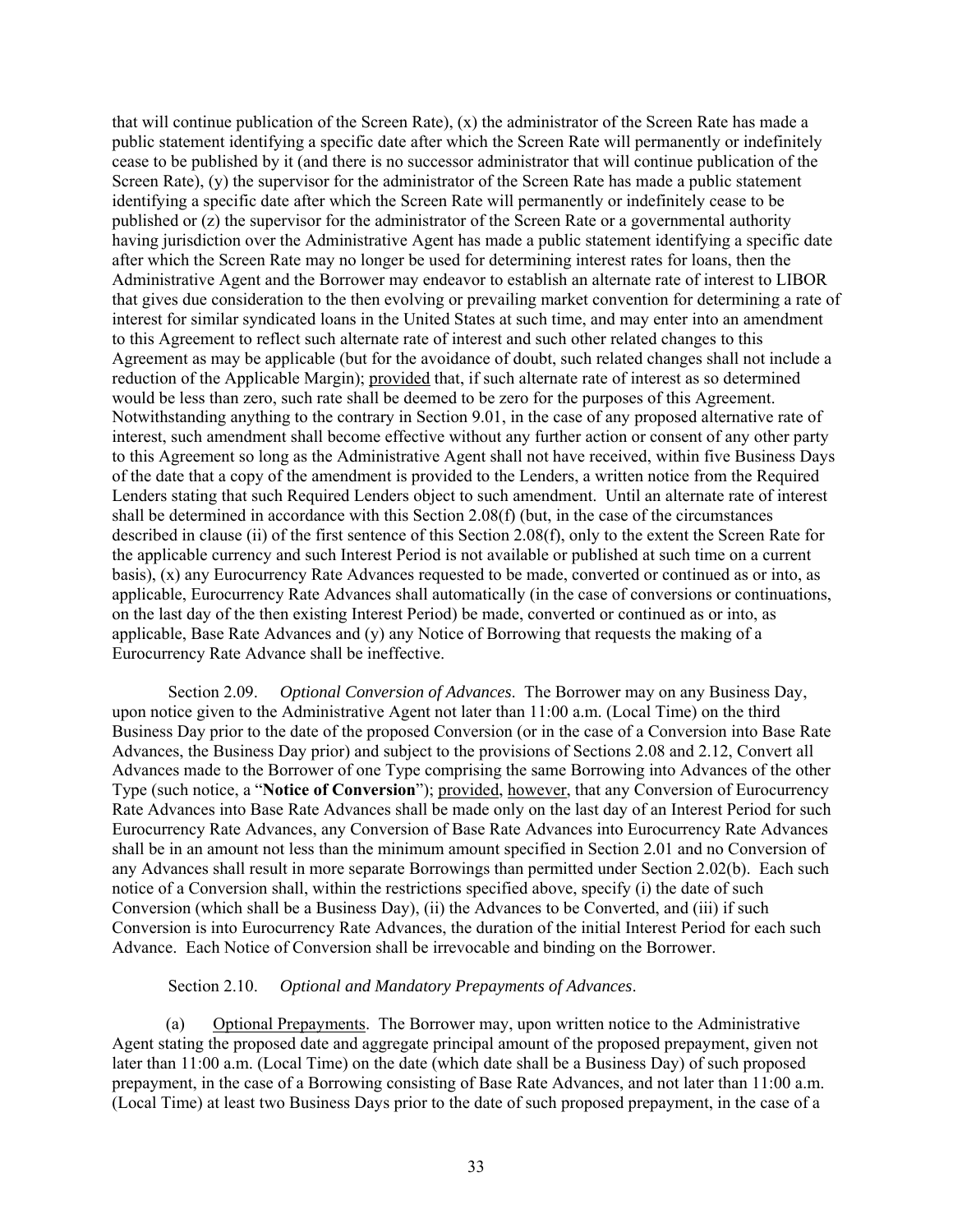that will continue publication of the Screen Rate), (x) the administrator of the Screen Rate has made a public statement identifying a specific date after which the Screen Rate will permanently or indefinitely cease to be published by it (and there is no successor administrator that will continue publication of the Screen Rate), (y) the supervisor for the administrator of the Screen Rate has made a public statement identifying a specific date after which the Screen Rate will permanently or indefinitely cease to be published or (z) the supervisor for the administrator of the Screen Rate or a governmental authority having jurisdiction over the Administrative Agent has made a public statement identifying a specific date after which the Screen Rate may no longer be used for determining interest rates for loans, then the Administrative Agent and the Borrower may endeavor to establish an alternate rate of interest to LIBOR that gives due consideration to the then evolving or prevailing market convention for determining a rate of interest for similar syndicated loans in the United States at such time, and may enter into an amendment to this Agreement to reflect such alternate rate of interest and such other related changes to this Agreement as may be applicable (but for the avoidance of doubt, such related changes shall not include a reduction of the Applicable Margin); provided that, if such alternate rate of interest as so determined would be less than zero, such rate shall be deemed to be zero for the purposes of this Agreement. Notwithstanding anything to the contrary in Section 9.01, in the case of any proposed alternative rate of interest, such amendment shall become effective without any further action or consent of any other party to this Agreement so long as the Administrative Agent shall not have received, within five Business Days of the date that a copy of the amendment is provided to the Lenders, a written notice from the Required Lenders stating that such Required Lenders object to such amendment. Until an alternate rate of interest shall be determined in accordance with this Section 2.08(f) (but, in the case of the circumstances described in clause (ii) of the first sentence of this Section 2.08(f), only to the extent the Screen Rate for the applicable currency and such Interest Period is not available or published at such time on a current basis), (x) any Eurocurrency Rate Advances requested to be made, converted or continued as or into, as applicable, Eurocurrency Rate Advances shall automatically (in the case of conversions or continuations, on the last day of the then existing Interest Period) be made, converted or continued as or into, as applicable, Base Rate Advances and (y) any Notice of Borrowing that requests the making of a Eurocurrency Rate Advance shall be ineffective.

Section 2.09. *Optional Conversion of Advances*. The Borrower may on any Business Day, upon notice given to the Administrative Agent not later than 11:00 a.m. (Local Time) on the third Business Day prior to the date of the proposed Conversion (or in the case of a Conversion into Base Rate Advances, the Business Day prior) and subject to the provisions of Sections 2.08 and 2.12, Convert all Advances made to the Borrower of one Type comprising the same Borrowing into Advances of the other Type (such notice, a "**Notice of Conversion**"); provided, however, that any Conversion of Eurocurrency Rate Advances into Base Rate Advances shall be made only on the last day of an Interest Period for such Eurocurrency Rate Advances, any Conversion of Base Rate Advances into Eurocurrency Rate Advances shall be in an amount not less than the minimum amount specified in Section 2.01 and no Conversion of any Advances shall result in more separate Borrowings than permitted under Section 2.02(b). Each such notice of a Conversion shall, within the restrictions specified above, specify (i) the date of such Conversion (which shall be a Business Day), (ii) the Advances to be Converted, and (iii) if such Conversion is into Eurocurrency Rate Advances, the duration of the initial Interest Period for each such Advance. Each Notice of Conversion shall be irrevocable and binding on the Borrower.

Section 2.10. *Optional and Mandatory Prepayments of Advances*.

(a) Optional Prepayments. The Borrower may, upon written notice to the Administrative Agent stating the proposed date and aggregate principal amount of the proposed prepayment, given not later than 11:00 a.m. (Local Time) on the date (which date shall be a Business Day) of such proposed prepayment, in the case of a Borrowing consisting of Base Rate Advances, and not later than 11:00 a.m. (Local Time) at least two Business Days prior to the date of such proposed prepayment, in the case of a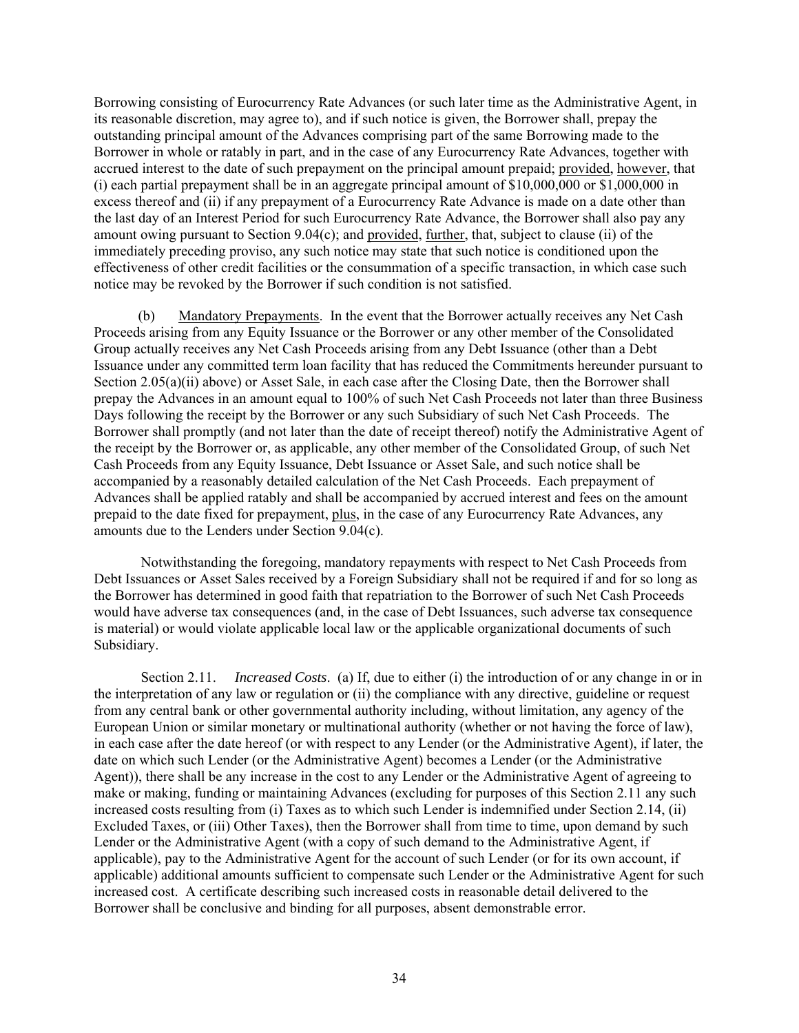Borrowing consisting of Eurocurrency Rate Advances (or such later time as the Administrative Agent, in its reasonable discretion, may agree to), and if such notice is given, the Borrower shall, prepay the outstanding principal amount of the Advances comprising part of the same Borrowing made to the Borrower in whole or ratably in part, and in the case of any Eurocurrency Rate Advances, together with accrued interest to the date of such prepayment on the principal amount prepaid; provided, however, that (i) each partial prepayment shall be in an aggregate principal amount of $10,000,000 or $1,000,000 in excess thereof and (ii) if any prepayment of a Eurocurrency Rate Advance is made on a date other than the last day of an Interest Period for such Eurocurrency Rate Advance, the Borrower shall also pay any amount owing pursuant to Section 9.04(c); and provided, further, that, subject to clause (ii) of the immediately preceding proviso, any such notice may state that such notice is conditioned upon the effectiveness of other credit facilities or the consummation of a specific transaction, in which case such notice may be revoked by the Borrower if such condition is not satisfied.

(b) Mandatory Prepayments. In the event that the Borrower actually receives any Net Cash Proceeds arising from any Equity Issuance or the Borrower or any other member of the Consolidated Group actually receives any Net Cash Proceeds arising from any Debt Issuance (other than a Debt Issuance under any committed term loan facility that has reduced the Commitments hereunder pursuant to Section 2.05(a)(ii) above) or Asset Sale, in each case after the Closing Date, then the Borrower shall prepay the Advances in an amount equal to 100% of such Net Cash Proceeds not later than three Business Days following the receipt by the Borrower or any such Subsidiary of such Net Cash Proceeds. The Borrower shall promptly (and not later than the date of receipt thereof) notify the Administrative Agent of the receipt by the Borrower or, as applicable, any other member of the Consolidated Group, of such Net Cash Proceeds from any Equity Issuance, Debt Issuance or Asset Sale, and such notice shall be accompanied by a reasonably detailed calculation of the Net Cash Proceeds. Each prepayment of Advances shall be applied ratably and shall be accompanied by accrued interest and fees on the amount prepaid to the date fixed for prepayment, plus, in the case of any Eurocurrency Rate Advances, any amounts due to the Lenders under Section 9.04(c).

Notwithstanding the foregoing, mandatory repayments with respect to Net Cash Proceeds from Debt Issuances or Asset Sales received by a Foreign Subsidiary shall not be required if and for so long as the Borrower has determined in good faith that repatriation to the Borrower of such Net Cash Proceeds would have adverse tax consequences (and, in the case of Debt Issuances, such adverse tax consequence is material) or would violate applicable local law or the applicable organizational documents of such Subsidiary.

Section 2.11. *Increased Costs*. (a) If, due to either (i) the introduction of or any change in or in the interpretation of any law or regulation or (ii) the compliance with any directive, guideline or request from any central bank or other governmental authority including, without limitation, any agency of the European Union or similar monetary or multinational authority (whether or not having the force of law), in each case after the date hereof (or with respect to any Lender (or the Administrative Agent), if later, the date on which such Lender (or the Administrative Agent) becomes a Lender (or the Administrative Agent)), there shall be any increase in the cost to any Lender or the Administrative Agent of agreeing to make or making, funding or maintaining Advances (excluding for purposes of this Section 2.11 any such increased costs resulting from (i) Taxes as to which such Lender is indemnified under Section 2.14, (ii) Excluded Taxes, or (iii) Other Taxes), then the Borrower shall from time to time, upon demand by such Lender or the Administrative Agent (with a copy of such demand to the Administrative Agent, if applicable), pay to the Administrative Agent for the account of such Lender (or for its own account, if applicable) additional amounts sufficient to compensate such Lender or the Administrative Agent for such increased cost. A certificate describing such increased costs in reasonable detail delivered to the Borrower shall be conclusive and binding for all purposes, absent demonstrable error.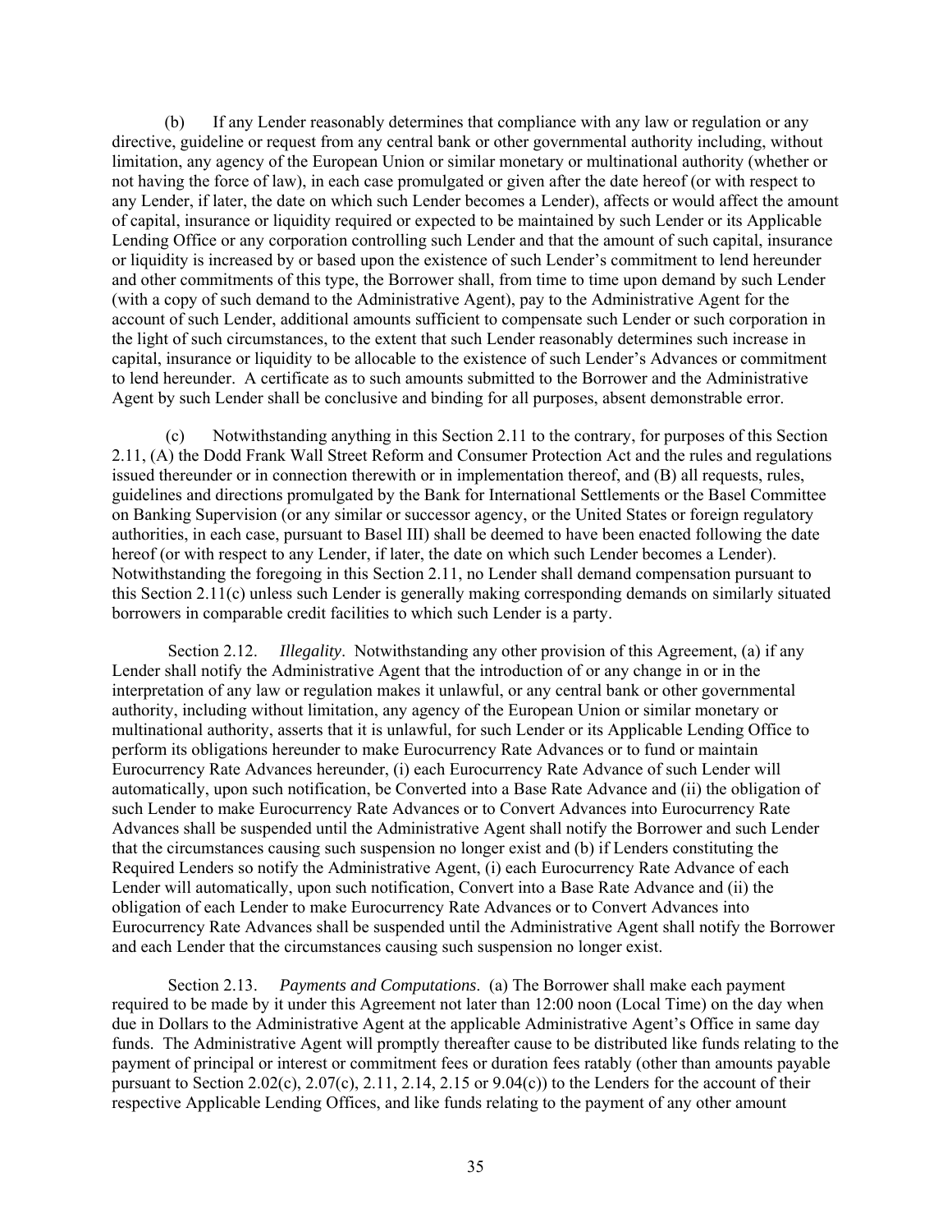(b) If any Lender reasonably determines that compliance with any law or regulation or any directive, guideline or request from any central bank or other governmental authority including, without limitation, any agency of the European Union or similar monetary or multinational authority (whether or not having the force of law), in each case promulgated or given after the date hereof (or with respect to any Lender, if later, the date on which such Lender becomes a Lender), affects or would affect the amount of capital, insurance or liquidity required or expected to be maintained by such Lender or its Applicable Lending Office or any corporation controlling such Lender and that the amount of such capital, insurance or liquidity is increased by or based upon the existence of such Lender's commitment to lend hereunder and other commitments of this type, the Borrower shall, from time to time upon demand by such Lender (with a copy of such demand to the Administrative Agent), pay to the Administrative Agent for the account of such Lender, additional amounts sufficient to compensate such Lender or such corporation in the light of such circumstances, to the extent that such Lender reasonably determines such increase in capital, insurance or liquidity to be allocable to the existence of such Lender's Advances or commitment to lend hereunder. A certificate as to such amounts submitted to the Borrower and the Administrative Agent by such Lender shall be conclusive and binding for all purposes, absent demonstrable error.

(c) Notwithstanding anything in this Section 2.11 to the contrary, for purposes of this Section 2.11, (A) the Dodd Frank Wall Street Reform and Consumer Protection Act and the rules and regulations issued thereunder or in connection therewith or in implementation thereof, and (B) all requests, rules, guidelines and directions promulgated by the Bank for International Settlements or the Basel Committee on Banking Supervision (or any similar or successor agency, or the United States or foreign regulatory authorities, in each case, pursuant to Basel III) shall be deemed to have been enacted following the date hereof (or with respect to any Lender, if later, the date on which such Lender becomes a Lender). Notwithstanding the foregoing in this Section 2.11, no Lender shall demand compensation pursuant to this Section 2.11(c) unless such Lender is generally making corresponding demands on similarly situated borrowers in comparable credit facilities to which such Lender is a party.

Section 2.12. *Illegality*. Notwithstanding any other provision of this Agreement, (a) if any Lender shall notify the Administrative Agent that the introduction of or any change in or in the interpretation of any law or regulation makes it unlawful, or any central bank or other governmental authority, including without limitation, any agency of the European Union or similar monetary or multinational authority, asserts that it is unlawful, for such Lender or its Applicable Lending Office to perform its obligations hereunder to make Eurocurrency Rate Advances or to fund or maintain Eurocurrency Rate Advances hereunder, (i) each Eurocurrency Rate Advance of such Lender will automatically, upon such notification, be Converted into a Base Rate Advance and (ii) the obligation of such Lender to make Eurocurrency Rate Advances or to Convert Advances into Eurocurrency Rate Advances shall be suspended until the Administrative Agent shall notify the Borrower and such Lender that the circumstances causing such suspension no longer exist and (b) if Lenders constituting the Required Lenders so notify the Administrative Agent, (i) each Eurocurrency Rate Advance of each Lender will automatically, upon such notification, Convert into a Base Rate Advance and (ii) the obligation of each Lender to make Eurocurrency Rate Advances or to Convert Advances into Eurocurrency Rate Advances shall be suspended until the Administrative Agent shall notify the Borrower and each Lender that the circumstances causing such suspension no longer exist.

Section 2.13. *Payments and Computations*. (a) The Borrower shall make each payment required to be made by it under this Agreement not later than 12:00 noon (Local Time) on the day when due in Dollars to the Administrative Agent at the applicable Administrative Agent's Office in same day funds. The Administrative Agent will promptly thereafter cause to be distributed like funds relating to the payment of principal or interest or commitment fees or duration fees ratably (other than amounts payable pursuant to Section 2.02(c), 2.07(c), 2.11, 2.14, 2.15 or 9.04(c)) to the Lenders for the account of their respective Applicable Lending Offices, and like funds relating to the payment of any other amount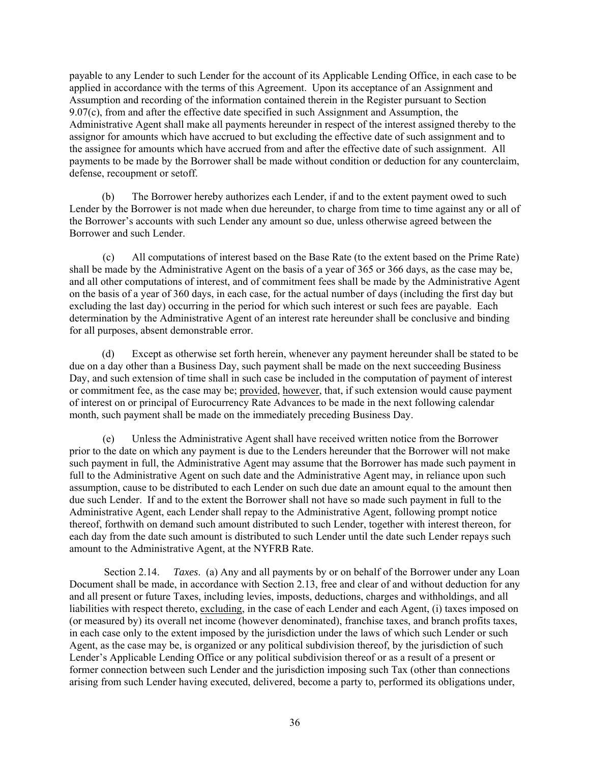payable to any Lender to such Lender for the account of its Applicable Lending Office, in each case to be applied in accordance with the terms of this Agreement. Upon its acceptance of an Assignment and Assumption and recording of the information contained therein in the Register pursuant to Section 9.07(c), from and after the effective date specified in such Assignment and Assumption, the Administrative Agent shall make all payments hereunder in respect of the interest assigned thereby to the assignor for amounts which have accrued to but excluding the effective date of such assignment and to the assignee for amounts which have accrued from and after the effective date of such assignment. All payments to be made by the Borrower shall be made without condition or deduction for any counterclaim, defense, recoupment or setoff.

(b) The Borrower hereby authorizes each Lender, if and to the extent payment owed to such Lender by the Borrower is not made when due hereunder, to charge from time to time against any or all of the Borrower's accounts with such Lender any amount so due, unless otherwise agreed between the Borrower and such Lender.

(c) All computations of interest based on the Base Rate (to the extent based on the Prime Rate) shall be made by the Administrative Agent on the basis of a year of 365 or 366 days, as the case may be, and all other computations of interest, and of commitment fees shall be made by the Administrative Agent on the basis of a year of 360 days, in each case, for the actual number of days (including the first day but excluding the last day) occurring in the period for which such interest or such fees are payable. Each determination by the Administrative Agent of an interest rate hereunder shall be conclusive and binding for all purposes, absent demonstrable error.

(d) Except as otherwise set forth herein, whenever any payment hereunder shall be stated to be due on a day other than a Business Day, such payment shall be made on the next succeeding Business Day, and such extension of time shall in such case be included in the computation of payment of interest or commitment fee, as the case may be; provided, however, that, if such extension would cause payment of interest on or principal of Eurocurrency Rate Advances to be made in the next following calendar month, such payment shall be made on the immediately preceding Business Day.

(e) Unless the Administrative Agent shall have received written notice from the Borrower prior to the date on which any payment is due to the Lenders hereunder that the Borrower will not make such payment in full, the Administrative Agent may assume that the Borrower has made such payment in full to the Administrative Agent on such date and the Administrative Agent may, in reliance upon such assumption, cause to be distributed to each Lender on such due date an amount equal to the amount then due such Lender. If and to the extent the Borrower shall not have so made such payment in full to the Administrative Agent, each Lender shall repay to the Administrative Agent, following prompt notice thereof, forthwith on demand such amount distributed to such Lender, together with interest thereon, for each day from the date such amount is distributed to such Lender until the date such Lender repays such amount to the Administrative Agent, at the NYFRB Rate.

Section 2.14. *Taxes*. (a) Any and all payments by or on behalf of the Borrower under any Loan Document shall be made, in accordance with Section 2.13, free and clear of and without deduction for any and all present or future Taxes, including levies, imposts, deductions, charges and withholdings, and all liabilities with respect thereto, excluding, in the case of each Lender and each Agent, (i) taxes imposed on (or measured by) its overall net income (however denominated), franchise taxes, and branch profits taxes, in each case only to the extent imposed by the jurisdiction under the laws of which such Lender or such Agent, as the case may be, is organized or any political subdivision thereof, by the jurisdiction of such Lender's Applicable Lending Office or any political subdivision thereof or as a result of a present or former connection between such Lender and the jurisdiction imposing such Tax (other than connections arising from such Lender having executed, delivered, become a party to, performed its obligations under,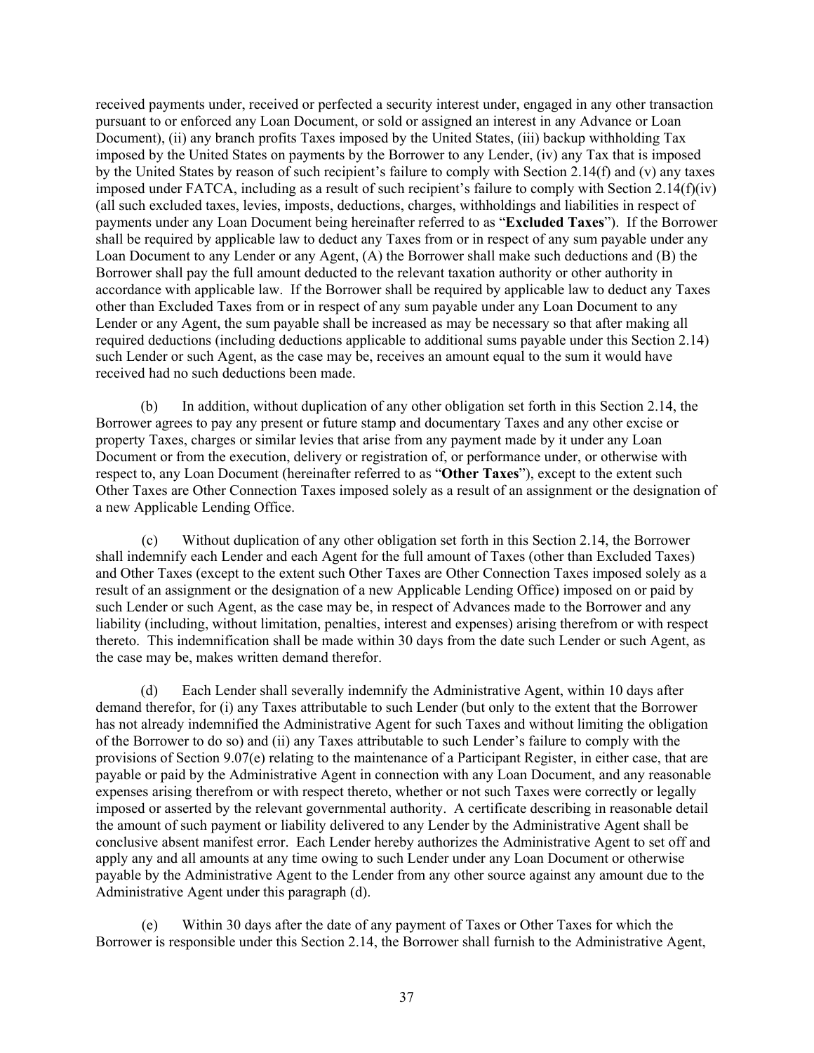received payments under, received or perfected a security interest under, engaged in any other transaction pursuant to or enforced any Loan Document, or sold or assigned an interest in any Advance or Loan Document), (ii) any branch profits Taxes imposed by the United States, (iii) backup withholding Tax imposed by the United States on payments by the Borrower to any Lender, (iv) any Tax that is imposed by the United States by reason of such recipient's failure to comply with Section 2.14(f) and (v) any taxes imposed under FATCA, including as a result of such recipient's failure to comply with Section 2.14(f)(iv) (all such excluded taxes, levies, imposts, deductions, charges, withholdings and liabilities in respect of payments under any Loan Document being hereinafter referred to as "**Excluded Taxes**"). If the Borrower shall be required by applicable law to deduct any Taxes from or in respect of any sum payable under any Loan Document to any Lender or any Agent, (A) the Borrower shall make such deductions and (B) the Borrower shall pay the full amount deducted to the relevant taxation authority or other authority in accordance with applicable law. If the Borrower shall be required by applicable law to deduct any Taxes other than Excluded Taxes from or in respect of any sum payable under any Loan Document to any Lender or any Agent, the sum payable shall be increased as may be necessary so that after making all required deductions (including deductions applicable to additional sums payable under this Section 2.14) such Lender or such Agent, as the case may be, receives an amount equal to the sum it would have received had no such deductions been made.

(b) In addition, without duplication of any other obligation set forth in this Section 2.14, the Borrower agrees to pay any present or future stamp and documentary Taxes and any other excise or property Taxes, charges or similar levies that arise from any payment made by it under any Loan Document or from the execution, delivery or registration of, or performance under, or otherwise with respect to, any Loan Document (hereinafter referred to as "**Other Taxes**"), except to the extent such Other Taxes are Other Connection Taxes imposed solely as a result of an assignment or the designation of a new Applicable Lending Office.

(c) Without duplication of any other obligation set forth in this Section 2.14, the Borrower shall indemnify each Lender and each Agent for the full amount of Taxes (other than Excluded Taxes) and Other Taxes (except to the extent such Other Taxes are Other Connection Taxes imposed solely as a result of an assignment or the designation of a new Applicable Lending Office) imposed on or paid by such Lender or such Agent, as the case may be, in respect of Advances made to the Borrower and any liability (including, without limitation, penalties, interest and expenses) arising therefrom or with respect thereto. This indemnification shall be made within 30 days from the date such Lender or such Agent, as the case may be, makes written demand therefor.

(d) Each Lender shall severally indemnify the Administrative Agent, within 10 days after demand therefor, for (i) any Taxes attributable to such Lender (but only to the extent that the Borrower has not already indemnified the Administrative Agent for such Taxes and without limiting the obligation of the Borrower to do so) and (ii) any Taxes attributable to such Lender's failure to comply with the provisions of Section 9.07(e) relating to the maintenance of a Participant Register, in either case, that are payable or paid by the Administrative Agent in connection with any Loan Document, and any reasonable expenses arising therefrom or with respect thereto, whether or not such Taxes were correctly or legally imposed or asserted by the relevant governmental authority. A certificate describing in reasonable detail the amount of such payment or liability delivered to any Lender by the Administrative Agent shall be conclusive absent manifest error. Each Lender hereby authorizes the Administrative Agent to set off and apply any and all amounts at any time owing to such Lender under any Loan Document or otherwise payable by the Administrative Agent to the Lender from any other source against any amount due to the Administrative Agent under this paragraph (d).

(e) Within 30 days after the date of any payment of Taxes or Other Taxes for which the Borrower is responsible under this Section 2.14, the Borrower shall furnish to the Administrative Agent,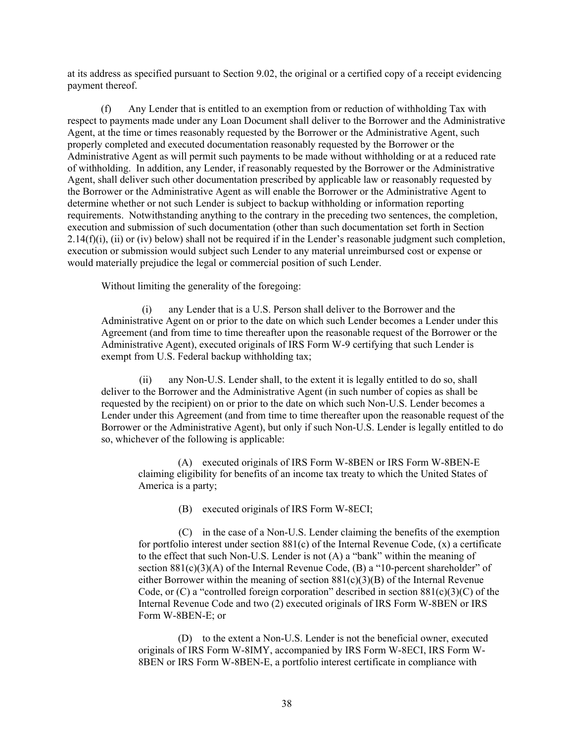at its address as specified pursuant to Section 9.02, the original or a certified copy of a receipt evidencing payment thereof.

(f) Any Lender that is entitled to an exemption from or reduction of withholding Tax with respect to payments made under any Loan Document shall deliver to the Borrower and the Administrative Agent, at the time or times reasonably requested by the Borrower or the Administrative Agent, such properly completed and executed documentation reasonably requested by the Borrower or the Administrative Agent as will permit such payments to be made without withholding or at a reduced rate of withholding. In addition, any Lender, if reasonably requested by the Borrower or the Administrative Agent, shall deliver such other documentation prescribed by applicable law or reasonably requested by the Borrower or the Administrative Agent as will enable the Borrower or the Administrative Agent to determine whether or not such Lender is subject to backup withholding or information reporting requirements. Notwithstanding anything to the contrary in the preceding two sentences, the completion, execution and submission of such documentation (other than such documentation set forth in Section 2.14(f)(i), (ii) or (iv) below) shall not be required if in the Lender's reasonable judgment such completion, execution or submission would subject such Lender to any material unreimbursed cost or expense or would materially prejudice the legal or commercial position of such Lender.

Without limiting the generality of the foregoing:

(i) any Lender that is a U.S. Person shall deliver to the Borrower and the Administrative Agent on or prior to the date on which such Lender becomes a Lender under this Agreement (and from time to time thereafter upon the reasonable request of the Borrower or the Administrative Agent), executed originals of IRS Form W-9 certifying that such Lender is exempt from U.S. Federal backup withholding tax;

(ii) any Non-U.S. Lender shall, to the extent it is legally entitled to do so, shall deliver to the Borrower and the Administrative Agent (in such number of copies as shall be requested by the recipient) on or prior to the date on which such Non-U.S. Lender becomes a Lender under this Agreement (and from time to time thereafter upon the reasonable request of the Borrower or the Administrative Agent), but only if such Non-U.S. Lender is legally entitled to do so, whichever of the following is applicable:

(A) executed originals of IRS Form W-8BEN or IRS Form W-8BEN-E claiming eligibility for benefits of an income tax treaty to which the United States of America is a party;

(B) executed originals of IRS Form W-8ECI;

(C) in the case of a Non-U.S. Lender claiming the benefits of the exemption for portfolio interest under section 881(c) of the Internal Revenue Code, (x) a certificate to the effect that such Non-U.S. Lender is not (A) a "bank" within the meaning of section 881(c)(3)(A) of the Internal Revenue Code, (B) a "10-percent shareholder" of either Borrower within the meaning of section 881(c)(3)(B) of the Internal Revenue Code, or (C) a "controlled foreign corporation" described in section 881(c)(3)(C) of the Internal Revenue Code and two (2) executed originals of IRS Form W-8BEN or IRS Form W-8BEN-E; or

(D) to the extent a Non-U.S. Lender is not the beneficial owner, executed originals of IRS Form W-8IMY, accompanied by IRS Form W-8ECI, IRS Form W-8BEN or IRS Form W-8BEN-E, a portfolio interest certificate in compliance with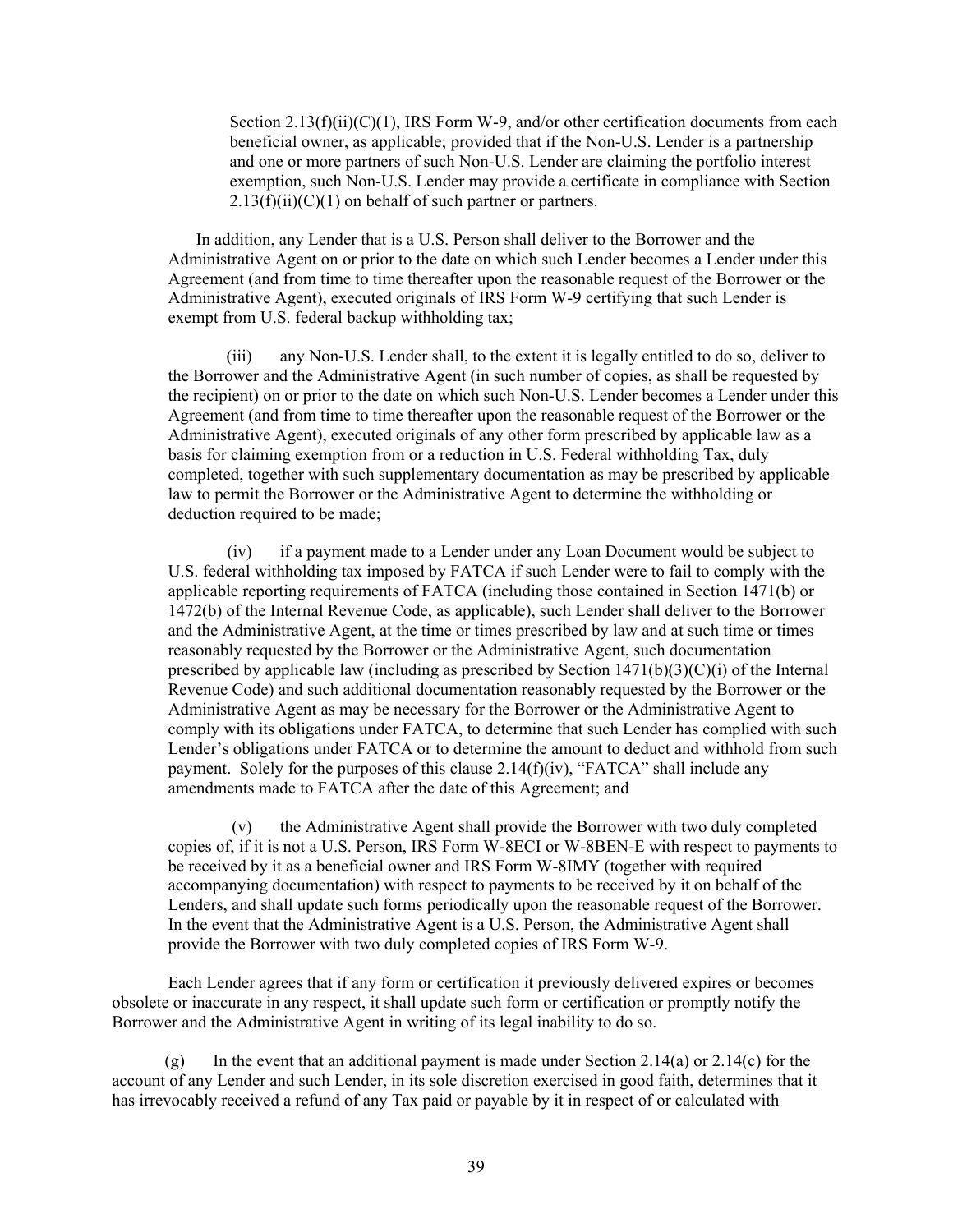Section 2.13(f)(ii)(C)(1), IRS Form W-9, and/or other certification documents from each beneficial owner, as applicable; provided that if the Non-U.S. Lender is a partnership and one or more partners of such Non-U.S. Lender are claiming the portfolio interest exemption, such Non-U.S. Lender may provide a certificate in compliance with Section 2.13(f)(ii)(C)(1) on behalf of such partner or partners.

In addition, any Lender that is a U.S. Person shall deliver to the Borrower and the Administrative Agent on or prior to the date on which such Lender becomes a Lender under this Agreement (and from time to time thereafter upon the reasonable request of the Borrower or the Administrative Agent), executed originals of IRS Form W-9 certifying that such Lender is exempt from U.S. federal backup withholding tax;

(iii) any Non-U.S. Lender shall, to the extent it is legally entitled to do so, deliver to the Borrower and the Administrative Agent (in such number of copies, as shall be requested by the recipient) on or prior to the date on which such Non-U.S. Lender becomes a Lender under this Agreement (and from time to time thereafter upon the reasonable request of the Borrower or the Administrative Agent), executed originals of any other form prescribed by applicable law as a basis for claiming exemption from or a reduction in U.S. Federal withholding Tax, duly completed, together with such supplementary documentation as may be prescribed by applicable law to permit the Borrower or the Administrative Agent to determine the withholding or deduction required to be made;

(iv) if a payment made to a Lender under any Loan Document would be subject to U.S. federal withholding tax imposed by FATCA if such Lender were to fail to comply with the applicable reporting requirements of FATCA (including those contained in Section 1471(b) or 1472(b) of the Internal Revenue Code, as applicable), such Lender shall deliver to the Borrower and the Administrative Agent, at the time or times prescribed by law and at such time or times reasonably requested by the Borrower or the Administrative Agent, such documentation prescribed by applicable law (including as prescribed by Section 1471(b)(3)(C)(i) of the Internal Revenue Code) and such additional documentation reasonably requested by the Borrower or the Administrative Agent as may be necessary for the Borrower or the Administrative Agent to comply with its obligations under FATCA, to determine that such Lender has complied with such Lender's obligations under FATCA or to determine the amount to deduct and withhold from such payment. Solely for the purposes of this clause 2.14(f)(iv), "FATCA" shall include any amendments made to FATCA after the date of this Agreement; and

(v) the Administrative Agent shall provide the Borrower with two duly completed copies of, if it is not a U.S. Person, IRS Form W-8ECI or W-8BEN-E with respect to payments to be received by it as a beneficial owner and IRS Form W-8IMY (together with required accompanying documentation) with respect to payments to be received by it on behalf of the Lenders, and shall update such forms periodically upon the reasonable request of the Borrower. In the event that the Administrative Agent is a U.S. Person, the Administrative Agent shall provide the Borrower with two duly completed copies of IRS Form W-9.

Each Lender agrees that if any form or certification it previously delivered expires or becomes obsolete or inaccurate in any respect, it shall update such form or certification or promptly notify the Borrower and the Administrative Agent in writing of its legal inability to do so.

(g) In the event that an additional payment is made under Section 2.14(a) or 2.14(c) for the account of any Lender and such Lender, in its sole discretion exercised in good faith, determines that it has irrevocably received a refund of any Tax paid or payable by it in respect of or calculated with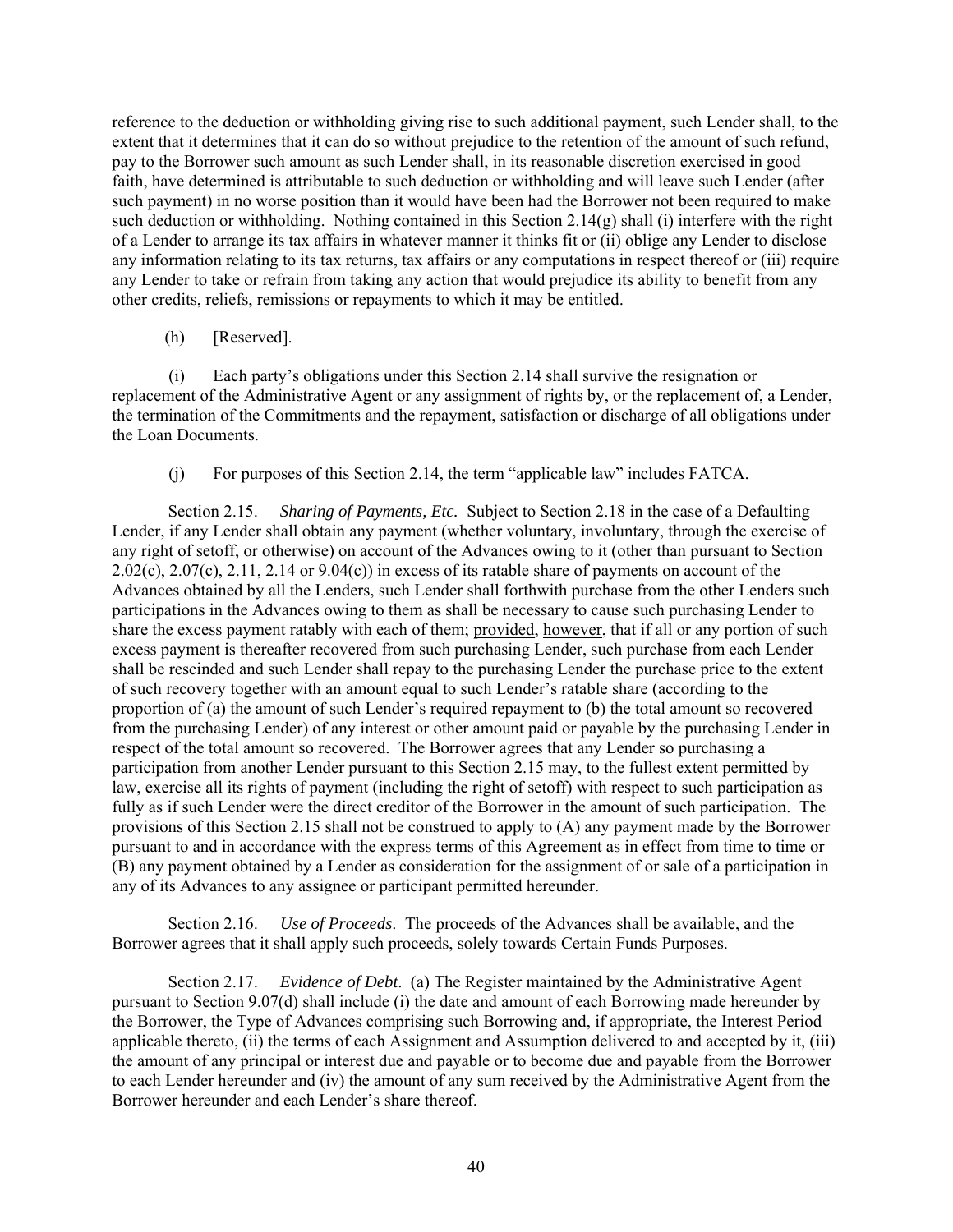reference to the deduction or withholding giving rise to such additional payment, such Lender shall, to the extent that it determines that it can do so without prejudice to the retention of the amount of such refund, pay to the Borrower such amount as such Lender shall, in its reasonable discretion exercised in good faith, have determined is attributable to such deduction or withholding and will leave such Lender (after such payment) in no worse position than it would have been had the Borrower not been required to make such deduction or withholding. Nothing contained in this Section 2.14(g) shall (i) interfere with the right of a Lender to arrange its tax affairs in whatever manner it thinks fit or (ii) oblige any Lender to disclose any information relating to its tax returns, tax affairs or any computations in respect thereof or (iii) require any Lender to take or refrain from taking any action that would prejudice its ability to benefit from any other credits, reliefs, remissions or repayments to which it may be entitled.

(h) [Reserved].

(i) Each party's obligations under this Section 2.14 shall survive the resignation or replacement of the Administrative Agent or any assignment of rights by, or the replacement of, a Lender, the termination of the Commitments and the repayment, satisfaction or discharge of all obligations under the Loan Documents.

(j) For purposes of this Section 2.14, the term "applicable law" includes FATCA.

Section 2.15. *Sharing of Payments, Etc.* Subject to Section 2.18 in the case of a Defaulting Lender, if any Lender shall obtain any payment (whether voluntary, involuntary, through the exercise of any right of setoff, or otherwise) on account of the Advances owing to it (other than pursuant to Section 2.02(c), 2.07(c), 2.11, 2.14 or 9.04(c)) in excess of its ratable share of payments on account of the Advances obtained by all the Lenders, such Lender shall forthwith purchase from the other Lenders such participations in the Advances owing to them as shall be necessary to cause such purchasing Lender to share the excess payment ratably with each of them; provided, however, that if all or any portion of such excess payment is thereafter recovered from such purchasing Lender, such purchase from each Lender shall be rescinded and such Lender shall repay to the purchasing Lender the purchase price to the extent of such recovery together with an amount equal to such Lender's ratable share (according to the proportion of (a) the amount of such Lender's required repayment to (b) the total amount so recovered from the purchasing Lender) of any interest or other amount paid or payable by the purchasing Lender in respect of the total amount so recovered. The Borrower agrees that any Lender so purchasing a participation from another Lender pursuant to this Section 2.15 may, to the fullest extent permitted by law, exercise all its rights of payment (including the right of setoff) with respect to such participation as fully as if such Lender were the direct creditor of the Borrower in the amount of such participation. The provisions of this Section 2.15 shall not be construed to apply to (A) any payment made by the Borrower pursuant to and in accordance with the express terms of this Agreement as in effect from time to time or (B) any payment obtained by a Lender as consideration for the assignment of or sale of a participation in any of its Advances to any assignee or participant permitted hereunder.

Section 2.16. *Use of Proceeds.* The proceeds of the Advances shall be available, and the Borrower agrees that it shall apply such proceeds, solely towards Certain Funds Purposes.

Section 2.17. *Evidence of Debt.* (a) The Register maintained by the Administrative Agent pursuant to Section 9.07(d) shall include (i) the date and amount of each Borrowing made hereunder by the Borrower, the Type of Advances comprising such Borrowing and, if appropriate, the Interest Period applicable thereto, (ii) the terms of each Assignment and Assumption delivered to and accepted by it, (iii) the amount of any principal or interest due and payable or to become due and payable from the Borrower to each Lender hereunder and (iv) the amount of any sum received by the Administrative Agent from the Borrower hereunder and each Lender's share thereof.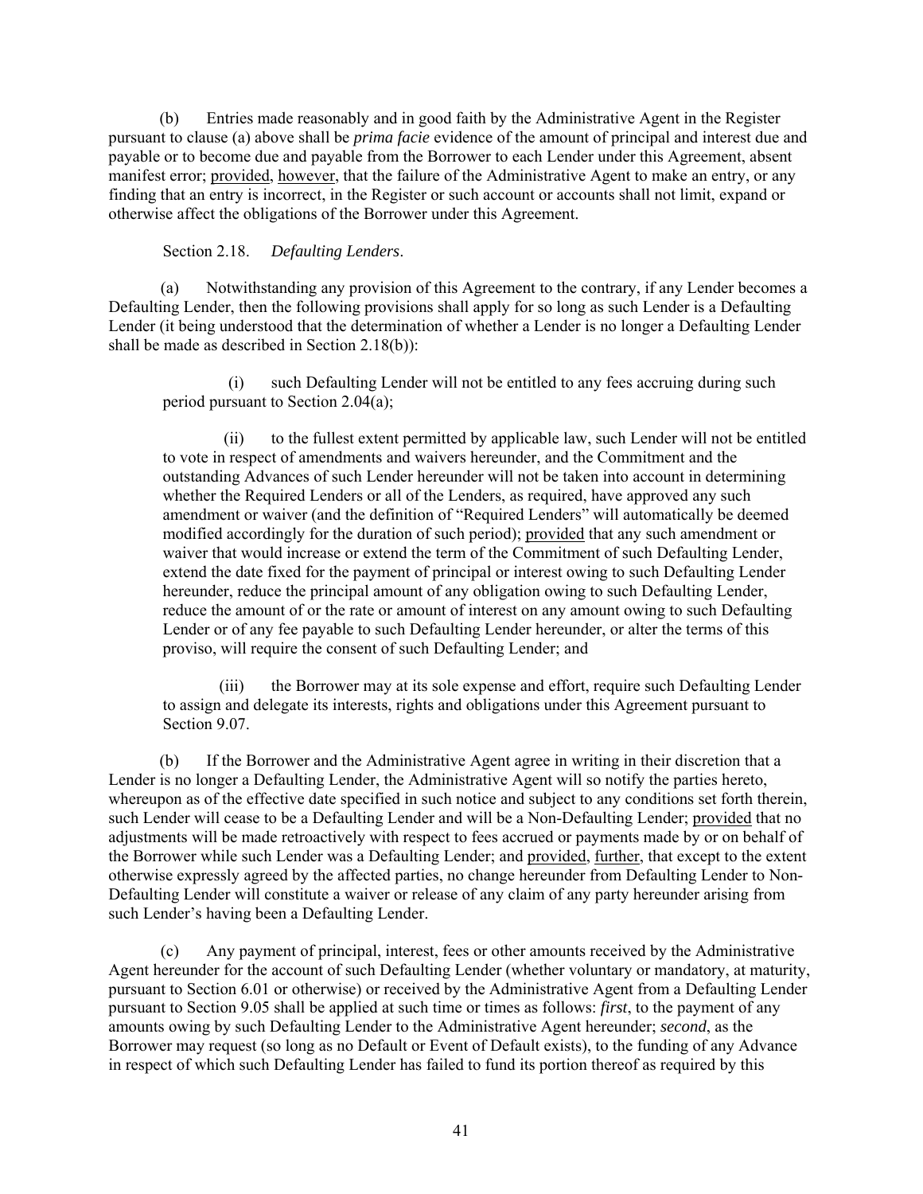(b) Entries made reasonably and in good faith by the Administrative Agent in the Register pursuant to clause (a) above shall be *prima facie* evidence of the amount of principal and interest due and payable or to become due and payable from the Borrower to each Lender under this Agreement, absent manifest error; provided, however, that the failure of the Administrative Agent to make an entry, or any finding that an entry is incorrect, in the Register or such account or accounts shall not limit, expand or otherwise affect the obligations of the Borrower under this Agreement.

Section 2.18. *Defaulting Lenders*.

(a) Notwithstanding any provision of this Agreement to the contrary, if any Lender becomes a Defaulting Lender, then the following provisions shall apply for so long as such Lender is a Defaulting Lender (it being understood that the determination of whether a Lender is no longer a Defaulting Lender shall be made as described in Section 2.18(b)):

(i) such Defaulting Lender will not be entitled to any fees accruing during such period pursuant to Section 2.04(a);

(ii) to the fullest extent permitted by applicable law, such Lender will not be entitled to vote in respect of amendments and waivers hereunder, and the Commitment and the outstanding Advances of such Lender hereunder will not be taken into account in determining whether the Required Lenders or all of the Lenders, as required, have approved any such amendment or waiver (and the definition of "Required Lenders" will automatically be deemed modified accordingly for the duration of such period); provided that any such amendment or waiver that would increase or extend the term of the Commitment of such Defaulting Lender, extend the date fixed for the payment of principal or interest owing to such Defaulting Lender hereunder, reduce the principal amount of any obligation owing to such Defaulting Lender, reduce the amount of or the rate or amount of interest on any amount owing to such Defaulting Lender or of any fee payable to such Defaulting Lender hereunder, or alter the terms of this proviso, will require the consent of such Defaulting Lender; and

(iii) the Borrower may at its sole expense and effort, require such Defaulting Lender to assign and delegate its interests, rights and obligations under this Agreement pursuant to Section 9.07.

(b) If the Borrower and the Administrative Agent agree in writing in their discretion that a Lender is no longer a Defaulting Lender, the Administrative Agent will so notify the parties hereto, whereupon as of the effective date specified in such notice and subject to any conditions set forth therein, such Lender will cease to be a Defaulting Lender and will be a Non-Defaulting Lender; provided that no adjustments will be made retroactively with respect to fees accrued or payments made by or on behalf of the Borrower while such Lender was a Defaulting Lender; and provided, further, that except to the extent otherwise expressly agreed by the affected parties, no change hereunder from Defaulting Lender to Non-Defaulting Lender will constitute a waiver or release of any claim of any party hereunder arising from such Lender's having been a Defaulting Lender.

(c) Any payment of principal, interest, fees or other amounts received by the Administrative Agent hereunder for the account of such Defaulting Lender (whether voluntary or mandatory, at maturity, pursuant to Section 6.01 or otherwise) or received by the Administrative Agent from a Defaulting Lender pursuant to Section 9.05 shall be applied at such time or times as follows: *first*, to the payment of any amounts owing by such Defaulting Lender to the Administrative Agent hereunder; *second*, as the Borrower may request (so long as no Default or Event of Default exists), to the funding of any Advance in respect of which such Defaulting Lender has failed to fund its portion thereof as required by this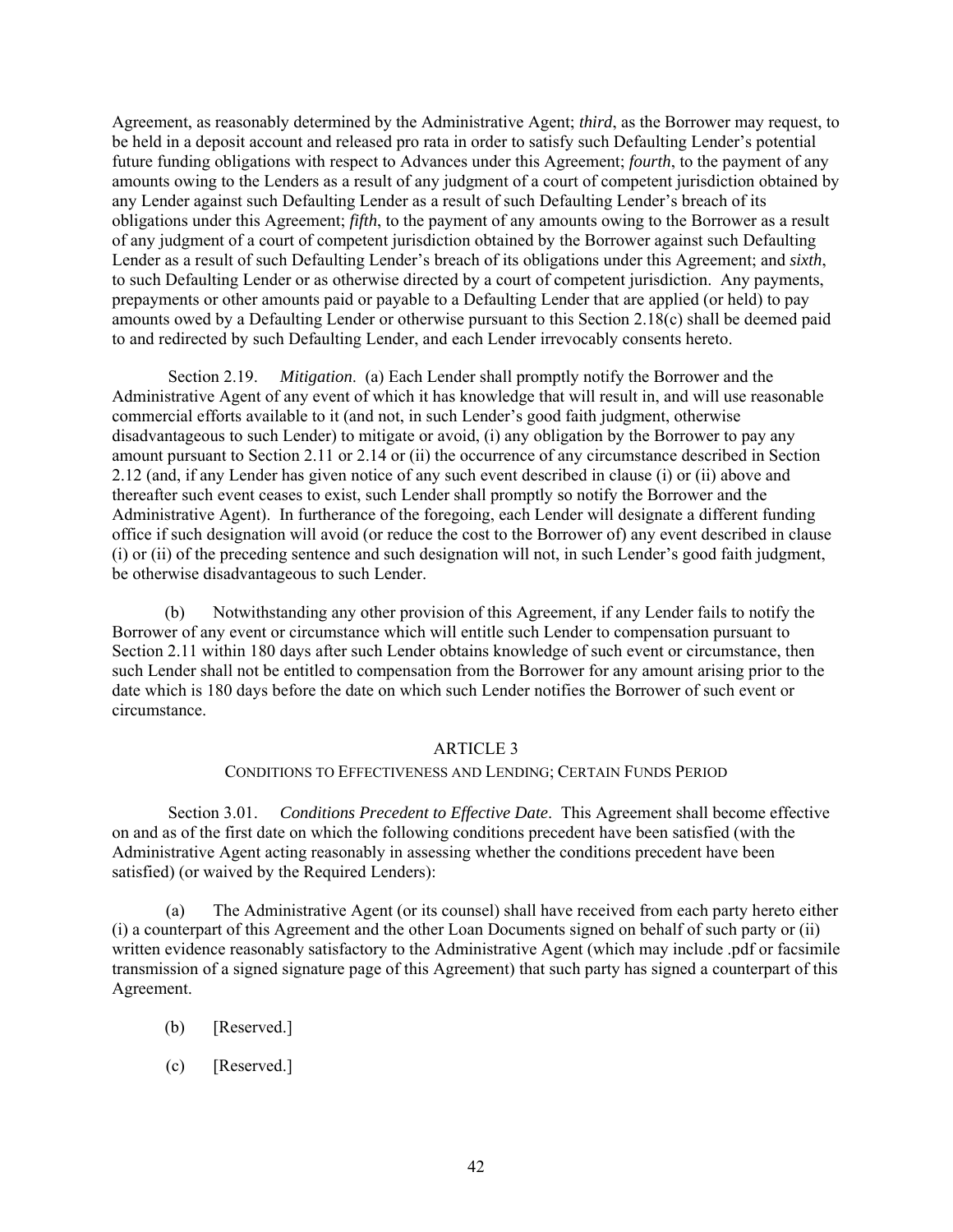Agreement, as reasonably determined by the Administrative Agent; *third*, as the Borrower may request, to be held in a deposit account and released pro rata in order to satisfy such Defaulting Lender's potential future funding obligations with respect to Advances under this Agreement; *fourth*, to the payment of any amounts owing to the Lenders as a result of any judgment of a court of competent jurisdiction obtained by any Lender against such Defaulting Lender as a result of such Defaulting Lender's breach of its obligations under this Agreement; *fifth*, to the payment of any amounts owing to the Borrower as a result of any judgment of a court of competent jurisdiction obtained by the Borrower against such Defaulting Lender as a result of such Defaulting Lender's breach of its obligations under this Agreement; and *sixth*, to such Defaulting Lender or as otherwise directed by a court of competent jurisdiction. Any payments, prepayments or other amounts paid or payable to a Defaulting Lender that are applied (or held) to pay amounts owed by a Defaulting Lender or otherwise pursuant to this Section 2.18(c) shall be deemed paid to and redirected by such Defaulting Lender, and each Lender irrevocably consents hereto.

Section 2.19. *Mitigation*. (a) Each Lender shall promptly notify the Borrower and the Administrative Agent of any event of which it has knowledge that will result in, and will use reasonable commercial efforts available to it (and not, in such Lender's good faith judgment, otherwise disadvantageous to such Lender) to mitigate or avoid, (i) any obligation by the Borrower to pay any amount pursuant to Section 2.11 or 2.14 or (ii) the occurrence of any circumstance described in Section 2.12 (and, if any Lender has given notice of any such event described in clause (i) or (ii) above and thereafter such event ceases to exist, such Lender shall promptly so notify the Borrower and the Administrative Agent). In furtherance of the foregoing, each Lender will designate a different funding office if such designation will avoid (or reduce the cost to the Borrower of) any event described in clause (i) or (ii) of the preceding sentence and such designation will not, in such Lender's good faith judgment, be otherwise disadvantageous to such Lender.

(b) Notwithstanding any other provision of this Agreement, if any Lender fails to notify the Borrower of any event or circumstance which will entitle such Lender to compensation pursuant to Section 2.11 within 180 days after such Lender obtains knowledge of such event or circumstance, then such Lender shall not be entitled to compensation from the Borrower for any amount arising prior to the date which is 180 days before the date on which such Lender notifies the Borrower of such event or circumstance.

## ARTICLE 3

### CONDITIONS TO EFFECTIVENESS AND LENDING; CERTAIN FUNDS PERIOD

Section 3.01. *Conditions Precedent to Effective Date*. This Agreement shall become effective on and as of the first date on which the following conditions precedent have been satisfied (with the Administrative Agent acting reasonably in assessing whether the conditions precedent have been satisfied) (or waived by the Required Lenders):

(a) The Administrative Agent (or its counsel) shall have received from each party hereto either (i) a counterpart of this Agreement and the other Loan Documents signed on behalf of such party or (ii) written evidence reasonably satisfactory to the Administrative Agent (which may include .pdf or facsimile transmission of a signed signature page of this Agreement) that such party has signed a counterpart of this Agreement.

(b) [Reserved.]

(c) [Reserved.]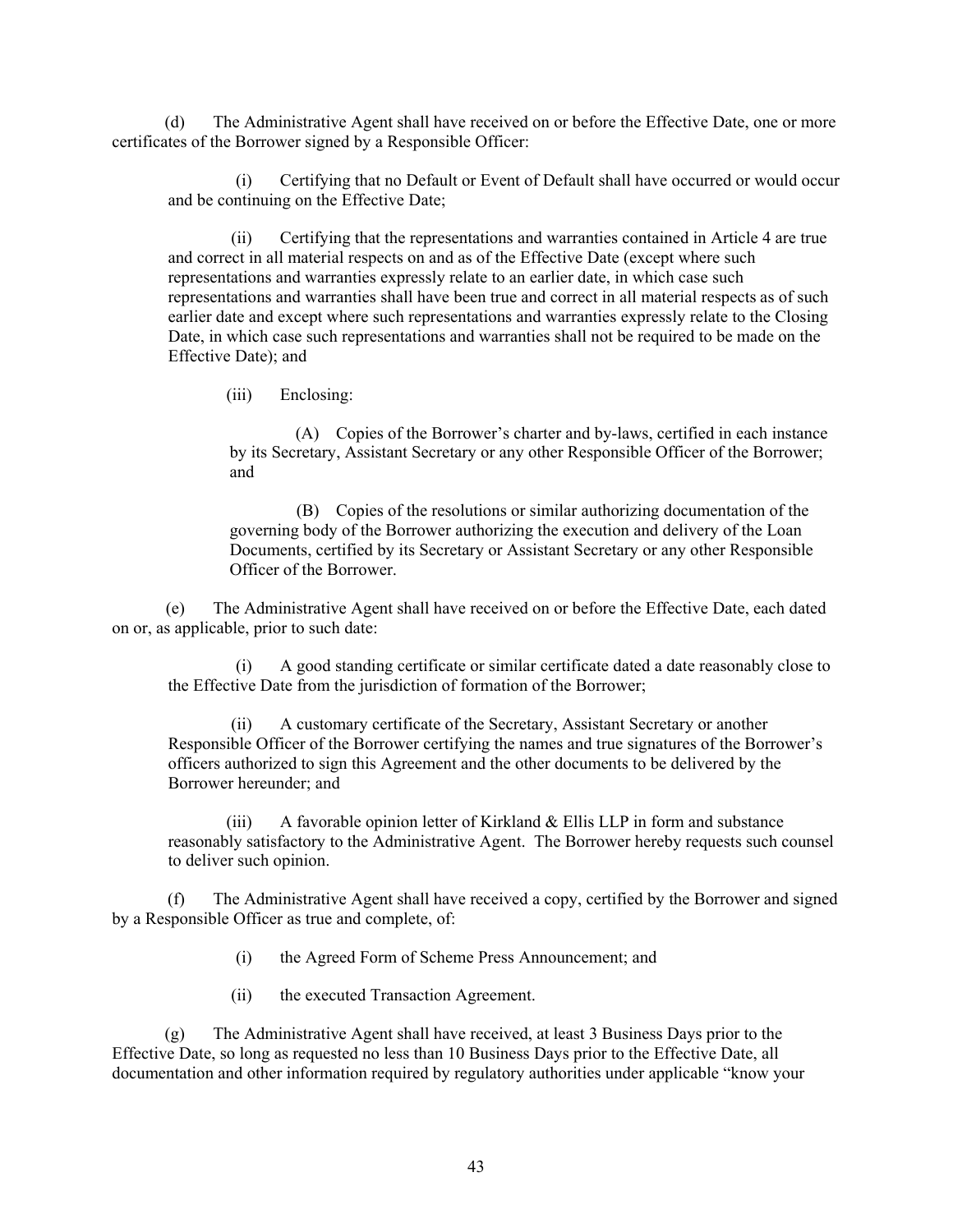(d) The Administrative Agent shall have received on or before the Effective Date, one or more certificates of the Borrower signed by a Responsible Officer:

(i) Certifying that no Default or Event of Default shall have occurred or would occur and be continuing on the Effective Date;

(ii) Certifying that the representations and warranties contained in Article 4 are true and correct in all material respects on and as of the Effective Date (except where such representations and warranties expressly relate to an earlier date, in which case such representations and warranties shall have been true and correct in all material respects as of such earlier date and except where such representations and warranties expressly relate to the Closing Date, in which case such representations and warranties shall not be required to be made on the Effective Date); and

(iii) Enclosing:

(A) Copies of the Borrower's charter and by-laws, certified in each instance by its Secretary, Assistant Secretary or any other Responsible Officer of the Borrower; and

(B) Copies of the resolutions or similar authorizing documentation of the governing body of the Borrower authorizing the execution and delivery of the Loan Documents, certified by its Secretary or Assistant Secretary or any other Responsible Officer of the Borrower.

(e) The Administrative Agent shall have received on or before the Effective Date, each dated on or, as applicable, prior to such date:

(i) A good standing certificate or similar certificate dated a date reasonably close to the Effective Date from the jurisdiction of formation of the Borrower;

(ii) A customary certificate of the Secretary, Assistant Secretary or another Responsible Officer of the Borrower certifying the names and true signatures of the Borrower's officers authorized to sign this Agreement and the other documents to be delivered by the Borrower hereunder; and

(iii) A favorable opinion letter of Kirkland & Ellis LLP in form and substance reasonably satisfactory to the Administrative Agent. The Borrower hereby requests such counsel to deliver such opinion.

(f) The Administrative Agent shall have received a copy, certified by the Borrower and signed by a Responsible Officer as true and complete, of:

(i) the Agreed Form of Scheme Press Announcement; and

(ii) the executed Transaction Agreement.

(g) The Administrative Agent shall have received, at least 3 Business Days prior to the Effective Date, so long as requested no less than 10 Business Days prior to the Effective Date, all documentation and other information required by regulatory authorities under applicable "know your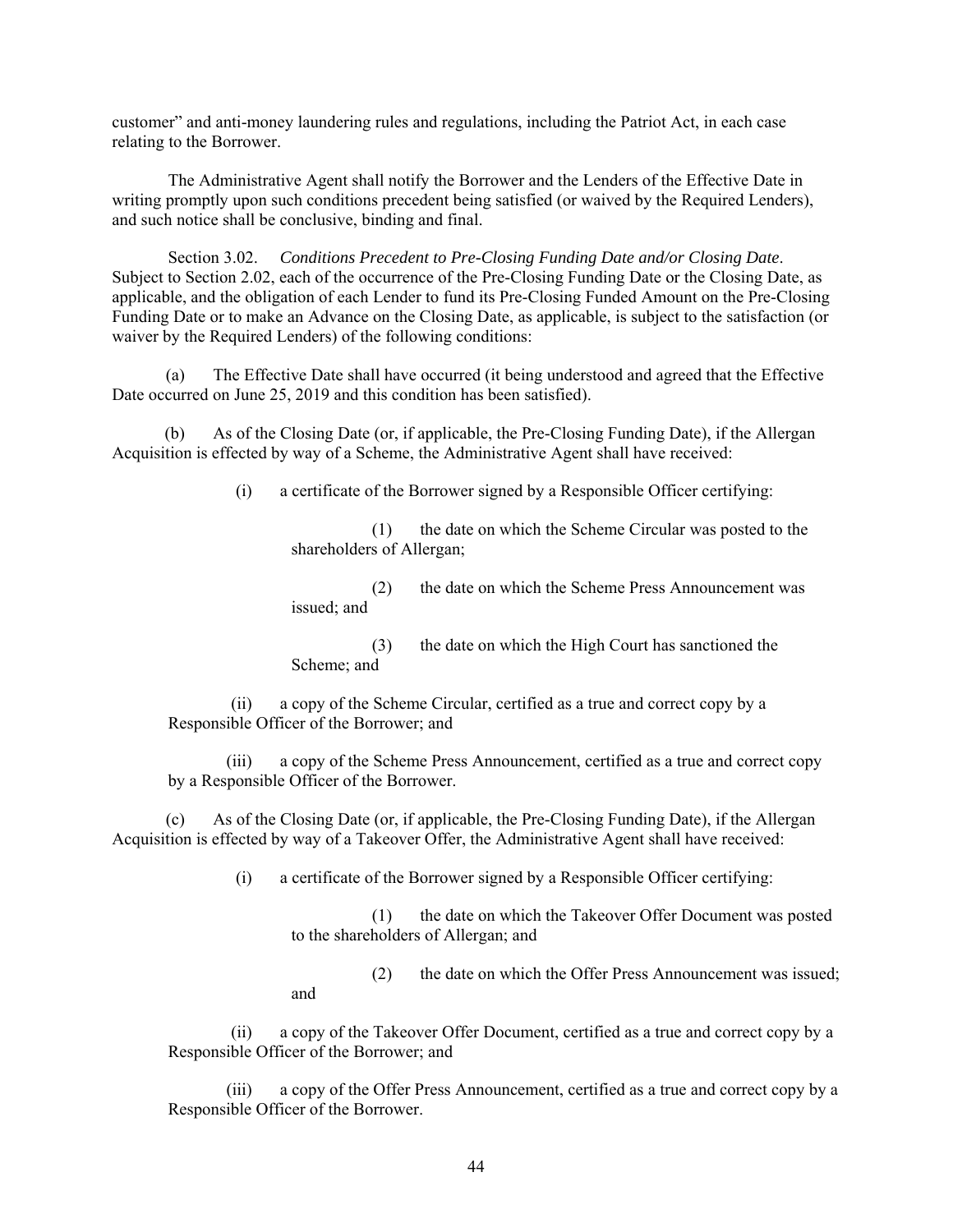customer" and anti-money laundering rules and regulations, including the Patriot Act, in each case relating to the Borrower.

The Administrative Agent shall notify the Borrower and the Lenders of the Effective Date in writing promptly upon such conditions precedent being satisfied (or waived by the Required Lenders), and such notice shall be conclusive, binding and final.

Section 3.02. *Conditions Precedent to Pre-Closing Funding Date and/or Closing Date*. Subject to Section 2.02, each of the occurrence of the Pre-Closing Funding Date or the Closing Date, as applicable, and the obligation of each Lender to fund its Pre-Closing Funded Amount on the Pre-Closing Funding Date or to make an Advance on the Closing Date, as applicable, is subject to the satisfaction (or waiver by the Required Lenders) of the following conditions:

(a) The Effective Date shall have occurred (it being understood and agreed that the Effective Date occurred on June 25, 2019 and this condition has been satisfied).

(b) As of the Closing Date (or, if applicable, the Pre-Closing Funding Date), if the Allergan Acquisition is effected by way of a Scheme, the Administrative Agent shall have received:

(i) a certificate of the Borrower signed by a Responsible Officer certifying:

(1) the date on which the Scheme Circular was posted to the shareholders of Allergan;

(2) the date on which the Scheme Press Announcement was issued; and

(3) the date on which the High Court has sanctioned the Scheme; and

(ii) a copy of the Scheme Circular, certified as a true and correct copy by a Responsible Officer of the Borrower; and

(iii) a copy of the Scheme Press Announcement, certified as a true and correct copy by a Responsible Officer of the Borrower.

(c) As of the Closing Date (or, if applicable, the Pre-Closing Funding Date), if the Allergan Acquisition is effected by way of a Takeover Offer, the Administrative Agent shall have received:

(i) a certificate of the Borrower signed by a Responsible Officer certifying:

(1) the date on which the Takeover Offer Document was posted to the shareholders of Allergan; and

(2) the date on which the Offer Press Announcement was issued; and

(ii) a copy of the Takeover Offer Document, certified as a true and correct copy by a Responsible Officer of the Borrower; and

(iii) a copy of the Offer Press Announcement, certified as a true and correct copy by a Responsible Officer of the Borrower.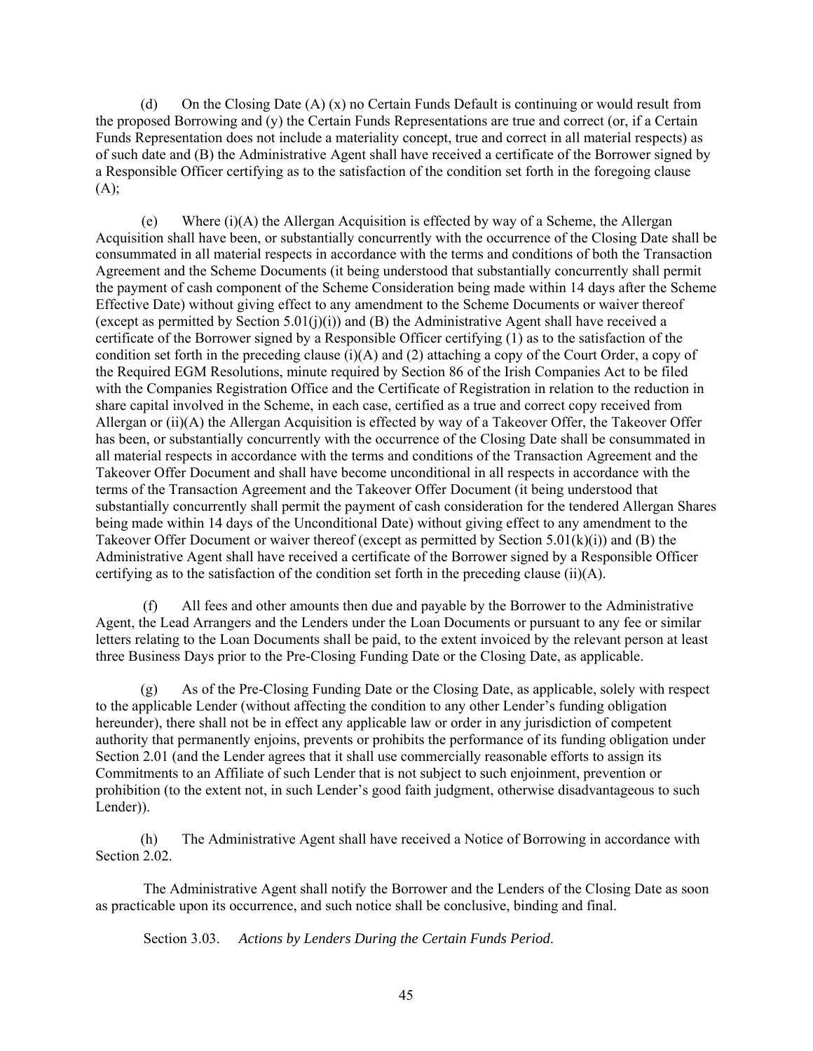(d) On the Closing Date (A) (x) no Certain Funds Default is continuing or would result from the proposed Borrowing and (y) the Certain Funds Representations are true and correct (or, if a Certain Funds Representation does not include a materiality concept, true and correct in all material respects) as of such date and (B) the Administrative Agent shall have received a certificate of the Borrower signed by a Responsible Officer certifying as to the satisfaction of the condition set forth in the foregoing clause (A);

(e) Where (i)(A) the Allergan Acquisition is effected by way of a Scheme, the Allergan Acquisition shall have been, or substantially concurrently with the occurrence of the Closing Date shall be consummated in all material respects in accordance with the terms and conditions of both the Transaction Agreement and the Scheme Documents (it being understood that substantially concurrently shall permit the payment of cash component of the Scheme Consideration being made within 14 days after the Scheme Effective Date) without giving effect to any amendment to the Scheme Documents or waiver thereof (except as permitted by Section 5.01(j)(i)) and (B) the Administrative Agent shall have received a certificate of the Borrower signed by a Responsible Officer certifying (1) as to the satisfaction of the condition set forth in the preceding clause (i)(A) and (2) attaching a copy of the Court Order, a copy of the Required EGM Resolutions, minute required by Section 86 of the Irish Companies Act to be filed with the Companies Registration Office and the Certificate of Registration in relation to the reduction in share capital involved in the Scheme, in each case, certified as a true and correct copy received from Allergan or (ii)(A) the Allergan Acquisition is effected by way of a Takeover Offer, the Takeover Offer has been, or substantially concurrently with the occurrence of the Closing Date shall be consummated in all material respects in accordance with the terms and conditions of the Transaction Agreement and the Takeover Offer Document and shall have become unconditional in all respects in accordance with the terms of the Transaction Agreement and the Takeover Offer Document (it being understood that substantially concurrently shall permit the payment of cash consideration for the tendered Allergan Shares being made within 14 days of the Unconditional Date) without giving effect to any amendment to the Takeover Offer Document or waiver thereof (except as permitted by Section 5.01(k)(i)) and (B) the Administrative Agent shall have received a certificate of the Borrower signed by a Responsible Officer certifying as to the satisfaction of the condition set forth in the preceding clause (ii)(A).

(f) All fees and other amounts then due and payable by the Borrower to the Administrative Agent, the Lead Arrangers and the Lenders under the Loan Documents or pursuant to any fee or similar letters relating to the Loan Documents shall be paid, to the extent invoiced by the relevant person at least three Business Days prior to the Pre-Closing Funding Date or the Closing Date, as applicable.

(g) As of the Pre-Closing Funding Date or the Closing Date, as applicable, solely with respect to the applicable Lender (without affecting the condition to any other Lender's funding obligation hereunder), there shall not be in effect any applicable law or order in any jurisdiction of competent authority that permanently enjoins, prevents or prohibits the performance of its funding obligation under Section 2.01 (and the Lender agrees that it shall use commercially reasonable efforts to assign its Commitments to an Affiliate of such Lender that is not subject to such enjoinment, prevention or prohibition (to the extent not, in such Lender's good faith judgment, otherwise disadvantageous to such Lender)).

(h) The Administrative Agent shall have received a Notice of Borrowing in accordance with Section 2.02.

The Administrative Agent shall notify the Borrower and the Lenders of the Closing Date as soon as practicable upon its occurrence, and such notice shall be conclusive, binding and final.

Section 3.03. *Actions by Lenders During the Certain Funds Period*.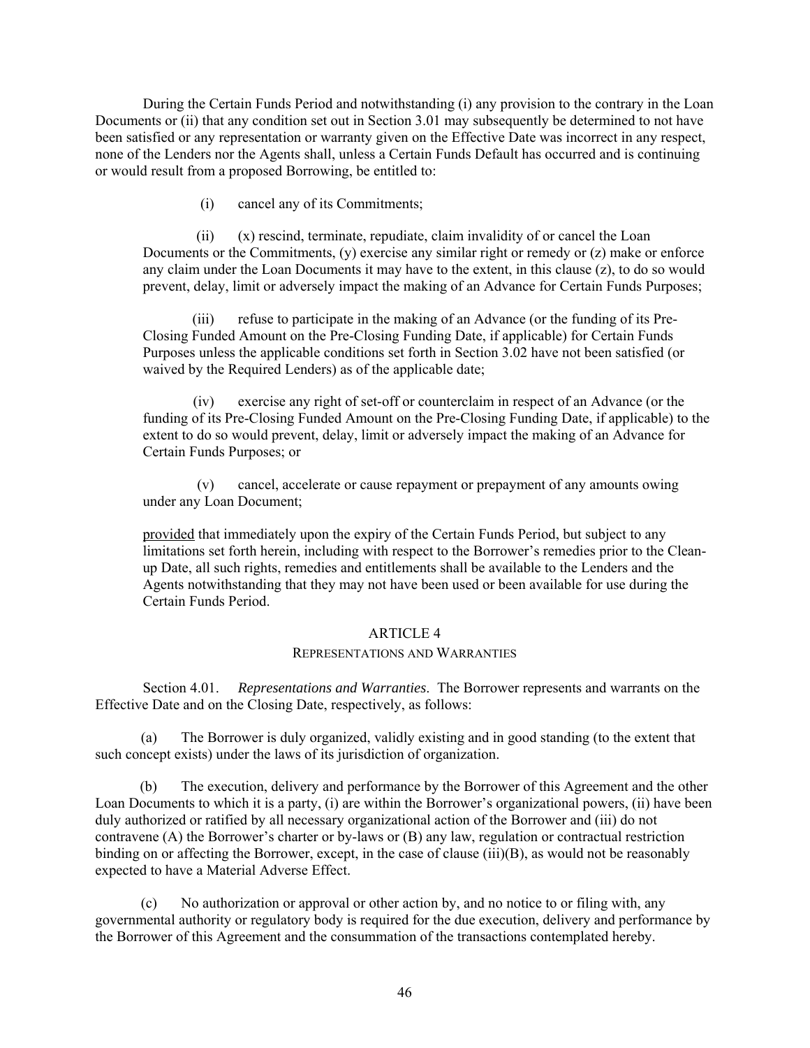During the Certain Funds Period and notwithstanding (i) any provision to the contrary in the Loan Documents or (ii) that any condition set out in Section 3.01 may subsequently be determined to not have been satisfied or any representation or warranty given on the Effective Date was incorrect in any respect, none of the Lenders nor the Agents shall, unless a Certain Funds Default has occurred and is continuing or would result from a proposed Borrowing, be entitled to:

(i) cancel any of its Commitments;

(ii) (x) rescind, terminate, repudiate, claim invalidity of or cancel the Loan Documents or the Commitments, (y) exercise any similar right or remedy or (z) make or enforce any claim under the Loan Documents it may have to the extent, in this clause (z), to do so would prevent, delay, limit or adversely impact the making of an Advance for Certain Funds Purposes;

(iii) refuse to participate in the making of an Advance (or the funding of its Pre-Closing Funded Amount on the Pre-Closing Funding Date, if applicable) for Certain Funds Purposes unless the applicable conditions set forth in Section 3.02 have not been satisfied (or waived by the Required Lenders) as of the applicable date;

(iv) exercise any right of set-off or counterclaim in respect of an Advance (or the funding of its Pre-Closing Funded Amount on the Pre-Closing Funding Date, if applicable) to the extent to do so would prevent, delay, limit or adversely impact the making of an Advance for Certain Funds Purposes; or

(v) cancel, accelerate or cause repayment or prepayment of any amounts owing under any Loan Document;

provided that immediately upon the expiry of the Certain Funds Period, but subject to any limitations set forth herein, including with respect to the Borrower's remedies prior to the Clean-up Date, all such rights, remedies and entitlements shall be available to the Lenders and the Agents notwithstanding that they may not have been used or been available for use during the Certain Funds Period.

# ARTICLE 4

## REPRESENTATIONS AND WARRANTIES

Section 4.01. *Representations and Warranties*. The Borrower represents and warrants on the Effective Date and on the Closing Date, respectively, as follows:

(a) The Borrower is duly organized, validly existing and in good standing (to the extent that such concept exists) under the laws of its jurisdiction of organization.

(b) The execution, delivery and performance by the Borrower of this Agreement and the other Loan Documents to which it is a party, (i) are within the Borrower's organizational powers, (ii) have been duly authorized or ratified by all necessary organizational action of the Borrower and (iii) do not contravene (A) the Borrower's charter or by-laws or (B) any law, regulation or contractual restriction binding on or affecting the Borrower, except, in the case of clause (iii)(B), as would not be reasonably expected to have a Material Adverse Effect.

(c) No authorization or approval or other action by, and no notice to or filing with, any governmental authority or regulatory body is required for the due execution, delivery and performance by the Borrower of this Agreement and the consummation of the transactions contemplated hereby.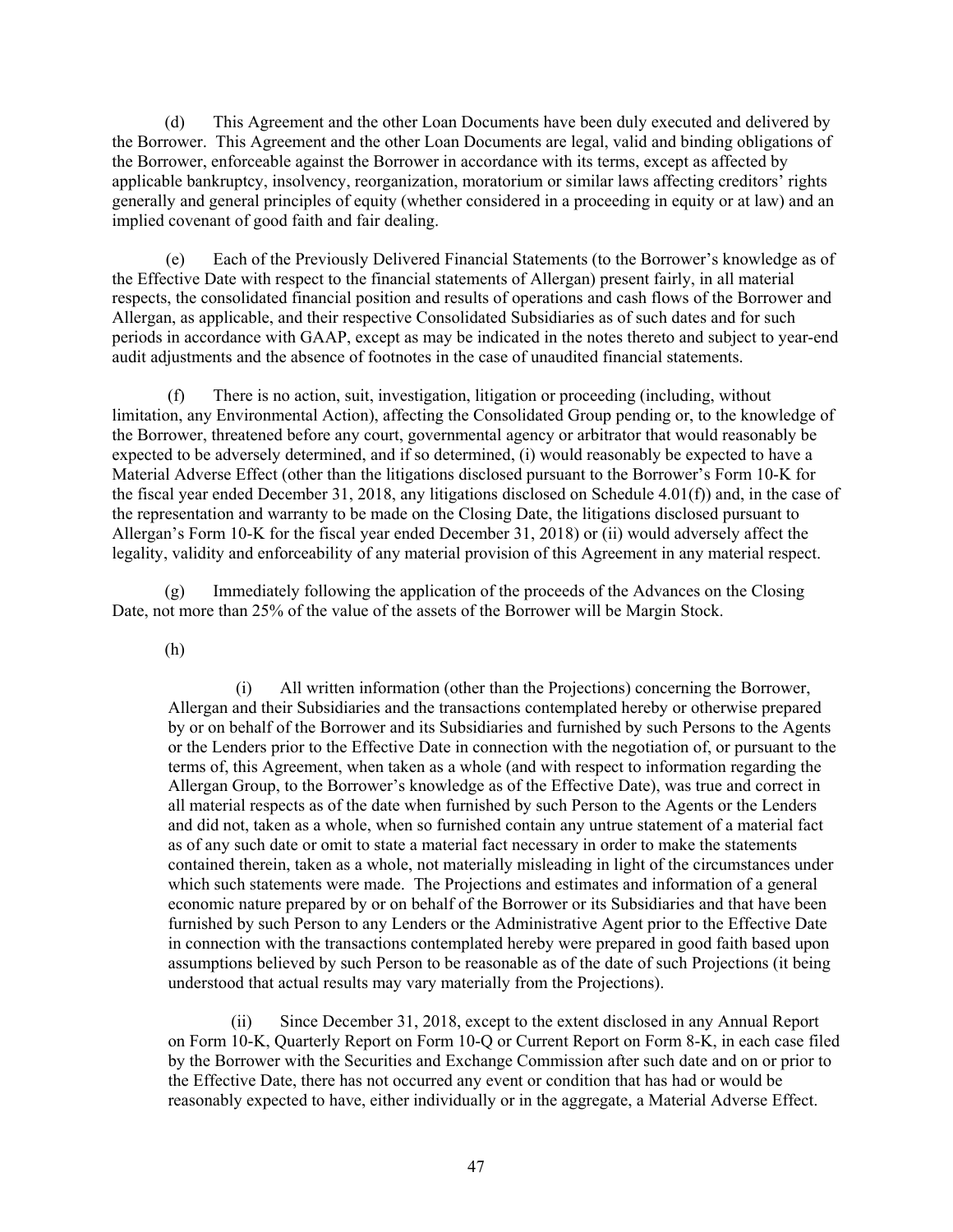(d) This Agreement and the other Loan Documents have been duly executed and delivered by the Borrower. This Agreement and the other Loan Documents are legal, valid and binding obligations of the Borrower, enforceable against the Borrower in accordance with its terms, except as affected by applicable bankruptcy, insolvency, reorganization, moratorium or similar laws affecting creditors' rights generally and general principles of equity (whether considered in a proceeding in equity or at law) and an implied covenant of good faith and fair dealing.

(e) Each of the Previously Delivered Financial Statements (to the Borrower's knowledge as of the Effective Date with respect to the financial statements of Allergan) present fairly, in all material respects, the consolidated financial position and results of operations and cash flows of the Borrower and Allergan, as applicable, and their respective Consolidated Subsidiaries as of such dates and for such periods in accordance with GAAP, except as may be indicated in the notes thereto and subject to year-end audit adjustments and the absence of footnotes in the case of unaudited financial statements.

(f) There is no action, suit, investigation, litigation or proceeding (including, without limitation, any Environmental Action), affecting the Consolidated Group pending or, to the knowledge of the Borrower, threatened before any court, governmental agency or arbitrator that would reasonably be expected to be adversely determined, and if so determined, (i) would reasonably be expected to have a Material Adverse Effect (other than the litigations disclosed pursuant to the Borrower's Form 10-K for the fiscal year ended December 31, 2018, any litigations disclosed on Schedule 4.01(f)) and, in the case of the representation and warranty to be made on the Closing Date, the litigations disclosed pursuant to Allergan's Form 10-K for the fiscal year ended December 31, 2018) or (ii) would adversely affect the legality, validity and enforceability of any material provision of this Agreement in any material respect.

(g) Immediately following the application of the proceeds of the Advances on the Closing Date, not more than 25% of the value of the assets of the Borrower will be Margin Stock.

(h)

(i) All written information (other than the Projections) concerning the Borrower, Allergan and their Subsidiaries and the transactions contemplated hereby or otherwise prepared by or on behalf of the Borrower and its Subsidiaries and furnished by such Persons to the Agents or the Lenders prior to the Effective Date in connection with the negotiation of, or pursuant to the terms of, this Agreement, when taken as a whole (and with respect to information regarding the Allergan Group, to the Borrower's knowledge as of the Effective Date), was true and correct in all material respects as of the date when furnished by such Person to the Agents or the Lenders and did not, taken as a whole, when so furnished contain any untrue statement of a material fact as of any such date or omit to state a material fact necessary in order to make the statements contained therein, taken as a whole, not materially misleading in light of the circumstances under which such statements were made. The Projections and estimates and information of a general economic nature prepared by or on behalf of the Borrower or its Subsidiaries and that have been furnished by such Person to any Lenders or the Administrative Agent prior to the Effective Date in connection with the transactions contemplated hereby were prepared in good faith based upon assumptions believed by such Person to be reasonable as of the date of such Projections (it being understood that actual results may vary materially from the Projections).

(ii) Since December 31, 2018, except to the extent disclosed in any Annual Report on Form 10-K, Quarterly Report on Form 10-Q or Current Report on Form 8-K, in each case filed by the Borrower with the Securities and Exchange Commission after such date and on or prior to the Effective Date, there has not occurred any event or condition that has had or would be reasonably expected to have, either individually or in the aggregate, a Material Adverse Effect.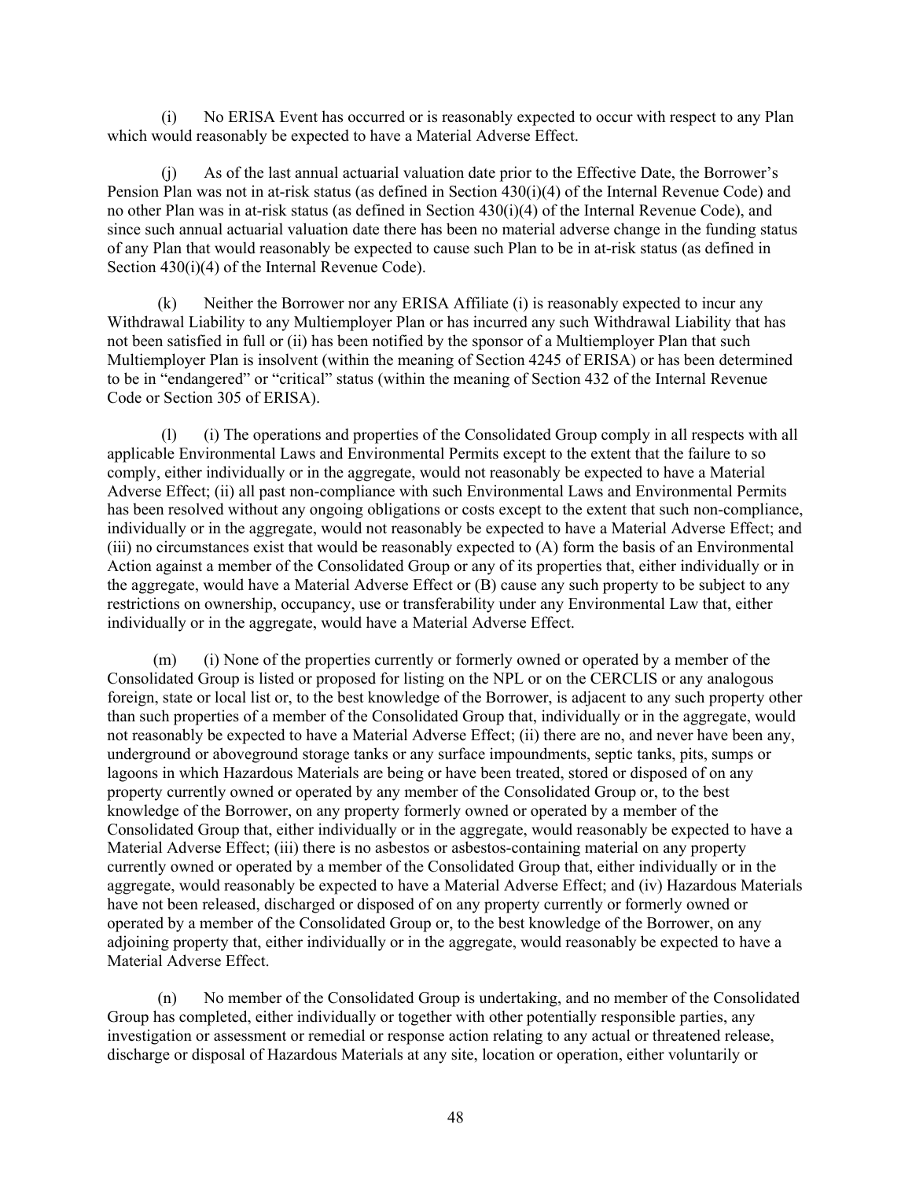(i) No ERISA Event has occurred or is reasonably expected to occur with respect to any Plan which would reasonably be expected to have a Material Adverse Effect.

(j) As of the last annual actuarial valuation date prior to the Effective Date, the Borrower's Pension Plan was not in at-risk status (as defined in Section 430(i)(4) of the Internal Revenue Code) and no other Plan was in at-risk status (as defined in Section 430(i)(4) of the Internal Revenue Code), and since such annual actuarial valuation date there has been no material adverse change in the funding status of any Plan that would reasonably be expected to cause such Plan to be in at-risk status (as defined in Section 430(i)(4) of the Internal Revenue Code).

(k) Neither the Borrower nor any ERISA Affiliate (i) is reasonably expected to incur any Withdrawal Liability to any Multiemployer Plan or has incurred any such Withdrawal Liability that has not been satisfied in full or (ii) has been notified by the sponsor of a Multiemployer Plan that such Multiemployer Plan is insolvent (within the meaning of Section 4245 of ERISA) or has been determined to be in "endangered" or "critical" status (within the meaning of Section 432 of the Internal Revenue Code or Section 305 of ERISA).

(l) (i) The operations and properties of the Consolidated Group comply in all respects with all applicable Environmental Laws and Environmental Permits except to the extent that the failure to so comply, either individually or in the aggregate, would not reasonably be expected to have a Material Adverse Effect; (ii) all past non-compliance with such Environmental Laws and Environmental Permits has been resolved without any ongoing obligations or costs except to the extent that such non-compliance, individually or in the aggregate, would not reasonably be expected to have a Material Adverse Effect; and (iii) no circumstances exist that would be reasonably expected to (A) form the basis of an Environmental Action against a member of the Consolidated Group or any of its properties that, either individually or in the aggregate, would have a Material Adverse Effect or (B) cause any such property to be subject to any restrictions on ownership, occupancy, use or transferability under any Environmental Law that, either individually or in the aggregate, would have a Material Adverse Effect.

(m) (i) None of the properties currently or formerly owned or operated by a member of the Consolidated Group is listed or proposed for listing on the NPL or on the CERCLIS or any analogous foreign, state or local list or, to the best knowledge of the Borrower, is adjacent to any such property other than such properties of a member of the Consolidated Group that, individually or in the aggregate, would not reasonably be expected to have a Material Adverse Effect; (ii) there are no, and never have been any, underground or aboveground storage tanks or any surface impoundments, septic tanks, pits, sumps or lagoons in which Hazardous Materials are being or have been treated, stored or disposed of on any property currently owned or operated by any member of the Consolidated Group or, to the best knowledge of the Borrower, on any property formerly owned or operated by a member of the Consolidated Group that, either individually or in the aggregate, would reasonably be expected to have a Material Adverse Effect; (iii) there is no asbestos or asbestos-containing material on any property currently owned or operated by a member of the Consolidated Group that, either individually or in the aggregate, would reasonably be expected to have a Material Adverse Effect; and (iv) Hazardous Materials have not been released, discharged or disposed of on any property currently or formerly owned or operated by a member of the Consolidated Group or, to the best knowledge of the Borrower, on any adjoining property that, either individually or in the aggregate, would reasonably be expected to have a Material Adverse Effect.

(n) No member of the Consolidated Group is undertaking, and no member of the Consolidated Group has completed, either individually or together with other potentially responsible parties, any investigation or assessment or remedial or response action relating to any actual or threatened release, discharge or disposal of Hazardous Materials at any site, location or operation, either voluntarily or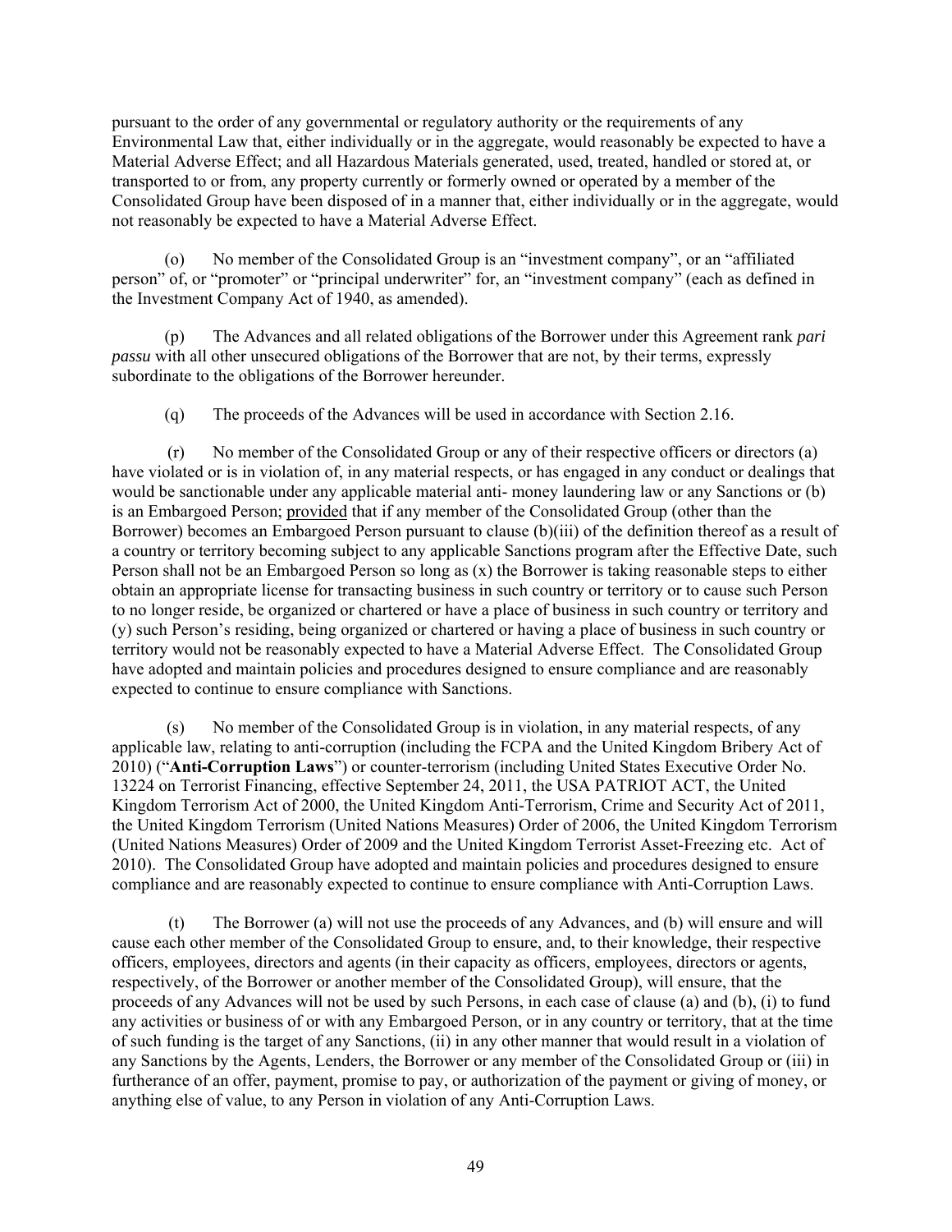pursuant to the order of any governmental or regulatory authority or the requirements of any Environmental Law that, either individually or in the aggregate, would reasonably be expected to have a Material Adverse Effect; and all Hazardous Materials generated, used, treated, handled or stored at, or transported to or from, any property currently or formerly owned or operated by a member of the Consolidated Group have been disposed of in a manner that, either individually or in the aggregate, would not reasonably be expected to have a Material Adverse Effect.

(o) No member of the Consolidated Group is an "investment company", or an "affiliated person" of, or "promoter" or "principal underwriter" for, an "investment company" (each as defined in the Investment Company Act of 1940, as amended).

(p) The Advances and all related obligations of the Borrower under this Agreement rank *pari passu* with all other unsecured obligations of the Borrower that are not, by their terms, expressly subordinate to the obligations of the Borrower hereunder.

(q) The proceeds of the Advances will be used in accordance with Section 2.16.

(r) No member of the Consolidated Group or any of their respective officers or directors (a) have violated or is in violation of, in any material respects, or has engaged in any conduct or dealings that would be sanctionable under any applicable material anti- money laundering law or any Sanctions or (b) is an Embargoed Person; provided that if any member of the Consolidated Group (other than the Borrower) becomes an Embargoed Person pursuant to clause (b)(iii) of the definition thereof as a result of a country or territory becoming subject to any applicable Sanctions program after the Effective Date, such Person shall not be an Embargoed Person so long as (x) the Borrower is taking reasonable steps to either obtain an appropriate license for transacting business in such country or territory or to cause such Person to no longer reside, be organized or chartered or have a place of business in such country or territory and (y) such Person's residing, being organized or chartered or having a place of business in such country or territory would not be reasonably expected to have a Material Adverse Effect. The Consolidated Group have adopted and maintain policies and procedures designed to ensure compliance and are reasonably expected to continue to ensure compliance with Sanctions.

(s) No member of the Consolidated Group is in violation, in any material respects, of any applicable law, relating to anti-corruption (including the FCPA and the United Kingdom Bribery Act of 2010) ("**Anti-Corruption Laws**") or counter-terrorism (including United States Executive Order No. 13224 on Terrorist Financing, effective September 24, 2011, the USA PATRIOT ACT, the United Kingdom Terrorism Act of 2000, the United Kingdom Anti-Terrorism, Crime and Security Act of 2011, the United Kingdom Terrorism (United Nations Measures) Order of 2006, the United Kingdom Terrorism (United Nations Measures) Order of 2009 and the United Kingdom Terrorist Asset-Freezing etc. Act of 2010). The Consolidated Group have adopted and maintain policies and procedures designed to ensure compliance and are reasonably expected to continue to ensure compliance with Anti-Corruption Laws.

(t) The Borrower (a) will not use the proceeds of any Advances, and (b) will ensure and will cause each other member of the Consolidated Group to ensure, and, to their knowledge, their respective officers, employees, directors and agents (in their capacity as officers, employees, directors or agents, respectively, of the Borrower or another member of the Consolidated Group), will ensure, that the proceeds of any Advances will not be used by such Persons, in each case of clause (a) and (b), (i) to fund any activities or business of or with any Embargoed Person, or in any country or territory, that at the time of such funding is the target of any Sanctions, (ii) in any other manner that would result in a violation of any Sanctions by the Agents, Lenders, the Borrower or any member of the Consolidated Group or (iii) in furtherance of an offer, payment, promise to pay, or authorization of the payment or giving of money, or anything else of value, to any Person in violation of any Anti-Corruption Laws.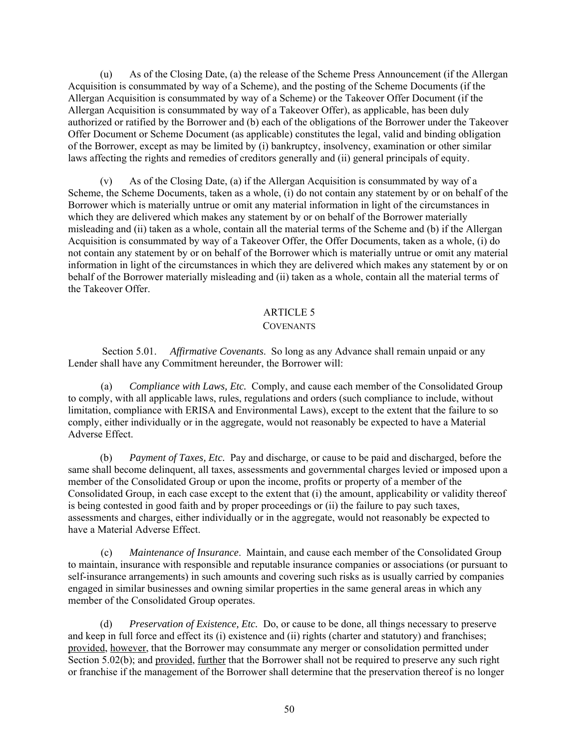(u) As of the Closing Date, (a) the release of the Scheme Press Announcement (if the Allergan Acquisition is consummated by way of a Scheme), and the posting of the Scheme Documents (if the Allergan Acquisition is consummated by way of a Scheme) or the Takeover Offer Document (if the Allergan Acquisition is consummated by way of a Takeover Offer), as applicable, has been duly authorized or ratified by the Borrower and (b) each of the obligations of the Borrower under the Takeover Offer Document or Scheme Document (as applicable) constitutes the legal, valid and binding obligation of the Borrower, except as may be limited by (i) bankruptcy, insolvency, examination or other similar laws affecting the rights and remedies of creditors generally and (ii) general principals of equity.

(v) As of the Closing Date, (a) if the Allergan Acquisition is consummated by way of a Scheme, the Scheme Documents, taken as a whole, (i) do not contain any statement by or on behalf of the Borrower which is materially untrue or omit any material information in light of the circumstances in which they are delivered which makes any statement by or on behalf of the Borrower materially misleading and (ii) taken as a whole, contain all the material terms of the Scheme and (b) if the Allergan Acquisition is consummated by way of a Takeover Offer, the Offer Documents, taken as a whole, (i) do not contain any statement by or on behalf of the Borrower which is materially untrue or omit any material information in light of the circumstances in which they are delivered which makes any statement by or on behalf of the Borrower materially misleading and (ii) taken as a whole, contain all the material terms of the Takeover Offer.

## ARTICLE 5
## COVENANTS

Section 5.01. *Affirmative Covenants*. So long as any Advance shall remain unpaid or any Lender shall have any Commitment hereunder, the Borrower will:

(a) *Compliance with Laws, Etc.* Comply, and cause each member of the Consolidated Group to comply, with all applicable laws, rules, regulations and orders (such compliance to include, without limitation, compliance with ERISA and Environmental Laws), except to the extent that the failure to so comply, either individually or in the aggregate, would not reasonably be expected to have a Material Adverse Effect.

(b) *Payment of Taxes, Etc.* Pay and discharge, or cause to be paid and discharged, before the same shall become delinquent, all taxes, assessments and governmental charges levied or imposed upon a member of the Consolidated Group or upon the income, profits or property of a member of the Consolidated Group, in each case except to the extent that (i) the amount, applicability or validity thereof is being contested in good faith and by proper proceedings or (ii) the failure to pay such taxes, assessments and charges, either individually or in the aggregate, would not reasonably be expected to have a Material Adverse Effect.

(c) *Maintenance of Insurance*. Maintain, and cause each member of the Consolidated Group to maintain, insurance with responsible and reputable insurance companies or associations (or pursuant to self-insurance arrangements) in such amounts and covering such risks as is usually carried by companies engaged in similar businesses and owning similar properties in the same general areas in which any member of the Consolidated Group operates.

(d) *Preservation of Existence, Etc.* Do, or cause to be done, all things necessary to preserve and keep in full force and effect its (i) existence and (ii) rights (charter and statutory) and franchises; provided, however, that the Borrower may consummate any merger or consolidation permitted under Section 5.02(b); and provided, further that the Borrower shall not be required to preserve any such right or franchise if the management of the Borrower shall determine that the preservation thereof is no longer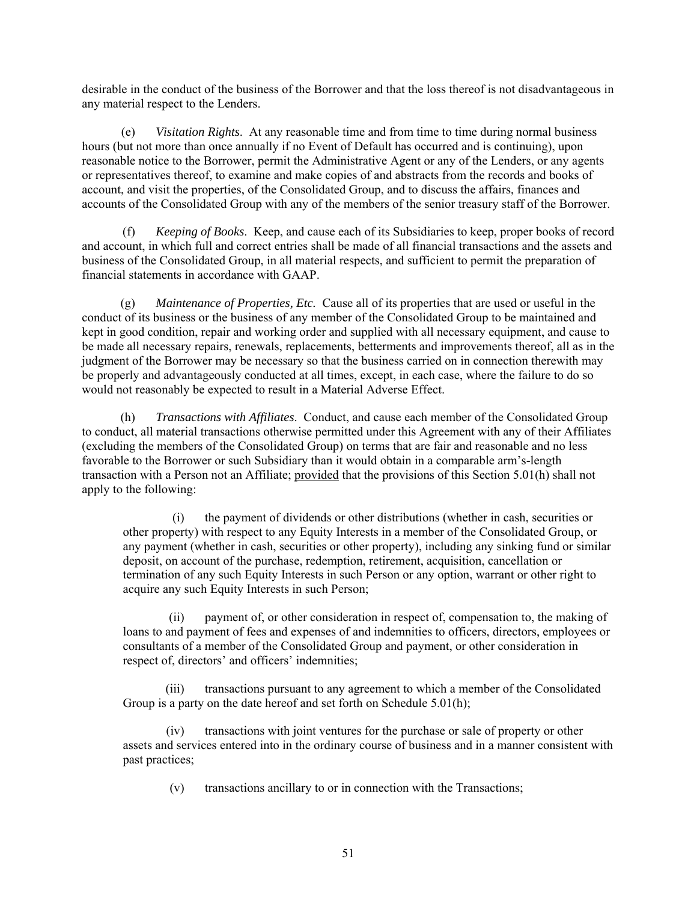desirable in the conduct of the business of the Borrower and that the loss thereof is not disadvantageous in any material respect to the Lenders.

(e) *Visitation Rights*. At any reasonable time and from time to time during normal business hours (but not more than once annually if no Event of Default has occurred and is continuing), upon reasonable notice to the Borrower, permit the Administrative Agent or any of the Lenders, or any agents or representatives thereof, to examine and make copies of and abstracts from the records and books of account, and visit the properties, of the Consolidated Group, and to discuss the affairs, finances and accounts of the Consolidated Group with any of the members of the senior treasury staff of the Borrower.

(f) *Keeping of Books*. Keep, and cause each of its Subsidiaries to keep, proper books of record and account, in which full and correct entries shall be made of all financial transactions and the assets and business of the Consolidated Group, in all material respects, and sufficient to permit the preparation of financial statements in accordance with GAAP.

(g) *Maintenance of Properties, Etc.* Cause all of its properties that are used or useful in the conduct of its business or the business of any member of the Consolidated Group to be maintained and kept in good condition, repair and working order and supplied with all necessary equipment, and cause to be made all necessary repairs, renewals, replacements, betterments and improvements thereof, all as in the judgment of the Borrower may be necessary so that the business carried on in connection therewith may be properly and advantageously conducted at all times, except, in each case, where the failure to do so would not reasonably be expected to result in a Material Adverse Effect.

(h) *Transactions with Affiliates*. Conduct, and cause each member of the Consolidated Group to conduct, all material transactions otherwise permitted under this Agreement with any of their Affiliates (excluding the members of the Consolidated Group) on terms that are fair and reasonable and no less favorable to the Borrower or such Subsidiary than it would obtain in a comparable arm's-length transaction with a Person not an Affiliate; provided that the provisions of this Section 5.01(h) shall not apply to the following:

(i) the payment of dividends or other distributions (whether in cash, securities or other property) with respect to any Equity Interests in a member of the Consolidated Group, or any payment (whether in cash, securities or other property), including any sinking fund or similar deposit, on account of the purchase, redemption, retirement, acquisition, cancellation or termination of any such Equity Interests in such Person or any option, warrant or other right to acquire any such Equity Interests in such Person;

(ii) payment of, or other consideration in respect of, compensation to, the making of loans to and payment of fees and expenses of and indemnities to officers, directors, employees or consultants of a member of the Consolidated Group and payment, or other consideration in respect of, directors' and officers' indemnities;

(iii) transactions pursuant to any agreement to which a member of the Consolidated Group is a party on the date hereof and set forth on Schedule 5.01(h);

(iv) transactions with joint ventures for the purchase or sale of property or other assets and services entered into in the ordinary course of business and in a manner consistent with past practices;

(v) transactions ancillary to or in connection with the Transactions;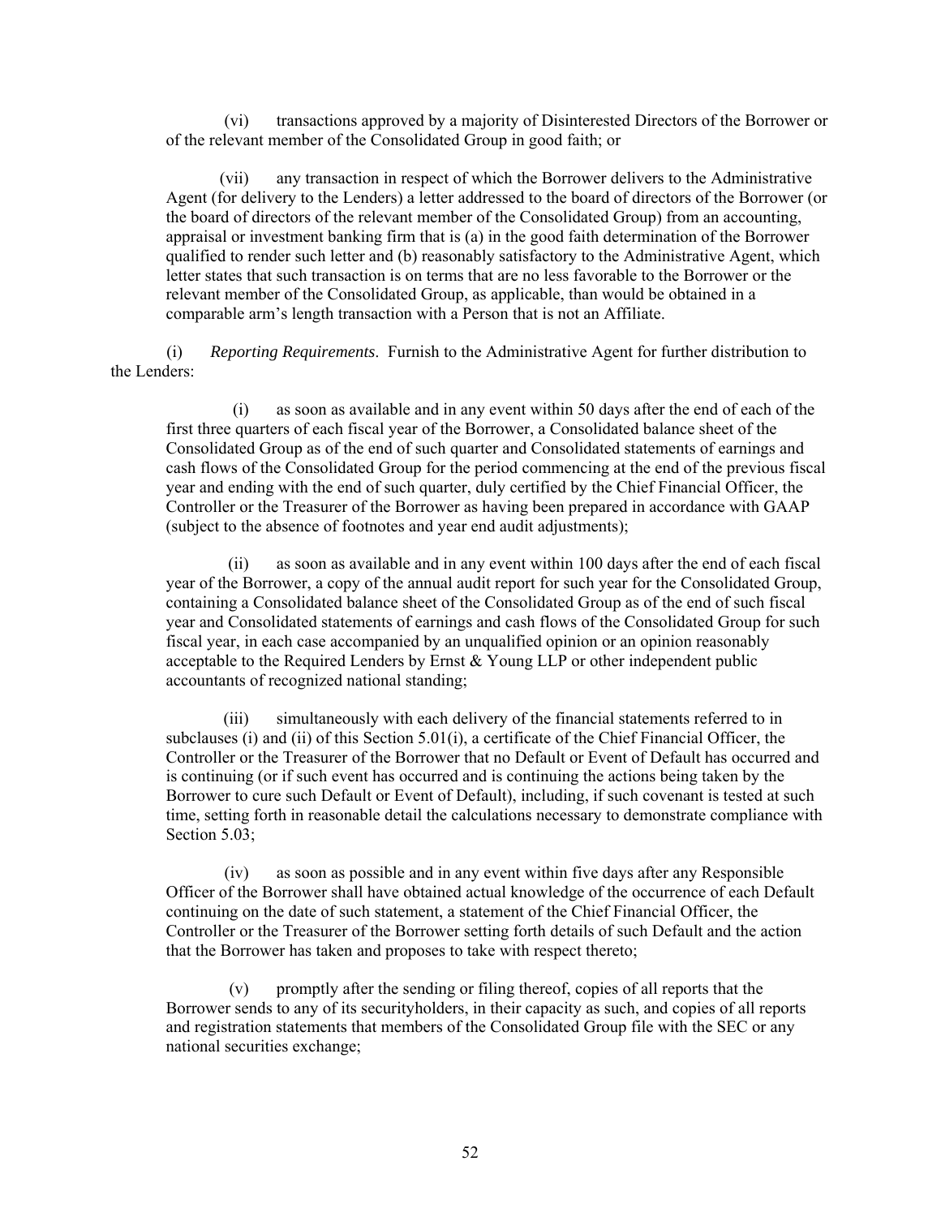(vi) transactions approved by a majority of Disinterested Directors of the Borrower or of the relevant member of the Consolidated Group in good faith; or

(vii) any transaction in respect of which the Borrower delivers to the Administrative Agent (for delivery to the Lenders) a letter addressed to the board of directors of the Borrower (or the board of directors of the relevant member of the Consolidated Group) from an accounting, appraisal or investment banking firm that is (a) in the good faith determination of the Borrower qualified to render such letter and (b) reasonably satisfactory to the Administrative Agent, which letter states that such transaction is on terms that are no less favorable to the Borrower or the relevant member of the Consolidated Group, as applicable, than would be obtained in a comparable arm's length transaction with a Person that is not an Affiliate.

(i) *Reporting Requirements*. Furnish to the Administrative Agent for further distribution to the Lenders:

(i) as soon as available and in any event within 50 days after the end of each of the first three quarters of each fiscal year of the Borrower, a Consolidated balance sheet of the Consolidated Group as of the end of such quarter and Consolidated statements of earnings and cash flows of the Consolidated Group for the period commencing at the end of the previous fiscal year and ending with the end of such quarter, duly certified by the Chief Financial Officer, the Controller or the Treasurer of the Borrower as having been prepared in accordance with GAAP (subject to the absence of footnotes and year end audit adjustments);

(ii) as soon as available and in any event within 100 days after the end of each fiscal year of the Borrower, a copy of the annual audit report for such year for the Consolidated Group, containing a Consolidated balance sheet of the Consolidated Group as of the end of such fiscal year and Consolidated statements of earnings and cash flows of the Consolidated Group for such fiscal year, in each case accompanied by an unqualified opinion or an opinion reasonably acceptable to the Required Lenders by Ernst & Young LLP or other independent public accountants of recognized national standing;

(iii) simultaneously with each delivery of the financial statements referred to in subclauses (i) and (ii) of this Section 5.01(i), a certificate of the Chief Financial Officer, the Controller or the Treasurer of the Borrower that no Default or Event of Default has occurred and is continuing (or if such event has occurred and is continuing the actions being taken by the Borrower to cure such Default or Event of Default), including, if such covenant is tested at such time, setting forth in reasonable detail the calculations necessary to demonstrate compliance with Section 5.03;

(iv) as soon as possible and in any event within five days after any Responsible Officer of the Borrower shall have obtained actual knowledge of the occurrence of each Default continuing on the date of such statement, a statement of the Chief Financial Officer, the Controller or the Treasurer of the Borrower setting forth details of such Default and the action that the Borrower has taken and proposes to take with respect thereto;

(v) promptly after the sending or filing thereof, copies of all reports that the Borrower sends to any of its securityholders, in their capacity as such, and copies of all reports and registration statements that members of the Consolidated Group file with the SEC or any national securities exchange;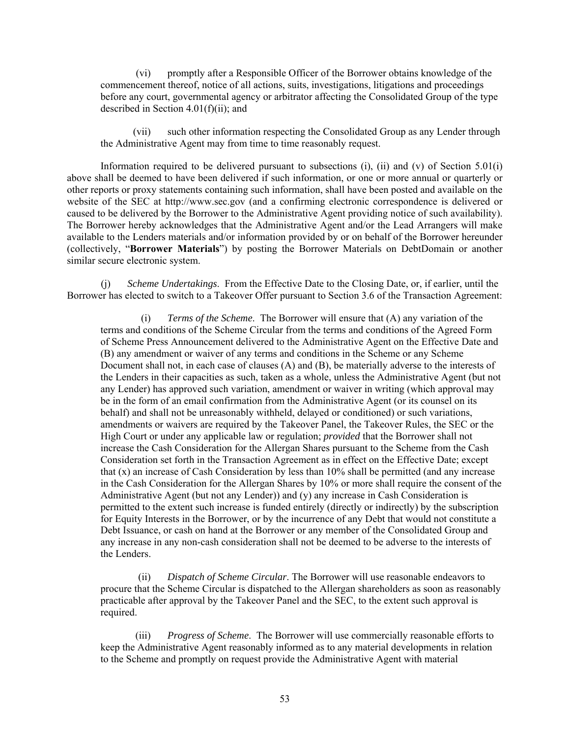(vi) promptly after a Responsible Officer of the Borrower obtains knowledge of the commencement thereof, notice of all actions, suits, investigations, litigations and proceedings before any court, governmental agency or arbitrator affecting the Consolidated Group of the type described in Section 4.01(f)(ii); and

(vii) such other information respecting the Consolidated Group as any Lender through the Administrative Agent may from time to time reasonably request.

Information required to be delivered pursuant to subsections (i), (ii) and (v) of Section 5.01(i) above shall be deemed to have been delivered if such information, or one or more annual or quarterly or other reports or proxy statements containing such information, shall have been posted and available on the website of the SEC at http://www.sec.gov (and a confirming electronic correspondence is delivered or caused to be delivered by the Borrower to the Administrative Agent providing notice of such availability). The Borrower hereby acknowledges that the Administrative Agent and/or the Lead Arrangers will make available to the Lenders materials and/or information provided by or on behalf of the Borrower hereunder (collectively, "**Borrower Materials**") by posting the Borrower Materials on DebtDomain or another similar secure electronic system.

(j) *Scheme Undertakings*. From the Effective Date to the Closing Date, or, if earlier, until the Borrower has elected to switch to a Takeover Offer pursuant to Section 3.6 of the Transaction Agreement:

(i) *Terms of the Scheme*. The Borrower will ensure that (A) any variation of the terms and conditions of the Scheme Circular from the terms and conditions of the Agreed Form of Scheme Press Announcement delivered to the Administrative Agent on the Effective Date and (B) any amendment or waiver of any terms and conditions in the Scheme or any Scheme Document shall not, in each case of clauses (A) and (B), be materially adverse to the interests of the Lenders in their capacities as such, taken as a whole, unless the Administrative Agent (but not any Lender) has approved such variation, amendment or waiver in writing (which approval may be in the form of an email confirmation from the Administrative Agent (or its counsel on its behalf) and shall not be unreasonably withheld, delayed or conditioned) or such variations, amendments or waivers are required by the Takeover Panel, the Takeover Rules, the SEC or the High Court or under any applicable law or regulation; *provided* that the Borrower shall not increase the Cash Consideration for the Allergan Shares pursuant to the Scheme from the Cash Consideration set forth in the Transaction Agreement as in effect on the Effective Date; except that (x) an increase of Cash Consideration by less than 10% shall be permitted (and any increase in the Cash Consideration for the Allergan Shares by 10% or more shall require the consent of the Administrative Agent (but not any Lender)) and (y) any increase in Cash Consideration is permitted to the extent such increase is funded entirely (directly or indirectly) by the subscription for Equity Interests in the Borrower, or by the incurrence of any Debt that would not constitute a Debt Issuance, or cash on hand at the Borrower or any member of the Consolidated Group and any increase in any non-cash consideration shall not be deemed to be adverse to the interests of the Lenders.

(ii) *Dispatch of Scheme Circular*. The Borrower will use reasonable endeavors to procure that the Scheme Circular is dispatched to the Allergan shareholders as soon as reasonably practicable after approval by the Takeover Panel and the SEC, to the extent such approval is required.

(iii) *Progress of Scheme*. The Borrower will use commercially reasonable efforts to keep the Administrative Agent reasonably informed as to any material developments in relation to the Scheme and promptly on request provide the Administrative Agent with material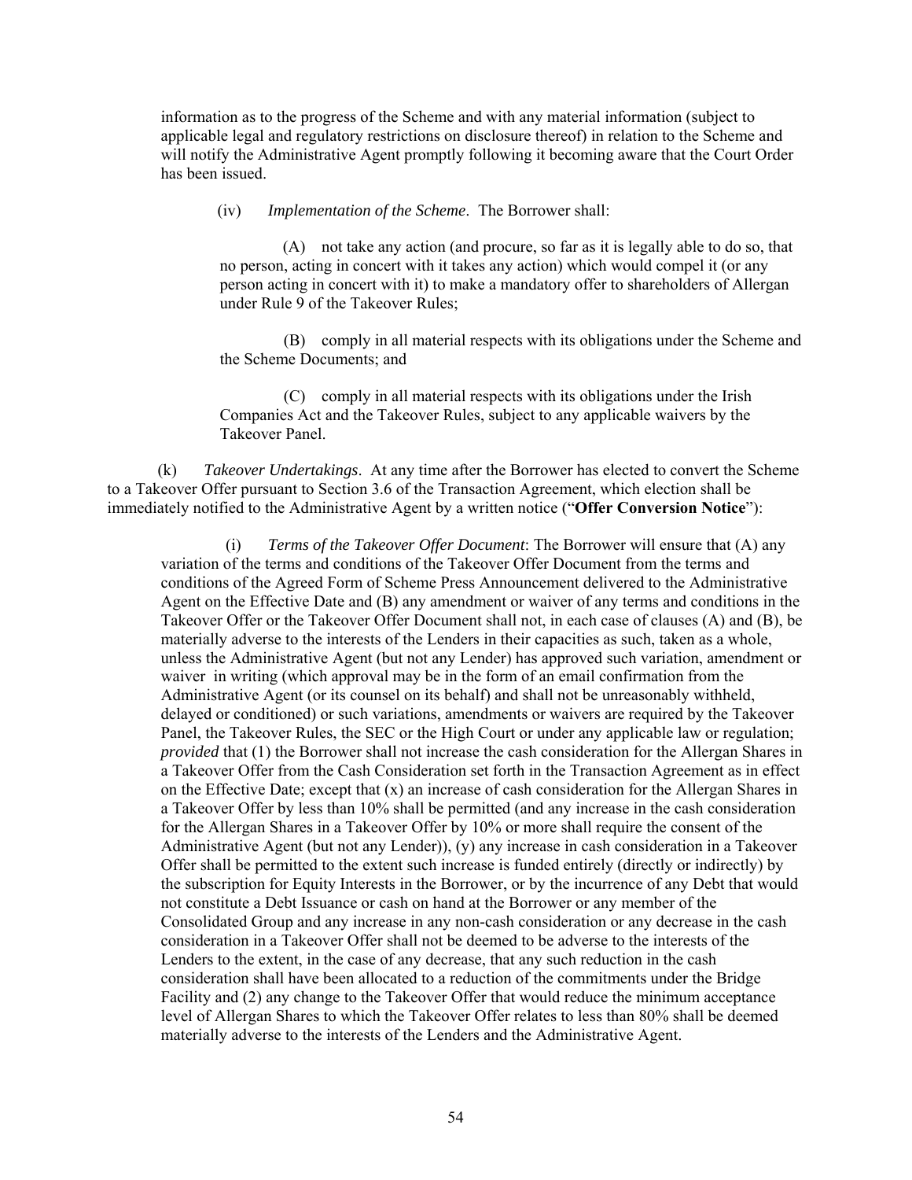information as to the progress of the Scheme and with any material information (subject to applicable legal and regulatory restrictions on disclosure thereof) in relation to the Scheme and will notify the Administrative Agent promptly following it becoming aware that the Court Order has been issued.

(iv) *Implementation of the Scheme*. The Borrower shall:

(A) not take any action (and procure, so far as it is legally able to do so, that no person, acting in concert with it takes any action) which would compel it (or any person acting in concert with it) to make a mandatory offer to shareholders of Allergan under Rule 9 of the Takeover Rules;

(B) comply in all material respects with its obligations under the Scheme and the Scheme Documents; and

(C) comply in all material respects with its obligations under the Irish Companies Act and the Takeover Rules, subject to any applicable waivers by the Takeover Panel.

(k) *Takeover Undertakings*. At any time after the Borrower has elected to convert the Scheme to a Takeover Offer pursuant to Section 3.6 of the Transaction Agreement, which election shall be immediately notified to the Administrative Agent by a written notice ("**Offer Conversion Notice**"):

(i) *Terms of the Takeover Offer Document*: The Borrower will ensure that (A) any variation of the terms and conditions of the Takeover Offer Document from the terms and conditions of the Agreed Form of Scheme Press Announcement delivered to the Administrative Agent on the Effective Date and (B) any amendment or waiver of any terms and conditions in the Takeover Offer or the Takeover Offer Document shall not, in each case of clauses (A) and (B), be materially adverse to the interests of the Lenders in their capacities as such, taken as a whole, unless the Administrative Agent (but not any Lender) has approved such variation, amendment or waiver in writing (which approval may be in the form of an email confirmation from the Administrative Agent (or its counsel on its behalf) and shall not be unreasonably withheld, delayed or conditioned) or such variations, amendments or waivers are required by the Takeover Panel, the Takeover Rules, the SEC or the High Court or under any applicable law or regulation; *provided* that (1) the Borrower shall not increase the cash consideration for the Allergan Shares in a Takeover Offer from the Cash Consideration set forth in the Transaction Agreement as in effect on the Effective Date; except that (x) an increase of cash consideration for the Allergan Shares in a Takeover Offer by less than 10% shall be permitted (and any increase in the cash consideration for the Allergan Shares in a Takeover Offer by 10% or more shall require the consent of the Administrative Agent (but not any Lender)), (y) any increase in cash consideration in a Takeover Offer shall be permitted to the extent such increase is funded entirely (directly or indirectly) by the subscription for Equity Interests in the Borrower, or by the incurrence of any Debt that would not constitute a Debt Issuance or cash on hand at the Borrower or any member of the Consolidated Group and any increase in any non-cash consideration or any decrease in the cash consideration in a Takeover Offer shall not be deemed to be adverse to the interests of the Lenders to the extent, in the case of any decrease, that any such reduction in the cash consideration shall have been allocated to a reduction of the commitments under the Bridge Facility and (2) any change to the Takeover Offer that would reduce the minimum acceptance level of Allergan Shares to which the Takeover Offer relates to less than 80% shall be deemed materially adverse to the interests of the Lenders and the Administrative Agent.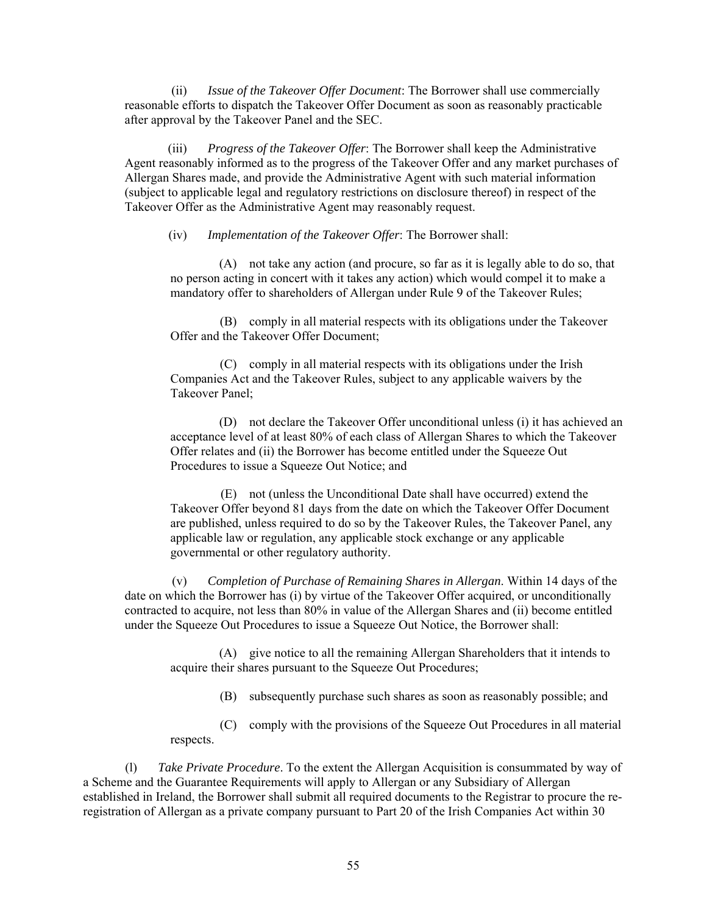(ii) *Issue of the Takeover Offer Document*: The Borrower shall use commercially reasonable efforts to dispatch the Takeover Offer Document as soon as reasonably practicable after approval by the Takeover Panel and the SEC.

(iii) *Progress of the Takeover Offer*: The Borrower shall keep the Administrative Agent reasonably informed as to the progress of the Takeover Offer and any market purchases of Allergan Shares made, and provide the Administrative Agent with such material information (subject to applicable legal and regulatory restrictions on disclosure thereof) in respect of the Takeover Offer as the Administrative Agent may reasonably request.

(iv) *Implementation of the Takeover Offer*: The Borrower shall:

(A) not take any action (and procure, so far as it is legally able to do so, that no person acting in concert with it takes any action) which would compel it to make a mandatory offer to shareholders of Allergan under Rule 9 of the Takeover Rules;

(B) comply in all material respects with its obligations under the Takeover Offer and the Takeover Offer Document;

(C) comply in all material respects with its obligations under the Irish Companies Act and the Takeover Rules, subject to any applicable waivers by the Takeover Panel;

(D) not declare the Takeover Offer unconditional unless (i) it has achieved an acceptance level of at least 80% of each class of Allergan Shares to which the Takeover Offer relates and (ii) the Borrower has become entitled under the Squeeze Out Procedures to issue a Squeeze Out Notice; and

(E) not (unless the Unconditional Date shall have occurred) extend the Takeover Offer beyond 81 days from the date on which the Takeover Offer Document are published, unless required to do so by the Takeover Rules, the Takeover Panel, any applicable law or regulation, any applicable stock exchange or any applicable governmental or other regulatory authority.

(v) *Completion of Purchase of Remaining Shares in Allergan*. Within 14 days of the date on which the Borrower has (i) by virtue of the Takeover Offer acquired, or unconditionally contracted to acquire, not less than 80% in value of the Allergan Shares and (ii) become entitled under the Squeeze Out Procedures to issue a Squeeze Out Notice, the Borrower shall:

(A) give notice to all the remaining Allergan Shareholders that it intends to acquire their shares pursuant to the Squeeze Out Procedures;

(B) subsequently purchase such shares as soon as reasonably possible; and

(C) comply with the provisions of the Squeeze Out Procedures in all material respects.

(l) *Take Private Procedure*. To the extent the Allergan Acquisition is consummated by way of a Scheme and the Guarantee Requirements will apply to Allergan or any Subsidiary of Allergan established in Ireland, the Borrower shall submit all required documents to the Registrar to procure the re-registration of Allergan as a private company pursuant to Part 20 of the Irish Companies Act within 30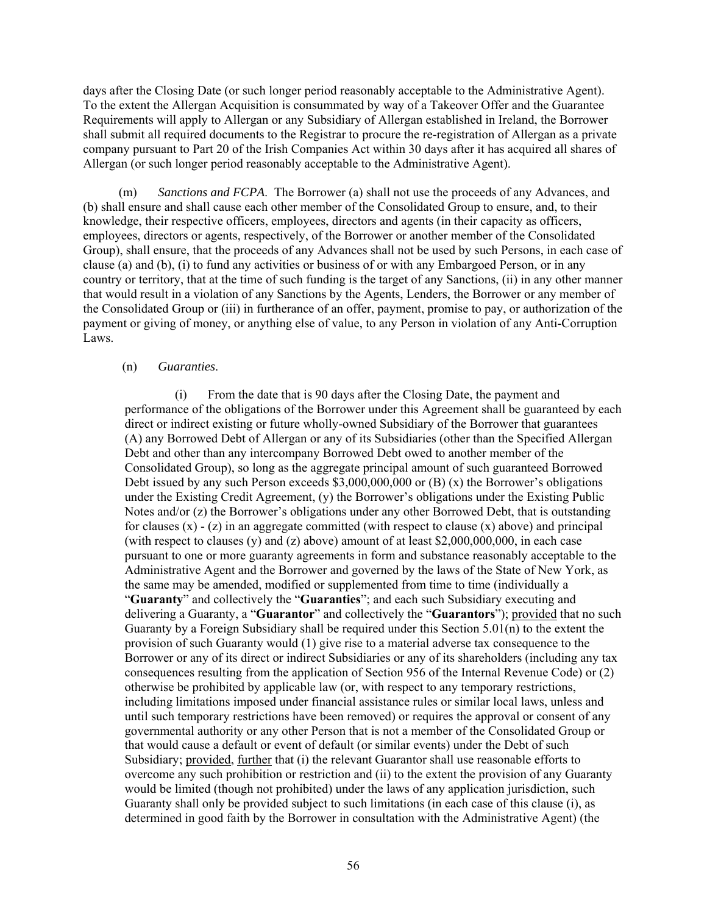days after the Closing Date (or such longer period reasonably acceptable to the Administrative Agent). To the extent the Allergan Acquisition is consummated by way of a Takeover Offer and the Guarantee Requirements will apply to Allergan or any Subsidiary of Allergan established in Ireland, the Borrower shall submit all required documents to the Registrar to procure the re-registration of Allergan as a private company pursuant to Part 20 of the Irish Companies Act within 30 days after it has acquired all shares of Allergan (or such longer period reasonably acceptable to the Administrative Agent).

(m) *Sanctions and FCPA.* The Borrower (a) shall not use the proceeds of any Advances, and (b) shall ensure and shall cause each other member of the Consolidated Group to ensure, and, to their knowledge, their respective officers, employees, directors and agents (in their capacity as officers, employees, directors or agents, respectively, of the Borrower or another member of the Consolidated Group), shall ensure, that the proceeds of any Advances shall not be used by such Persons, in each case of clause (a) and (b), (i) to fund any activities or business of or with any Embargoed Person, or in any country or territory, that at the time of such funding is the target of any Sanctions, (ii) in any other manner that would result in a violation of any Sanctions by the Agents, Lenders, the Borrower or any member of the Consolidated Group or (iii) in furtherance of an offer, payment, promise to pay, or authorization of the payment or giving of money, or anything else of value, to any Person in violation of any Anti-Corruption Laws.

(n) *Guaranties*.

(i) From the date that is 90 days after the Closing Date, the payment and performance of the obligations of the Borrower under this Agreement shall be guaranteed by each direct or indirect existing or future wholly-owned Subsidiary of the Borrower that guarantees (A) any Borrowed Debt of Allergan or any of its Subsidiaries (other than the Specified Allergan Debt and other than any intercompany Borrowed Debt owed to another member of the Consolidated Group), so long as the aggregate principal amount of such guaranteed Borrowed Debt issued by any such Person exceeds $3,000,000,000 or (B) (x) the Borrower's obligations under the Existing Credit Agreement, (y) the Borrower's obligations under the Existing Public Notes and/or (z) the Borrower's obligations under any other Borrowed Debt, that is outstanding for clauses (x) - (z) in an aggregate committed (with respect to clause (x) above) and principal (with respect to clauses (y) and (z) above) amount of at least $2,000,000,000, in each case pursuant to one or more guaranty agreements in form and substance reasonably acceptable to the Administrative Agent and the Borrower and governed by the laws of the State of New York, as the same may be amended, modified or supplemented from time to time (individually a "**Guaranty**" and collectively the "**Guaranties**"; and each such Subsidiary executing and delivering a Guaranty, a "**Guarantor**" and collectively the "**Guarantors**"); provided that no such Guaranty by a Foreign Subsidiary shall be required under this Section 5.01(n) to the extent the provision of such Guaranty would (1) give rise to a material adverse tax consequence to the Borrower or any of its direct or indirect Subsidiaries or any of its shareholders (including any tax consequences resulting from the application of Section 956 of the Internal Revenue Code) or (2) otherwise be prohibited by applicable law (or, with respect to any temporary restrictions, including limitations imposed under financial assistance rules or similar local laws, unless and until such temporary restrictions have been removed) or requires the approval or consent of any governmental authority or any other Person that is not a member of the Consolidated Group or that would cause a default or event of default (or similar events) under the Debt of such Subsidiary; provided, further that (i) the relevant Guarantor shall use reasonable efforts to overcome any such prohibition or restriction and (ii) to the extent the provision of any Guaranty would be limited (though not prohibited) under the laws of any application jurisdiction, such Guaranty shall only be provided subject to such limitations (in each case of this clause (i), as determined in good faith by the Borrower in consultation with the Administrative Agent) (the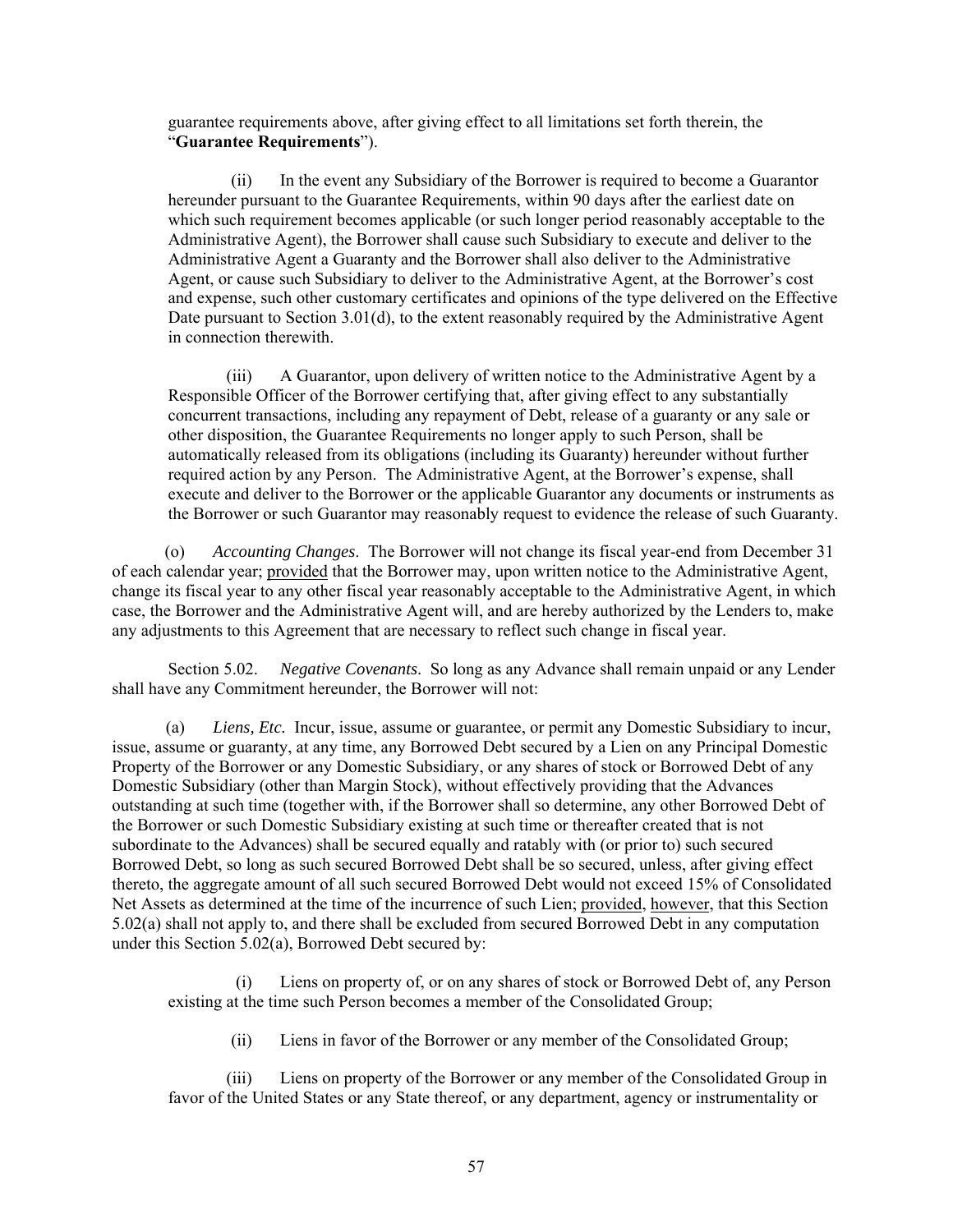guarantee requirements above, after giving effect to all limitations set forth therein, the "**Guarantee Requirements**").

(ii) In the event any Subsidiary of the Borrower is required to become a Guarantor hereunder pursuant to the Guarantee Requirements, within 90 days after the earliest date on which such requirement becomes applicable (or such longer period reasonably acceptable to the Administrative Agent), the Borrower shall cause such Subsidiary to execute and deliver to the Administrative Agent a Guaranty and the Borrower shall also deliver to the Administrative Agent, or cause such Subsidiary to deliver to the Administrative Agent, at the Borrower's cost and expense, such other customary certificates and opinions of the type delivered on the Effective Date pursuant to Section 3.01(d), to the extent reasonably required by the Administrative Agent in connection therewith.

(iii) A Guarantor, upon delivery of written notice to the Administrative Agent by a Responsible Officer of the Borrower certifying that, after giving effect to any substantially concurrent transactions, including any repayment of Debt, release of a guaranty or any sale or other disposition, the Guarantee Requirements no longer apply to such Person, shall be automatically released from its obligations (including its Guaranty) hereunder without further required action by any Person. The Administrative Agent, at the Borrower's expense, shall execute and deliver to the Borrower or the applicable Guarantor any documents or instruments as the Borrower or such Guarantor may reasonably request to evidence the release of such Guaranty.

(o) *Accounting Changes*. The Borrower will not change its fiscal year-end from December 31 of each calendar year; provided that the Borrower may, upon written notice to the Administrative Agent, change its fiscal year to any other fiscal year reasonably acceptable to the Administrative Agent, in which case, the Borrower and the Administrative Agent will, and are hereby authorized by the Lenders to, make any adjustments to this Agreement that are necessary to reflect such change in fiscal year.

Section 5.02. *Negative Covenants*. So long as any Advance shall remain unpaid or any Lender shall have any Commitment hereunder, the Borrower will not:

(a) *Liens, Etc.* Incur, issue, assume or guarantee, or permit any Domestic Subsidiary to incur, issue, assume or guaranty, at any time, any Borrowed Debt secured by a Lien on any Principal Domestic Property of the Borrower or any Domestic Subsidiary, or any shares of stock or Borrowed Debt of any Domestic Subsidiary (other than Margin Stock), without effectively providing that the Advances outstanding at such time (together with, if the Borrower shall so determine, any other Borrowed Debt of the Borrower or such Domestic Subsidiary existing at such time or thereafter created that is not subordinate to the Advances) shall be secured equally and ratably with (or prior to) such secured Borrowed Debt, so long as such secured Borrowed Debt shall be so secured, unless, after giving effect thereto, the aggregate amount of all such secured Borrowed Debt would not exceed 15% of Consolidated Net Assets as determined at the time of the incurrence of such Lien; provided, however, that this Section 5.02(a) shall not apply to, and there shall be excluded from secured Borrowed Debt in any computation under this Section 5.02(a), Borrowed Debt secured by:

(i) Liens on property of, or on any shares of stock or Borrowed Debt of, any Person existing at the time such Person becomes a member of the Consolidated Group;

(ii) Liens in favor of the Borrower or any member of the Consolidated Group;

(iii) Liens on property of the Borrower or any member of the Consolidated Group in favor of the United States or any State thereof, or any department, agency or instrumentality or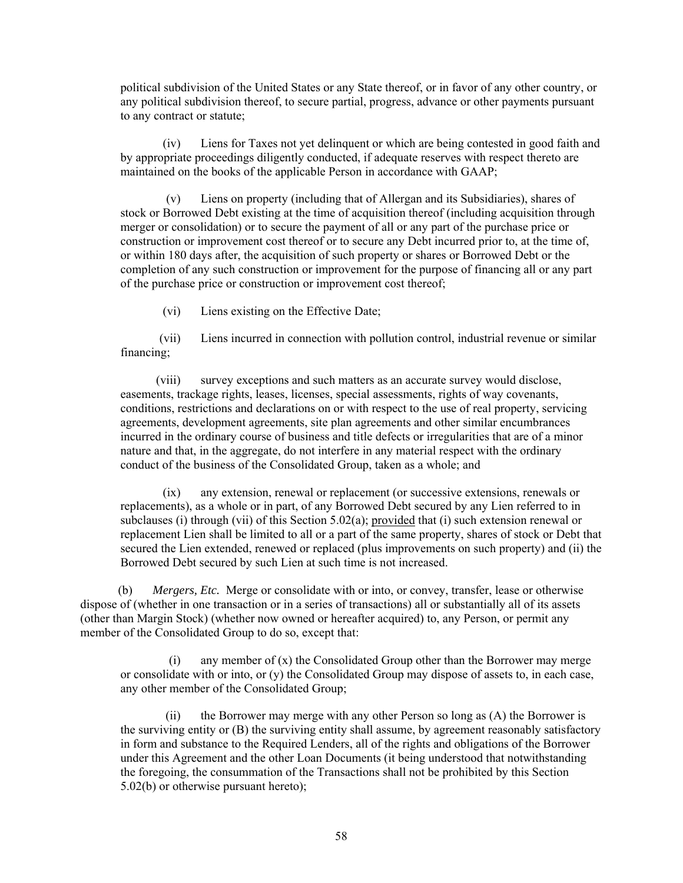political subdivision of the United States or any State thereof, or in favor of any other country, or any political subdivision thereof, to secure partial, progress, advance or other payments pursuant to any contract or statute;

(iv) Liens for Taxes not yet delinquent or which are being contested in good faith and by appropriate proceedings diligently conducted, if adequate reserves with respect thereto are maintained on the books of the applicable Person in accordance with GAAP;

(v) Liens on property (including that of Allergan and its Subsidiaries), shares of stock or Borrowed Debt existing at the time of acquisition thereof (including acquisition through merger or consolidation) or to secure the payment of all or any part of the purchase price or construction or improvement cost thereof or to secure any Debt incurred prior to, at the time of, or within 180 days after, the acquisition of such property or shares or Borrowed Debt or the completion of any such construction or improvement for the purpose of financing all or any part of the purchase price or construction or improvement cost thereof;

(vi) Liens existing on the Effective Date;

(vii) Liens incurred in connection with pollution control, industrial revenue or similar financing;

(viii) survey exceptions and such matters as an accurate survey would disclose, easements, trackage rights, leases, licenses, special assessments, rights of way covenants, conditions, restrictions and declarations on or with respect to the use of real property, servicing agreements, development agreements, site plan agreements and other similar encumbrances incurred in the ordinary course of business and title defects or irregularities that are of a minor nature and that, in the aggregate, do not interfere in any material respect with the ordinary conduct of the business of the Consolidated Group, taken as a whole; and

(ix) any extension, renewal or replacement (or successive extensions, renewals or replacements), as a whole or in part, of any Borrowed Debt secured by any Lien referred to in subclauses (i) through (vii) of this Section 5.02(a); provided that (i) such extension renewal or replacement Lien shall be limited to all or a part of the same property, shares of stock or Debt that secured the Lien extended, renewed or replaced (plus improvements on such property) and (ii) the Borrowed Debt secured by such Lien at such time is not increased.

(b) *Mergers, Etc.* Merge or consolidate with or into, or convey, transfer, lease or otherwise dispose of (whether in one transaction or in a series of transactions) all or substantially all of its assets (other than Margin Stock) (whether now owned or hereafter acquired) to, any Person, or permit any member of the Consolidated Group to do so, except that:

(i) any member of (x) the Consolidated Group other than the Borrower may merge or consolidate with or into, or (y) the Consolidated Group may dispose of assets to, in each case, any other member of the Consolidated Group;

(ii) the Borrower may merge with any other Person so long as (A) the Borrower is the surviving entity or (B) the surviving entity shall assume, by agreement reasonably satisfactory in form and substance to the Required Lenders, all of the rights and obligations of the Borrower under this Agreement and the other Loan Documents (it being understood that notwithstanding the foregoing, the consummation of the Transactions shall not be prohibited by this Section 5.02(b) or otherwise pursuant hereto);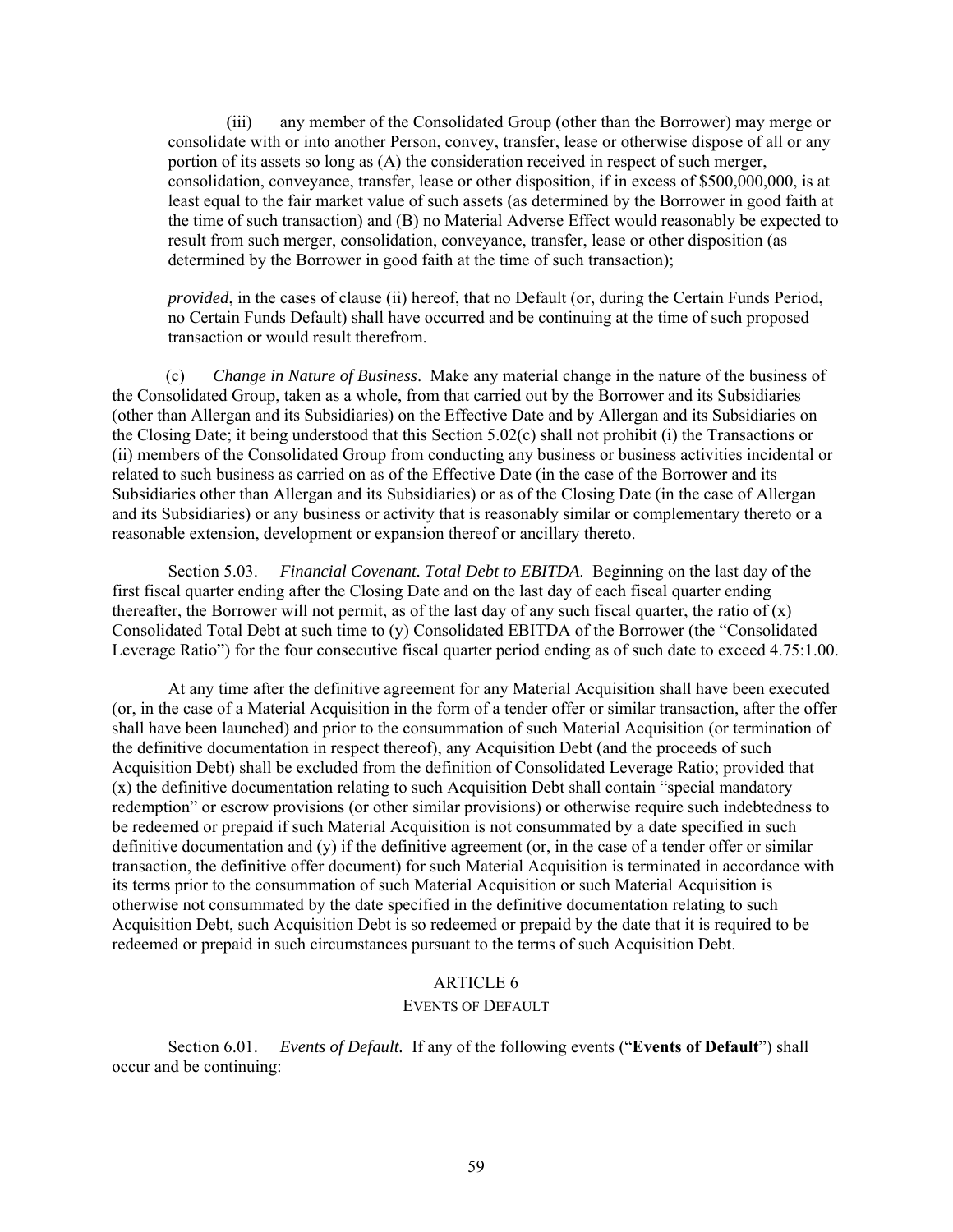(iii) any member of the Consolidated Group (other than the Borrower) may merge or consolidate with or into another Person, convey, transfer, lease or otherwise dispose of all or any portion of its assets so long as (A) the consideration received in respect of such merger, consolidation, conveyance, transfer, lease or other disposition, if in excess of $500,000,000, is at least equal to the fair market value of such assets (as determined by the Borrower in good faith at the time of such transaction) and (B) no Material Adverse Effect would reasonably be expected to result from such merger, consolidation, conveyance, transfer, lease or other disposition (as determined by the Borrower in good faith at the time of such transaction);

*provided*, in the cases of clause (ii) hereof, that no Default (or, during the Certain Funds Period, no Certain Funds Default) shall have occurred and be continuing at the time of such proposed transaction or would result therefrom.

(c) *Change in Nature of Business*. Make any material change in the nature of the business of the Consolidated Group, taken as a whole, from that carried out by the Borrower and its Subsidiaries (other than Allergan and its Subsidiaries) on the Effective Date and by Allergan and its Subsidiaries on the Closing Date; it being understood that this Section 5.02(c) shall not prohibit (i) the Transactions or (ii) members of the Consolidated Group from conducting any business or business activities incidental or related to such business as carried on as of the Effective Date (in the case of the Borrower and its Subsidiaries other than Allergan and its Subsidiaries) or as of the Closing Date (in the case of Allergan and its Subsidiaries) or any business or activity that is reasonably similar or complementary thereto or a reasonable extension, development or expansion thereof or ancillary thereto.

Section 5.03. *Financial Covenant. Total Debt to EBITDA.* Beginning on the last day of the first fiscal quarter ending after the Closing Date and on the last day of each fiscal quarter ending thereafter, the Borrower will not permit, as of the last day of any such fiscal quarter, the ratio of (x) Consolidated Total Debt at such time to (y) Consolidated EBITDA of the Borrower (the "Consolidated Leverage Ratio") for the four consecutive fiscal quarter period ending as of such date to exceed 4.75:1.00.

At any time after the definitive agreement for any Material Acquisition shall have been executed (or, in the case of a Material Acquisition in the form of a tender offer or similar transaction, after the offer shall have been launched) and prior to the consummation of such Material Acquisition (or termination of the definitive documentation in respect thereof), any Acquisition Debt (and the proceeds of such Acquisition Debt) shall be excluded from the definition of Consolidated Leverage Ratio; provided that (x) the definitive documentation relating to such Acquisition Debt shall contain "special mandatory redemption" or escrow provisions (or other similar provisions) or otherwise require such indebtedness to be redeemed or prepaid if such Material Acquisition is not consummated by a date specified in such definitive documentation and (y) if the definitive agreement (or, in the case of a tender offer or similar transaction, the definitive offer document) for such Material Acquisition is terminated in accordance with its terms prior to the consummation of such Material Acquisition or such Material Acquisition is otherwise not consummated by the date specified in the definitive documentation relating to such Acquisition Debt, such Acquisition Debt is so redeemed or prepaid by the date that it is required to be redeemed or prepaid in such circumstances pursuant to the terms of such Acquisition Debt.

## ARTICLE 6

### EVENTS OF DEFAULT

Section 6.01. *Events of Default.* If any of the following events ("**Events of Default**") shall occur and be continuing: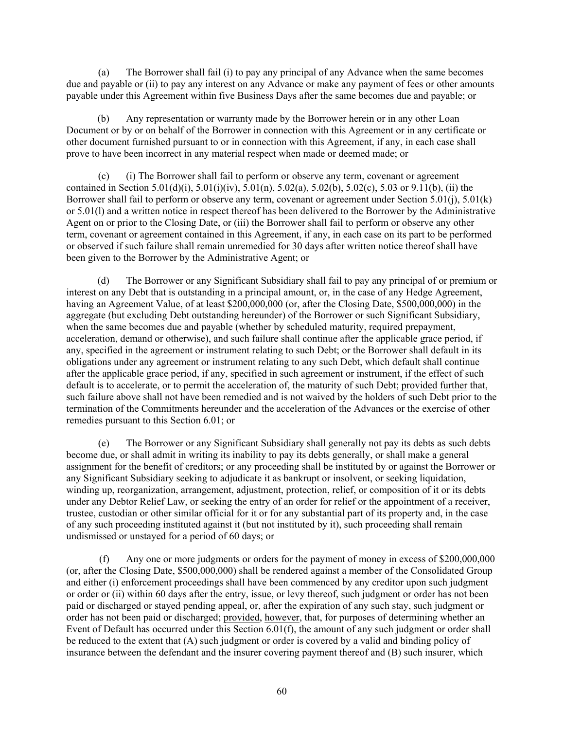(a) The Borrower shall fail (i) to pay any principal of any Advance when the same becomes due and payable or (ii) to pay any interest on any Advance or make any payment of fees or other amounts payable under this Agreement within five Business Days after the same becomes due and payable; or

(b) Any representation or warranty made by the Borrower herein or in any other Loan Document or by or on behalf of the Borrower in connection with this Agreement or in any certificate or other document furnished pursuant to or in connection with this Agreement, if any, in each case shall prove to have been incorrect in any material respect when made or deemed made; or

(c) (i) The Borrower shall fail to perform or observe any term, covenant or agreement contained in Section 5.01(d)(i), 5.01(i)(iv), 5.01(n), 5.02(a), 5.02(b), 5.02(c), 5.03 or 9.11(b), (ii) the Borrower shall fail to perform or observe any term, covenant or agreement under Section 5.01(j), 5.01(k) or 5.01(l) and a written notice in respect thereof has been delivered to the Borrower by the Administrative Agent on or prior to the Closing Date, or (iii) the Borrower shall fail to perform or observe any other term, covenant or agreement contained in this Agreement, if any, in each case on its part to be performed or observed if such failure shall remain unremedied for 30 days after written notice thereof shall have been given to the Borrower by the Administrative Agent; or

(d) The Borrower or any Significant Subsidiary shall fail to pay any principal of or premium or interest on any Debt that is outstanding in a principal amount, or, in the case of any Hedge Agreement, having an Agreement Value, of at least $200,000,000 (or, after the Closing Date, $500,000,000) in the aggregate (but excluding Debt outstanding hereunder) of the Borrower or such Significant Subsidiary, when the same becomes due and payable (whether by scheduled maturity, required prepayment, acceleration, demand or otherwise), and such failure shall continue after the applicable grace period, if any, specified in the agreement or instrument relating to such Debt; or the Borrower shall default in its obligations under any agreement or instrument relating to any such Debt, which default shall continue after the applicable grace period, if any, specified in such agreement or instrument, if the effect of such default is to accelerate, or to permit the acceleration of, the maturity of such Debt; provided further that, such failure above shall not have been remedied and is not waived by the holders of such Debt prior to the termination of the Commitments hereunder and the acceleration of the Advances or the exercise of other remedies pursuant to this Section 6.01; or

(e) The Borrower or any Significant Subsidiary shall generally not pay its debts as such debts become due, or shall admit in writing its inability to pay its debts generally, or shall make a general assignment for the benefit of creditors; or any proceeding shall be instituted by or against the Borrower or any Significant Subsidiary seeking to adjudicate it as bankrupt or insolvent, or seeking liquidation, winding up, reorganization, arrangement, adjustment, protection, relief, or composition of it or its debts under any Debtor Relief Law, or seeking the entry of an order for relief or the appointment of a receiver, trustee, custodian or other similar official for it or for any substantial part of its property and, in the case of any such proceeding instituted against it (but not instituted by it), such proceeding shall remain undismissed or unstayed for a period of 60 days; or

(f) Any one or more judgments or orders for the payment of money in excess of $200,000,000 (or, after the Closing Date, $500,000,000) shall be rendered against a member of the Consolidated Group and either (i) enforcement proceedings shall have been commenced by any creditor upon such judgment or order or (ii) within 60 days after the entry, issue, or levy thereof, such judgment or order has not been paid or discharged or stayed pending appeal, or, after the expiration of any such stay, such judgment or order has not been paid or discharged; provided, however, that, for purposes of determining whether an Event of Default has occurred under this Section 6.01(f), the amount of any such judgment or order shall be reduced to the extent that (A) such judgment or order is covered by a valid and binding policy of insurance between the defendant and the insurer covering payment thereof and (B) such insurer, which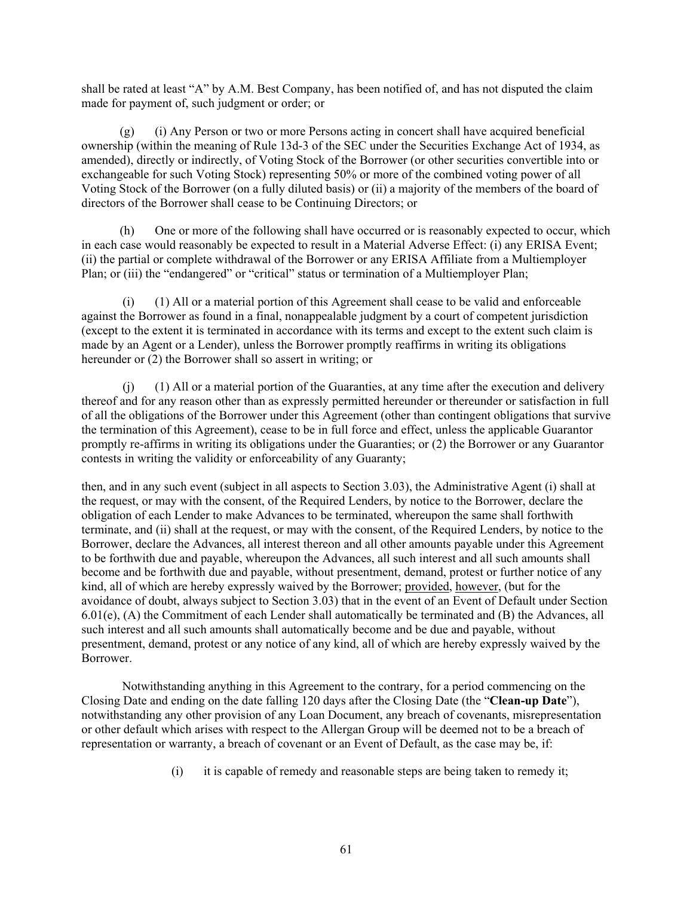shall be rated at least "A" by A.M. Best Company, has been notified of, and has not disputed the claim made for payment of, such judgment or order; or

(g) (i) Any Person or two or more Persons acting in concert shall have acquired beneficial ownership (within the meaning of Rule 13d-3 of the SEC under the Securities Exchange Act of 1934, as amended), directly or indirectly, of Voting Stock of the Borrower (or other securities convertible into or exchangeable for such Voting Stock) representing 50% or more of the combined voting power of all Voting Stock of the Borrower (on a fully diluted basis) or (ii) a majority of the members of the board of directors of the Borrower shall cease to be Continuing Directors; or

(h) One or more of the following shall have occurred or is reasonably expected to occur, which in each case would reasonably be expected to result in a Material Adverse Effect: (i) any ERISA Event; (ii) the partial or complete withdrawal of the Borrower or any ERISA Affiliate from a Multiemployer Plan; or (iii) the "endangered" or "critical" status or termination of a Multiemployer Plan;

(i) (1) All or a material portion of this Agreement shall cease to be valid and enforceable against the Borrower as found in a final, nonappealable judgment by a court of competent jurisdiction (except to the extent it is terminated in accordance with its terms and except to the extent such claim is made by an Agent or a Lender), unless the Borrower promptly reaffirms in writing its obligations hereunder or (2) the Borrower shall so assert in writing; or

(j) (1) All or a material portion of the Guaranties, at any time after the execution and delivery thereof and for any reason other than as expressly permitted hereunder or thereunder or satisfaction in full of all the obligations of the Borrower under this Agreement (other than contingent obligations that survive the termination of this Agreement), cease to be in full force and effect, unless the applicable Guarantor promptly re-affirms in writing its obligations under the Guaranties; or (2) the Borrower or any Guarantor contests in writing the validity or enforceability of any Guaranty;

then, and in any such event (subject in all aspects to Section 3.03), the Administrative Agent (i) shall at the request, or may with the consent, of the Required Lenders, by notice to the Borrower, declare the obligation of each Lender to make Advances to be terminated, whereupon the same shall forthwith terminate, and (ii) shall at the request, or may with the consent, of the Required Lenders, by notice to the Borrower, declare the Advances, all interest thereon and all other amounts payable under this Agreement to be forthwith due and payable, whereupon the Advances, all such interest and all such amounts shall become and be forthwith due and payable, without presentment, demand, protest or further notice of any kind, all of which are hereby expressly waived by the Borrower; provided, however, (but for the avoidance of doubt, always subject to Section 3.03) that in the event of an Event of Default under Section 6.01(e), (A) the Commitment of each Lender shall automatically be terminated and (B) the Advances, all such interest and all such amounts shall automatically become and be due and payable, without presentment, demand, protest or any notice of any kind, all of which are hereby expressly waived by the Borrower.

Notwithstanding anything in this Agreement to the contrary, for a period commencing on the Closing Date and ending on the date falling 120 days after the Closing Date (the "**Clean-up Date**"), notwithstanding any other provision of any Loan Document, any breach of covenants, misrepresentation or other default which arises with respect to the Allergan Group will be deemed not to be a breach of representation or warranty, a breach of covenant or an Event of Default, as the case may be, if:

(i) it is capable of remedy and reasonable steps are being taken to remedy it;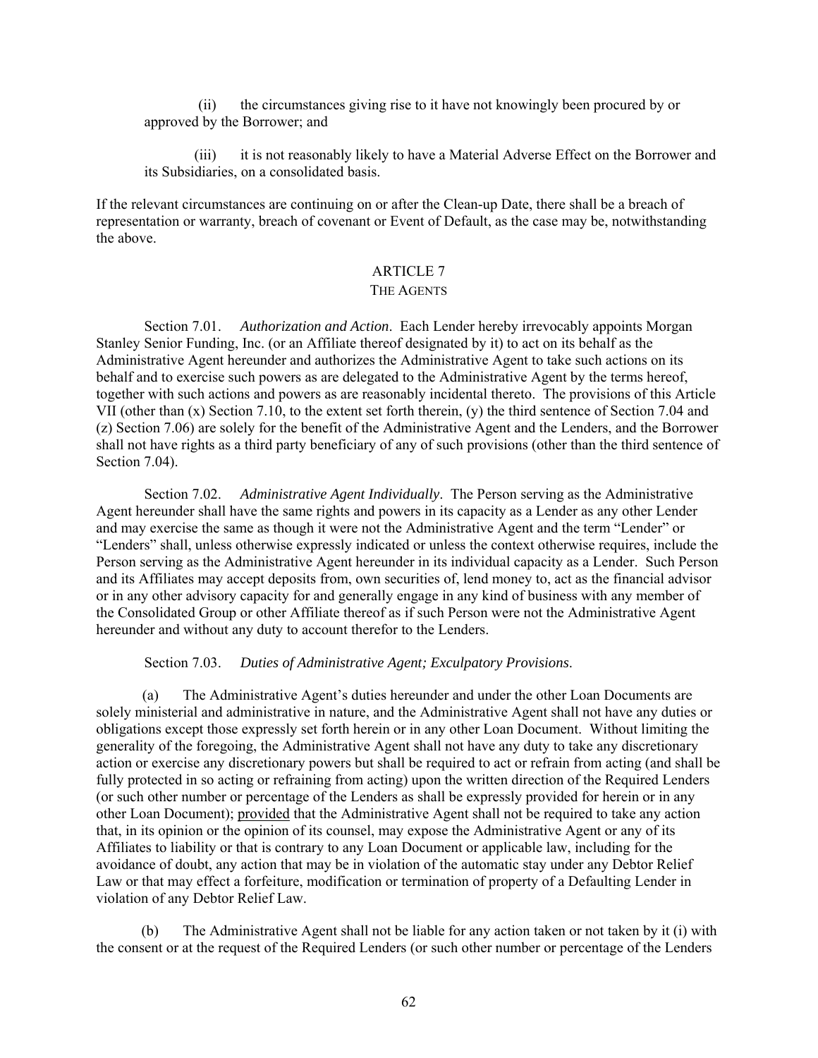(ii) the circumstances giving rise to it have not knowingly been procured by or approved by the Borrower; and

(iii) it is not reasonably likely to have a Material Adverse Effect on the Borrower and its Subsidiaries, on a consolidated basis.

If the relevant circumstances are continuing on or after the Clean-up Date, there shall be a breach of representation or warranty, breach of covenant or Event of Default, as the case may be, notwithstanding the above.

## ARTICLE 7
### THE AGENTS

Section 7.01. *Authorization and Action*. Each Lender hereby irrevocably appoints Morgan Stanley Senior Funding, Inc. (or an Affiliate thereof designated by it) to act on its behalf as the Administrative Agent hereunder and authorizes the Administrative Agent to take such actions on its behalf and to exercise such powers as are delegated to the Administrative Agent by the terms hereof, together with such actions and powers as are reasonably incidental thereto. The provisions of this Article VII (other than (x) Section 7.10, to the extent set forth therein, (y) the third sentence of Section 7.04 and (z) Section 7.06) are solely for the benefit of the Administrative Agent and the Lenders, and the Borrower shall not have rights as a third party beneficiary of any of such provisions (other than the third sentence of Section 7.04).

Section 7.02. *Administrative Agent Individually*. The Person serving as the Administrative Agent hereunder shall have the same rights and powers in its capacity as a Lender as any other Lender and may exercise the same as though it were not the Administrative Agent and the term "Lender" or "Lenders" shall, unless otherwise expressly indicated or unless the context otherwise requires, include the Person serving as the Administrative Agent hereunder in its individual capacity as a Lender. Such Person and its Affiliates may accept deposits from, own securities of, lend money to, act as the financial advisor or in any other advisory capacity for and generally engage in any kind of business with any member of the Consolidated Group or other Affiliate thereof as if such Person were not the Administrative Agent hereunder and without any duty to account therefor to the Lenders.

Section 7.03. *Duties of Administrative Agent; Exculpatory Provisions*.

(a) The Administrative Agent's duties hereunder and under the other Loan Documents are solely ministerial and administrative in nature, and the Administrative Agent shall not have any duties or obligations except those expressly set forth herein or in any other Loan Document. Without limiting the generality of the foregoing, the Administrative Agent shall not have any duty to take any discretionary action or exercise any discretionary powers but shall be required to act or refrain from acting (and shall be fully protected in so acting or refraining from acting) upon the written direction of the Required Lenders (or such other number or percentage of the Lenders as shall be expressly provided for herein or in any other Loan Document); provided that the Administrative Agent shall not be required to take any action that, in its opinion or the opinion of its counsel, may expose the Administrative Agent or any of its Affiliates to liability or that is contrary to any Loan Document or applicable law, including for the avoidance of doubt, any action that may be in violation of the automatic stay under any Debtor Relief Law or that may effect a forfeiture, modification or termination of property of a Defaulting Lender in violation of any Debtor Relief Law.

(b) The Administrative Agent shall not be liable for any action taken or not taken by it (i) with the consent or at the request of the Required Lenders (or such other number or percentage of the Lenders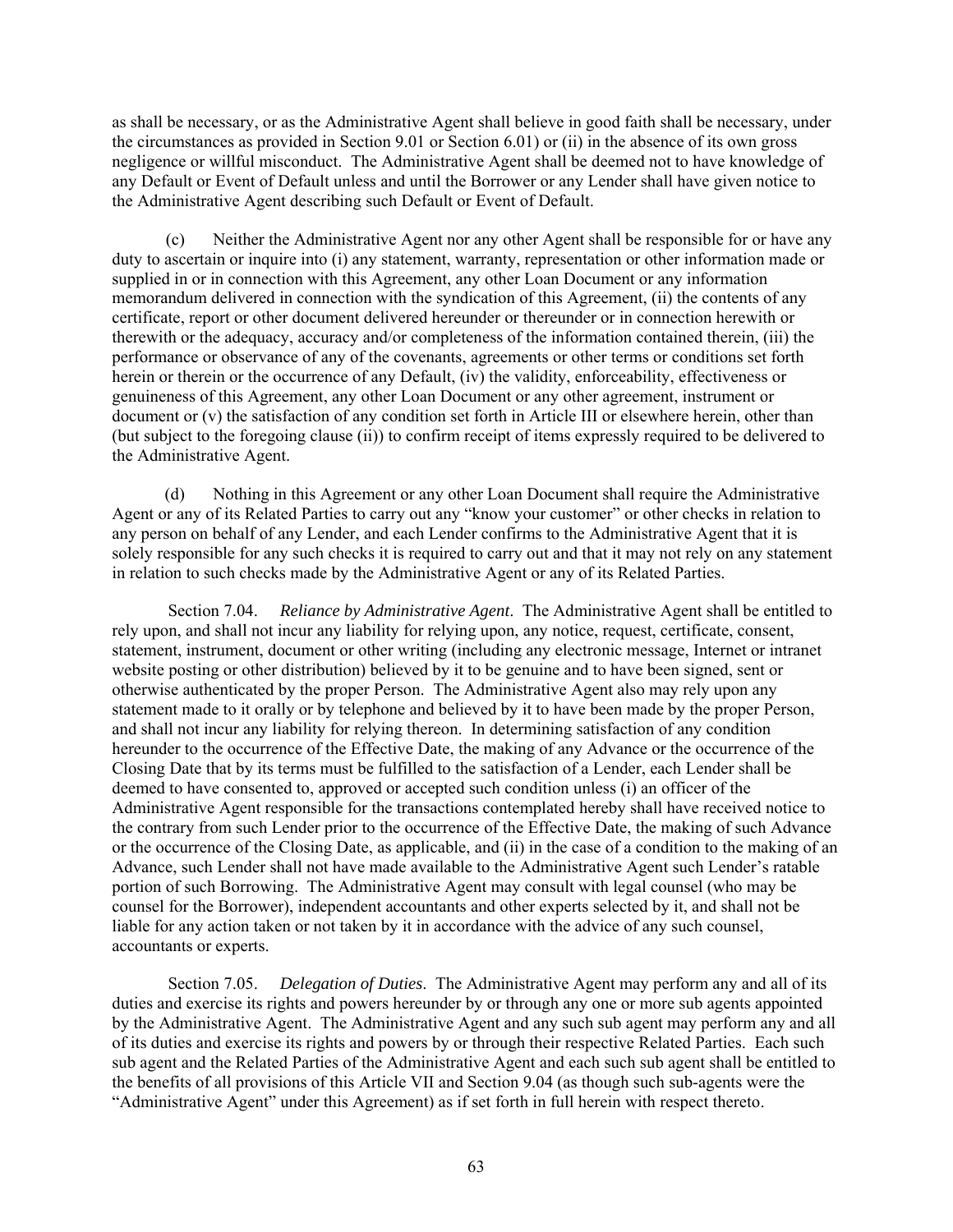as shall be necessary, or as the Administrative Agent shall believe in good faith shall be necessary, under the circumstances as provided in Section 9.01 or Section 6.01) or (ii) in the absence of its own gross negligence or willful misconduct. The Administrative Agent shall be deemed not to have knowledge of any Default or Event of Default unless and until the Borrower or any Lender shall have given notice to the Administrative Agent describing such Default or Event of Default.

(c) Neither the Administrative Agent nor any other Agent shall be responsible for or have any duty to ascertain or inquire into (i) any statement, warranty, representation or other information made or supplied in or in connection with this Agreement, any other Loan Document or any information memorandum delivered in connection with the syndication of this Agreement, (ii) the contents of any certificate, report or other document delivered hereunder or thereunder or in connection herewith or therewith or the adequacy, accuracy and/or completeness of the information contained therein, (iii) the performance or observance of any of the covenants, agreements or other terms or conditions set forth herein or therein or the occurrence of any Default, (iv) the validity, enforceability, effectiveness or genuineness of this Agreement, any other Loan Document or any other agreement, instrument or document or (v) the satisfaction of any condition set forth in Article III or elsewhere herein, other than (but subject to the foregoing clause (ii)) to confirm receipt of items expressly required to be delivered to the Administrative Agent.

(d) Nothing in this Agreement or any other Loan Document shall require the Administrative Agent or any of its Related Parties to carry out any "know your customer" or other checks in relation to any person on behalf of any Lender, and each Lender confirms to the Administrative Agent that it is solely responsible for any such checks it is required to carry out and that it may not rely on any statement in relation to such checks made by the Administrative Agent or any of its Related Parties.

Section 7.04. *Reliance by Administrative Agent*. The Administrative Agent shall be entitled to rely upon, and shall not incur any liability for relying upon, any notice, request, certificate, consent, statement, instrument, document or other writing (including any electronic message, Internet or intranet website posting or other distribution) believed by it to be genuine and to have been signed, sent or otherwise authenticated by the proper Person. The Administrative Agent also may rely upon any statement made to it orally or by telephone and believed by it to have been made by the proper Person, and shall not incur any liability for relying thereon. In determining satisfaction of any condition hereunder to the occurrence of the Effective Date, the making of any Advance or the occurrence of the Closing Date that by its terms must be fulfilled to the satisfaction of a Lender, each Lender shall be deemed to have consented to, approved or accepted such condition unless (i) an officer of the Administrative Agent responsible for the transactions contemplated hereby shall have received notice to the contrary from such Lender prior to the occurrence of the Effective Date, the making of such Advance or the occurrence of the Closing Date, as applicable, and (ii) in the case of a condition to the making of an Advance, such Lender shall not have made available to the Administrative Agent such Lender's ratable portion of such Borrowing. The Administrative Agent may consult with legal counsel (who may be counsel for the Borrower), independent accountants and other experts selected by it, and shall not be liable for any action taken or not taken by it in accordance with the advice of any such counsel, accountants or experts.

Section 7.05. *Delegation of Duties*. The Administrative Agent may perform any and all of its duties and exercise its rights and powers hereunder by or through any one or more sub agents appointed by the Administrative Agent. The Administrative Agent and any such sub agent may perform any and all of its duties and exercise its rights and powers by or through their respective Related Parties. Each such sub agent and the Related Parties of the Administrative Agent and each such sub agent shall be entitled to the benefits of all provisions of this Article VII and Section 9.04 (as though such sub-agents were the "Administrative Agent" under this Agreement) as if set forth in full herein with respect thereto.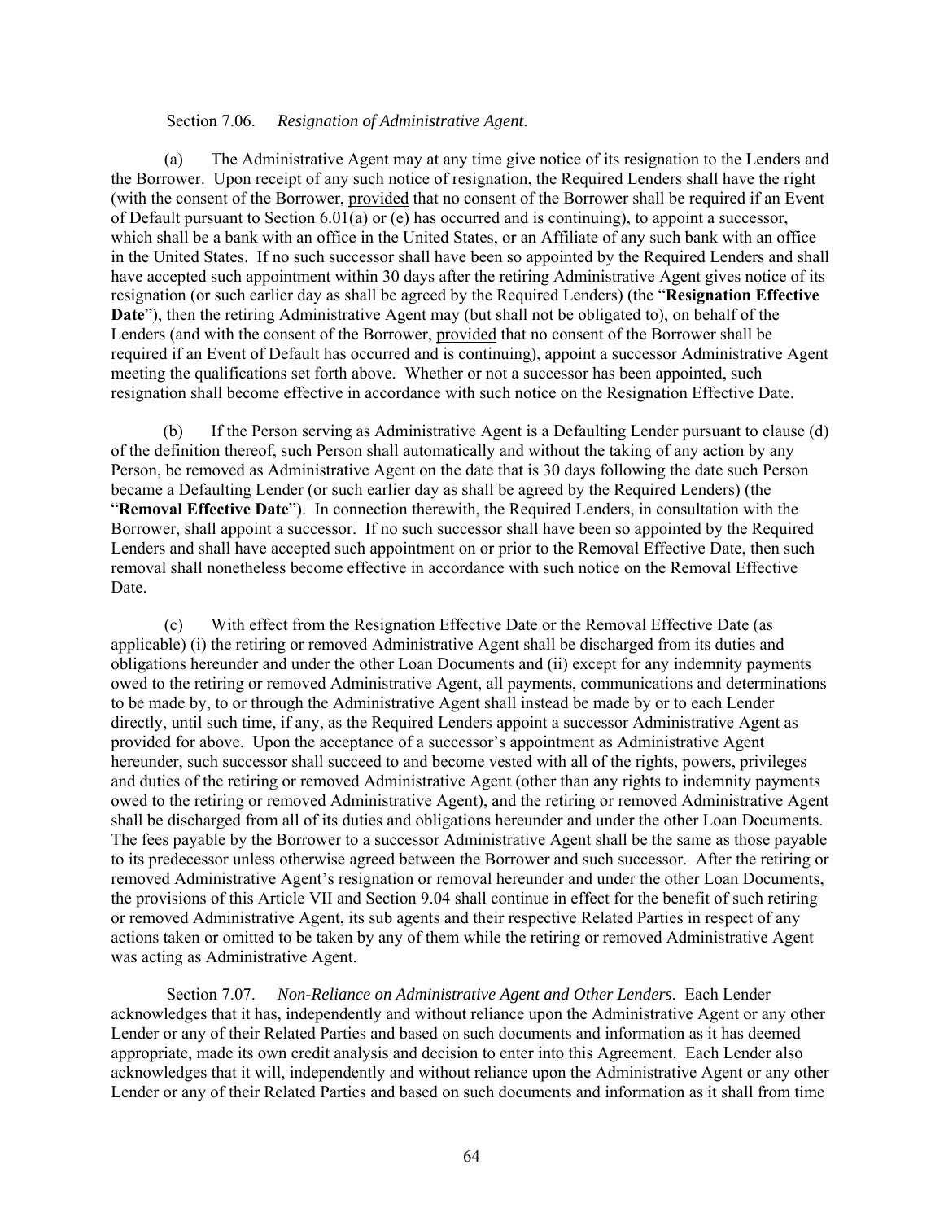Section 7.06. *Resignation of Administrative Agent*.

(a) The Administrative Agent may at any time give notice of its resignation to the Lenders and the Borrower. Upon receipt of any such notice of resignation, the Required Lenders shall have the right (with the consent of the Borrower, provided that no consent of the Borrower shall be required if an Event of Default pursuant to Section 6.01(a) or (e) has occurred and is continuing), to appoint a successor, which shall be a bank with an office in the United States, or an Affiliate of any such bank with an office in the United States. If no such successor shall have been so appointed by the Required Lenders and shall have accepted such appointment within 30 days after the retiring Administrative Agent gives notice of its resignation (or such earlier day as shall be agreed by the Required Lenders) (the "**Resignation Effective Date**"), then the retiring Administrative Agent may (but shall not be obligated to), on behalf of the Lenders (and with the consent of the Borrower, provided that no consent of the Borrower shall be required if an Event of Default has occurred and is continuing), appoint a successor Administrative Agent meeting the qualifications set forth above. Whether or not a successor has been appointed, such resignation shall become effective in accordance with such notice on the Resignation Effective Date.

(b) If the Person serving as Administrative Agent is a Defaulting Lender pursuant to clause (d) of the definition thereof, such Person shall automatically and without the taking of any action by any Person, be removed as Administrative Agent on the date that is 30 days following the date such Person became a Defaulting Lender (or such earlier day as shall be agreed by the Required Lenders) (the "**Removal Effective Date**"). In connection therewith, the Required Lenders, in consultation with the Borrower, shall appoint a successor. If no such successor shall have been so appointed by the Required Lenders and shall have accepted such appointment on or prior to the Removal Effective Date, then such removal shall nonetheless become effective in accordance with such notice on the Removal Effective Date.

(c) With effect from the Resignation Effective Date or the Removal Effective Date (as applicable) (i) the retiring or removed Administrative Agent shall be discharged from its duties and obligations hereunder and under the other Loan Documents and (ii) except for any indemnity payments owed to the retiring or removed Administrative Agent, all payments, communications and determinations to be made by, to or through the Administrative Agent shall instead be made by or to each Lender directly, until such time, if any, as the Required Lenders appoint a successor Administrative Agent as provided for above. Upon the acceptance of a successor's appointment as Administrative Agent hereunder, such successor shall succeed to and become vested with all of the rights, powers, privileges and duties of the retiring or removed Administrative Agent (other than any rights to indemnity payments owed to the retiring or removed Administrative Agent), and the retiring or removed Administrative Agent shall be discharged from all of its duties and obligations hereunder and under the other Loan Documents. The fees payable by the Borrower to a successor Administrative Agent shall be the same as those payable to its predecessor unless otherwise agreed between the Borrower and such successor. After the retiring or removed Administrative Agent's resignation or removal hereunder and under the other Loan Documents, the provisions of this Article VII and Section 9.04 shall continue in effect for the benefit of such retiring or removed Administrative Agent, its sub agents and their respective Related Parties in respect of any actions taken or omitted to be taken by any of them while the retiring or removed Administrative Agent was acting as Administrative Agent.

Section 7.07. *Non-Reliance on Administrative Agent and Other Lenders*. Each Lender acknowledges that it has, independently and without reliance upon the Administrative Agent or any other Lender or any of their Related Parties and based on such documents and information as it has deemed appropriate, made its own credit analysis and decision to enter into this Agreement. Each Lender also acknowledges that it will, independently and without reliance upon the Administrative Agent or any other Lender or any of their Related Parties and based on such documents and information as it shall from time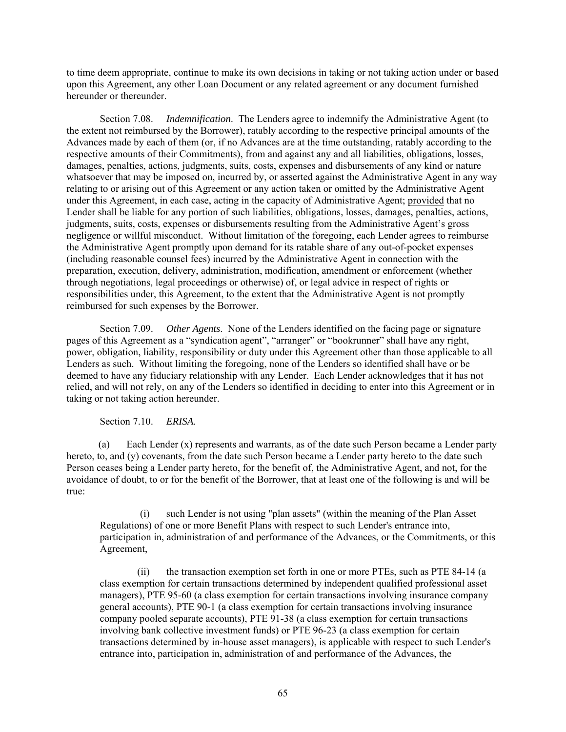to time deem appropriate, continue to make its own decisions in taking or not taking action under or based upon this Agreement, any other Loan Document or any related agreement or any document furnished hereunder or thereunder.

Section 7.08. *Indemnification.* The Lenders agree to indemnify the Administrative Agent (to the extent not reimbursed by the Borrower), ratably according to the respective principal amounts of the Advances made by each of them (or, if no Advances are at the time outstanding, ratably according to the respective amounts of their Commitments), from and against any and all liabilities, obligations, losses, damages, penalties, actions, judgments, suits, costs, expenses and disbursements of any kind or nature whatsoever that may be imposed on, incurred by, or asserted against the Administrative Agent in any way relating to or arising out of this Agreement or any action taken or omitted by the Administrative Agent under this Agreement, in each case, acting in the capacity of Administrative Agent; provided that no Lender shall be liable for any portion of such liabilities, obligations, losses, damages, penalties, actions, judgments, suits, costs, expenses or disbursements resulting from the Administrative Agent's gross negligence or willful misconduct. Without limitation of the foregoing, each Lender agrees to reimburse the Administrative Agent promptly upon demand for its ratable share of any out-of-pocket expenses (including reasonable counsel fees) incurred by the Administrative Agent in connection with the preparation, execution, delivery, administration, modification, amendment or enforcement (whether through negotiations, legal proceedings or otherwise) of, or legal advice in respect of rights or responsibilities under, this Agreement, to the extent that the Administrative Agent is not promptly reimbursed for such expenses by the Borrower.

Section 7.09. *Other Agents*. None of the Lenders identified on the facing page or signature pages of this Agreement as a "syndication agent", "arranger" or "bookrunner" shall have any right, power, obligation, liability, responsibility or duty under this Agreement other than those applicable to all Lenders as such. Without limiting the foregoing, none of the Lenders so identified shall have or be deemed to have any fiduciary relationship with any Lender. Each Lender acknowledges that it has not relied, and will not rely, on any of the Lenders so identified in deciding to enter into this Agreement or in taking or not taking action hereunder.

Section 7.10. *ERISA.*

(a) Each Lender (x) represents and warrants, as of the date such Person became a Lender party hereto, to, and (y) covenants, from the date such Person became a Lender party hereto to the date such Person ceases being a Lender party hereto, for the benefit of, the Administrative Agent, and not, for the avoidance of doubt, to or for the benefit of the Borrower, that at least one of the following is and will be true:

(i) such Lender is not using "plan assets" (within the meaning of the Plan Asset Regulations) of one or more Benefit Plans with respect to such Lender's entrance into, participation in, administration of and performance of the Advances, or the Commitments, or this Agreement,

(ii) the transaction exemption set forth in one or more PTEs, such as PTE 84-14 (a class exemption for certain transactions determined by independent qualified professional asset managers), PTE 95-60 (a class exemption for certain transactions involving insurance company general accounts), PTE 90-1 (a class exemption for certain transactions involving insurance company pooled separate accounts), PTE 91-38 (a class exemption for certain transactions involving bank collective investment funds) or PTE 96-23 (a class exemption for certain transactions determined by in-house asset managers), is applicable with respect to such Lender's entrance into, participation in, administration of and performance of the Advances, the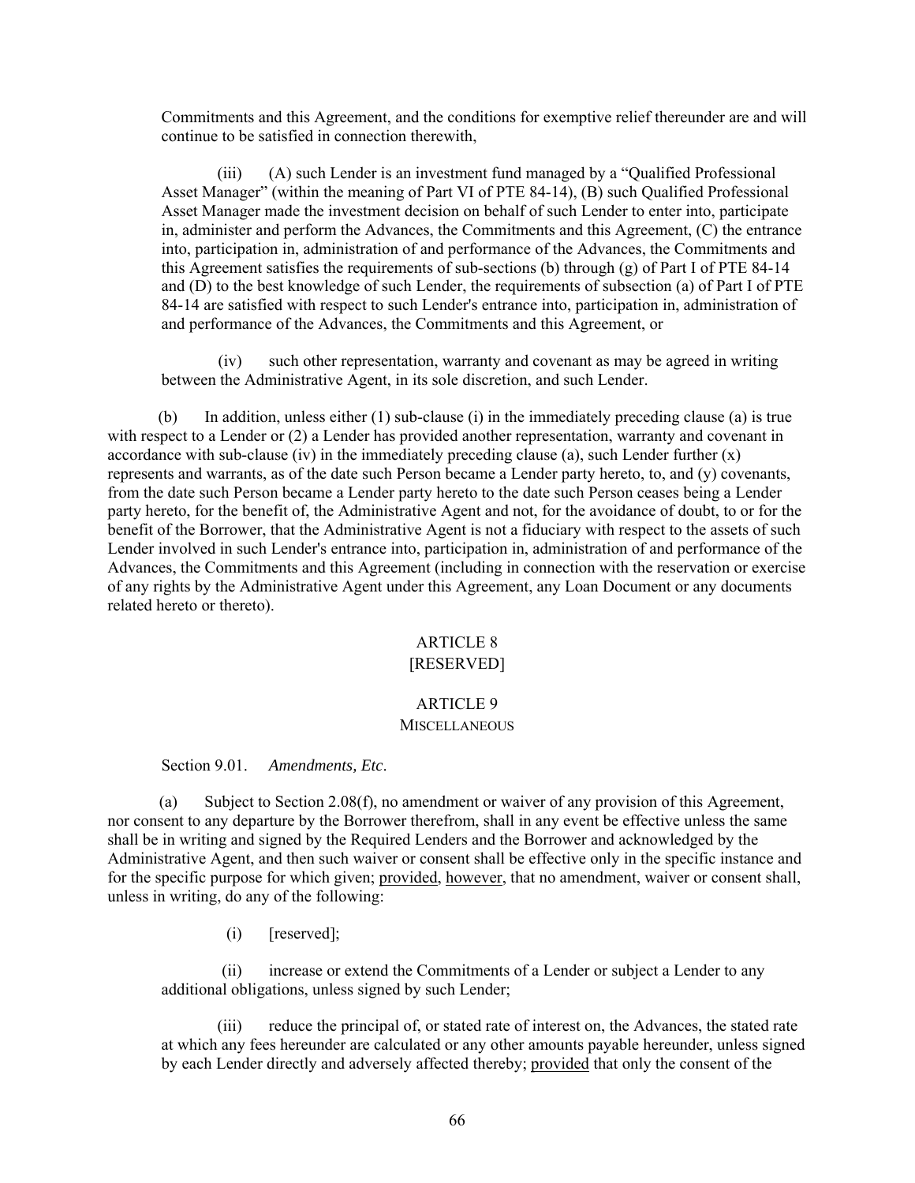Commitments and this Agreement, and the conditions for exemptive relief thereunder are and will continue to be satisfied in connection therewith,

(iii) (A) such Lender is an investment fund managed by a "Qualified Professional Asset Manager" (within the meaning of Part VI of PTE 84-14), (B) such Qualified Professional Asset Manager made the investment decision on behalf of such Lender to enter into, participate in, administer and perform the Advances, the Commitments and this Agreement, (C) the entrance into, participation in, administration of and performance of the Advances, the Commitments and this Agreement satisfies the requirements of sub-sections (b) through (g) of Part I of PTE 84-14 and (D) to the best knowledge of such Lender, the requirements of subsection (a) of Part I of PTE 84-14 are satisfied with respect to such Lender's entrance into, participation in, administration of and performance of the Advances, the Commitments and this Agreement, or

(iv) such other representation, warranty and covenant as may be agreed in writing between the Administrative Agent, in its sole discretion, and such Lender.

(b) In addition, unless either (1) sub-clause (i) in the immediately preceding clause (a) is true with respect to a Lender or (2) a Lender has provided another representation, warranty and covenant in accordance with sub-clause (iv) in the immediately preceding clause (a), such Lender further (x) represents and warrants, as of the date such Person became a Lender party hereto, to, and (y) covenants, from the date such Person became a Lender party hereto to the date such Person ceases being a Lender party hereto, for the benefit of, the Administrative Agent and not, for the avoidance of doubt, to or for the benefit of the Borrower, that the Administrative Agent is not a fiduciary with respect to the assets of such Lender involved in such Lender's entrance into, participation in, administration of and performance of the Advances, the Commitments and this Agreement (including in connection with the reservation or exercise of any rights by the Administrative Agent under this Agreement, any Loan Document or any documents related hereto or thereto).

## ARTICLE 8
## [RESERVED]

## ARTICLE 9
## MISCELLANEOUS

Section 9.01. *Amendments, Etc*.

(a) Subject to Section 2.08(f), no amendment or waiver of any provision of this Agreement, nor consent to any departure by the Borrower therefrom, shall in any event be effective unless the same shall be in writing and signed by the Required Lenders and the Borrower and acknowledged by the Administrative Agent, and then such waiver or consent shall be effective only in the specific instance and for the specific purpose for which given; provided, however, that no amendment, waiver or consent shall, unless in writing, do any of the following:

(i) [reserved];

(ii) increase or extend the Commitments of a Lender or subject a Lender to any additional obligations, unless signed by such Lender;

(iii) reduce the principal of, or stated rate of interest on, the Advances, the stated rate at which any fees hereunder are calculated or any other amounts payable hereunder, unless signed by each Lender directly and adversely affected thereby; provided that only the consent of the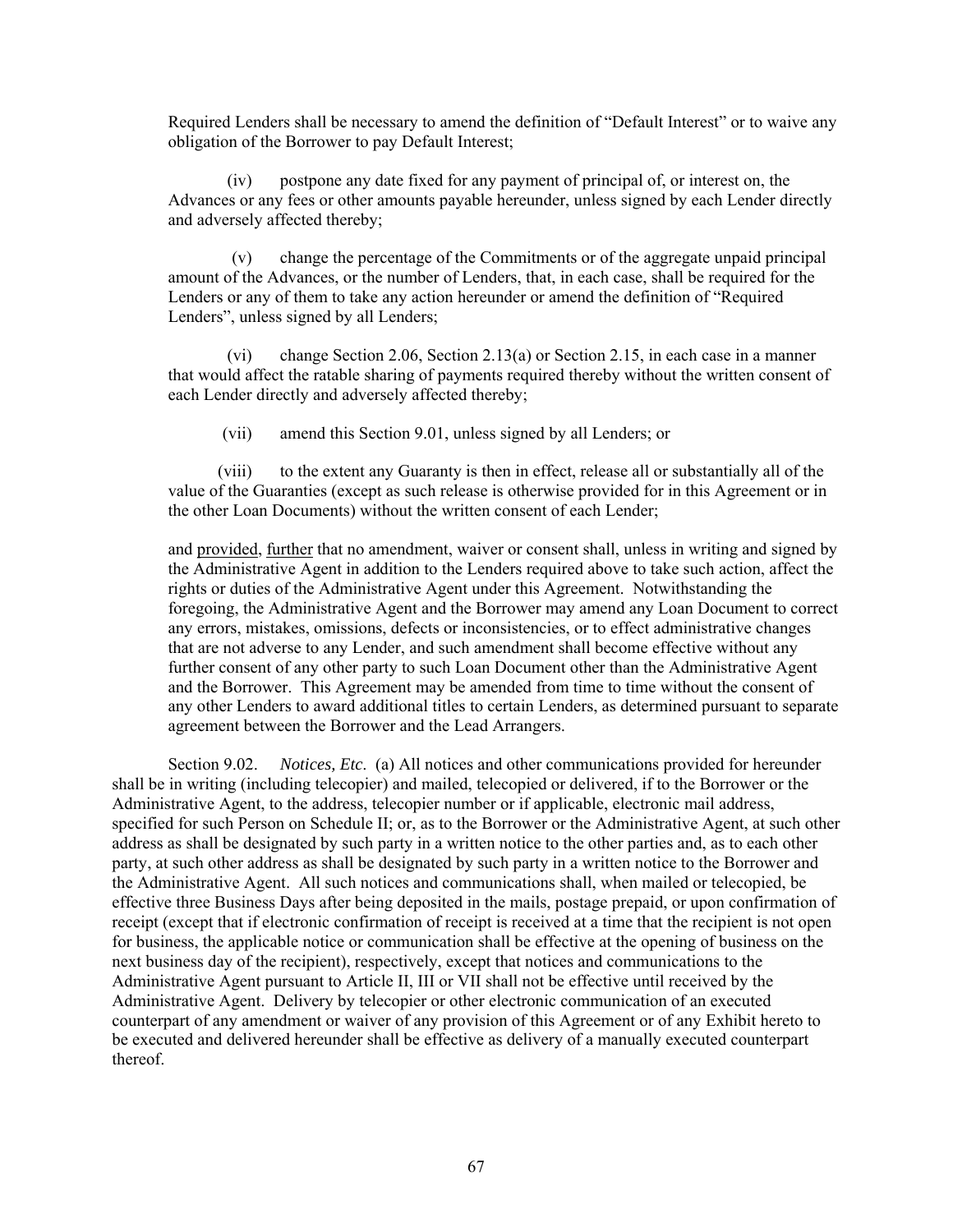Required Lenders shall be necessary to amend the definition of "Default Interest" or to waive any obligation of the Borrower to pay Default Interest;

(iv) postpone any date fixed for any payment of principal of, or interest on, the Advances or any fees or other amounts payable hereunder, unless signed by each Lender directly and adversely affected thereby;

(v) change the percentage of the Commitments or of the aggregate unpaid principal amount of the Advances, or the number of Lenders, that, in each case, shall be required for the Lenders or any of them to take any action hereunder or amend the definition of "Required Lenders", unless signed by all Lenders;

(vi) change Section 2.06, Section 2.13(a) or Section 2.15, in each case in a manner that would affect the ratable sharing of payments required thereby without the written consent of each Lender directly and adversely affected thereby;

(vii) amend this Section 9.01, unless signed by all Lenders; or

(viii) to the extent any Guaranty is then in effect, release all or substantially all of the value of the Guaranties (except as such release is otherwise provided for in this Agreement or in the other Loan Documents) without the written consent of each Lender;

and provided, further that no amendment, waiver or consent shall, unless in writing and signed by the Administrative Agent in addition to the Lenders required above to take such action, affect the rights or duties of the Administrative Agent under this Agreement. Notwithstanding the foregoing, the Administrative Agent and the Borrower may amend any Loan Document to correct any errors, mistakes, omissions, defects or inconsistencies, or to effect administrative changes that are not adverse to any Lender, and such amendment shall become effective without any further consent of any other party to such Loan Document other than the Administrative Agent and the Borrower. This Agreement may be amended from time to time without the consent of any other Lenders to award additional titles to certain Lenders, as determined pursuant to separate agreement between the Borrower and the Lead Arrangers.

Section 9.02. *Notices, Etc*. (a) All notices and other communications provided for hereunder shall be in writing (including telecopier) and mailed, telecopied or delivered, if to the Borrower or the Administrative Agent, to the address, telecopier number or if applicable, electronic mail address, specified for such Person on Schedule II; or, as to the Borrower or the Administrative Agent, at such other address as shall be designated by such party in a written notice to the other parties and, as to each other party, at such other address as shall be designated by such party in a written notice to the Borrower and the Administrative Agent. All such notices and communications shall, when mailed or telecopied, be effective three Business Days after being deposited in the mails, postage prepaid, or upon confirmation of receipt (except that if electronic confirmation of receipt is received at a time that the recipient is not open for business, the applicable notice or communication shall be effective at the opening of business on the next business day of the recipient), respectively, except that notices and communications to the Administrative Agent pursuant to Article II, III or VII shall not be effective until received by the Administrative Agent. Delivery by telecopier or other electronic communication of an executed counterpart of any amendment or waiver of any provision of this Agreement or of any Exhibit hereto to be executed and delivered hereunder shall be effective as delivery of a manually executed counterpart thereof.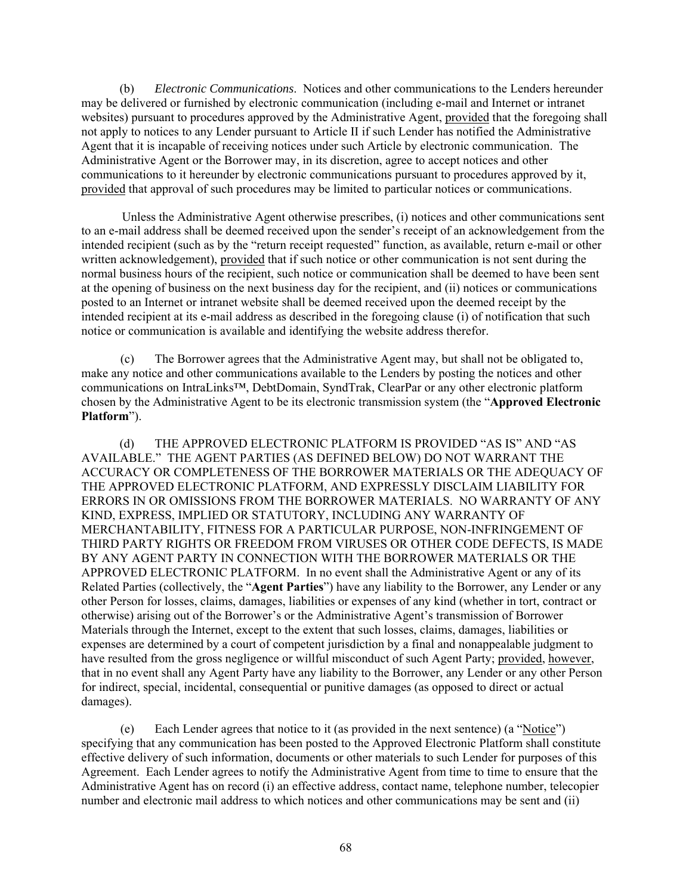(b) *Electronic Communications*. Notices and other communications to the Lenders hereunder may be delivered or furnished by electronic communication (including e-mail and Internet or intranet websites) pursuant to procedures approved by the Administrative Agent, provided that the foregoing shall not apply to notices to any Lender pursuant to Article II if such Lender has notified the Administrative Agent that it is incapable of receiving notices under such Article by electronic communication. The Administrative Agent or the Borrower may, in its discretion, agree to accept notices and other communications to it hereunder by electronic communications pursuant to procedures approved by it, provided that approval of such procedures may be limited to particular notices or communications.

Unless the Administrative Agent otherwise prescribes, (i) notices and other communications sent to an e-mail address shall be deemed received upon the sender's receipt of an acknowledgement from the intended recipient (such as by the "return receipt requested" function, as available, return e-mail or other written acknowledgement), provided that if such notice or other communication is not sent during the normal business hours of the recipient, such notice or communication shall be deemed to have been sent at the opening of business on the next business day for the recipient, and (ii) notices or communications posted to an Internet or intranet website shall be deemed received upon the deemed receipt by the intended recipient at its e-mail address as described in the foregoing clause (i) of notification that such notice or communication is available and identifying the website address therefor.

(c) The Borrower agrees that the Administrative Agent may, but shall not be obligated to, make any notice and other communications available to the Lenders by posting the notices and other communications on IntraLinks™, DebtDomain, SyndTrak, ClearPar or any other electronic platform chosen by the Administrative Agent to be its electronic transmission system (the "**Approved Electronic Platform**").

(d) THE APPROVED ELECTRONIC PLATFORM IS PROVIDED "AS IS" AND "AS AVAILABLE." THE AGENT PARTIES (AS DEFINED BELOW) DO NOT WARRANT THE ACCURACY OR COMPLETENESS OF THE BORROWER MATERIALS OR THE ADEQUACY OF THE APPROVED ELECTRONIC PLATFORM, AND EXPRESSLY DISCLAIM LIABILITY FOR ERRORS IN OR OMISSIONS FROM THE BORROWER MATERIALS. NO WARRANTY OF ANY KIND, EXPRESS, IMPLIED OR STATUTORY, INCLUDING ANY WARRANTY OF MERCHANTABILITY, FITNESS FOR A PARTICULAR PURPOSE, NON-INFRINGEMENT OF THIRD PARTY RIGHTS OR FREEDOM FROM VIRUSES OR OTHER CODE DEFECTS, IS MADE BY ANY AGENT PARTY IN CONNECTION WITH THE BORROWER MATERIALS OR THE APPROVED ELECTRONIC PLATFORM. In no event shall the Administrative Agent or any of its Related Parties (collectively, the "**Agent Parties**") have any liability to the Borrower, any Lender or any other Person for losses, claims, damages, liabilities or expenses of any kind (whether in tort, contract or otherwise) arising out of the Borrower's or the Administrative Agent's transmission of Borrower Materials through the Internet, except to the extent that such losses, claims, damages, liabilities or expenses are determined by a court of competent jurisdiction by a final and nonappealable judgment to have resulted from the gross negligence or willful misconduct of such Agent Party; provided, however, that in no event shall any Agent Party have any liability to the Borrower, any Lender or any other Person for indirect, special, incidental, consequential or punitive damages (as opposed to direct or actual damages).

(e) Each Lender agrees that notice to it (as provided in the next sentence) (a "Notice") specifying that any communication has been posted to the Approved Electronic Platform shall constitute effective delivery of such information, documents or other materials to such Lender for purposes of this Agreement. Each Lender agrees to notify the Administrative Agent from time to time to ensure that the Administrative Agent has on record (i) an effective address, contact name, telephone number, telecopier number and electronic mail address to which notices and other communications may be sent and (ii)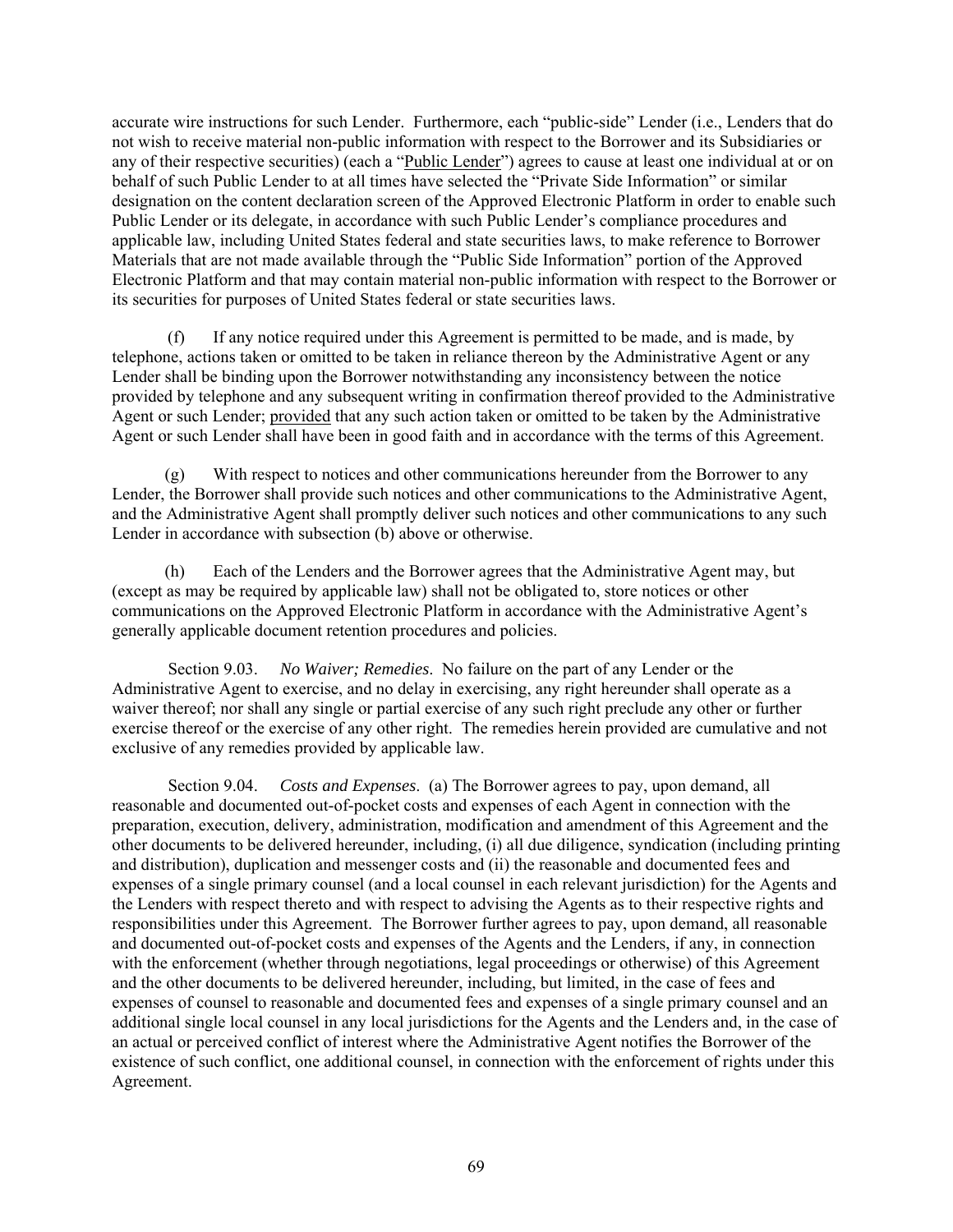accurate wire instructions for such Lender. Furthermore, each "public-side" Lender (i.e., Lenders that do not wish to receive material non-public information with respect to the Borrower and its Subsidiaries or any of their respective securities) (each a "Public Lender") agrees to cause at least one individual at or on behalf of such Public Lender to at all times have selected the "Private Side Information" or similar designation on the content declaration screen of the Approved Electronic Platform in order to enable such Public Lender or its delegate, in accordance with such Public Lender's compliance procedures and applicable law, including United States federal and state securities laws, to make reference to Borrower Materials that are not made available through the "Public Side Information" portion of the Approved Electronic Platform and that may contain material non-public information with respect to the Borrower or its securities for purposes of United States federal or state securities laws.

(f) If any notice required under this Agreement is permitted to be made, and is made, by telephone, actions taken or omitted to be taken in reliance thereon by the Administrative Agent or any Lender shall be binding upon the Borrower notwithstanding any inconsistency between the notice provided by telephone and any subsequent writing in confirmation thereof provided to the Administrative Agent or such Lender; provided that any such action taken or omitted to be taken by the Administrative Agent or such Lender shall have been in good faith and in accordance with the terms of this Agreement.

(g) With respect to notices and other communications hereunder from the Borrower to any Lender, the Borrower shall provide such notices and other communications to the Administrative Agent, and the Administrative Agent shall promptly deliver such notices and other communications to any such Lender in accordance with subsection (b) above or otherwise.

(h) Each of the Lenders and the Borrower agrees that the Administrative Agent may, but (except as may be required by applicable law) shall not be obligated to, store notices or other communications on the Approved Electronic Platform in accordance with the Administrative Agent's generally applicable document retention procedures and policies.

Section 9.03. *No Waiver; Remedies*. No failure on the part of any Lender or the Administrative Agent to exercise, and no delay in exercising, any right hereunder shall operate as a waiver thereof; nor shall any single or partial exercise of any such right preclude any other or further exercise thereof or the exercise of any other right. The remedies herein provided are cumulative and not exclusive of any remedies provided by applicable law.

Section 9.04. *Costs and Expenses*. (a) The Borrower agrees to pay, upon demand, all reasonable and documented out-of-pocket costs and expenses of each Agent in connection with the preparation, execution, delivery, administration, modification and amendment of this Agreement and the other documents to be delivered hereunder, including, (i) all due diligence, syndication (including printing and distribution), duplication and messenger costs and (ii) the reasonable and documented fees and expenses of a single primary counsel (and a local counsel in each relevant jurisdiction) for the Agents and the Lenders with respect thereto and with respect to advising the Agents as to their respective rights and responsibilities under this Agreement. The Borrower further agrees to pay, upon demand, all reasonable and documented out-of-pocket costs and expenses of the Agents and the Lenders, if any, in connection with the enforcement (whether through negotiations, legal proceedings or otherwise) of this Agreement and the other documents to be delivered hereunder, including, but limited, in the case of fees and expenses of counsel to reasonable and documented fees and expenses of a single primary counsel and an additional single local counsel in any local jurisdictions for the Agents and the Lenders and, in the case of an actual or perceived conflict of interest where the Administrative Agent notifies the Borrower of the existence of such conflict, one additional counsel, in connection with the enforcement of rights under this Agreement.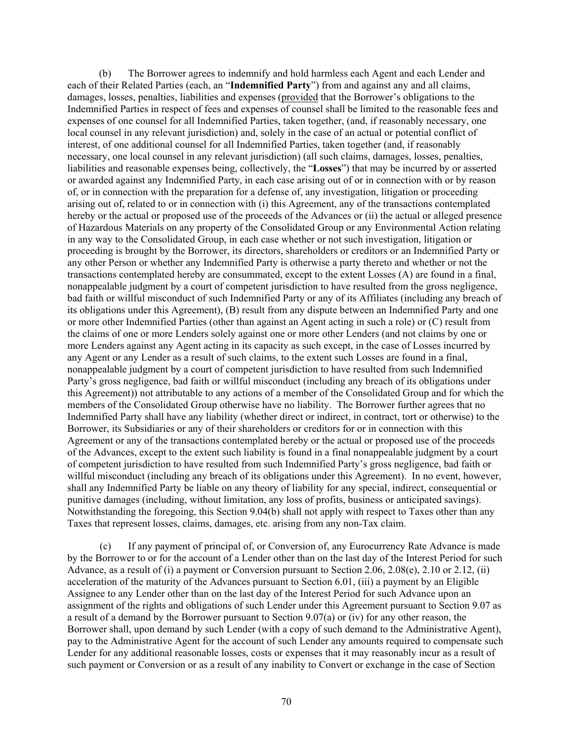(b) The Borrower agrees to indemnify and hold harmless each Agent and each Lender and each of their Related Parties (each, an "**Indemnified Party**") from and against any and all claims, damages, losses, penalties, liabilities and expenses (provided that the Borrower's obligations to the Indemnified Parties in respect of fees and expenses of counsel shall be limited to the reasonable fees and expenses of one counsel for all Indemnified Parties, taken together, (and, if reasonably necessary, one local counsel in any relevant jurisdiction) and, solely in the case of an actual or potential conflict of interest, of one additional counsel for all Indemnified Parties, taken together (and, if reasonably necessary, one local counsel in any relevant jurisdiction) (all such claims, damages, losses, penalties, liabilities and reasonable expenses being, collectively, the "**Losses**") that may be incurred by or asserted or awarded against any Indemnified Party, in each case arising out of or in connection with or by reason of, or in connection with the preparation for a defense of, any investigation, litigation or proceeding arising out of, related to or in connection with (i) this Agreement, any of the transactions contemplated hereby or the actual or proposed use of the proceeds of the Advances or (ii) the actual or alleged presence of Hazardous Materials on any property of the Consolidated Group or any Environmental Action relating in any way to the Consolidated Group, in each case whether or not such investigation, litigation or proceeding is brought by the Borrower, its directors, shareholders or creditors or an Indemnified Party or any other Person or whether any Indemnified Party is otherwise a party thereto and whether or not the transactions contemplated hereby are consummated, except to the extent Losses (A) are found in a final, nonappealable judgment by a court of competent jurisdiction to have resulted from the gross negligence, bad faith or willful misconduct of such Indemnified Party or any of its Affiliates (including any breach of its obligations under this Agreement), (B) result from any dispute between an Indemnified Party and one or more other Indemnified Parties (other than against an Agent acting in such a role) or (C) result from the claims of one or more Lenders solely against one or more other Lenders (and not claims by one or more Lenders against any Agent acting in its capacity as such except, in the case of Losses incurred by any Agent or any Lender as a result of such claims, to the extent such Losses are found in a final, nonappealable judgment by a court of competent jurisdiction to have resulted from such Indemnified Party's gross negligence, bad faith or willful misconduct (including any breach of its obligations under this Agreement)) not attributable to any actions of a member of the Consolidated Group and for which the members of the Consolidated Group otherwise have no liability. The Borrower further agrees that no Indemnified Party shall have any liability (whether direct or indirect, in contract, tort or otherwise) to the Borrower, its Subsidiaries or any of their shareholders or creditors for or in connection with this Agreement or any of the transactions contemplated hereby or the actual or proposed use of the proceeds of the Advances, except to the extent such liability is found in a final nonappealable judgment by a court of competent jurisdiction to have resulted from such Indemnified Party's gross negligence, bad faith or willful misconduct (including any breach of its obligations under this Agreement). In no event, however, shall any Indemnified Party be liable on any theory of liability for any special, indirect, consequential or punitive damages (including, without limitation, any loss of profits, business or anticipated savings). Notwithstanding the foregoing, this Section 9.04(b) shall not apply with respect to Taxes other than any Taxes that represent losses, claims, damages, etc. arising from any non-Tax claim.

(c) If any payment of principal of, or Conversion of, any Eurocurrency Rate Advance is made by the Borrower to or for the account of a Lender other than on the last day of the Interest Period for such Advance, as a result of (i) a payment or Conversion pursuant to Section 2.06, 2.08(e), 2.10 or 2.12, (ii) acceleration of the maturity of the Advances pursuant to Section 6.01, (iii) a payment by an Eligible Assignee to any Lender other than on the last day of the Interest Period for such Advance upon an assignment of the rights and obligations of such Lender under this Agreement pursuant to Section 9.07 as a result of a demand by the Borrower pursuant to Section 9.07(a) or (iv) for any other reason, the Borrower shall, upon demand by such Lender (with a copy of such demand to the Administrative Agent), pay to the Administrative Agent for the account of such Lender any amounts required to compensate such Lender for any additional reasonable losses, costs or expenses that it may reasonably incur as a result of such payment or Conversion or as a result of any inability to Convert or exchange in the case of Section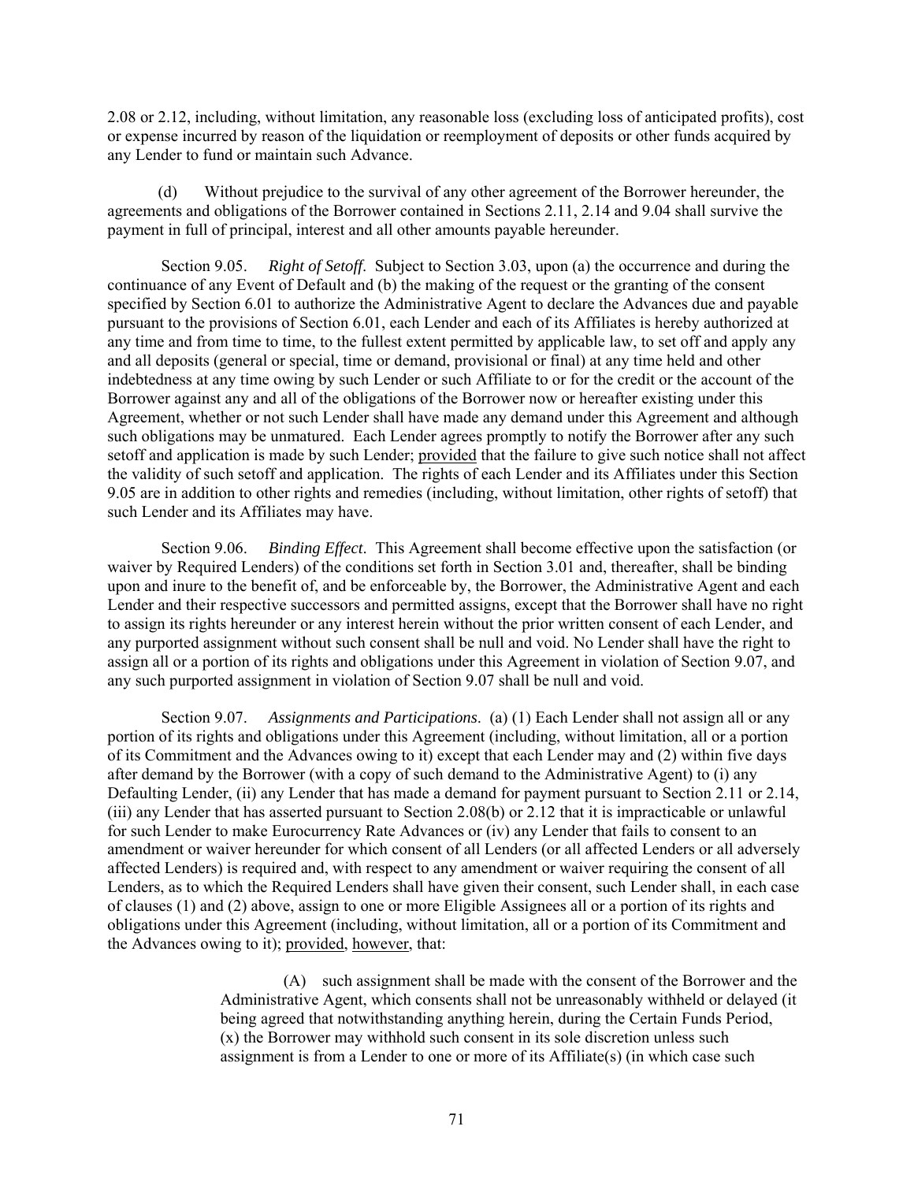2.08 or 2.12, including, without limitation, any reasonable loss (excluding loss of anticipated profits), cost or expense incurred by reason of the liquidation or reemployment of deposits or other funds acquired by any Lender to fund or maintain such Advance.

(d) Without prejudice to the survival of any other agreement of the Borrower hereunder, the agreements and obligations of the Borrower contained in Sections 2.11, 2.14 and 9.04 shall survive the payment in full of principal, interest and all other amounts payable hereunder.

Section 9.05. *Right of Setoff*. Subject to Section 3.03, upon (a) the occurrence and during the continuance of any Event of Default and (b) the making of the request or the granting of the consent specified by Section 6.01 to authorize the Administrative Agent to declare the Advances due and payable pursuant to the provisions of Section 6.01, each Lender and each of its Affiliates is hereby authorized at any time and from time to time, to the fullest extent permitted by applicable law, to set off and apply any and all deposits (general or special, time or demand, provisional or final) at any time held and other indebtedness at any time owing by such Lender or such Affiliate to or for the credit or the account of the Borrower against any and all of the obligations of the Borrower now or hereafter existing under this Agreement, whether or not such Lender shall have made any demand under this Agreement and although such obligations may be unmatured. Each Lender agrees promptly to notify the Borrower after any such setoff and application is made by such Lender; provided that the failure to give such notice shall not affect the validity of such setoff and application. The rights of each Lender and its Affiliates under this Section 9.05 are in addition to other rights and remedies (including, without limitation, other rights of setoff) that such Lender and its Affiliates may have.

Section 9.06. *Binding Effect*. This Agreement shall become effective upon the satisfaction (or waiver by Required Lenders) of the conditions set forth in Section 3.01 and, thereafter, shall be binding upon and inure to the benefit of, and be enforceable by, the Borrower, the Administrative Agent and each Lender and their respective successors and permitted assigns, except that the Borrower shall have no right to assign its rights hereunder or any interest herein without the prior written consent of each Lender, and any purported assignment without such consent shall be null and void. No Lender shall have the right to assign all or a portion of its rights and obligations under this Agreement in violation of Section 9.07, and any such purported assignment in violation of Section 9.07 shall be null and void.

Section 9.07. *Assignments and Participations*. (a) (1) Each Lender shall not assign all or any portion of its rights and obligations under this Agreement (including, without limitation, all or a portion of its Commitment and the Advances owing to it) except that each Lender may and (2) within five days after demand by the Borrower (with a copy of such demand to the Administrative Agent) to (i) any Defaulting Lender, (ii) any Lender that has made a demand for payment pursuant to Section 2.11 or 2.14, (iii) any Lender that has asserted pursuant to Section 2.08(b) or 2.12 that it is impracticable or unlawful for such Lender to make Eurocurrency Rate Advances or (iv) any Lender that fails to consent to an amendment or waiver hereunder for which consent of all Lenders (or all affected Lenders or all adversely affected Lenders) is required and, with respect to any amendment or waiver requiring the consent of all Lenders, as to which the Required Lenders shall have given their consent, such Lender shall, in each case of clauses (1) and (2) above, assign to one or more Eligible Assignees all or a portion of its rights and obligations under this Agreement (including, without limitation, all or a portion of its Commitment and the Advances owing to it); provided, however, that:

> (A) such assignment shall be made with the consent of the Borrower and the Administrative Agent, which consents shall not be unreasonably withheld or delayed (it being agreed that notwithstanding anything herein, during the Certain Funds Period, (x) the Borrower may withhold such consent in its sole discretion unless such assignment is from a Lender to one or more of its Affiliate(s) (in which case such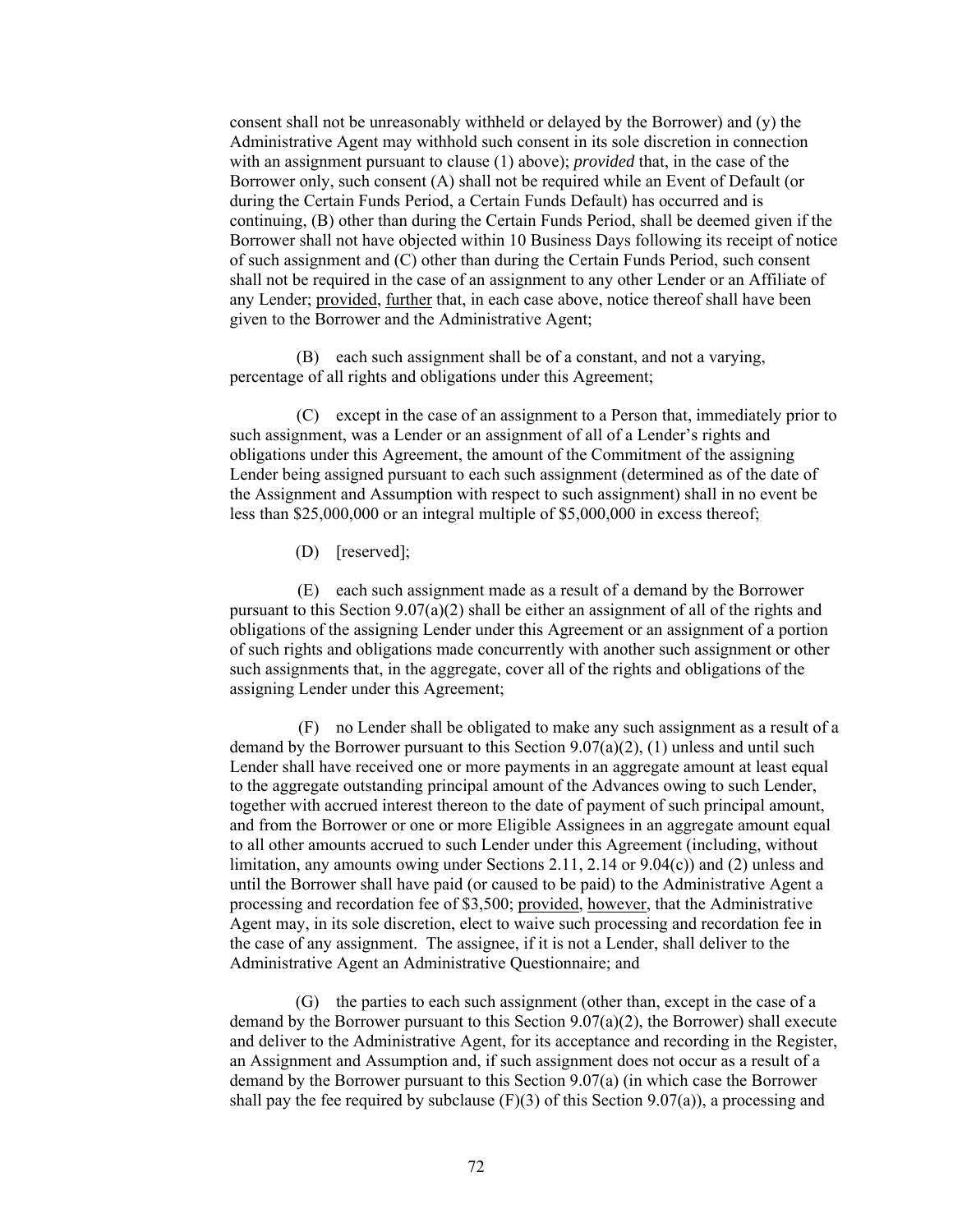consent shall not be unreasonably withheld or delayed by the Borrower) and (y) the Administrative Agent may withhold such consent in its sole discretion in connection with an assignment pursuant to clause (1) above); *provided* that, in the case of the Borrower only, such consent (A) shall not be required while an Event of Default (or during the Certain Funds Period, a Certain Funds Default) has occurred and is continuing, (B) other than during the Certain Funds Period, shall be deemed given if the Borrower shall not have objected within 10 Business Days following its receipt of notice of such assignment and (C) other than during the Certain Funds Period, such consent shall not be required in the case of an assignment to any other Lender or an Affiliate of any Lender; provided, further that, in each case above, notice thereof shall have been given to the Borrower and the Administrative Agent;

(B) each such assignment shall be of a constant, and not a varying, percentage of all rights and obligations under this Agreement;

(C) except in the case of an assignment to a Person that, immediately prior to such assignment, was a Lender or an assignment of all of a Lender's rights and obligations under this Agreement, the amount of the Commitment of the assigning Lender being assigned pursuant to each such assignment (determined as of the date of the Assignment and Assumption with respect to such assignment) shall in no event be less than $25,000,000 or an integral multiple of $5,000,000 in excess thereof;

(D) [reserved];

(E) each such assignment made as a result of a demand by the Borrower pursuant to this Section 9.07(a)(2) shall be either an assignment of all of the rights and obligations of the assigning Lender under this Agreement or an assignment of a portion of such rights and obligations made concurrently with another such assignment or other such assignments that, in the aggregate, cover all of the rights and obligations of the assigning Lender under this Agreement;

(F) no Lender shall be obligated to make any such assignment as a result of a demand by the Borrower pursuant to this Section 9.07(a)(2), (1) unless and until such Lender shall have received one or more payments in an aggregate amount at least equal to the aggregate outstanding principal amount of the Advances owing to such Lender, together with accrued interest thereon to the date of payment of such principal amount, and from the Borrower or one or more Eligible Assignees in an aggregate amount equal to all other amounts accrued to such Lender under this Agreement (including, without limitation, any amounts owing under Sections 2.11, 2.14 or 9.04(c)) and (2) unless and until the Borrower shall have paid (or caused to be paid) to the Administrative Agent a processing and recordation fee of $3,500; provided, however, that the Administrative Agent may, in its sole discretion, elect to waive such processing and recordation fee in the case of any assignment. The assignee, if it is not a Lender, shall deliver to the Administrative Agent an Administrative Questionnaire; and

(G) the parties to each such assignment (other than, except in the case of a demand by the Borrower pursuant to this Section 9.07(a)(2), the Borrower) shall execute and deliver to the Administrative Agent, for its acceptance and recording in the Register, an Assignment and Assumption and, if such assignment does not occur as a result of a demand by the Borrower pursuant to this Section 9.07(a) (in which case the Borrower shall pay the fee required by subclause (F)(3) of this Section 9.07(a)), a processing and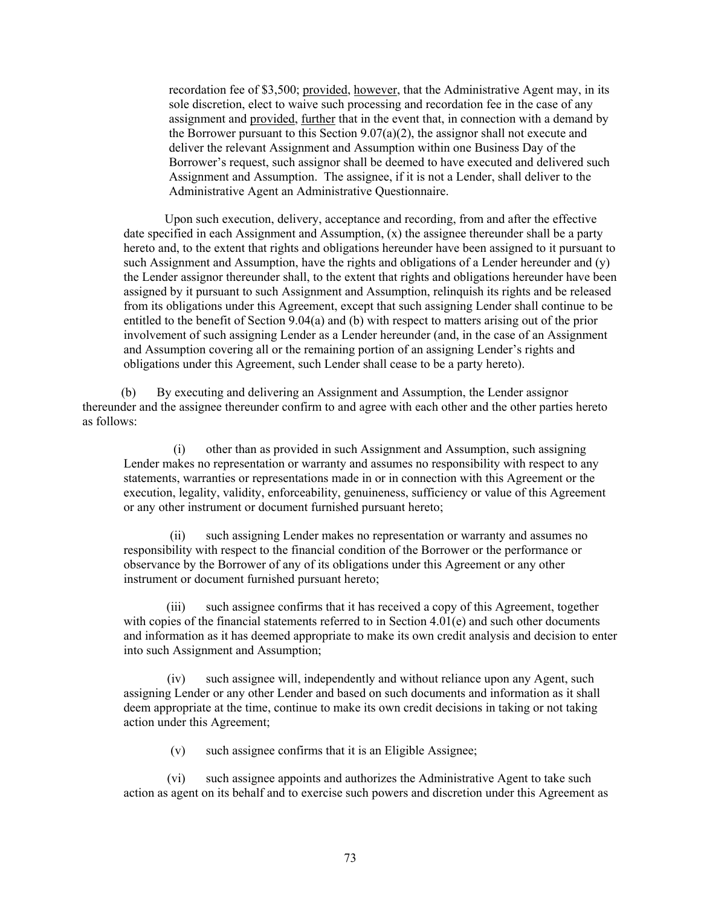recordation fee of $3,500; provided, however, that the Administrative Agent may, in its sole discretion, elect to waive such processing and recordation fee in the case of any assignment and provided, further that in the event that, in connection with a demand by the Borrower pursuant to this Section 9.07(a)(2), the assignor shall not execute and deliver the relevant Assignment and Assumption within one Business Day of the Borrower's request, such assignor shall be deemed to have executed and delivered such Assignment and Assumption. The assignee, if it is not a Lender, shall deliver to the Administrative Agent an Administrative Questionnaire.

Upon such execution, delivery, acceptance and recording, from and after the effective date specified in each Assignment and Assumption, (x) the assignee thereunder shall be a party hereto and, to the extent that rights and obligations hereunder have been assigned to it pursuant to such Assignment and Assumption, have the rights and obligations of a Lender hereunder and (y) the Lender assignor thereunder shall, to the extent that rights and obligations hereunder have been assigned by it pursuant to such Assignment and Assumption, relinquish its rights and be released from its obligations under this Agreement, except that such assigning Lender shall continue to be entitled to the benefit of Section 9.04(a) and (b) with respect to matters arising out of the prior involvement of such assigning Lender as a Lender hereunder (and, in the case of an Assignment and Assumption covering all or the remaining portion of an assigning Lender's rights and obligations under this Agreement, such Lender shall cease to be a party hereto).

(b) By executing and delivering an Assignment and Assumption, the Lender assignor thereunder and the assignee thereunder confirm to and agree with each other and the other parties hereto as follows:

(i) other than as provided in such Assignment and Assumption, such assigning Lender makes no representation or warranty and assumes no responsibility with respect to any statements, warranties or representations made in or in connection with this Agreement or the execution, legality, validity, enforceability, genuineness, sufficiency or value of this Agreement or any other instrument or document furnished pursuant hereto;

(ii) such assigning Lender makes no representation or warranty and assumes no responsibility with respect to the financial condition of the Borrower or the performance or observance by the Borrower of any of its obligations under this Agreement or any other instrument or document furnished pursuant hereto;

(iii) such assignee confirms that it has received a copy of this Agreement, together with copies of the financial statements referred to in Section 4.01(e) and such other documents and information as it has deemed appropriate to make its own credit analysis and decision to enter into such Assignment and Assumption;

(iv) such assignee will, independently and without reliance upon any Agent, such assigning Lender or any other Lender and based on such documents and information as it shall deem appropriate at the time, continue to make its own credit decisions in taking or not taking action under this Agreement;

(v) such assignee confirms that it is an Eligible Assignee;

(vi) such assignee appoints and authorizes the Administrative Agent to take such action as agent on its behalf and to exercise such powers and discretion under this Agreement as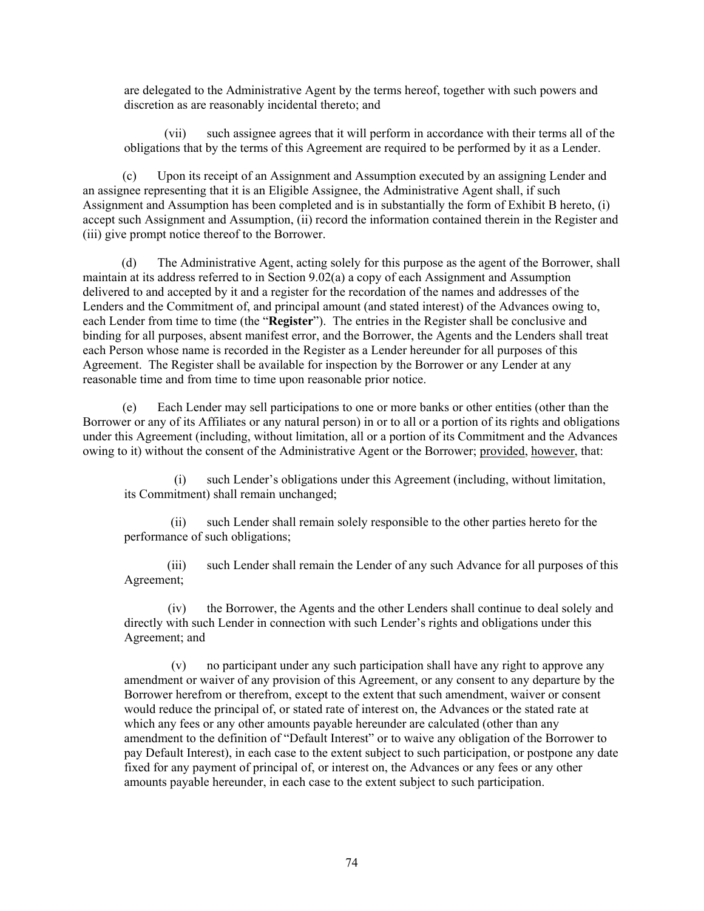are delegated to the Administrative Agent by the terms hereof, together with such powers and discretion as are reasonably incidental thereto; and

(vii) such assignee agrees that it will perform in accordance with their terms all of the obligations that by the terms of this Agreement are required to be performed by it as a Lender.

(c) Upon its receipt of an Assignment and Assumption executed by an assigning Lender and an assignee representing that it is an Eligible Assignee, the Administrative Agent shall, if such Assignment and Assumption has been completed and is in substantially the form of Exhibit B hereto, (i) accept such Assignment and Assumption, (ii) record the information contained therein in the Register and (iii) give prompt notice thereof to the Borrower.

(d) The Administrative Agent, acting solely for this purpose as the agent of the Borrower, shall maintain at its address referred to in Section 9.02(a) a copy of each Assignment and Assumption delivered to and accepted by it and a register for the recordation of the names and addresses of the Lenders and the Commitment of, and principal amount (and stated interest) of the Advances owing to, each Lender from time to time (the "**Register**"). The entries in the Register shall be conclusive and binding for all purposes, absent manifest error, and the Borrower, the Agents and the Lenders shall treat each Person whose name is recorded in the Register as a Lender hereunder for all purposes of this Agreement. The Register shall be available for inspection by the Borrower or any Lender at any reasonable time and from time to time upon reasonable prior notice.

(e) Each Lender may sell participations to one or more banks or other entities (other than the Borrower or any of its Affiliates or any natural person) in or to all or a portion of its rights and obligations under this Agreement (including, without limitation, all or a portion of its Commitment and the Advances owing to it) without the consent of the Administrative Agent or the Borrower; provided, however, that:

(i) such Lender's obligations under this Agreement (including, without limitation, its Commitment) shall remain unchanged;

(ii) such Lender shall remain solely responsible to the other parties hereto for the performance of such obligations;

(iii) such Lender shall remain the Lender of any such Advance for all purposes of this Agreement;

(iv) the Borrower, the Agents and the other Lenders shall continue to deal solely and directly with such Lender in connection with such Lender's rights and obligations under this Agreement; and

(v) no participant under any such participation shall have any right to approve any amendment or waiver of any provision of this Agreement, or any consent to any departure by the Borrower herefrom or therefrom, except to the extent that such amendment, waiver or consent would reduce the principal of, or stated rate of interest on, the Advances or the stated rate at which any fees or any other amounts payable hereunder are calculated (other than any amendment to the definition of "Default Interest" or to waive any obligation of the Borrower to pay Default Interest), in each case to the extent subject to such participation, or postpone any date fixed for any payment of principal of, or interest on, the Advances or any fees or any other amounts payable hereunder, in each case to the extent subject to such participation.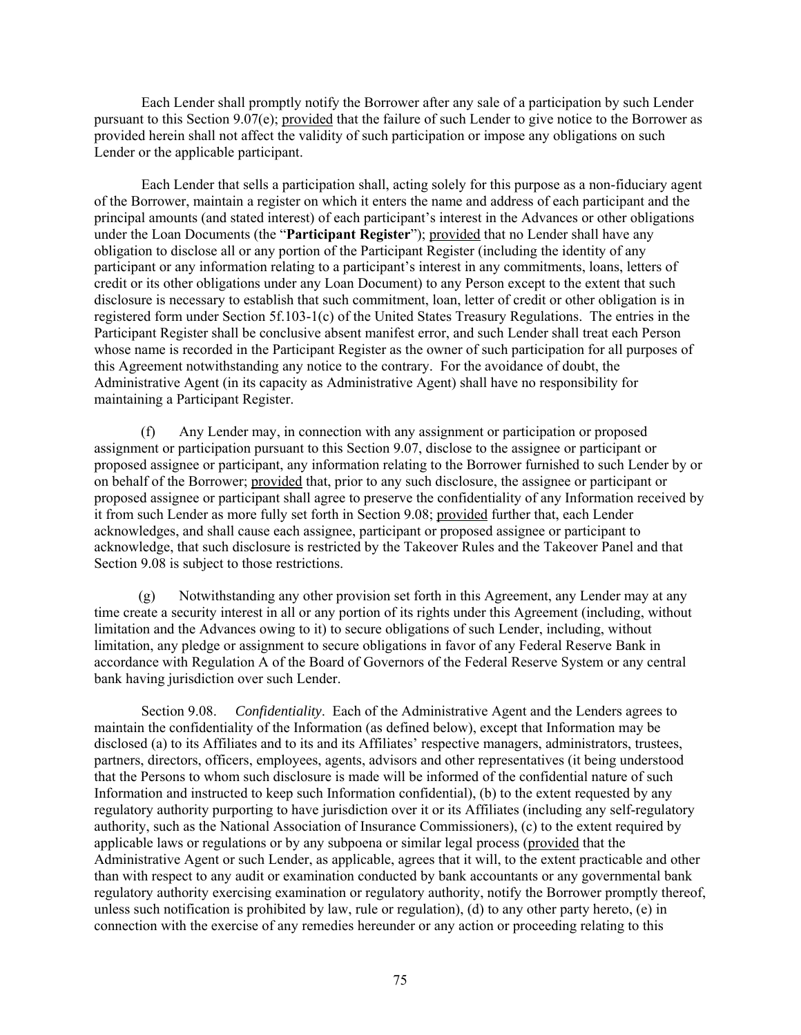Each Lender shall promptly notify the Borrower after any sale of a participation by such Lender pursuant to this Section 9.07(e); provided that the failure of such Lender to give notice to the Borrower as provided herein shall not affect the validity of such participation or impose any obligations on such Lender or the applicable participant.

Each Lender that sells a participation shall, acting solely for this purpose as a non-fiduciary agent of the Borrower, maintain a register on which it enters the name and address of each participant and the principal amounts (and stated interest) of each participant's interest in the Advances or other obligations under the Loan Documents (the "**Participant Register**"); provided that no Lender shall have any obligation to disclose all or any portion of the Participant Register (including the identity of any participant or any information relating to a participant's interest in any commitments, loans, letters of credit or its other obligations under any Loan Document) to any Person except to the extent that such disclosure is necessary to establish that such commitment, loan, letter of credit or other obligation is in registered form under Section 5f.103-1(c) of the United States Treasury Regulations. The entries in the Participant Register shall be conclusive absent manifest error, and such Lender shall treat each Person whose name is recorded in the Participant Register as the owner of such participation for all purposes of this Agreement notwithstanding any notice to the contrary. For the avoidance of doubt, the Administrative Agent (in its capacity as Administrative Agent) shall have no responsibility for maintaining a Participant Register.

(f) Any Lender may, in connection with any assignment or participation or proposed assignment or participation pursuant to this Section 9.07, disclose to the assignee or participant or proposed assignee or participant, any information relating to the Borrower furnished to such Lender by or on behalf of the Borrower; provided that, prior to any such disclosure, the assignee or participant or proposed assignee or participant shall agree to preserve the confidentiality of any Information received by it from such Lender as more fully set forth in Section 9.08; provided further that, each Lender acknowledges, and shall cause each assignee, participant or proposed assignee or participant to acknowledge, that such disclosure is restricted by the Takeover Rules and the Takeover Panel and that Section 9.08 is subject to those restrictions.

(g) Notwithstanding any other provision set forth in this Agreement, any Lender may at any time create a security interest in all or any portion of its rights under this Agreement (including, without limitation and the Advances owing to it) to secure obligations of such Lender, including, without limitation, any pledge or assignment to secure obligations in favor of any Federal Reserve Bank in accordance with Regulation A of the Board of Governors of the Federal Reserve System or any central bank having jurisdiction over such Lender.

Section 9.08. *Confidentiality*. Each of the Administrative Agent and the Lenders agrees to maintain the confidentiality of the Information (as defined below), except that Information may be disclosed (a) to its Affiliates and to its and its Affiliates' respective managers, administrators, trustees, partners, directors, officers, employees, agents, advisors and other representatives (it being understood that the Persons to whom such disclosure is made will be informed of the confidential nature of such Information and instructed to keep such Information confidential), (b) to the extent requested by any regulatory authority purporting to have jurisdiction over it or its Affiliates (including any self-regulatory authority, such as the National Association of Insurance Commissioners), (c) to the extent required by applicable laws or regulations or by any subpoena or similar legal process (provided that the Administrative Agent or such Lender, as applicable, agrees that it will, to the extent practicable and other than with respect to any audit or examination conducted by bank accountants or any governmental bank regulatory authority exercising examination or regulatory authority, notify the Borrower promptly thereof, unless such notification is prohibited by law, rule or regulation), (d) to any other party hereto, (e) in connection with the exercise of any remedies hereunder or any action or proceeding relating to this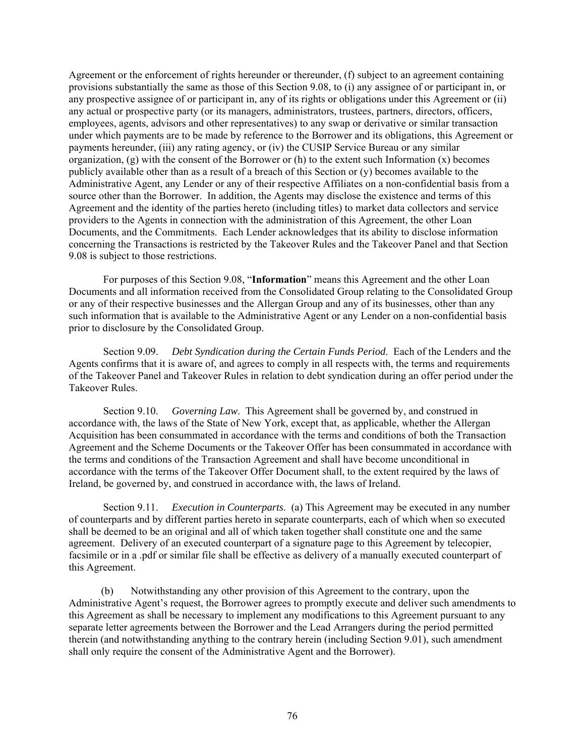Agreement or the enforcement of rights hereunder or thereunder, (f) subject to an agreement containing provisions substantially the same as those of this Section 9.08, to (i) any assignee of or participant in, or any prospective assignee of or participant in, any of its rights or obligations under this Agreement or (ii) any actual or prospective party (or its managers, administrators, trustees, partners, directors, officers, employees, agents, advisors and other representatives) to any swap or derivative or similar transaction under which payments are to be made by reference to the Borrower and its obligations, this Agreement or payments hereunder, (iii) any rating agency, or (iv) the CUSIP Service Bureau or any similar organization, (g) with the consent of the Borrower or (h) to the extent such Information (x) becomes publicly available other than as a result of a breach of this Section or (y) becomes available to the Administrative Agent, any Lender or any of their respective Affiliates on a non-confidential basis from a source other than the Borrower. In addition, the Agents may disclose the existence and terms of this Agreement and the identity of the parties hereto (including titles) to market data collectors and service providers to the Agents in connection with the administration of this Agreement, the other Loan Documents, and the Commitments. Each Lender acknowledges that its ability to disclose information concerning the Transactions is restricted by the Takeover Rules and the Takeover Panel and that Section 9.08 is subject to those restrictions.

For purposes of this Section 9.08, "**Information**" means this Agreement and the other Loan Documents and all information received from the Consolidated Group relating to the Consolidated Group or any of their respective businesses and the Allergan Group and any of its businesses, other than any such information that is available to the Administrative Agent or any Lender on a non-confidential basis prior to disclosure by the Consolidated Group.

Section 9.09. *Debt Syndication during the Certain Funds Period*. Each of the Lenders and the Agents confirms that it is aware of, and agrees to comply in all respects with, the terms and requirements of the Takeover Panel and Takeover Rules in relation to debt syndication during an offer period under the Takeover Rules.

Section 9.10. *Governing Law*. This Agreement shall be governed by, and construed in accordance with, the laws of the State of New York, except that, as applicable, whether the Allergan Acquisition has been consummated in accordance with the terms and conditions of both the Transaction Agreement and the Scheme Documents or the Takeover Offer has been consummated in accordance with the terms and conditions of the Transaction Agreement and shall have become unconditional in accordance with the terms of the Takeover Offer Document shall, to the extent required by the laws of Ireland, be governed by, and construed in accordance with, the laws of Ireland.

Section 9.11. *Execution in Counterparts*. (a) This Agreement may be executed in any number of counterparts and by different parties hereto in separate counterparts, each of which when so executed shall be deemed to be an original and all of which taken together shall constitute one and the same agreement. Delivery of an executed counterpart of a signature page to this Agreement by telecopier, facsimile or in a .pdf or similar file shall be effective as delivery of a manually executed counterpart of this Agreement.

(b) Notwithstanding any other provision of this Agreement to the contrary, upon the Administrative Agent's request, the Borrower agrees to promptly execute and deliver such amendments to this Agreement as shall be necessary to implement any modifications to this Agreement pursuant to any separate letter agreements between the Borrower and the Lead Arrangers during the period permitted therein (and notwithstanding anything to the contrary herein (including Section 9.01), such amendment shall only require the consent of the Administrative Agent and the Borrower).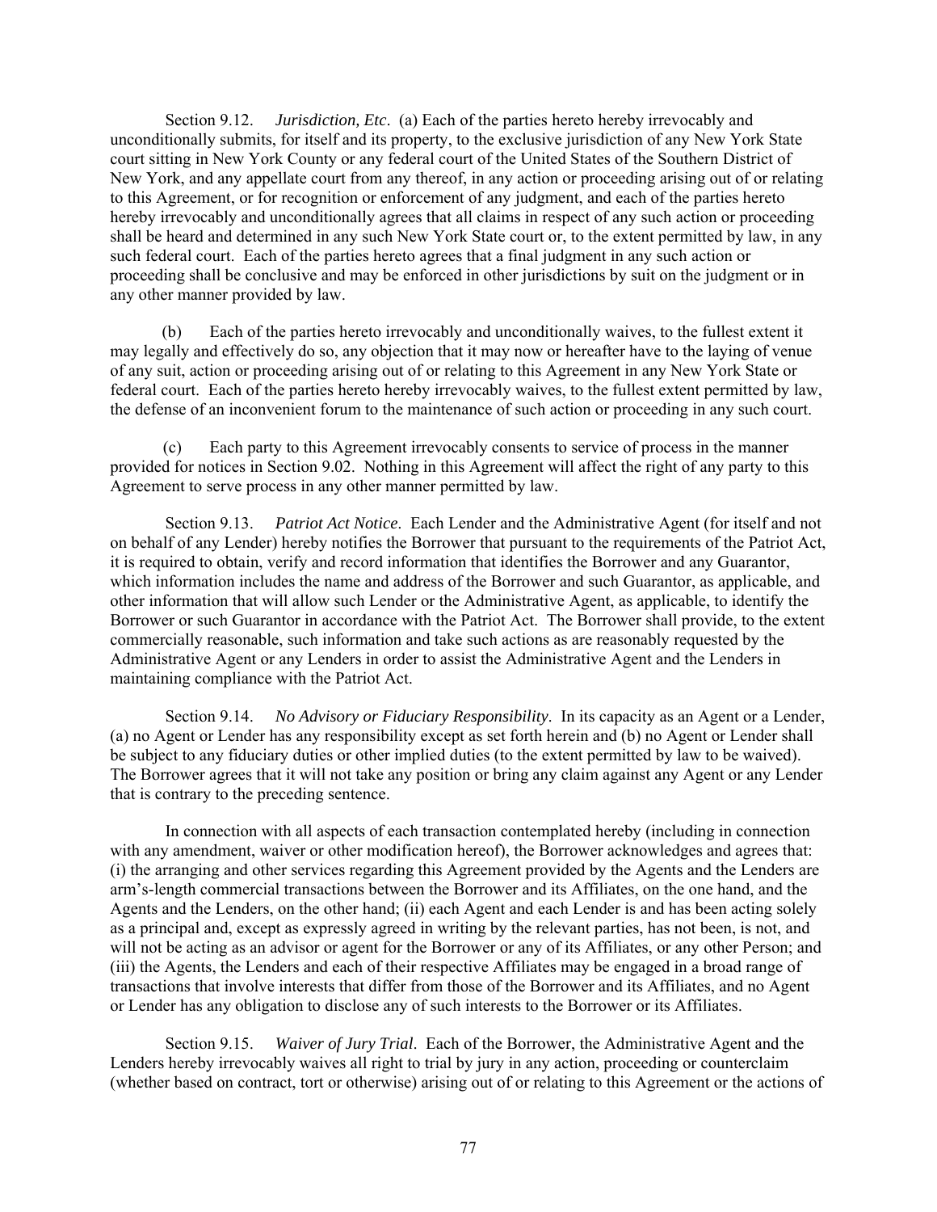Section 9.12. *Jurisdiction, Etc*. (a) Each of the parties hereto hereby irrevocably and unconditionally submits, for itself and its property, to the exclusive jurisdiction of any New York State court sitting in New York County or any federal court of the United States of the Southern District of New York, and any appellate court from any thereof, in any action or proceeding arising out of or relating to this Agreement, or for recognition or enforcement of any judgment, and each of the parties hereto hereby irrevocably and unconditionally agrees that all claims in respect of any such action or proceeding shall be heard and determined in any such New York State court or, to the extent permitted by law, in any such federal court. Each of the parties hereto agrees that a final judgment in any such action or proceeding shall be conclusive and may be enforced in other jurisdictions by suit on the judgment or in any other manner provided by law.

(b) Each of the parties hereto irrevocably and unconditionally waives, to the fullest extent it may legally and effectively do so, any objection that it may now or hereafter have to the laying of venue of any suit, action or proceeding arising out of or relating to this Agreement in any New York State or federal court. Each of the parties hereto hereby irrevocably waives, to the fullest extent permitted by law, the defense of an inconvenient forum to the maintenance of such action or proceeding in any such court.

(c) Each party to this Agreement irrevocably consents to service of process in the manner provided for notices in Section 9.02. Nothing in this Agreement will affect the right of any party to this Agreement to serve process in any other manner permitted by law.

Section 9.13. *Patriot Act Notice*. Each Lender and the Administrative Agent (for itself and not on behalf of any Lender) hereby notifies the Borrower that pursuant to the requirements of the Patriot Act, it is required to obtain, verify and record information that identifies the Borrower and any Guarantor, which information includes the name and address of the Borrower and such Guarantor, as applicable, and other information that will allow such Lender or the Administrative Agent, as applicable, to identify the Borrower or such Guarantor in accordance with the Patriot Act. The Borrower shall provide, to the extent commercially reasonable, such information and take such actions as are reasonably requested by the Administrative Agent or any Lenders in order to assist the Administrative Agent and the Lenders in maintaining compliance with the Patriot Act.

Section 9.14. *No Advisory or Fiduciary Responsibility*. In its capacity as an Agent or a Lender, (a) no Agent or Lender has any responsibility except as set forth herein and (b) no Agent or Lender shall be subject to any fiduciary duties or other implied duties (to the extent permitted by law to be waived). The Borrower agrees that it will not take any position or bring any claim against any Agent or any Lender that is contrary to the preceding sentence.

In connection with all aspects of each transaction contemplated hereby (including in connection with any amendment, waiver or other modification hereof), the Borrower acknowledges and agrees that: (i) the arranging and other services regarding this Agreement provided by the Agents and the Lenders are arm's-length commercial transactions between the Borrower and its Affiliates, on the one hand, and the Agents and the Lenders, on the other hand; (ii) each Agent and each Lender is and has been acting solely as a principal and, except as expressly agreed in writing by the relevant parties, has not been, is not, and will not be acting as an advisor or agent for the Borrower or any of its Affiliates, or any other Person; and (iii) the Agents, the Lenders and each of their respective Affiliates may be engaged in a broad range of transactions that involve interests that differ from those of the Borrower and its Affiliates, and no Agent or Lender has any obligation to disclose any of such interests to the Borrower or its Affiliates.

Section 9.15. *Waiver of Jury Trial*. Each of the Borrower, the Administrative Agent and the Lenders hereby irrevocably waives all right to trial by jury in any action, proceeding or counterclaim (whether based on contract, tort or otherwise) arising out of or relating to this Agreement or the actions of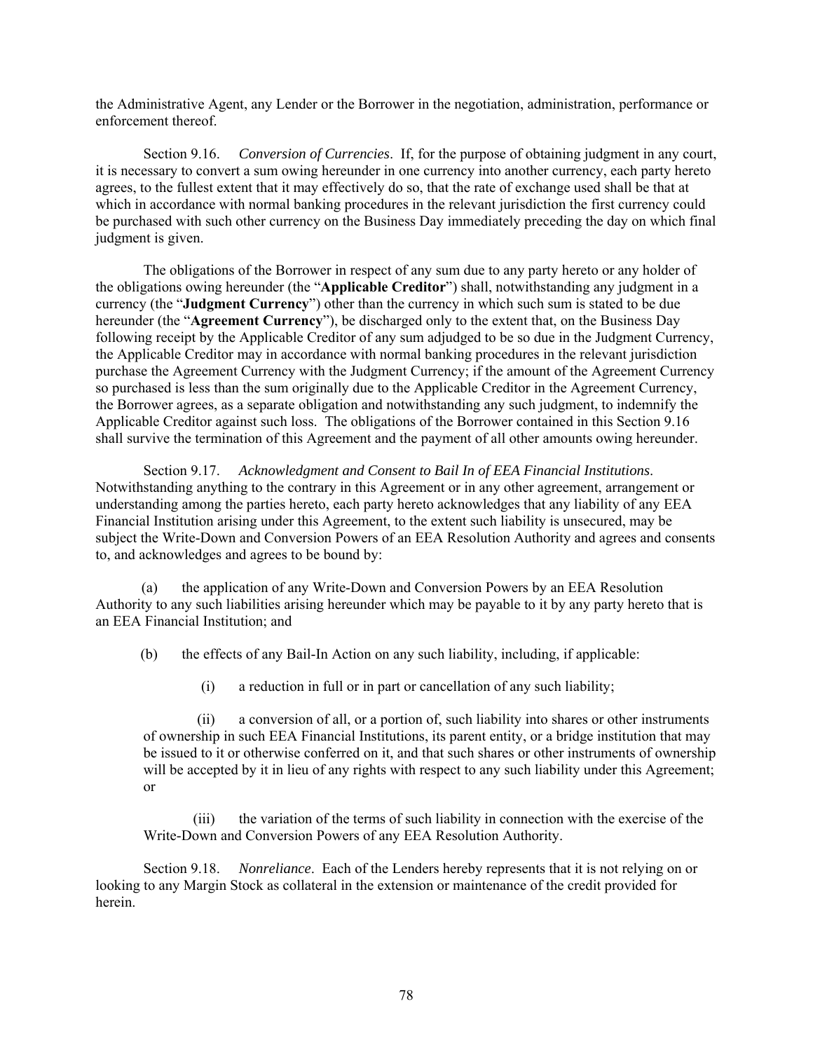the Administrative Agent, any Lender or the Borrower in the negotiation, administration, performance or enforcement thereof.

Section 9.16. *Conversion of Currencies*. If, for the purpose of obtaining judgment in any court, it is necessary to convert a sum owing hereunder in one currency into another currency, each party hereto agrees, to the fullest extent that it may effectively do so, that the rate of exchange used shall be that at which in accordance with normal banking procedures in the relevant jurisdiction the first currency could be purchased with such other currency on the Business Day immediately preceding the day on which final judgment is given.

The obligations of the Borrower in respect of any sum due to any party hereto or any holder of the obligations owing hereunder (the "**Applicable Creditor**") shall, notwithstanding any judgment in a currency (the "**Judgment Currency**") other than the currency in which such sum is stated to be due hereunder (the "**Agreement Currency**"), be discharged only to the extent that, on the Business Day following receipt by the Applicable Creditor of any sum adjudged to be so due in the Judgment Currency, the Applicable Creditor may in accordance with normal banking procedures in the relevant jurisdiction purchase the Agreement Currency with the Judgment Currency; if the amount of the Agreement Currency so purchased is less than the sum originally due to the Applicable Creditor in the Agreement Currency, the Borrower agrees, as a separate obligation and notwithstanding any such judgment, to indemnify the Applicable Creditor against such loss. The obligations of the Borrower contained in this Section 9.16 shall survive the termination of this Agreement and the payment of all other amounts owing hereunder.

Section 9.17. *Acknowledgment and Consent to Bail In of EEA Financial Institutions*. Notwithstanding anything to the contrary in this Agreement or in any other agreement, arrangement or understanding among the parties hereto, each party hereto acknowledges that any liability of any EEA Financial Institution arising under this Agreement, to the extent such liability is unsecured, may be subject the Write-Down and Conversion Powers of an EEA Resolution Authority and agrees and consents to, and acknowledges and agrees to be bound by:

(a) the application of any Write-Down and Conversion Powers by an EEA Resolution Authority to any such liabilities arising hereunder which may be payable to it by any party hereto that is an EEA Financial Institution; and

(b) the effects of any Bail-In Action on any such liability, including, if applicable:

(i) a reduction in full or in part or cancellation of any such liability;

(ii) a conversion of all, or a portion of, such liability into shares or other instruments of ownership in such EEA Financial Institutions, its parent entity, or a bridge institution that may be issued to it or otherwise conferred on it, and that such shares or other instruments of ownership will be accepted by it in lieu of any rights with respect to any such liability under this Agreement; or

(iii) the variation of the terms of such liability in connection with the exercise of the Write-Down and Conversion Powers of any EEA Resolution Authority.

Section 9.18. *Nonreliance*. Each of the Lenders hereby represents that it is not relying on or looking to any Margin Stock as collateral in the extension or maintenance of the credit provided for herein.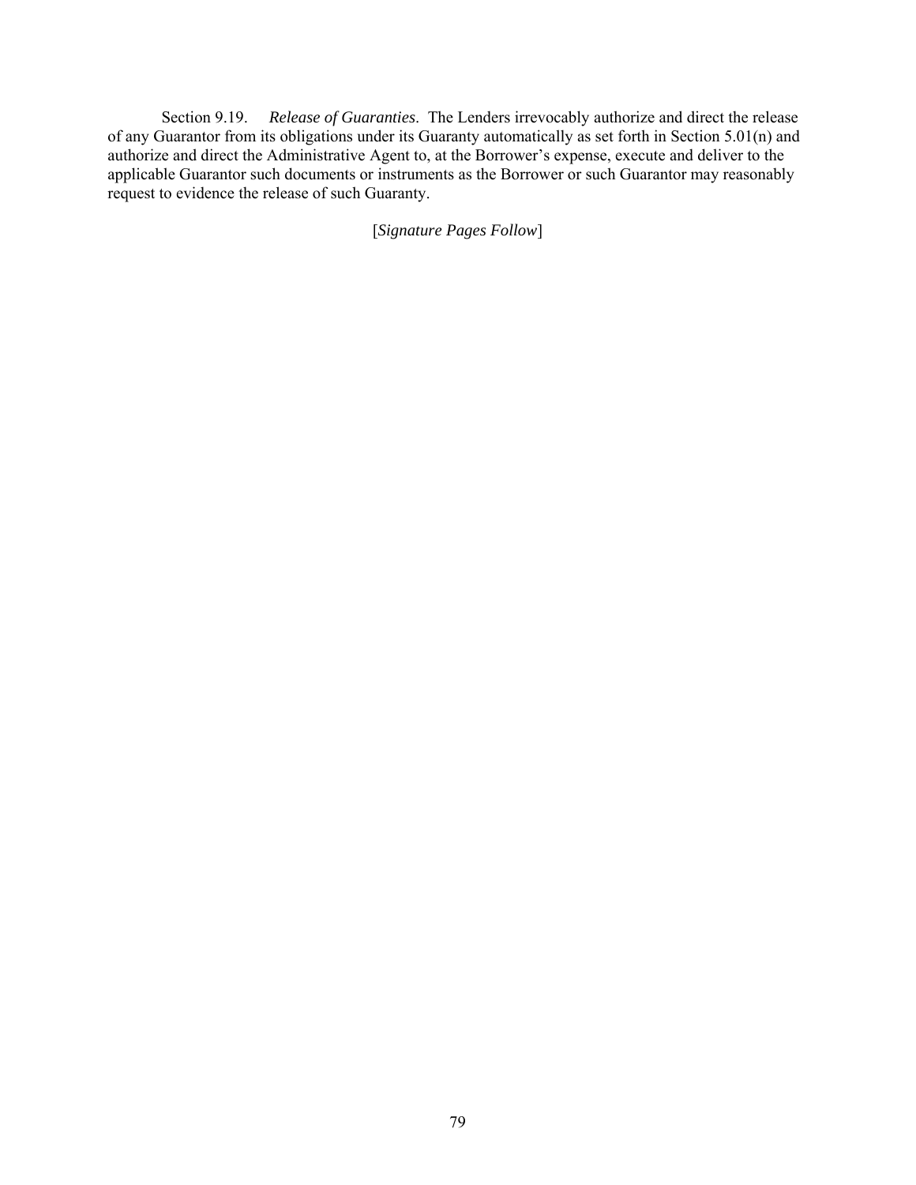Section 9.19. *Release of Guaranties*. The Lenders irrevocably authorize and direct the release of any Guarantor from its obligations under its Guaranty automatically as set forth in Section 5.01(n) and authorize and direct the Administrative Agent to, at the Borrower's expense, execute and deliver to the applicable Guarantor such documents or instruments as the Borrower or such Guarantor may reasonably request to evidence the release of such Guaranty.

[*Signature Pages Follow*]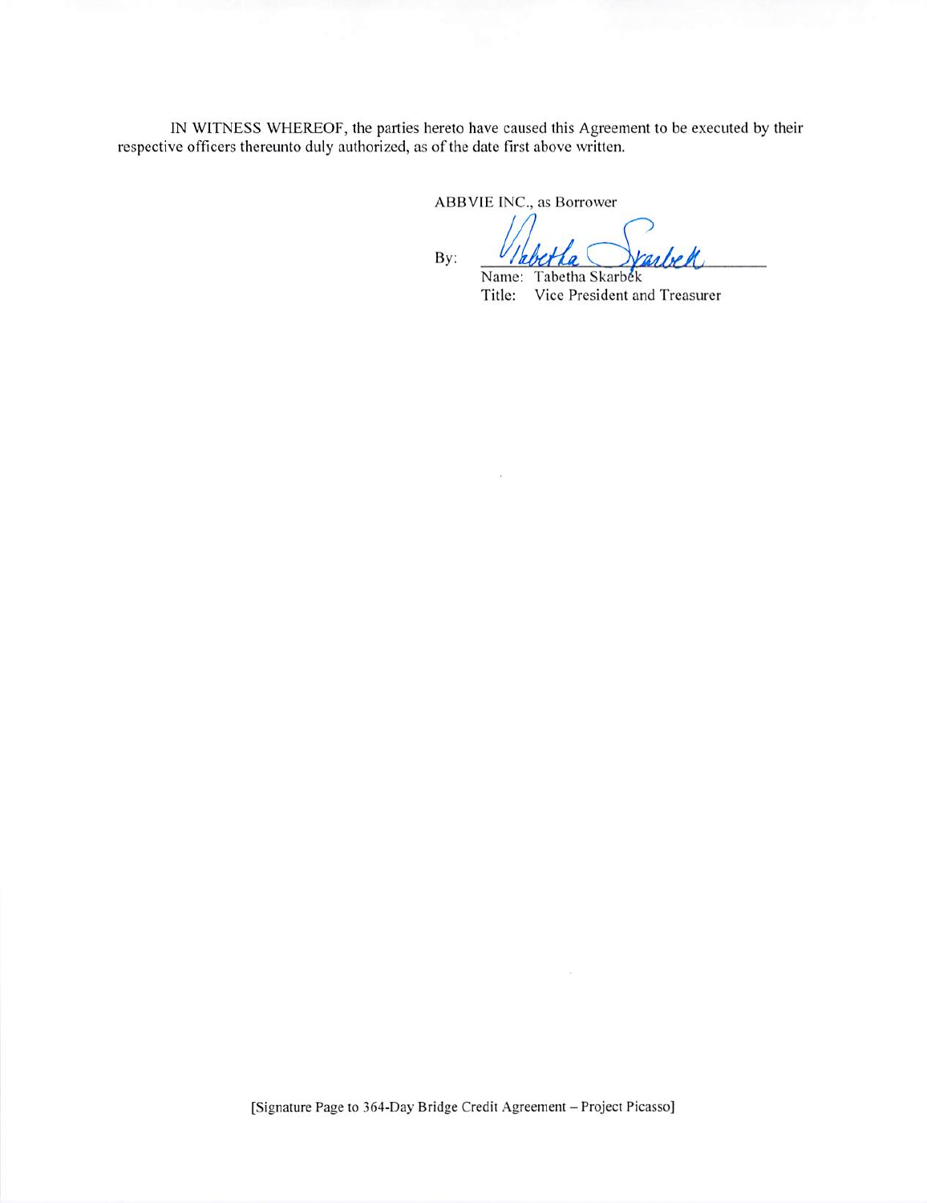IN WITNESS WHEREOF, the parties hereto have caused this Agreement to be executed by their respective officers thereunto duly authorized, as of the date first above written.

ABBVIE INC., as Borrower

By: _______________________

Name: Tabetha Skarbek
Title: Vice President and Treasurer

[Signature Page to 364-Day Bridge Credit Agreement – Project Picasso]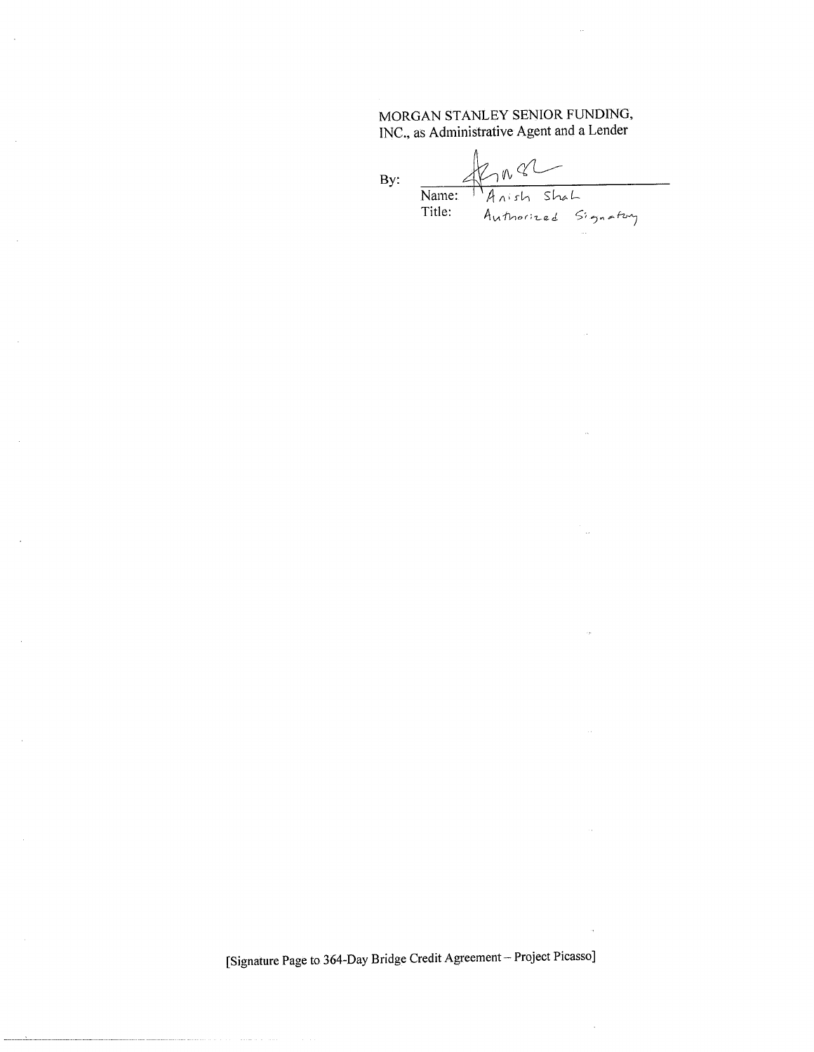MORGAN STANLEY SENIOR FUNDING, INC., as Administrative Agent and a Lender

By: ______________________
Name: Anish Shah
Title: Authorized Signatory

[Signature Page to 364-Day Bridge Credit Agreement – Project Picasso]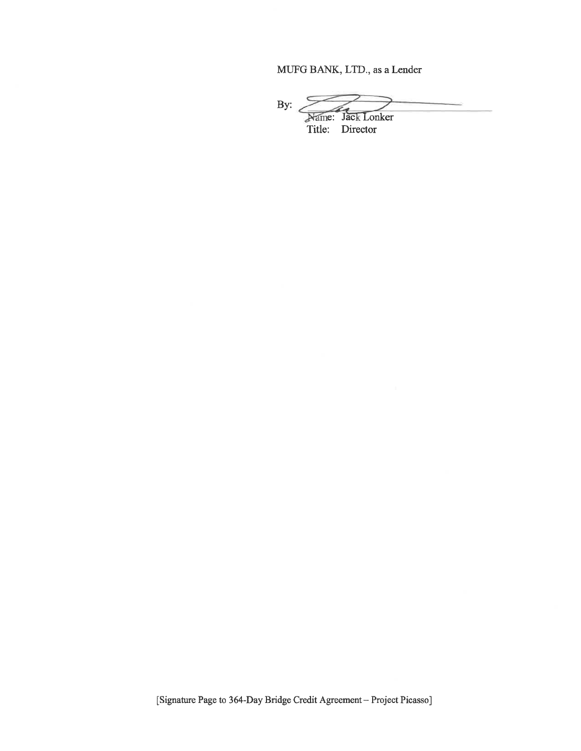MUFG BANK, LTD., as a Lender

By: ______________________
Name: Jack Lonker
Title: Director

[Signature Page to 364-Day Bridge Credit Agreement – Project Picasso]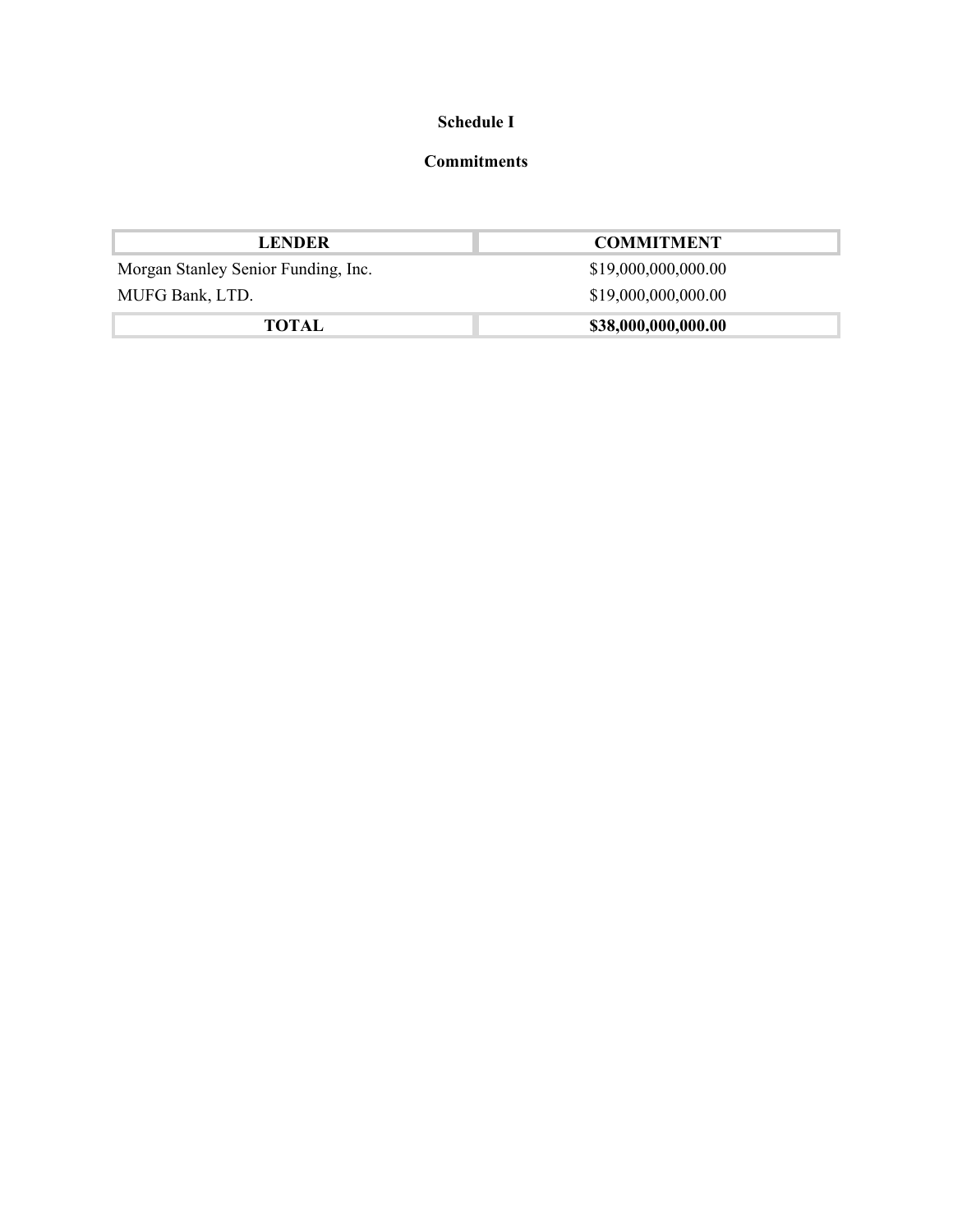**Schedule I**

**Commitments**

| LENDER | COMMITMENT |
|---|---|
| Morgan Stanley Senior Funding, Inc. | $19,000,000,000.00 |
| MUFG Bank, LTD. | $19,000,000,000.00 |
| **TOTAL** | **$38,000,000,000.00** |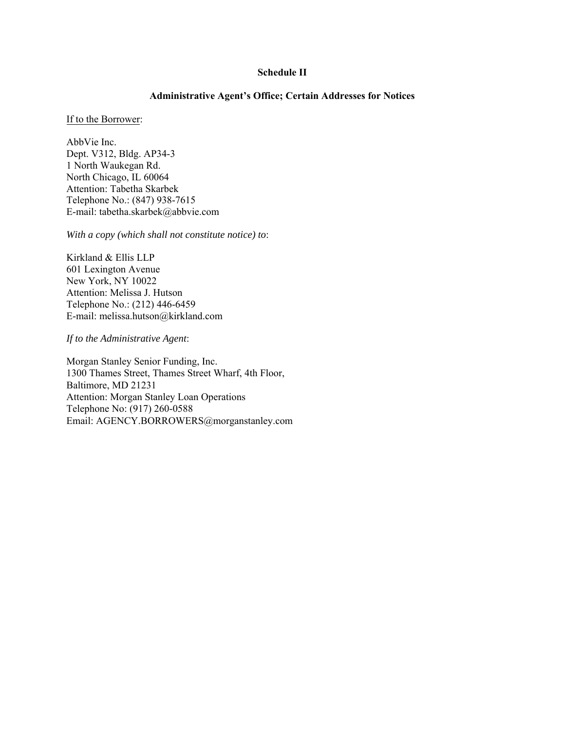**Schedule II**

**Administrative Agent's Office; Certain Addresses for Notices**

If to the Borrower:

AbbVie Inc.
Dept. V312, Bldg. AP34-3
1 North Waukegan Rd.
North Chicago, IL 60064
Attention: Tabetha Skarbek
Telephone No.: (847) 938-7615
E-mail: tabetha.skarbek@abbvie.com

*With a copy (which shall not constitute notice) to*:

Kirkland & Ellis LLP
601 Lexington Avenue
New York, NY 10022
Attention: Melissa J. Hutson
Telephone No.: (212) 446-6459
E-mail: melissa.hutson@kirkland.com

*If to the Administrative Agent*:

Morgan Stanley Senior Funding, Inc.
1300 Thames Street, Thames Street Wharf, 4th Floor,
Baltimore, MD 21231
Attention: Morgan Stanley Loan Operations
Telephone No: (917) 260-0588
Email: AGENCY.BORROWERS@morganstanley.com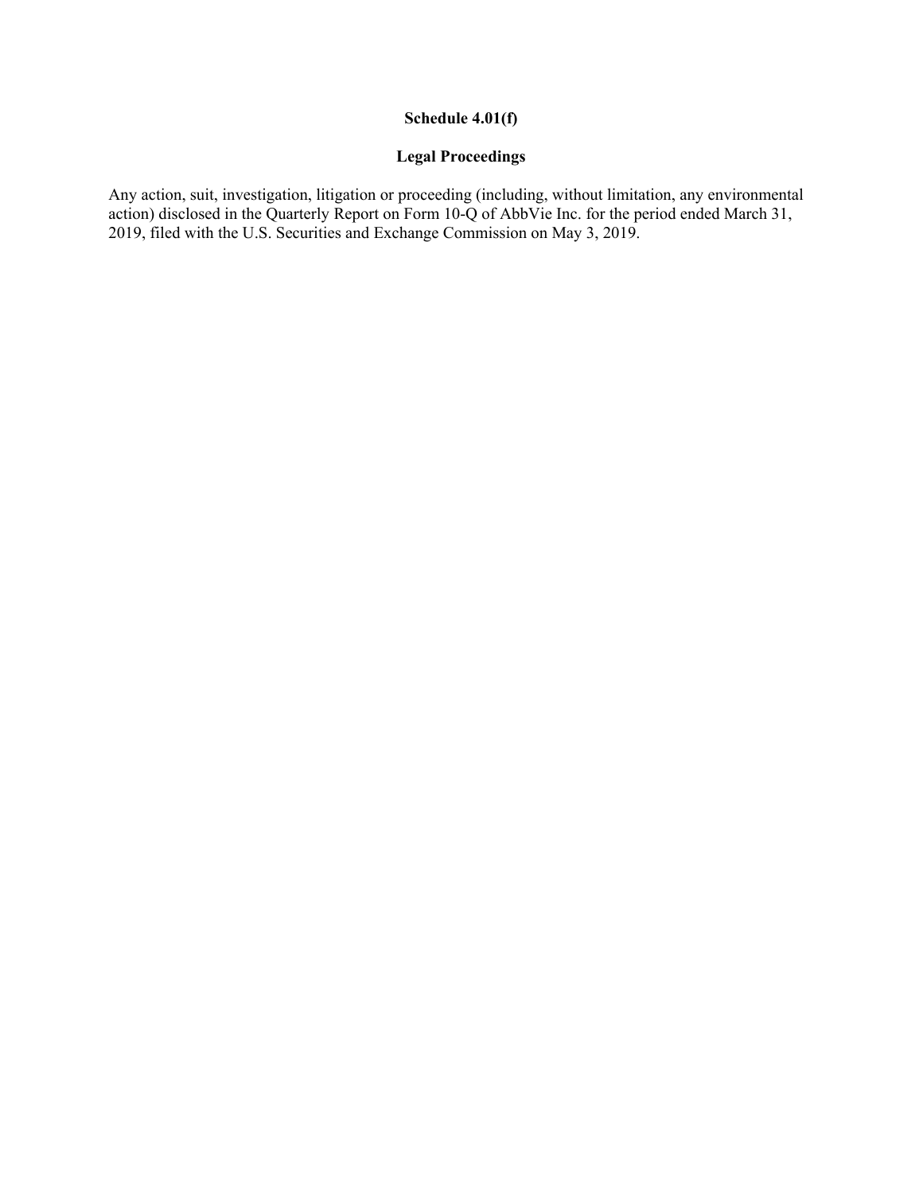**Schedule 4.01(f)**

**Legal Proceedings**

Any action, suit, investigation, litigation or proceeding (including, without limitation, any environmental action) disclosed in the Quarterly Report on Form 10-Q of AbbVie Inc. for the period ended March 31, 2019, filed with the U.S. Securities and Exchange Commission on May 3, 2019.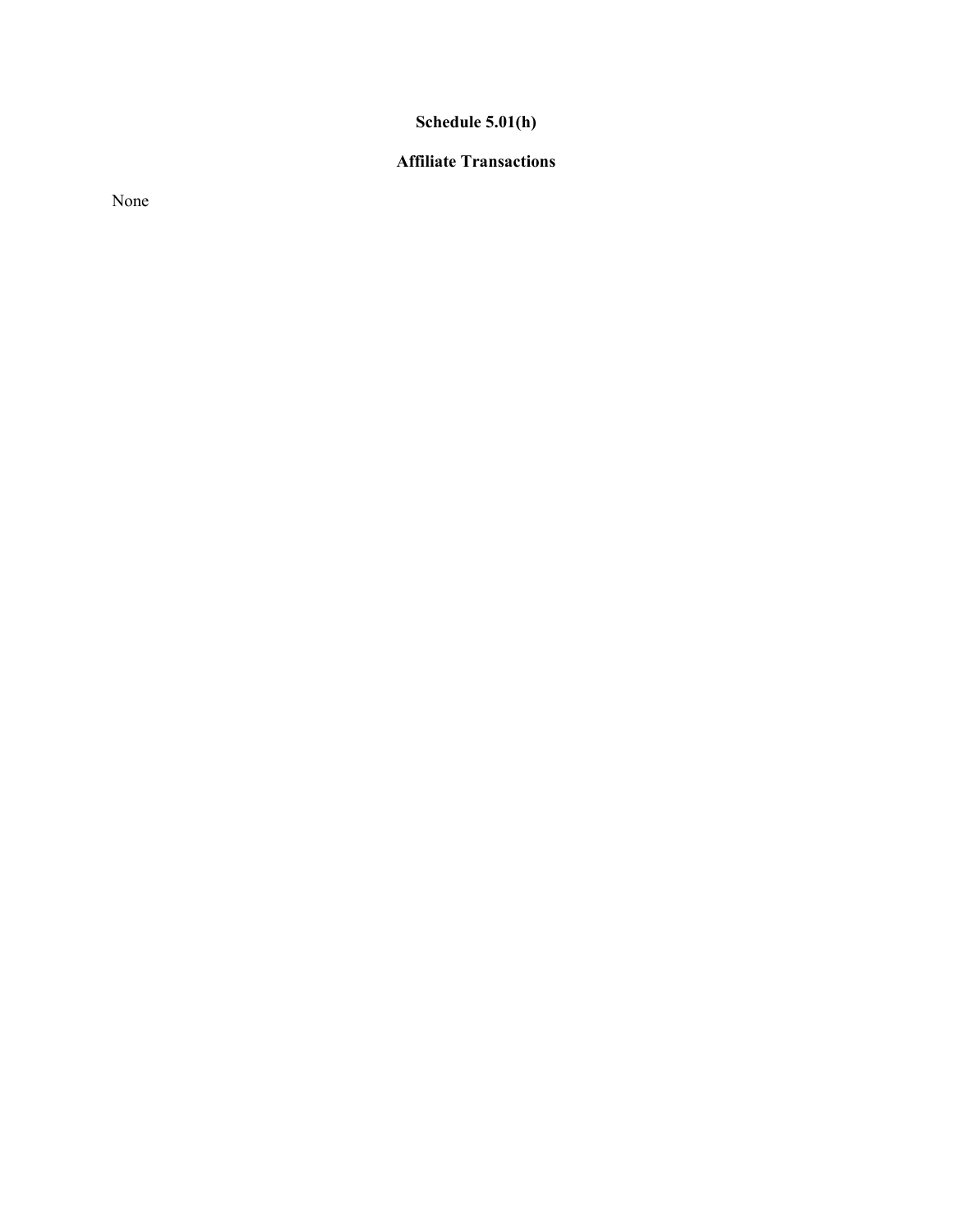## Schedule 5.01(h)

## Affiliate Transactions

None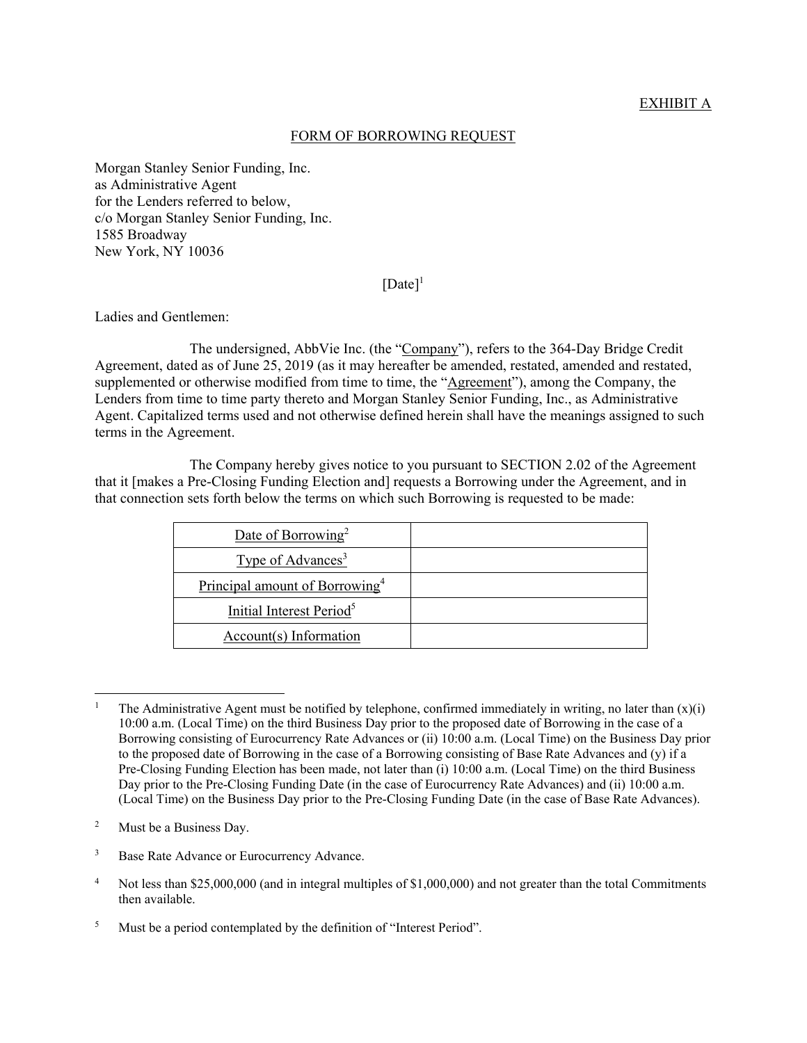EXHIBIT A

FORM OF BORROWING REQUEST

Morgan Stanley Senior Funding, Inc.
as Administrative Agent
for the Lenders referred to below,
c/o Morgan Stanley Senior Funding, Inc.
1585 Broadway
New York, NY 10036

[Date][1]

Ladies and Gentlemen:

The undersigned, AbbVie Inc. (the "Company"), refers to the 364-Day Bridge Credit Agreement, dated as of June 25, 2019 (as it may hereafter be amended, restated, amended and restated, supplemented or otherwise modified from time to time, the "Agreement"), among the Company, the Lenders from time to time party thereto and Morgan Stanley Senior Funding, Inc., as Administrative Agent. Capitalized terms used and not otherwise defined herein shall have the meanings assigned to such terms in the Agreement.

The Company hereby gives notice to you pursuant to SECTION 2.02 of the Agreement that it [makes a Pre-Closing Funding Election and] requests a Borrowing under the Agreement, and in that connection sets forth below the terms on which such Borrowing is requested to be made:

| | |
|---|---|
| Date of Borrowing[2] | |
| Type of Advances[3] | |
| Principal amount of Borrowing[4] | |
| Initial Interest Period[5] | |
| Account(s) Information | |

---

[1] The Administrative Agent must be notified by telephone, confirmed immediately in writing, no later than (x)(i) 10:00 a.m. (Local Time) on the third Business Day prior to the proposed date of Borrowing in the case of a Borrowing consisting of Eurocurrency Rate Advances or (ii) 10:00 a.m. (Local Time) on the Business Day prior to the proposed date of Borrowing in the case of a Borrowing consisting of Base Rate Advances and (y) if a Pre-Closing Funding Election has been made, not later than (i) 10:00 a.m. (Local Time) on the third Business Day prior to the Pre-Closing Funding Date (in the case of Eurocurrency Rate Advances) and (ii) 10:00 a.m. (Local Time) on the Business Day prior to the Pre-Closing Funding Date (in the case of Base Rate Advances).

[2] Must be a Business Day.

[3] Base Rate Advance or Eurocurrency Advance.

[4] Not less than $25,000,000 (and in integral multiples of $1,000,000) and not greater than the total Commitments then available.

[5] Must be a period contemplated by the definition of "Interest Period".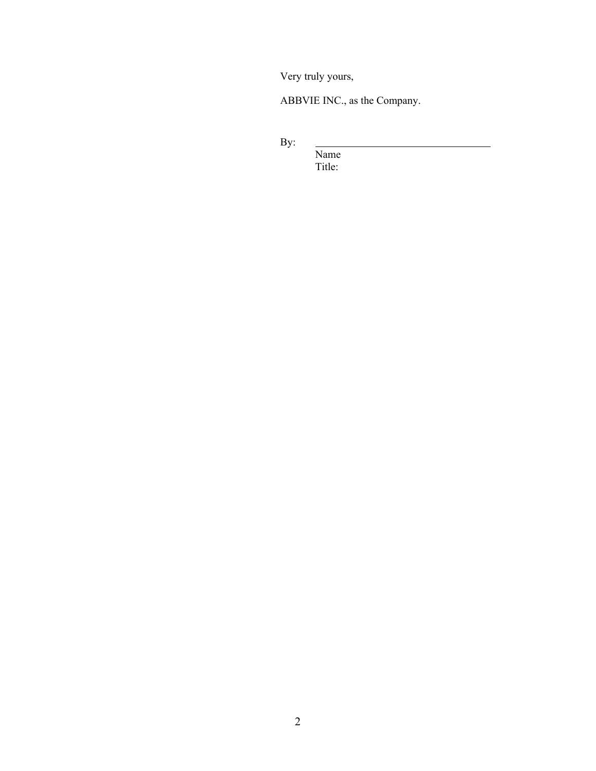Very truly yours,

ABBVIE INC., as the Company.

By: \_\_\_\_\_\_\_\_\_\_\_\_\_\_\_\_\_\_\_\_\_\_\_\_\_\_\_\_\_\_\_\_

Name

Title: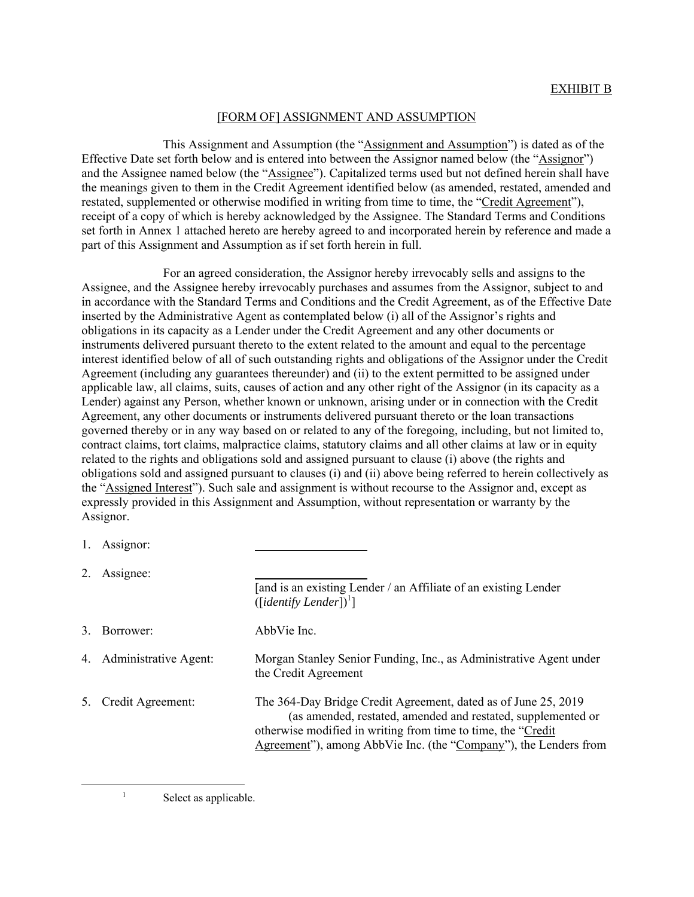EXHIBIT B

# [FORM OF] ASSIGNMENT AND ASSUMPTION

This Assignment and Assumption (the "Assignment and Assumption") is dated as of the Effective Date set forth below and is entered into between the Assignor named below (the "Assignor") and the Assignee named below (the "Assignee"). Capitalized terms used but not defined herein shall have the meanings given to them in the Credit Agreement identified below (as amended, restated, amended and restated, supplemented or otherwise modified in writing from time to time, the "Credit Agreement"), receipt of a copy of which is hereby acknowledged by the Assignee. The Standard Terms and Conditions set forth in Annex 1 attached hereto are hereby agreed to and incorporated herein by reference and made a part of this Assignment and Assumption as if set forth herein in full.

For an agreed consideration, the Assignor hereby irrevocably sells and assigns to the Assignee, and the Assignee hereby irrevocably purchases and assumes from the Assignor, subject to and in accordance with the Standard Terms and Conditions and the Credit Agreement, as of the Effective Date inserted by the Administrative Agent as contemplated below (i) all of the Assignor's rights and obligations in its capacity as a Lender under the Credit Agreement and any other documents or instruments delivered pursuant thereto to the extent related to the amount and equal to the percentage interest identified below of all of such outstanding rights and obligations of the Assignor under the Credit Agreement (including any guarantees thereunder) and (ii) to the extent permitted to be assigned under applicable law, all claims, suits, causes of action and any other right of the Assignor (in its capacity as a Lender) against any Person, whether known or unknown, arising under or in connection with the Credit Agreement, any other documents or instruments delivered pursuant thereto or the loan transactions governed thereby or in any way based on or related to any of the foregoing, including, but not limited to, contract claims, tort claims, malpractice claims, statutory claims and all other claims at law or in equity related to the rights and obligations sold and assigned pursuant to clause (i) above (the rights and obligations sold and assigned pursuant to clauses (i) and (ii) above being referred to herein collectively as the "Assigned Interest"). Such sale and assignment is without recourse to the Assignor and, except as expressly provided in this Assignment and Assumption, without representation or warranty by the Assignor.

1. Assignor: ______________

2. Assignee: ______________
   [and is an existing Lender / an Affiliate of an existing Lender ([*identify Lender*])[1]]

3. Borrower: AbbVie Inc.

4. Administrative Agent: Morgan Stanley Senior Funding, Inc., as Administrative Agent under the Credit Agreement

5. Credit Agreement: The 364-Day Bridge Credit Agreement, dated as of June 25, 2019 (as amended, restated, amended and restated, supplemented or otherwise modified in writing from time to time, the "Credit Agreement"), among AbbVie Inc. (the "Company"), the Lenders from

[1] Select as applicable.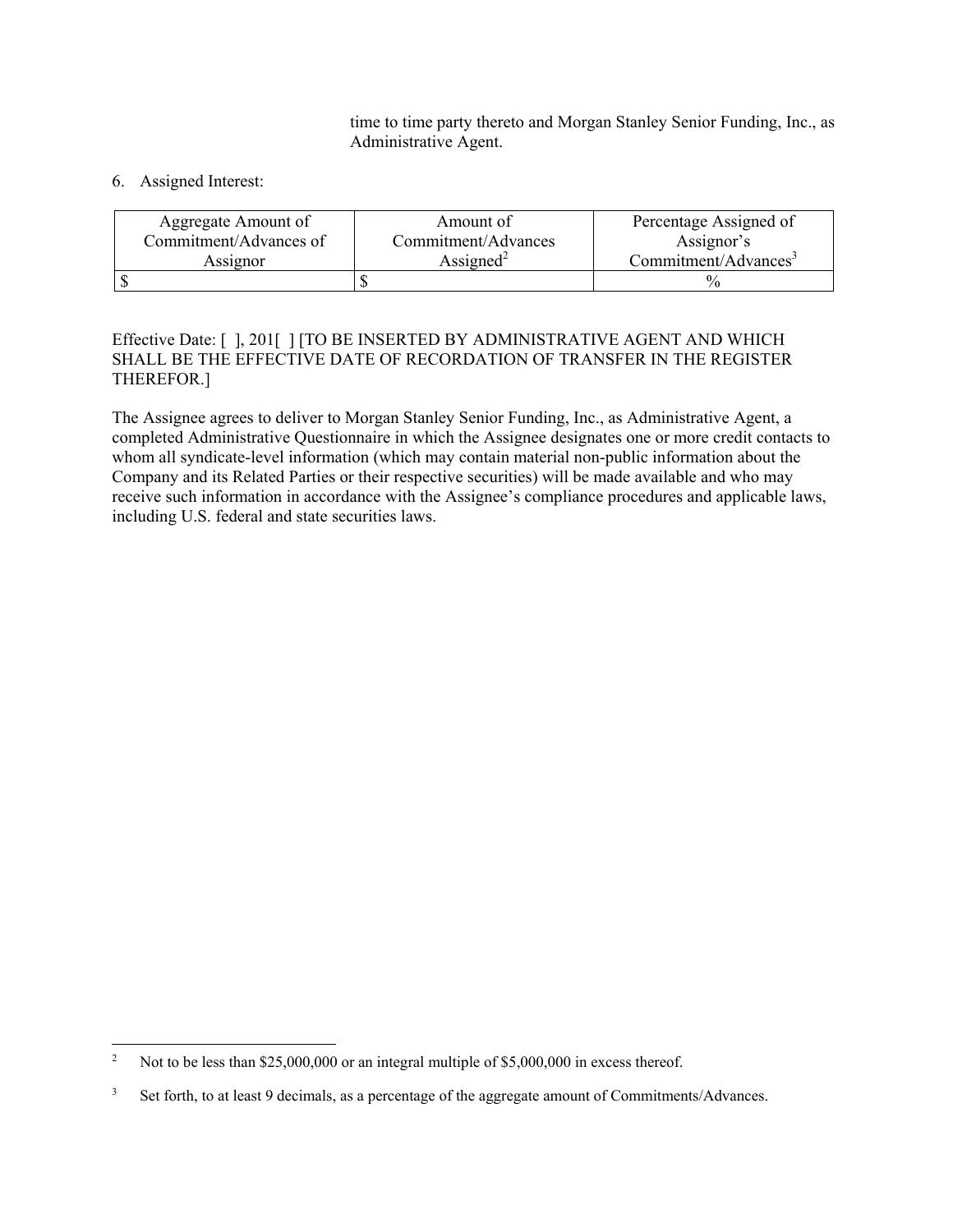time to time party thereto and Morgan Stanley Senior Funding, Inc., as Administrative Agent.

6. Assigned Interest:

| Aggregate Amount of Commitment/Advances of Assignor | Amount of Commitment/Advances Assigned[2] | Percentage Assigned of Assignor's Commitment/Advances[3] |
|---|---|---|
| $ | $ | % |

Effective Date: [ ], 201[ ] [TO BE INSERTED BY ADMINISTRATIVE AGENT AND WHICH SHALL BE THE EFFECTIVE DATE OF RECORDATION OF TRANSFER IN THE REGISTER THEREFOR.]

The Assignee agrees to deliver to Morgan Stanley Senior Funding, Inc., as Administrative Agent, a completed Administrative Questionnaire in which the Assignee designates one or more credit contacts to whom all syndicate-level information (which may contain material non-public information about the Company and its Related Parties or their respective securities) will be made available and who may receive such information in accordance with the Assignee's compliance procedures and applicable laws, including U.S. federal and state securities laws.

---

[2] Not to be less than $25,000,000 or an integral multiple of $5,000,000 in excess thereof.

[3] Set forth, to at least 9 decimals, as a percentage of the aggregate amount of Commitments/Advances.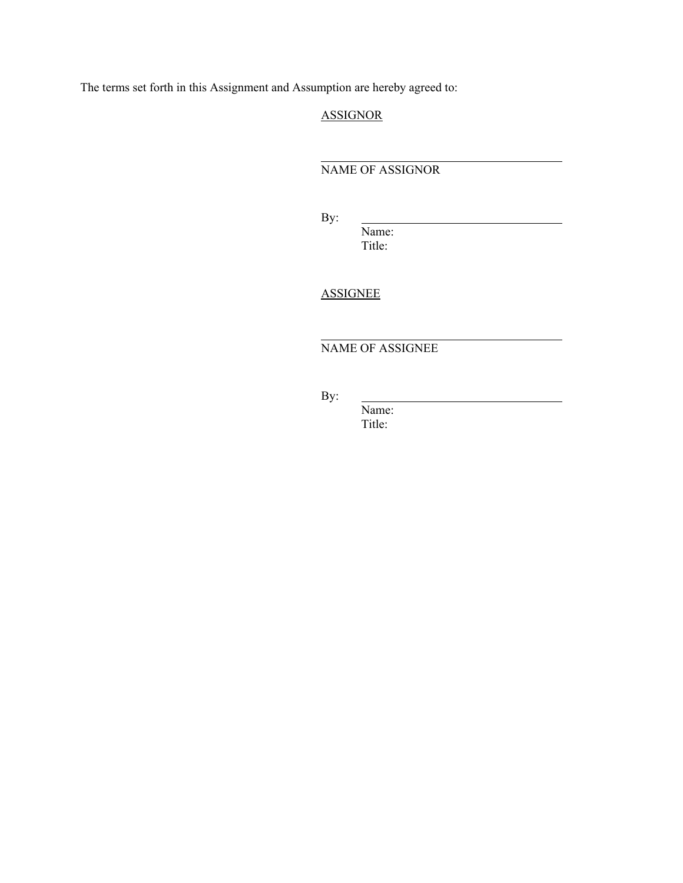The terms set forth in this Assignment and Assumption are hereby agreed to:

<u>ASSIGNOR</u>

\_\_\_\_\_\_\_\_\_\_\_\_\_\_\_\_\_\_\_\_\_\_\_\_\_\_\_\_\_\_\_\_\_\_\_\_
NAME OF ASSIGNOR

By: \_\_\_\_\_\_\_\_\_\_\_\_\_\_\_\_\_\_\_\_\_\_\_\_\_\_\_\_\_\_
Name:
Title:

<u>ASSIGNEE</u>

\_\_\_\_\_\_\_\_\_\_\_\_\_\_\_\_\_\_\_\_\_\_\_\_\_\_\_\_\_\_\_\_\_\_\_\_
NAME OF ASSIGNEE

By: \_\_\_\_\_\_\_\_\_\_\_\_\_\_\_\_\_\_\_\_\_\_\_\_\_\_\_\_\_\_
Name:
Title: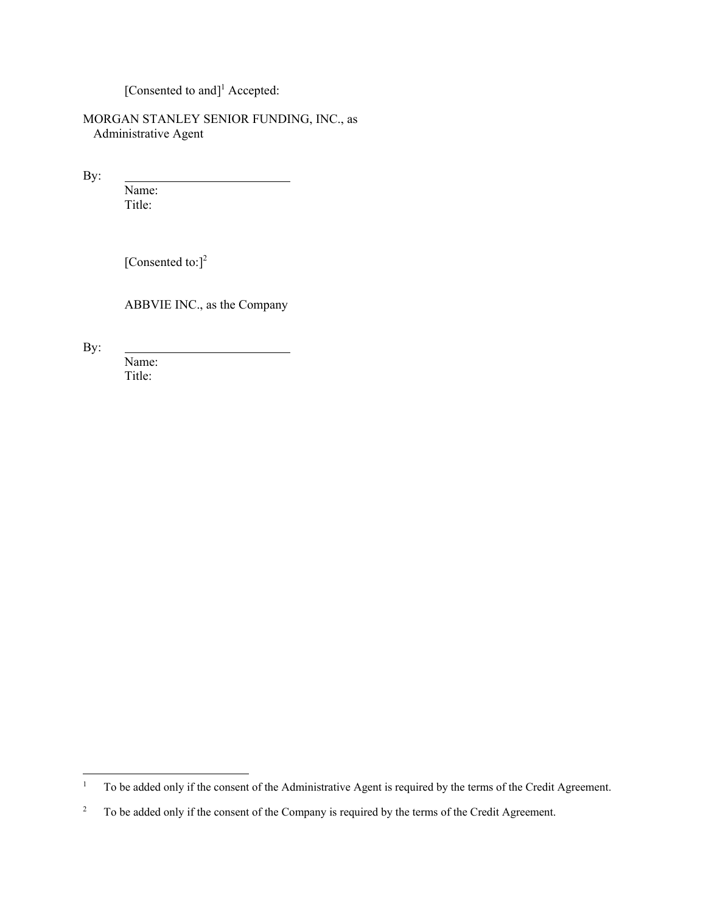[Consented to and][1] Accepted:

MORGAN STANLEY SENIOR FUNDING, INC., as
Administrative Agent

By: ____________________________
Name:
Title:

[Consented to:][2]

ABBVIE INC., as the Company

By: ____________________________
Name:
Title:

---

[1] To be added only if the consent of the Administrative Agent is required by the terms of the Credit Agreement.

[2] To be added only if the consent of the Company is required by the terms of the Credit Agreement.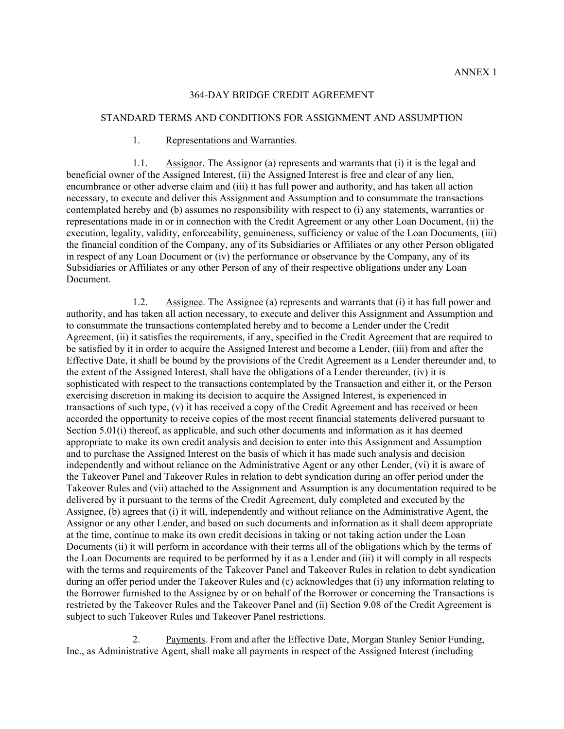ANNEX 1

364-DAY BRIDGE CREDIT AGREEMENT

STANDARD TERMS AND CONDITIONS FOR ASSIGNMENT AND ASSUMPTION

1. Representations and Warranties.

1.1. Assignor. The Assignor (a) represents and warrants that (i) it is the legal and beneficial owner of the Assigned Interest, (ii) the Assigned Interest is free and clear of any lien, encumbrance or other adverse claim and (iii) it has full power and authority, and has taken all action necessary, to execute and deliver this Assignment and Assumption and to consummate the transactions contemplated hereby and (b) assumes no responsibility with respect to (i) any statements, warranties or representations made in or in connection with the Credit Agreement or any other Loan Document, (ii) the execution, legality, validity, enforceability, genuineness, sufficiency or value of the Loan Documents, (iii) the financial condition of the Company, any of its Subsidiaries or Affiliates or any other Person obligated in respect of any Loan Document or (iv) the performance or observance by the Company, any of its Subsidiaries or Affiliates or any other Person of any of their respective obligations under any Loan Document.

1.2. Assignee. The Assignee (a) represents and warrants that (i) it has full power and authority, and has taken all action necessary, to execute and deliver this Assignment and Assumption and to consummate the transactions contemplated hereby and to become a Lender under the Credit Agreement, (ii) it satisfies the requirements, if any, specified in the Credit Agreement that are required to be satisfied by it in order to acquire the Assigned Interest and become a Lender, (iii) from and after the Effective Date, it shall be bound by the provisions of the Credit Agreement as a Lender thereunder and, to the extent of the Assigned Interest, shall have the obligations of a Lender thereunder, (iv) it is sophisticated with respect to the transactions contemplated by the Transaction and either it, or the Person exercising discretion in making its decision to acquire the Assigned Interest, is experienced in transactions of such type, (v) it has received a copy of the Credit Agreement and has received or been accorded the opportunity to receive copies of the most recent financial statements delivered pursuant to Section 5.01(i) thereof, as applicable, and such other documents and information as it has deemed appropriate to make its own credit analysis and decision to enter into this Assignment and Assumption and to purchase the Assigned Interest on the basis of which it has made such analysis and decision independently and without reliance on the Administrative Agent or any other Lender, (vi) it is aware of the Takeover Panel and Takeover Rules in relation to debt syndication during an offer period under the Takeover Rules and (vii) attached to the Assignment and Assumption is any documentation required to be delivered by it pursuant to the terms of the Credit Agreement, duly completed and executed by the Assignee, (b) agrees that (i) it will, independently and without reliance on the Administrative Agent, the Assignor or any other Lender, and based on such documents and information as it shall deem appropriate at the time, continue to make its own credit decisions in taking or not taking action under the Loan Documents (ii) it will perform in accordance with their terms all of the obligations which by the terms of the Loan Documents are required to be performed by it as a Lender and (iii) it will comply in all respects with the terms and requirements of the Takeover Panel and Takeover Rules in relation to debt syndication during an offer period under the Takeover Rules and (c) acknowledges that (i) any information relating to the Borrower furnished to the Assignee by or on behalf of the Borrower or concerning the Transactions is restricted by the Takeover Rules and the Takeover Panel and (ii) Section 9.08 of the Credit Agreement is subject to such Takeover Rules and Takeover Panel restrictions.

2. Payments. From and after the Effective Date, Morgan Stanley Senior Funding, Inc., as Administrative Agent, shall make all payments in respect of the Assigned Interest (including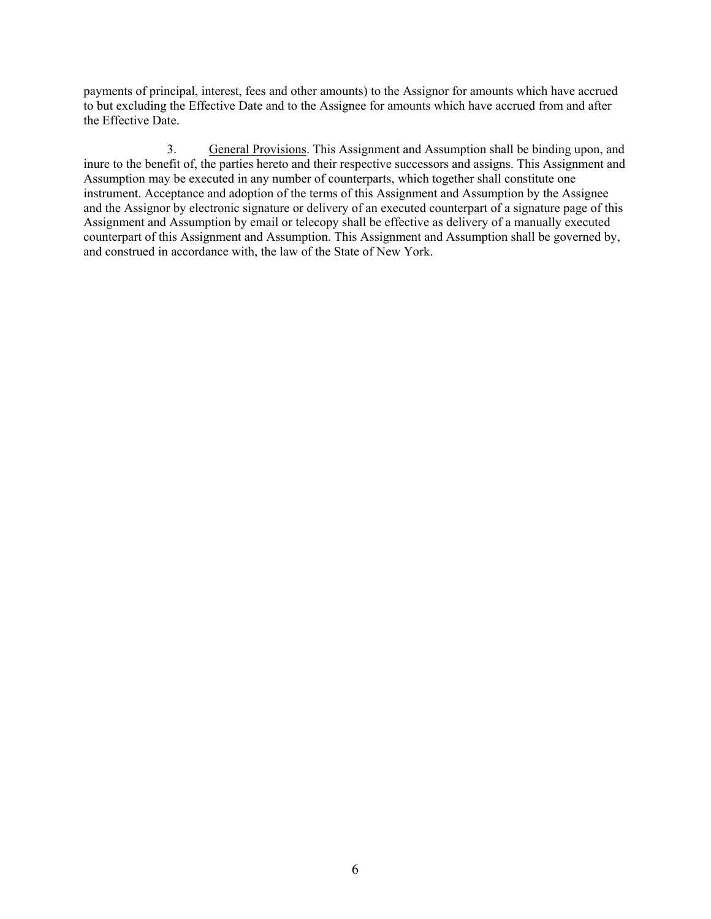payments of principal, interest, fees and other amounts) to the Assignor for amounts which have accrued to but excluding the Effective Date and to the Assignee for amounts which have accrued from and after the Effective Date.

3. General Provisions. This Assignment and Assumption shall be binding upon, and inure to the benefit of, the parties hereto and their respective successors and assigns. This Assignment and Assumption may be executed in any number of counterparts, which together shall constitute one instrument. Acceptance and adoption of the terms of this Assignment and Assumption by the Assignee and the Assignor by electronic signature or delivery of an executed counterpart of a signature page of this Assignment and Assumption by email or telecopy shall be effective as delivery of a manually executed counterpart of this Assignment and Assumption. This Assignment and Assumption shall be governed by, and construed in accordance with, the law of the State of New York.